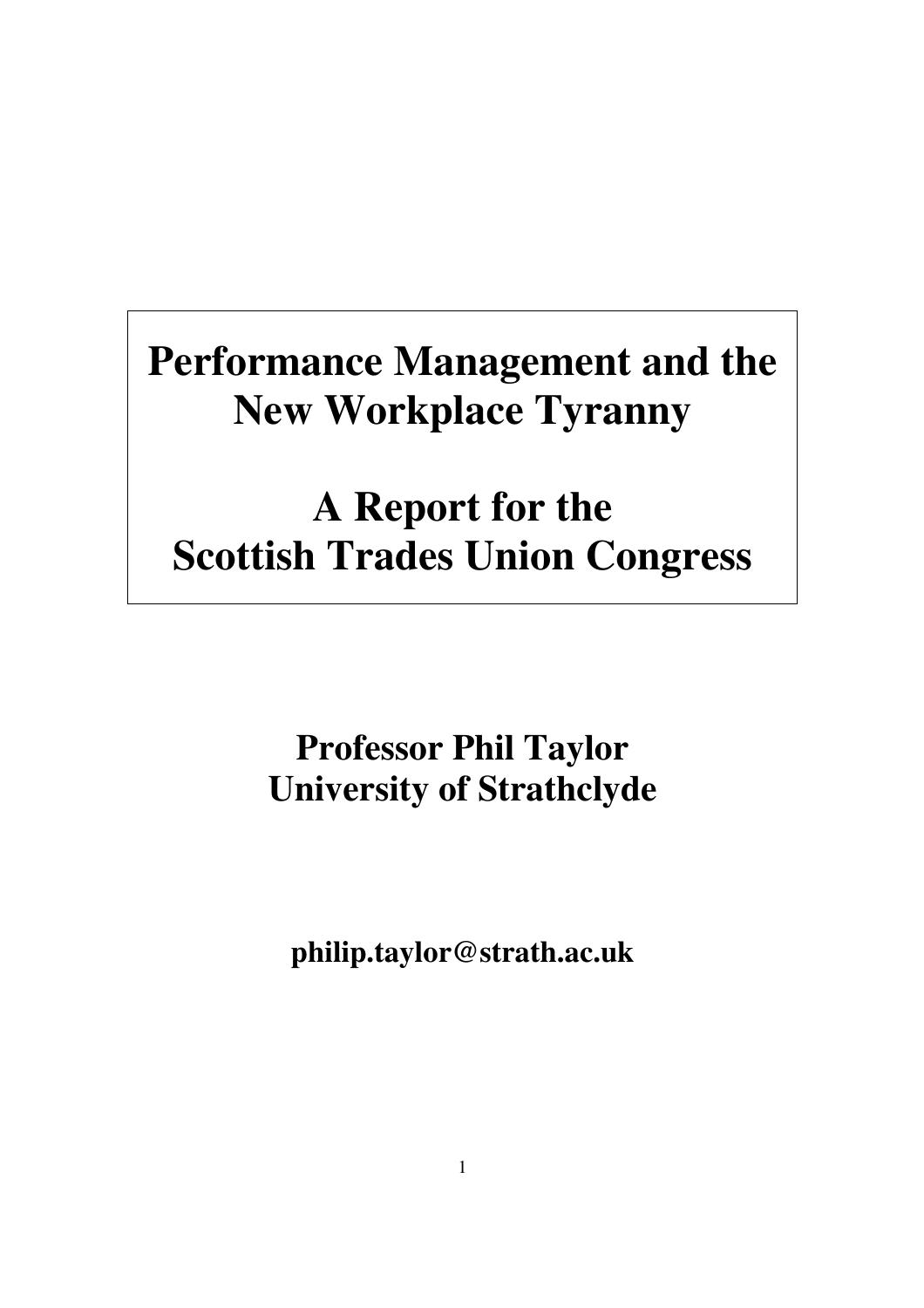# Performance Management and the New Workplace Tyranny

# A Report for the Scottish Trades Union Congress

**Professor Phil Taylor**
**University of Strathclyde**

**philip.taylor@strath.ac.uk**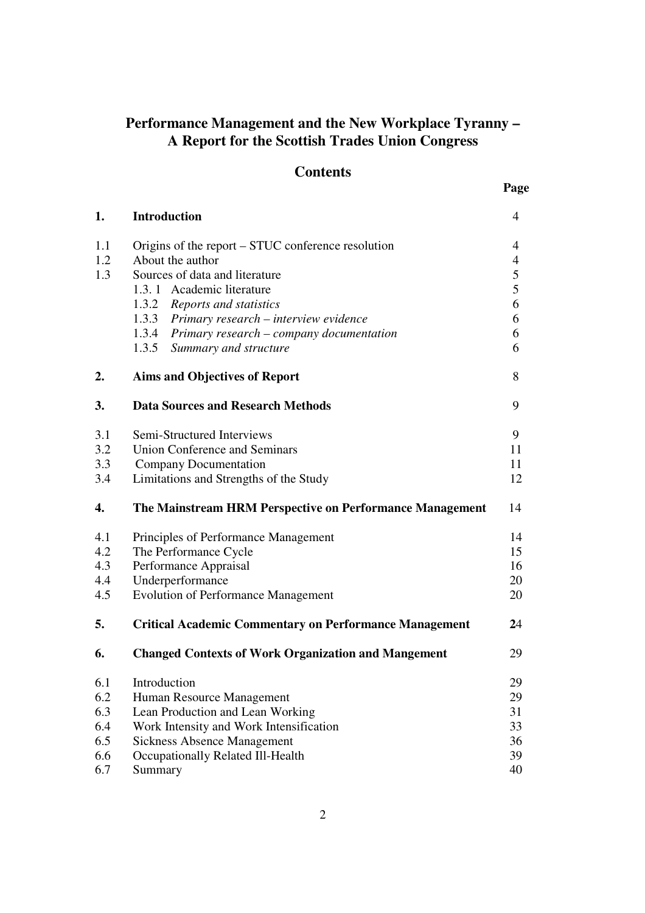# Performance Management and the New Workplace Tyranny – A Report for the Scottish Trades Union Congress

## Contents

| | | Page |
|---|---|---|
| **1.** | **Introduction** | 4 |
| 1.1 | Origins of the report – STUC conference resolution | 4 |
| 1.2 | About the author | 4 |
| 1.3 | Sources of data and literature | 5 |
| | 1.3. 1 Academic literature | 5 |
| | 1.3.2 *Reports and statistics* | 6 |
| | 1.3.3 *Primary research – interview evidence* | 6 |
| | 1.3.4 *Primary research – company documentation* | 6 |
| | 1.3.5 *Summary and structure* | 6 |
| **2.** | **Aims and Objectives of Report** | 8 |
| **3.** | **Data Sources and Research Methods** | 9 |
| 3.1 | Semi-Structured Interviews | 9 |
| 3.2 | Union Conference and Seminars | 11 |
| 3.3 | Company Documentation | 11 |
| 3.4 | Limitations and Strengths of the Study | 12 |
| **4.** | **The Mainstream HRM Perspective on Performance Management** | 14 |
| 4.1 | Principles of Performance Management | 14 |
| 4.2 | The Performance Cycle | 15 |
| 4.3 | Performance Appraisal | 16 |
| 4.4 | Underperformance | 20 |
| 4.5 | Evolution of Performance Management | 20 |
| **5.** | **Critical Academic Commentary on Performance Management** | **2**4 |
| **6.** | **Changed Contexts of Work Organization and Mangement** | 29 |
| 6.1 | Introduction | 29 |
| 6.2 | Human Resource Management | 29 |
| 6.3 | Lean Production and Lean Working | 31 |
| 6.4 | Work Intensity and Work Intensification | 33 |
| 6.5 | Sickness Absence Management | 36 |
| 6.6 | Occupationally Related Ill-Health | 39 |
| 6.7 | Summary | 40 |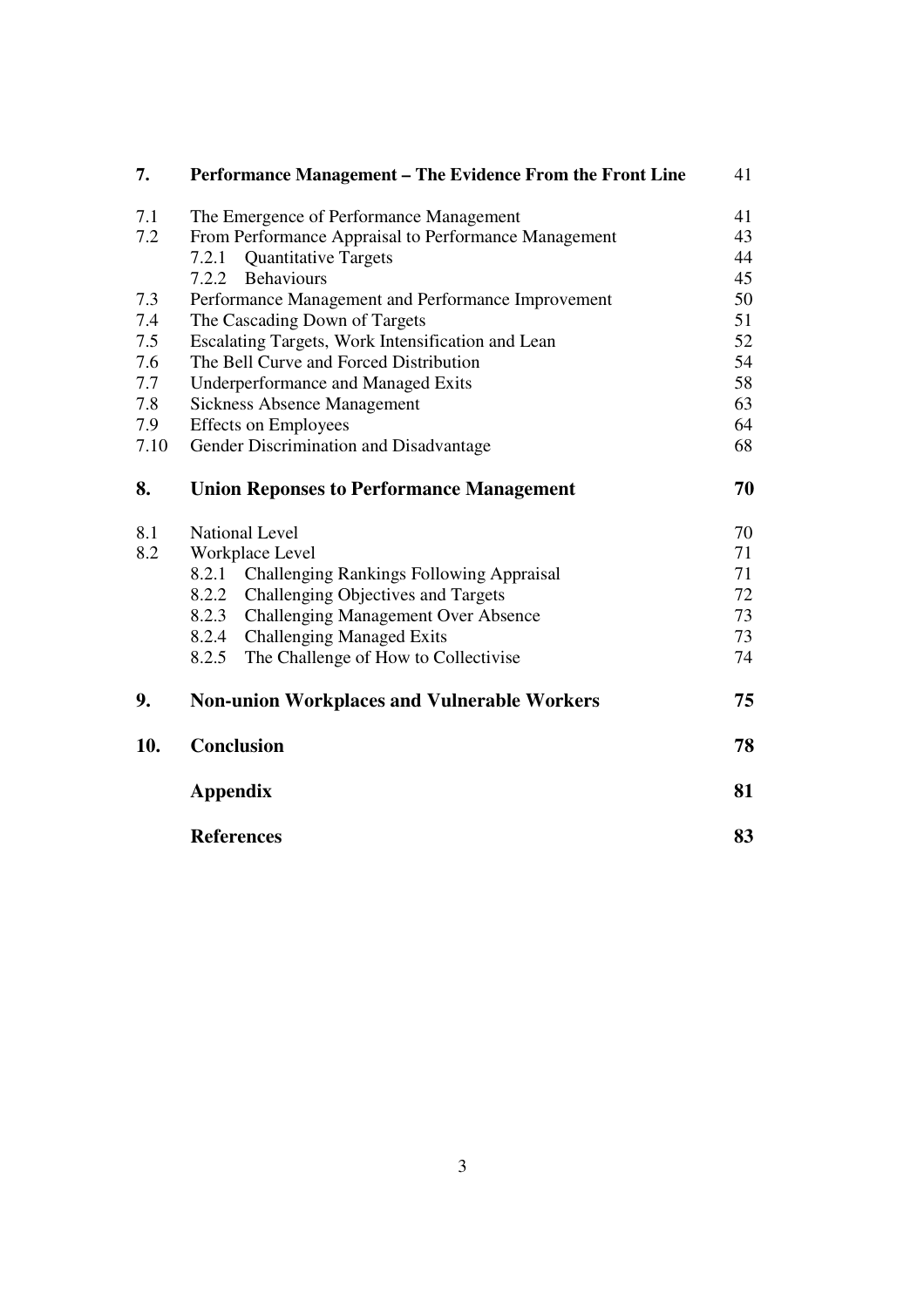| | | |
|---|---|---|
| **7.** | **Performance Management – The Evidence From the Front Line** | 41 |
| 7.1 | The Emergence of Performance Management | 41 |
| 7.2 | From Performance Appraisal to Performance Management | 43 |
| | 7.2.1 Quantitative Targets | 44 |
| | 7.2.2 Behaviours | 45 |
| 7.3 | Performance Management and Performance Improvement | 50 |
| 7.4 | The Cascading Down of Targets | 51 |
| 7.5 | Escalating Targets, Work Intensification and Lean | 52 |
| 7.6 | The Bell Curve and Forced Distribution | 54 |
| 7.7 | Underperformance and Managed Exits | 58 |
| 7.8 | Sickness Absence Management | 63 |
| 7.9 | Effects on Employees | 64 |
| 7.10 | Gender Discrimination and Disadvantage | 68 |
| **8.** | **Union Reponses to Performance Management** | **70** |
| 8.1 | National Level | 70 |
| 8.2 | Workplace Level | 71 |
| | 8.2.1 Challenging Rankings Following Appraisal | 71 |
| | 8.2.2 Challenging Objectives and Targets | 72 |
| | 8.2.3 Challenging Management Over Absence | 73 |
| | 8.2.4 Challenging Managed Exits | 73 |
| | 8.2.5 The Challenge of How to Collectivise | 74 |
| **9.** | **Non-union Workplaces and Vulnerable Workers** | **75** |
| **10.** | **Conclusion** | **78** |
| | **Appendix** | **81** |
| | **References** | **83** |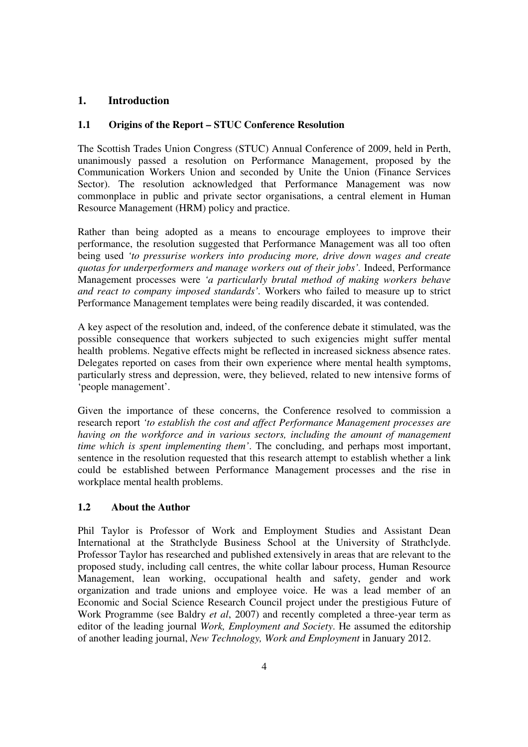# 1. Introduction

## 1.1 Origins of the Report – STUC Conference Resolution

The Scottish Trades Union Congress (STUC) Annual Conference of 2009, held in Perth, unanimously passed a resolution on Performance Management, proposed by the Communication Workers Union and seconded by Unite the Union (Finance Services Sector). The resolution acknowledged that Performance Management was now commonplace in public and private sector organisations, a central element in Human Resource Management (HRM) policy and practice.

Rather than being adopted as a means to encourage employees to improve their performance, the resolution suggested that Performance Management was all too often being used *'to pressurise workers into producing more, drive down wages and create quotas for underperformers and manage workers out of their jobs'*. Indeed, Performance Management processes were *'a particularly brutal method of making workers behave and react to company imposed standards'*. Workers who failed to measure up to strict Performance Management templates were being readily discarded, it was contended.

A key aspect of the resolution and, indeed, of the conference debate it stimulated, was the possible consequence that workers subjected to such exigencies might suffer mental health problems. Negative effects might be reflected in increased sickness absence rates. Delegates reported on cases from their own experience where mental health symptoms, particularly stress and depression, were, they believed, related to new intensive forms of 'people management'.

Given the importance of these concerns, the Conference resolved to commission a research report *'to establish the cost and affect Performance Management processes are having on the workforce and in various sectors, including the amount of management time which is spent implementing them'*. The concluding, and perhaps most important, sentence in the resolution requested that this research attempt to establish whether a link could be established between Performance Management processes and the rise in workplace mental health problems.

## 1.2 About the Author

Phil Taylor is Professor of Work and Employment Studies and Assistant Dean International at the Strathclyde Business School at the University of Strathclyde. Professor Taylor has researched and published extensively in areas that are relevant to the proposed study, including call centres, the white collar labour process, Human Resource Management, lean working, occupational health and safety, gender and work organization and trade unions and employee voice. He was a lead member of an Economic and Social Science Research Council project under the prestigious Future of Work Programme (see Baldry *et al*, 2007) and recently completed a three-year term as editor of the leading journal *Work, Employment and Society*. He assumed the editorship of another leading journal, *New Technology, Work and Employment* in January 2012.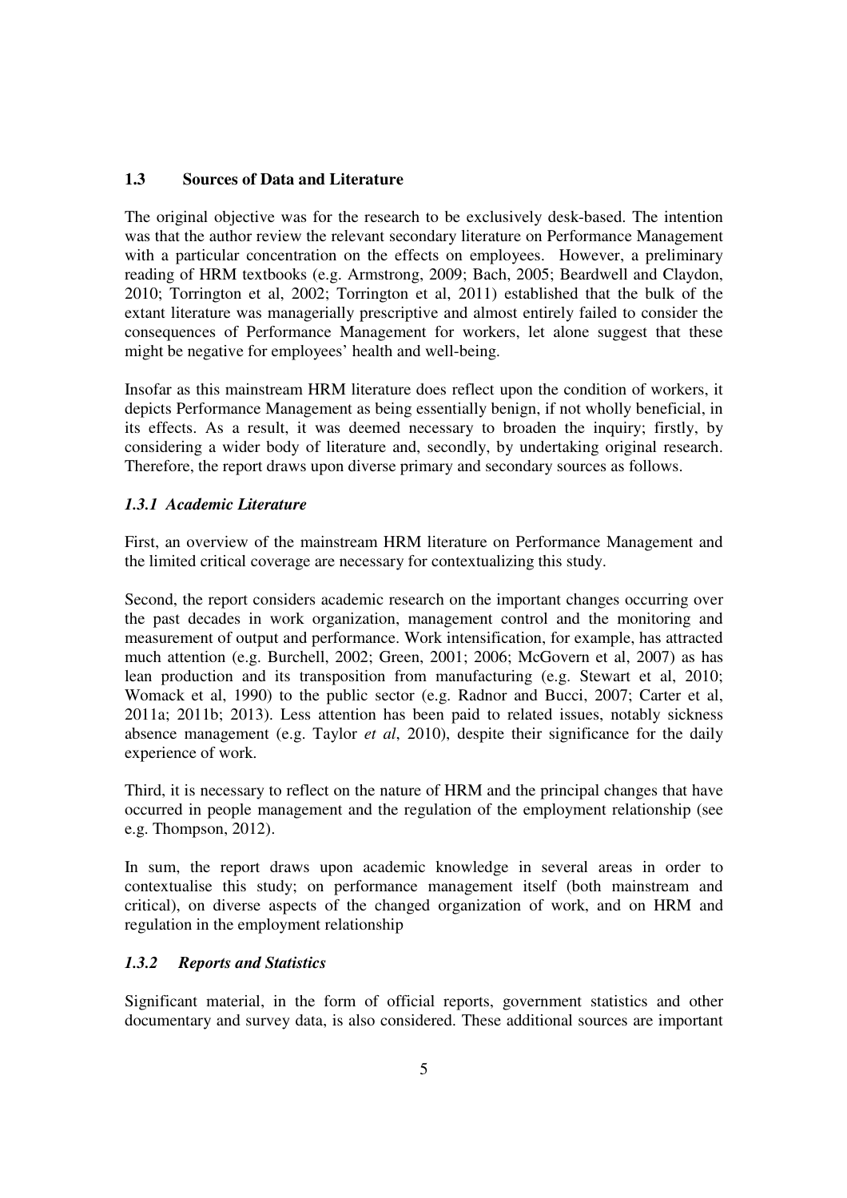### 1.3 Sources of Data and Literature

The original objective was for the research to be exclusively desk-based. The intention was that the author review the relevant secondary literature on Performance Management with a particular concentration on the effects on employees. However, a preliminary reading of HRM textbooks (e.g. Armstrong, 2009; Bach, 2005; Beardwell and Claydon, 2010; Torrington et al, 2002; Torrington et al, 2011) established that the bulk of the extant literature was managerially prescriptive and almost entirely failed to consider the consequences of Performance Management for workers, let alone suggest that these might be negative for employees' health and well-being.

Insofar as this mainstream HRM literature does reflect upon the condition of workers, it depicts Performance Management as being essentially benign, if not wholly beneficial, in its effects. As a result, it was deemed necessary to broaden the inquiry; firstly, by considering a wider body of literature and, secondly, by undertaking original research. Therefore, the report draws upon diverse primary and secondary sources as follows.

#### *1.3.1 Academic Literature*

First, an overview of the mainstream HRM literature on Performance Management and the limited critical coverage are necessary for contextualizing this study.

Second, the report considers academic research on the important changes occurring over the past decades in work organization, management control and the monitoring and measurement of output and performance. Work intensification, for example, has attracted much attention (e.g. Burchell, 2002; Green, 2001; 2006; McGovern et al, 2007) as has lean production and its transposition from manufacturing (e.g. Stewart et al, 2010; Womack et al, 1990) to the public sector (e.g. Radnor and Bucci, 2007; Carter et al, 2011a; 2011b; 2013). Less attention has been paid to related issues, notably sickness absence management (e.g. Taylor *et al*, 2010), despite their significance for the daily experience of work.

Third, it is necessary to reflect on the nature of HRM and the principal changes that have occurred in people management and the regulation of the employment relationship (see e.g. Thompson, 2012).

In sum, the report draws upon academic knowledge in several areas in order to contextualise this study; on performance management itself (both mainstream and critical), on diverse aspects of the changed organization of work, and on HRM and regulation in the employment relationship

#### *1.3.2 Reports and Statistics*

Significant material, in the form of official reports, government statistics and other documentary and survey data, is also considered. These additional sources are important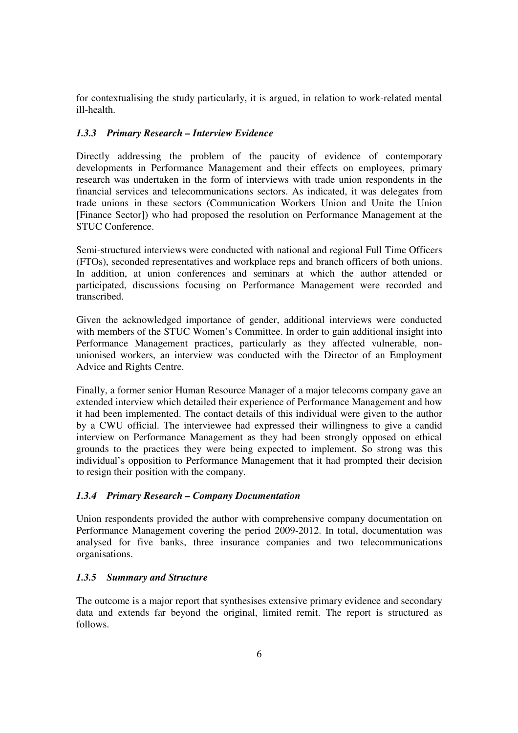for contextualising the study particularly, it is argued, in relation to work-related mental ill-health.

### *1.3.3 Primary Research – Interview Evidence*

Directly addressing the problem of the paucity of evidence of contemporary developments in Performance Management and their effects on employees, primary research was undertaken in the form of interviews with trade union respondents in the financial services and telecommunications sectors. As indicated, it was delegates from trade unions in these sectors (Communication Workers Union and Unite the Union [Finance Sector]) who had proposed the resolution on Performance Management at the STUC Conference.

Semi-structured interviews were conducted with national and regional Full Time Officers (FTOs), seconded representatives and workplace reps and branch officers of both unions. In addition, at union conferences and seminars at which the author attended or participated, discussions focusing on Performance Management were recorded and transcribed.

Given the acknowledged importance of gender, additional interviews were conducted with members of the STUC Women's Committee. In order to gain additional insight into Performance Management practices, particularly as they affected vulnerable, non-unionised workers, an interview was conducted with the Director of an Employment Advice and Rights Centre.

Finally, a former senior Human Resource Manager of a major telecoms company gave an extended interview which detailed their experience of Performance Management and how it had been implemented. The contact details of this individual were given to the author by a CWU official. The interviewee had expressed their willingness to give a candid interview on Performance Management as they had been strongly opposed on ethical grounds to the practices they were being expected to implement. So strong was this individual's opposition to Performance Management that it had prompted their decision to resign their position with the company.

### *1.3.4 Primary Research – Company Documentation*

Union respondents provided the author with comprehensive company documentation on Performance Management covering the period 2009-2012. In total, documentation was analysed for five banks, three insurance companies and two telecommunications organisations.

### *1.3.5 Summary and Structure*

The outcome is a major report that synthesises extensive primary evidence and secondary data and extends far beyond the original, limited remit. The report is structured as follows.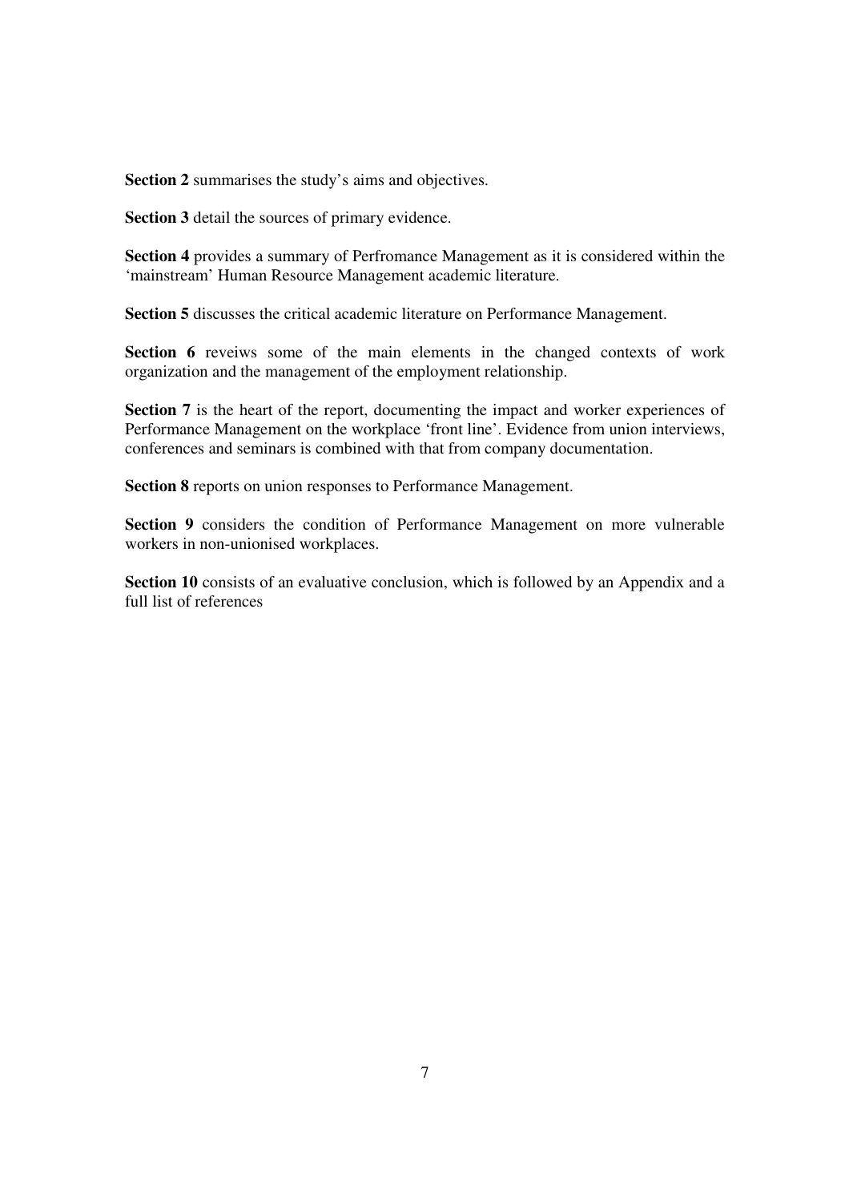**Section 2** summarises the study's aims and objectives.

**Section 3** detail the sources of primary evidence.

**Section 4** provides a summary of Perfromance Management as it is considered within the 'mainstream' Human Resource Management academic literature.

**Section 5** discusses the critical academic literature on Performance Management.

**Section 6** reveiws some of the main elements in the changed contexts of work organization and the management of the employment relationship.

**Section 7** is the heart of the report, documenting the impact and worker experiences of Performance Management on the workplace 'front line'. Evidence from union interviews, conferences and seminars is combined with that from company documentation.

**Section 8** reports on union responses to Performance Management.

**Section 9** considers the condition of Performance Management on more vulnerable workers in non-unionised workplaces.

**Section 10** consists of an evaluative conclusion, which is followed by an Appendix and a full list of references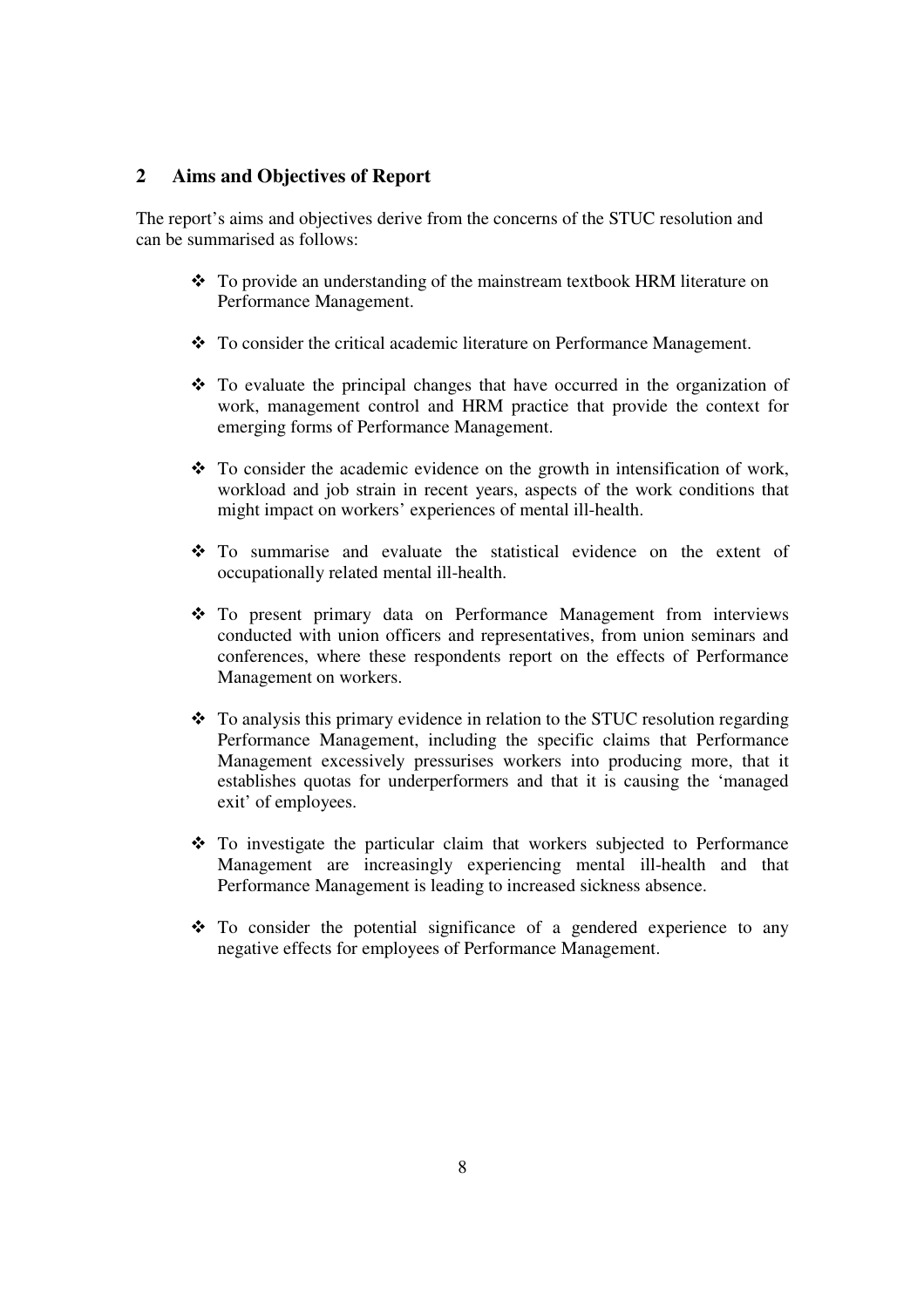## 2 Aims and Objectives of Report

The report's aims and objectives derive from the concerns of the STUC resolution and can be summarised as follows:

- To provide an understanding of the mainstream textbook HRM literature on Performance Management.
- To consider the critical academic literature on Performance Management.
- To evaluate the principal changes that have occurred in the organization of work, management control and HRM practice that provide the context for emerging forms of Performance Management.
- To consider the academic evidence on the growth in intensification of work, workload and job strain in recent years, aspects of the work conditions that might impact on workers' experiences of mental ill-health.
- To summarise and evaluate the statistical evidence on the extent of occupationally related mental ill-health.
- To present primary data on Performance Management from interviews conducted with union officers and representatives, from union seminars and conferences, where these respondents report on the effects of Performance Management on workers.
- To analysis this primary evidence in relation to the STUC resolution regarding Performance Management, including the specific claims that Performance Management excessively pressurises workers into producing more, that it establishes quotas for underperformers and that it is causing the 'managed exit' of employees.
- To investigate the particular claim that workers subjected to Performance Management are increasingly experiencing mental ill-health and that Performance Management is leading to increased sickness absence.
- To consider the potential significance of a gendered experience to any negative effects for employees of Performance Management.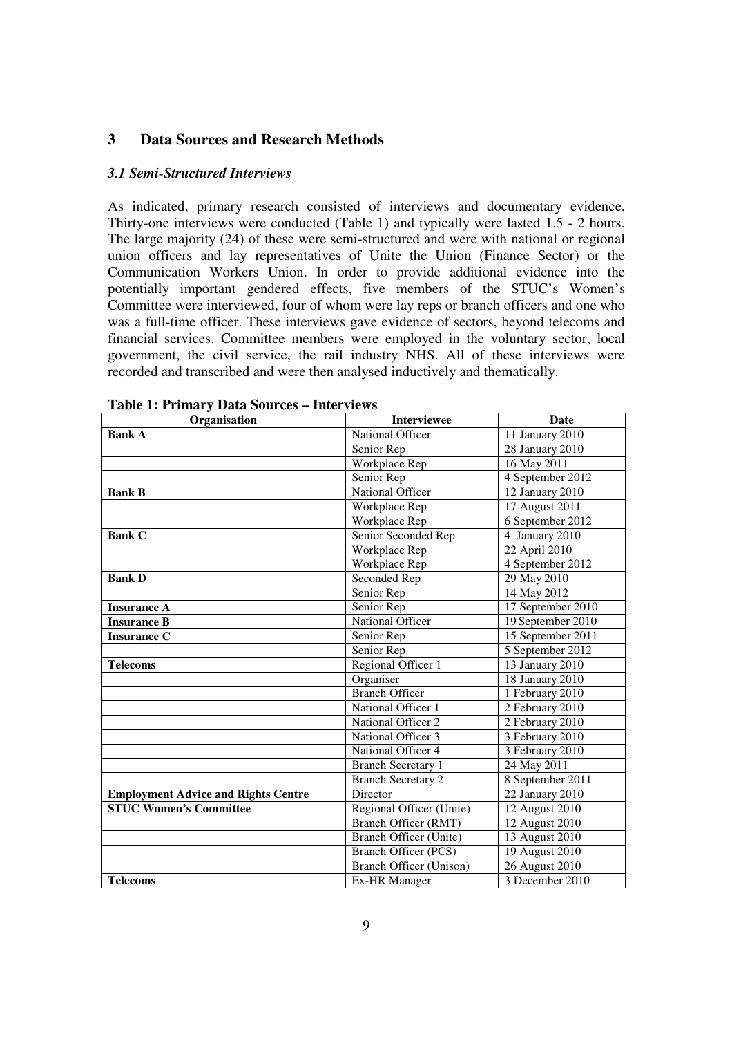## 3 Data Sources and Research Methods

### *3.1 Semi-Structured Interviews*

As indicated, primary research consisted of interviews and documentary evidence. Thirty-one interviews were conducted (Table 1) and typically were lasted 1.5 - 2 hours. The large majority (24) of these were semi-structured and were with national or regional union officers and lay representatives of Unite the Union (Finance Sector) or the Communication Workers Union. In order to provide additional evidence into the potentially important gendered effects, five members of the STUC's Women's Committee were interviewed, four of whom were lay reps or branch officers and one who was a full-time officer. These interviews gave evidence of sectors, beyond telecoms and financial services. Committee members were employed in the voluntary sector, local government, the civil service, the rail industry NHS. All of these interviews were recorded and transcribed and were then analysed inductively and thematically.

**Table 1: Primary Data Sources – Interviews**

| Organisation | Interviewee | Date |
|---|---|---|
| **Bank A** | National Officer | 11 January 2010 |
| | Senior Rep | 28 January 2010 |
| | Workplace Rep | 16 May 2011 |
| | Senior Rep | 4 September 2012 |
| **Bank B** | National Officer | 12 January 2010 |
| | Workplace Rep | 17 August 2011 |
| | Workplace Rep | 6 September 2012 |
| **Bank C** | Senior Seconded Rep | 4 January 2010 |
| | Workplace Rep | 22 April 2010 |
| | Workplace Rep | 4 September 2012 |
| **Bank D** | Seconded Rep | 29 May 2010 |
| | Senior Rep | 14 May 2012 |
| **Insurance A** | Senior Rep | 17 September 2010 |
| **Insurance B** | National Officer | 19 September 2010 |
| **Insurance C** | Senior Rep | 15 September 2011 |
| | Senior Rep | 5 September 2012 |
| **Telecoms** | Regional Officer 1 | 13 January 2010 |
| | Organiser | 18 January 2010 |
| | Branch Officer | 1 February 2010 |
| | National Officer 1 | 2 February 2010 |
| | National Officer 2 | 2 February 2010 |
| | National Officer 3 | 3 February 2010 |
| | National Officer 4 | 3 February 2010 |
| | Branch Secretary 1 | 24 May 2011 |
| | Branch Secretary 2 | 8 September 2011 |
| **Employment Advice and Rights Centre** | Director | 22 January 2010 |
| **STUC Women's Committee** | Regional Officer (Unite) | 12 August 2010 |
| | Branch Officer (RMT) | 12 August 2010 |
| | Branch Officer (Unite) | 13 August 2010 |
| | Branch Officer (PCS) | 19 August 2010 |
| | Branch Officer (Unison) | 26 August 2010 |
| **Telecoms** | Ex-HR Manager | 3 December 2010 |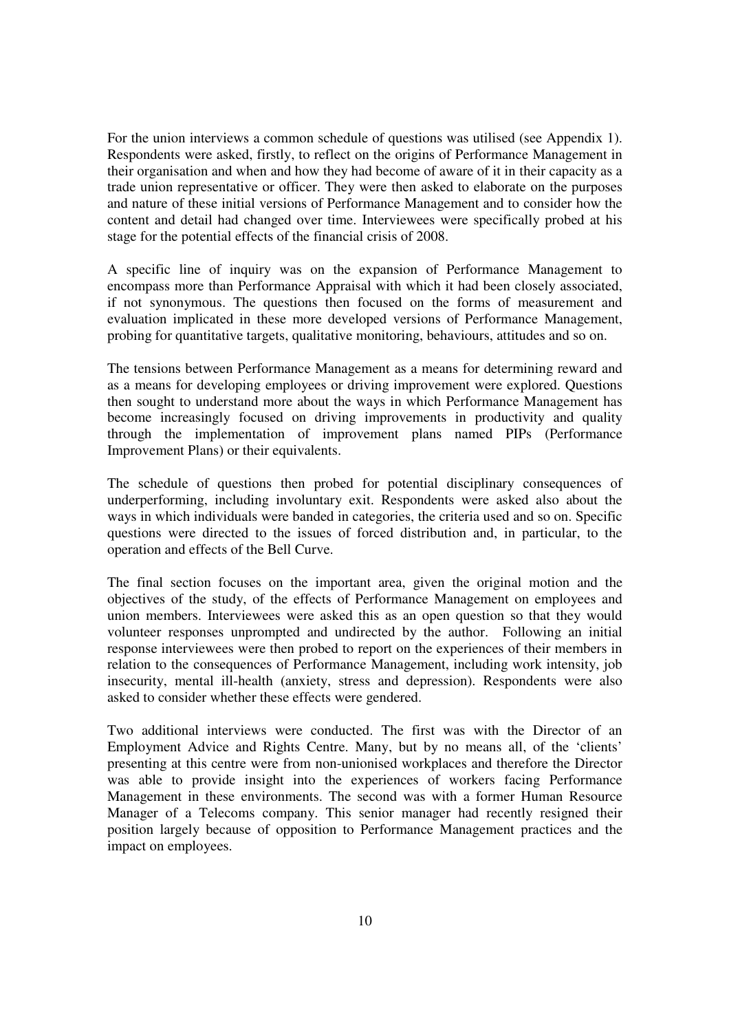For the union interviews a common schedule of questions was utilised (see Appendix 1). Respondents were asked, firstly, to reflect on the origins of Performance Management in their organisation and when and how they had become of aware of it in their capacity as a trade union representative or officer. They were then asked to elaborate on the purposes and nature of these initial versions of Performance Management and to consider how the content and detail had changed over time. Interviewees were specifically probed at his stage for the potential effects of the financial crisis of 2008.

A specific line of inquiry was on the expansion of Performance Management to encompass more than Performance Appraisal with which it had been closely associated, if not synonymous. The questions then focused on the forms of measurement and evaluation implicated in these more developed versions of Performance Management, probing for quantitative targets, qualitative monitoring, behaviours, attitudes and so on.

The tensions between Performance Management as a means for determining reward and as a means for developing employees or driving improvement were explored. Questions then sought to understand more about the ways in which Performance Management has become increasingly focused on driving improvements in productivity and quality through the implementation of improvement plans named PIPs (Performance Improvement Plans) or their equivalents.

The schedule of questions then probed for potential disciplinary consequences of underperforming, including involuntary exit. Respondents were asked also about the ways in which individuals were banded in categories, the criteria used and so on. Specific questions were directed to the issues of forced distribution and, in particular, to the operation and effects of the Bell Curve.

The final section focuses on the important area, given the original motion and the objectives of the study, of the effects of Performance Management on employees and union members. Interviewees were asked this as an open question so that they would volunteer responses unprompted and undirected by the author. Following an initial response interviewees were then probed to report on the experiences of their members in relation to the consequences of Performance Management, including work intensity, job insecurity, mental ill-health (anxiety, stress and depression). Respondents were also asked to consider whether these effects were gendered.

Two additional interviews were conducted. The first was with the Director of an Employment Advice and Rights Centre. Many, but by no means all, of the 'clients' presenting at this centre were from non-unionised workplaces and therefore the Director was able to provide insight into the experiences of workers facing Performance Management in these environments. The second was with a former Human Resource Manager of a Telecoms company. This senior manager had recently resigned their position largely because of opposition to Performance Management practices and the impact on employees.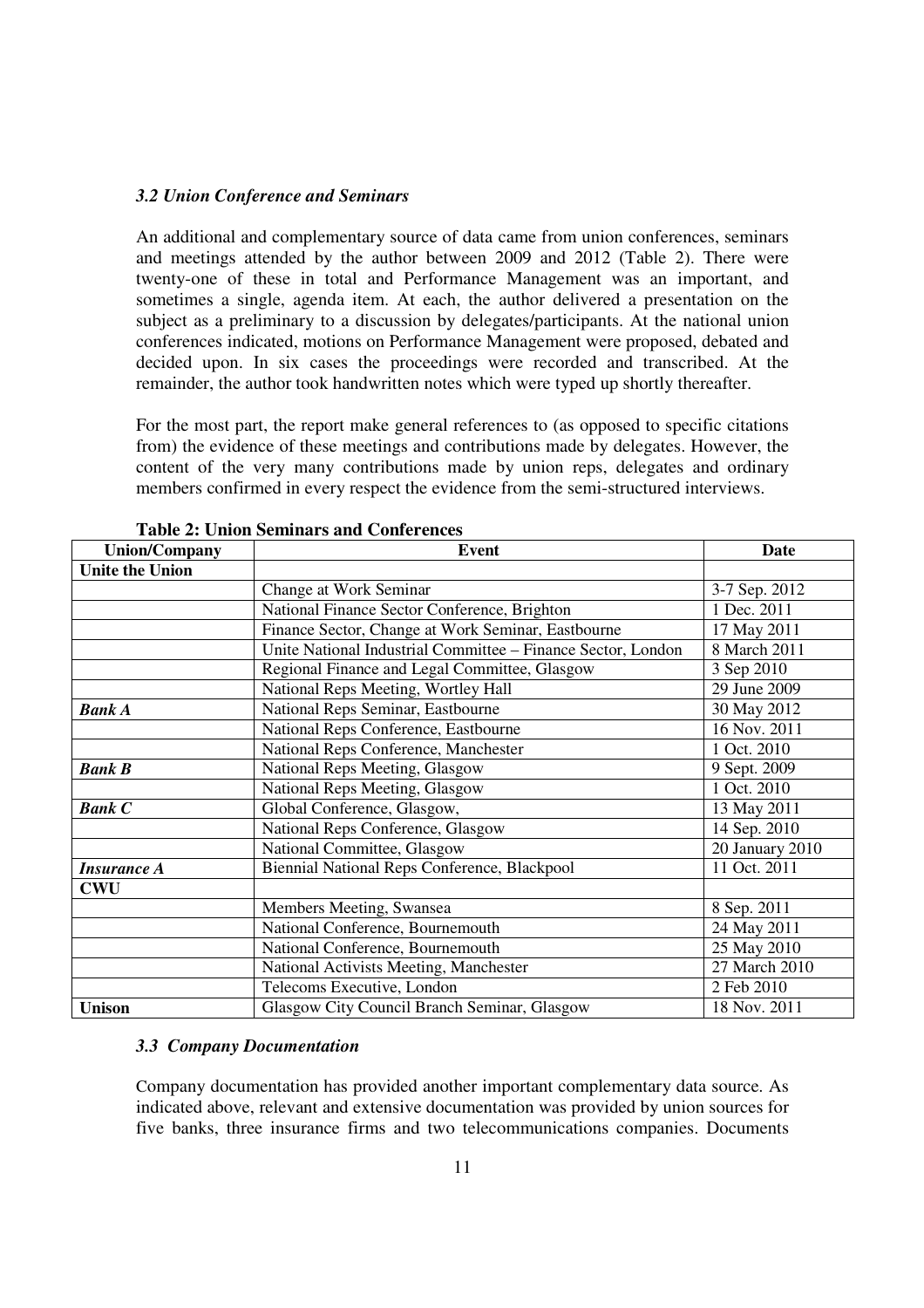### *3.2 Union Conference and Seminars*

An additional and complementary source of data came from union conferences, seminars and meetings attended by the author between 2009 and 2012 (Table 2). There were twenty-one of these in total and Performance Management was an important, and sometimes a single, agenda item. At each, the author delivered a presentation on the subject as a preliminary to a discussion by delegates/participants. At the national union conferences indicated, motions on Performance Management were proposed, debated and decided upon. In six cases the proceedings were recorded and transcribed. At the remainder, the author took handwritten notes which were typed up shortly thereafter.

For the most part, the report make general references to (as opposed to specific citations from) the evidence of these meetings and contributions made by delegates. However, the content of the very many contributions made by union reps, delegates and ordinary members confirmed in every respect the evidence from the semi-structured interviews.

**Table 2: Union Seminars and Conferences**

| Union/Company | Event | Date |
|---|---|---|
| **Unite the Union** | | |
| | Change at Work Seminar | 3-7 Sep. 2012 |
| | National Finance Sector Conference, Brighton | 1 Dec. 2011 |
| | Finance Sector, Change at Work Seminar, Eastbourne | 17 May 2011 |
| | Unite National Industrial Committee – Finance Sector, London | 8 March 2011 |
| | Regional Finance and Legal Committee, Glasgow | 3 Sep 2010 |
| | National Reps Meeting, Wortley Hall | 29 June 2009 |
| ***Bank A*** | National Reps Seminar, Eastbourne | 30 May 2012 |
| | National Reps Conference, Eastbourne | 16 Nov. 2011 |
| | National Reps Conference, Manchester | 1 Oct. 2010 |
| ***Bank B*** | National Reps Meeting, Glasgow | 9 Sept. 2009 |
| | National Reps Meeting, Glasgow | 1 Oct. 2010 |
| ***Bank C*** | Global Conference, Glasgow, | 13 May 2011 |
| | National Reps Conference, Glasgow | 14 Sep. 2010 |
| | National Committee, Glasgow | 20 January 2010 |
| ***Insurance A*** | Biennial National Reps Conference, Blackpool | 11 Oct. 2011 |
| **CWU** | | |
| | Members Meeting, Swansea | 8 Sep. 2011 |
| | National Conference, Bournemouth | 24 May 2011 |
| | National Conference, Bournemouth | 25 May 2010 |
| | National Activists Meeting, Manchester | 27 March 2010 |
| | Telecoms Executive, London | 2 Feb 2010 |
| **Unison** | Glasgow City Council Branch Seminar, Glasgow | 18 Nov. 2011 |

### *3.3 Company Documentation*

Company documentation has provided another important complementary data source. As indicated above, relevant and extensive documentation was provided by union sources for five banks, three insurance firms and two telecommunications companies. Documents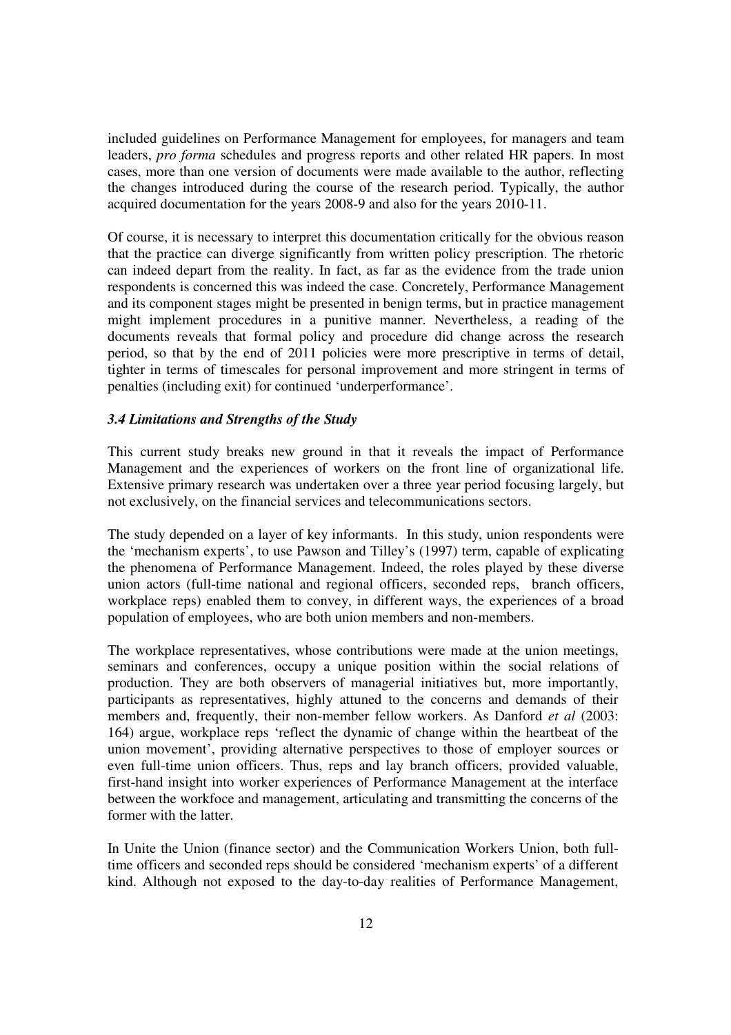included guidelines on Performance Management for employees, for managers and team leaders, *pro forma* schedules and progress reports and other related HR papers. In most cases, more than one version of documents were made available to the author, reflecting the changes introduced during the course of the research period. Typically, the author acquired documentation for the years 2008-9 and also for the years 2010-11.

Of course, it is necessary to interpret this documentation critically for the obvious reason that the practice can diverge significantly from written policy prescription. The rhetoric can indeed depart from the reality. In fact, as far as the evidence from the trade union respondents is concerned this was indeed the case. Concretely, Performance Management and its component stages might be presented in benign terms, but in practice management might implement procedures in a punitive manner. Nevertheless, a reading of the documents reveals that formal policy and procedure did change across the research period, so that by the end of 2011 policies were more prescriptive in terms of detail, tighter in terms of timescales for personal improvement and more stringent in terms of penalties (including exit) for continued 'underperformance'.

### *3.4 Limitations and Strengths of the Study*

This current study breaks new ground in that it reveals the impact of Performance Management and the experiences of workers on the front line of organizational life. Extensive primary research was undertaken over a three year period focusing largely, but not exclusively, on the financial services and telecommunications sectors.

The study depended on a layer of key informants. In this study, union respondents were the 'mechanism experts', to use Pawson and Tilley's (1997) term, capable of explicating the phenomena of Performance Management. Indeed, the roles played by these diverse union actors (full-time national and regional officers, seconded reps, branch officers, workplace reps) enabled them to convey, in different ways, the experiences of a broad population of employees, who are both union members and non-members.

The workplace representatives, whose contributions were made at the union meetings, seminars and conferences, occupy a unique position within the social relations of production. They are both observers of managerial initiatives but, more importantly, participants as representatives, highly attuned to the concerns and demands of their members and, frequently, their non-member fellow workers. As Danford *et al* (2003: 164) argue, workplace reps 'reflect the dynamic of change within the heartbeat of the union movement', providing alternative perspectives to those of employer sources or even full-time union officers. Thus, reps and lay branch officers, provided valuable, first-hand insight into worker experiences of Performance Management at the interface between the workfoce and management, articulating and transmitting the concerns of the former with the latter.

In Unite the Union (finance sector) and the Communication Workers Union, both full-time officers and seconded reps should be considered 'mechanism experts' of a different kind. Although not exposed to the day-to-day realities of Performance Management,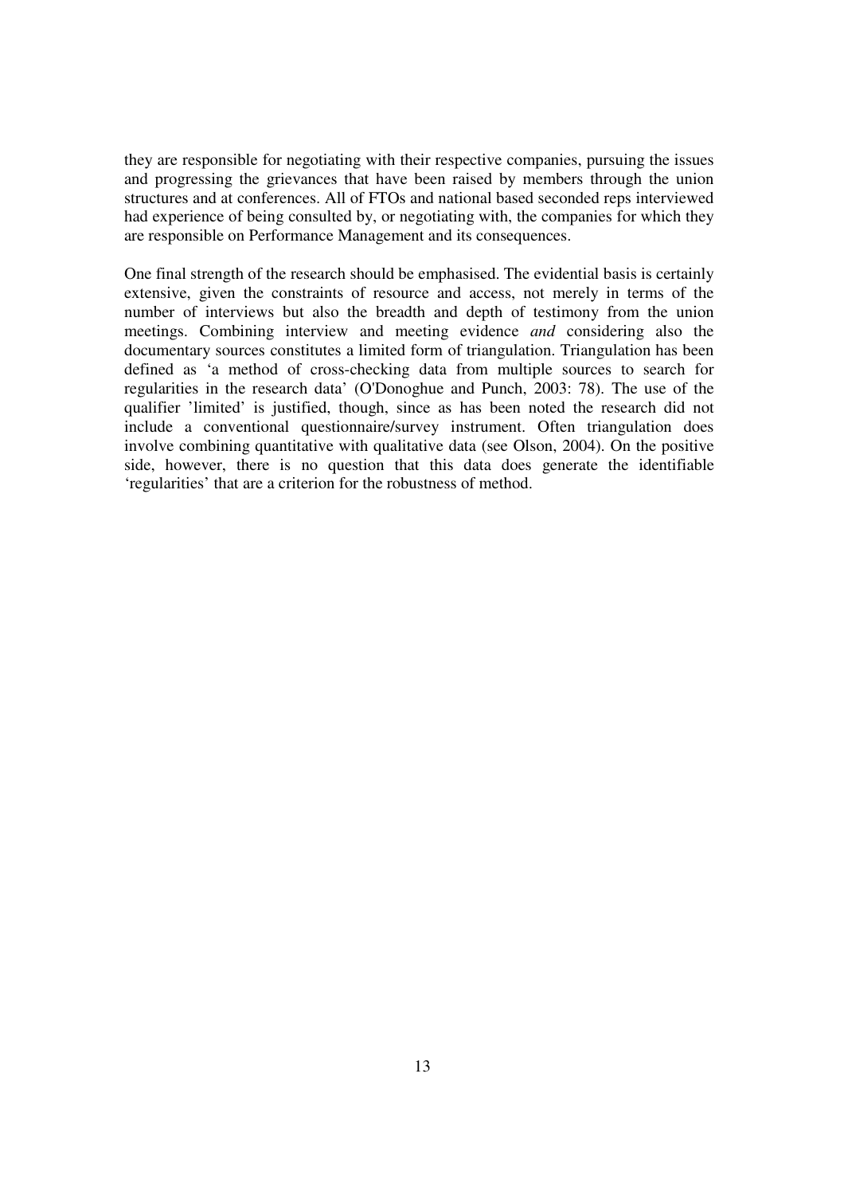they are responsible for negotiating with their respective companies, pursuing the issues and progressing the grievances that have been raised by members through the union structures and at conferences. All of FTOs and national based seconded reps interviewed had experience of being consulted by, or negotiating with, the companies for which they are responsible on Performance Management and its consequences.

One final strength of the research should be emphasised. The evidential basis is certainly extensive, given the constraints of resource and access, not merely in terms of the number of interviews but also the breadth and depth of testimony from the union meetings. Combining interview and meeting evidence *and* considering also the documentary sources constitutes a limited form of triangulation. Triangulation has been defined as 'a method of cross-checking data from multiple sources to search for regularities in the research data' (O'Donoghue and Punch, 2003: 78). The use of the qualifier 'limited' is justified, though, since as has been noted the research did not include a conventional questionnaire/survey instrument. Often triangulation does involve combining quantitative with qualitative data (see Olson, 2004). On the positive side, however, there is no question that this data does generate the identifiable 'regularities' that are a criterion for the robustness of method.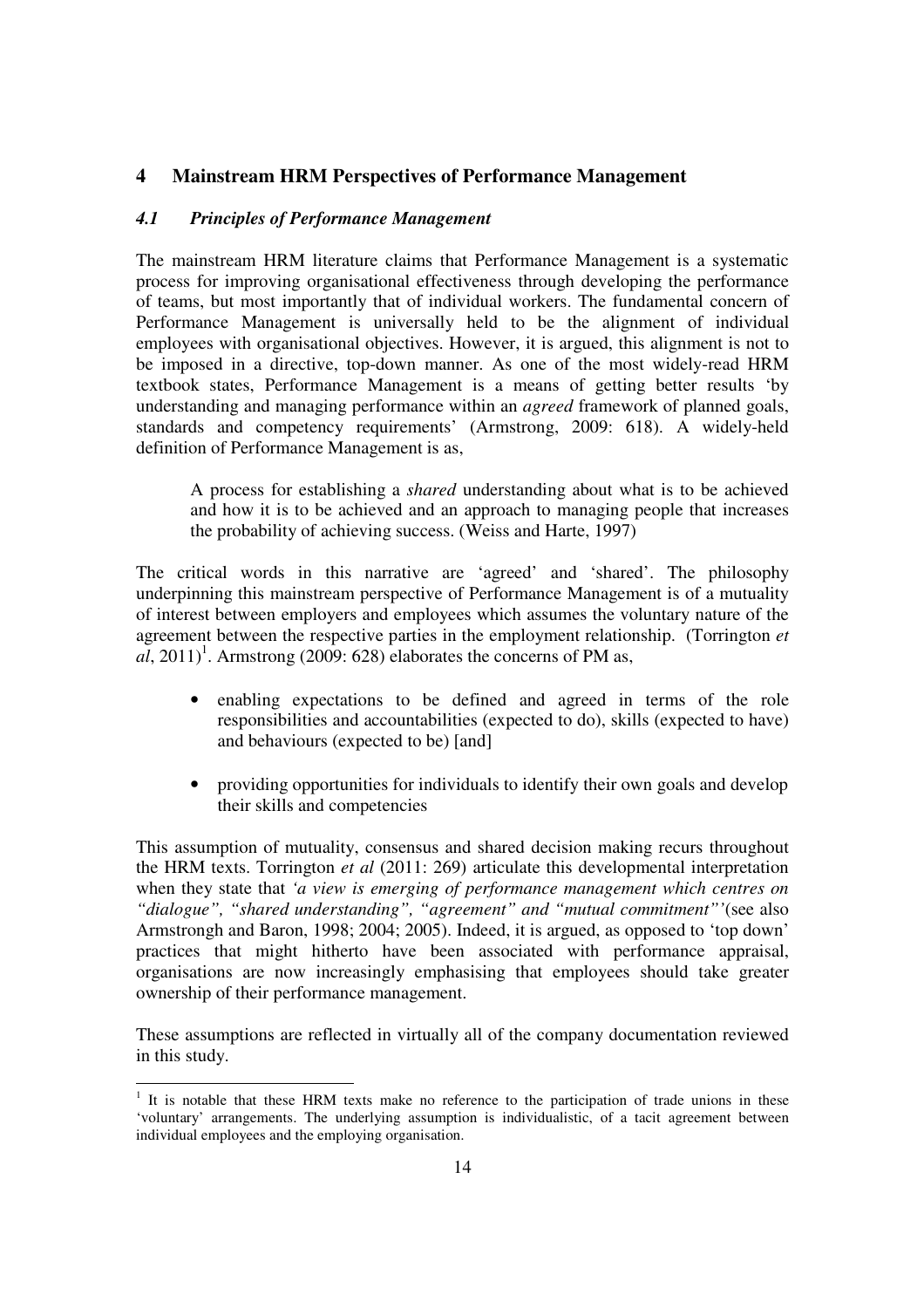## 4 Mainstream HRM Perspectives of Performance Management

### *4.1 Principles of Performance Management*

The mainstream HRM literature claims that Performance Management is a systematic process for improving organisational effectiveness through developing the performance of teams, but most importantly that of individual workers. The fundamental concern of Performance Management is universally held to be the alignment of individual employees with organisational objectives. However, it is argued, this alignment is not to be imposed in a directive, top-down manner. As one of the most widely-read HRM textbook states, Performance Management is a means of getting better results 'by understanding and managing performance within an *agreed* framework of planned goals, standards and competency requirements' (Armstrong, 2009: 618). A widely-held definition of Performance Management is as,

> A process for establishing a *shared* understanding about what is to be achieved and how it is to be achieved and an approach to managing people that increases the probability of achieving success. (Weiss and Harte, 1997)

The critical words in this narrative are 'agreed' and 'shared'. The philosophy underpinning this mainstream perspective of Performance Management is of a mutuality of interest between employers and employees which assumes the voluntary nature of the agreement between the respective parties in the employment relationship. (Torrington *et al*, 2011)[1]. Armstrong (2009: 628) elaborates the concerns of PM as,

- enabling expectations to be defined and agreed in terms of the role responsibilities and accountabilities (expected to do), skills (expected to have) and behaviours (expected to be) [and]
- providing opportunities for individuals to identify their own goals and develop their skills and competencies

This assumption of mutuality, consensus and shared decision making recurs throughout the HRM texts. Torrington *et al* (2011: 269) articulate this developmental interpretation when they state that *'a view is emerging of performance management which centres on "dialogue", "shared understanding", "agreement" and "mutual commitment"'*(see also Armstrongh and Baron, 1998; 2004; 2005). Indeed, it is argued, as opposed to 'top down' practices that might hitherto have been associated with performance appraisal, organisations are now increasingly emphasising that employees should take greater ownership of their performance management.

These assumptions are reflected in virtually all of the company documentation reviewed in this study.

---

[1] It is notable that these HRM texts make no reference to the participation of trade unions in these 'voluntary' arrangements. The underlying assumption is individualistic, of a tacit agreement between individual employees and the employing organisation.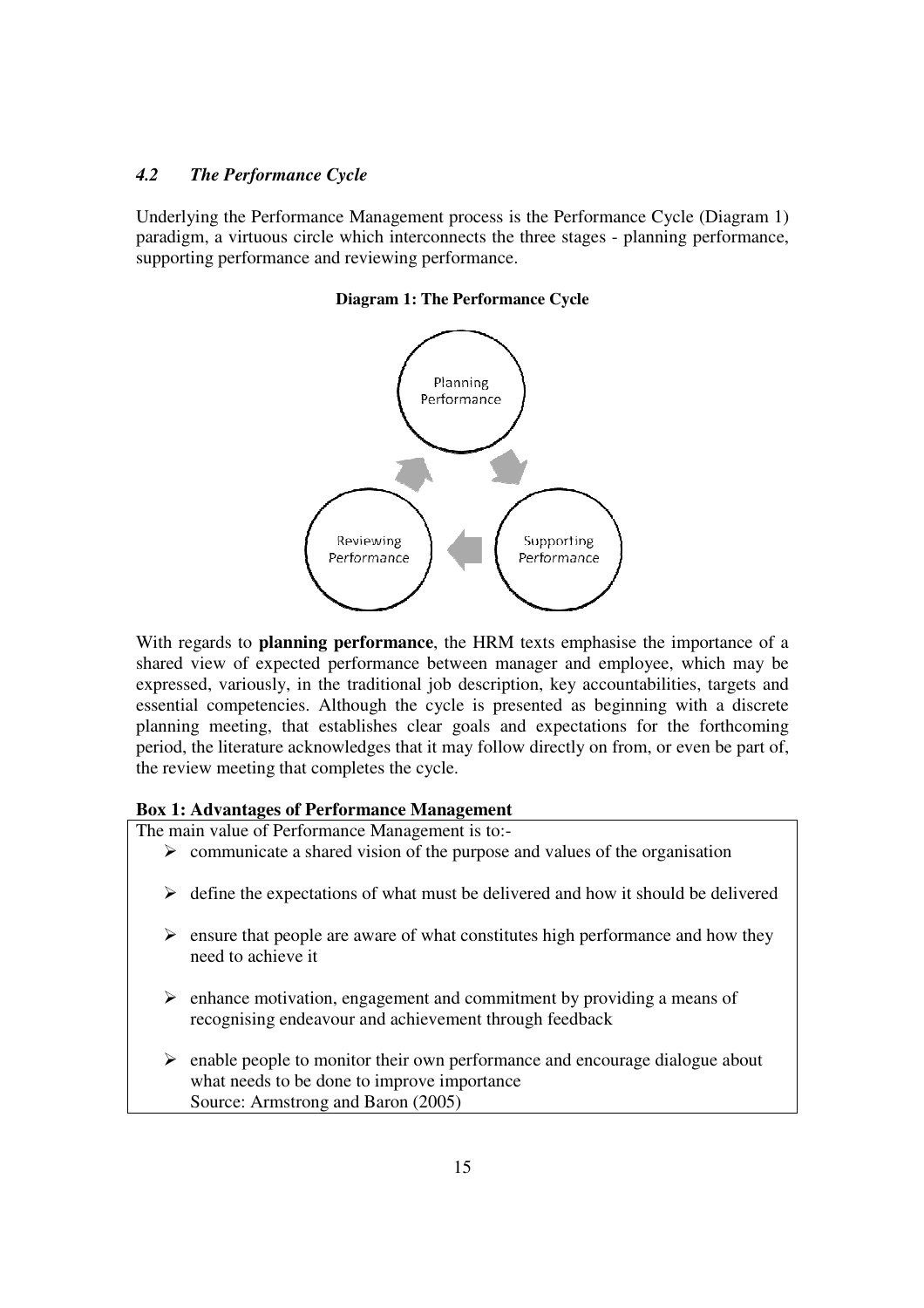### *4.2 The Performance Cycle*

Underlying the Performance Management process is the Performance Cycle (Diagram 1) paradigm, a virtuous circle which interconnects the three stages - planning performance, supporting performance and reviewing performance.

**Diagram 1: The Performance Cycle**

Planning Performance

Supporting Performance

Reviewing Performance

With regards to **planning performance**, the HRM texts emphasise the importance of a shared view of expected performance between manager and employee, which may be expressed, variously, in the traditional job description, key accountabilities, targets and essential competencies. Although the cycle is presented as beginning with a discrete planning meeting, that establishes clear goals and expectations for the forthcoming period, the literature acknowledges that it may follow directly on from, or even be part of, the review meeting that completes the cycle.

**Box 1: Advantages of Performance Management**

The main value of Performance Management is to:-

- communicate a shared vision of the purpose and values of the organisation
- define the expectations of what must be delivered and how it should be delivered
- ensure that people are aware of what constitutes high performance and how they need to achieve it
- enhance motivation, engagement and commitment by providing a means of recognising endeavour and achievement through feedback
- enable people to monitor their own performance and encourage dialogue about what needs to be done to improve importance

Source: Armstrong and Baron (2005)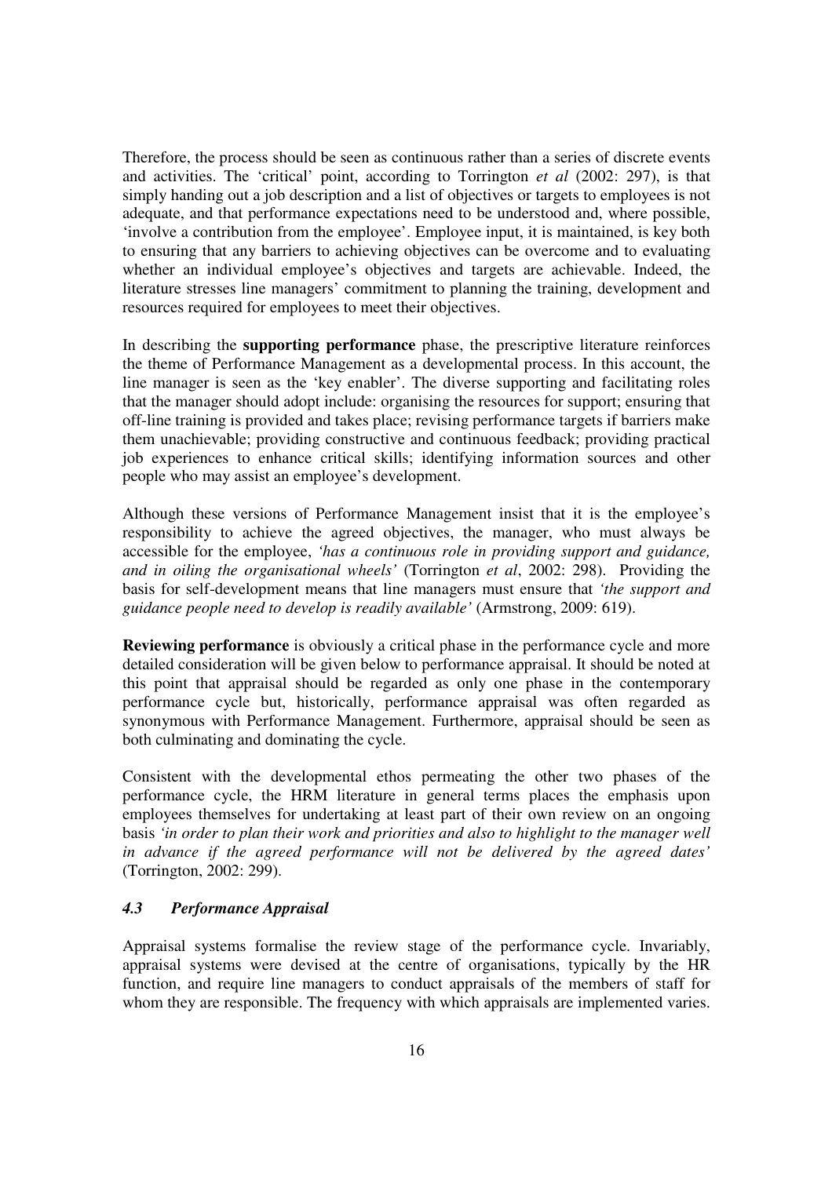Therefore, the process should be seen as continuous rather than a series of discrete events and activities. The 'critical' point, according to Torrington *et al* (2002: 297), is that simply handing out a job description and a list of objectives or targets to employees is not adequate, and that performance expectations need to be understood and, where possible, 'involve a contribution from the employee'. Employee input, it is maintained, is key both to ensuring that any barriers to achieving objectives can be overcome and to evaluating whether an individual employee's objectives and targets are achievable. Indeed, the literature stresses line managers' commitment to planning the training, development and resources required for employees to meet their objectives.

In describing the **supporting performance** phase, the prescriptive literature reinforces the theme of Performance Management as a developmental process. In this account, the line manager is seen as the 'key enabler'. The diverse supporting and facilitating roles that the manager should adopt include: organising the resources for support; ensuring that off-line training is provided and takes place; revising performance targets if barriers make them unachievable; providing constructive and continuous feedback; providing practical job experiences to enhance critical skills; identifying information sources and other people who may assist an employee's development.

Although these versions of Performance Management insist that it is the employee's responsibility to achieve the agreed objectives, the manager, who must always be accessible for the employee, *'has a continuous role in providing support and guidance, and in oiling the organisational wheels'* (Torrington *et al*, 2002: 298). Providing the basis for self-development means that line managers must ensure that *'the support and guidance people need to develop is readily available'* (Armstrong, 2009: 619).

**Reviewing performance** is obviously a critical phase in the performance cycle and more detailed consideration will be given below to performance appraisal. It should be noted at this point that appraisal should be regarded as only one phase in the contemporary performance cycle but, historically, performance appraisal was often regarded as synonymous with Performance Management. Furthermore, appraisal should be seen as both culminating and dominating the cycle.

Consistent with the developmental ethos permeating the other two phases of the performance cycle, the HRM literature in general terms places the emphasis upon employees themselves for undertaking at least part of their own review on an ongoing basis *'in order to plan their work and priorities and also to highlight to the manager well in advance if the agreed performance will not be delivered by the agreed dates'* (Torrington, 2002: 299).

### *4.3 Performance Appraisal*

Appraisal systems formalise the review stage of the performance cycle. Invariably, appraisal systems were devised at the centre of organisations, typically by the HR function, and require line managers to conduct appraisals of the members of staff for whom they are responsible. The frequency with which appraisals are implemented varies.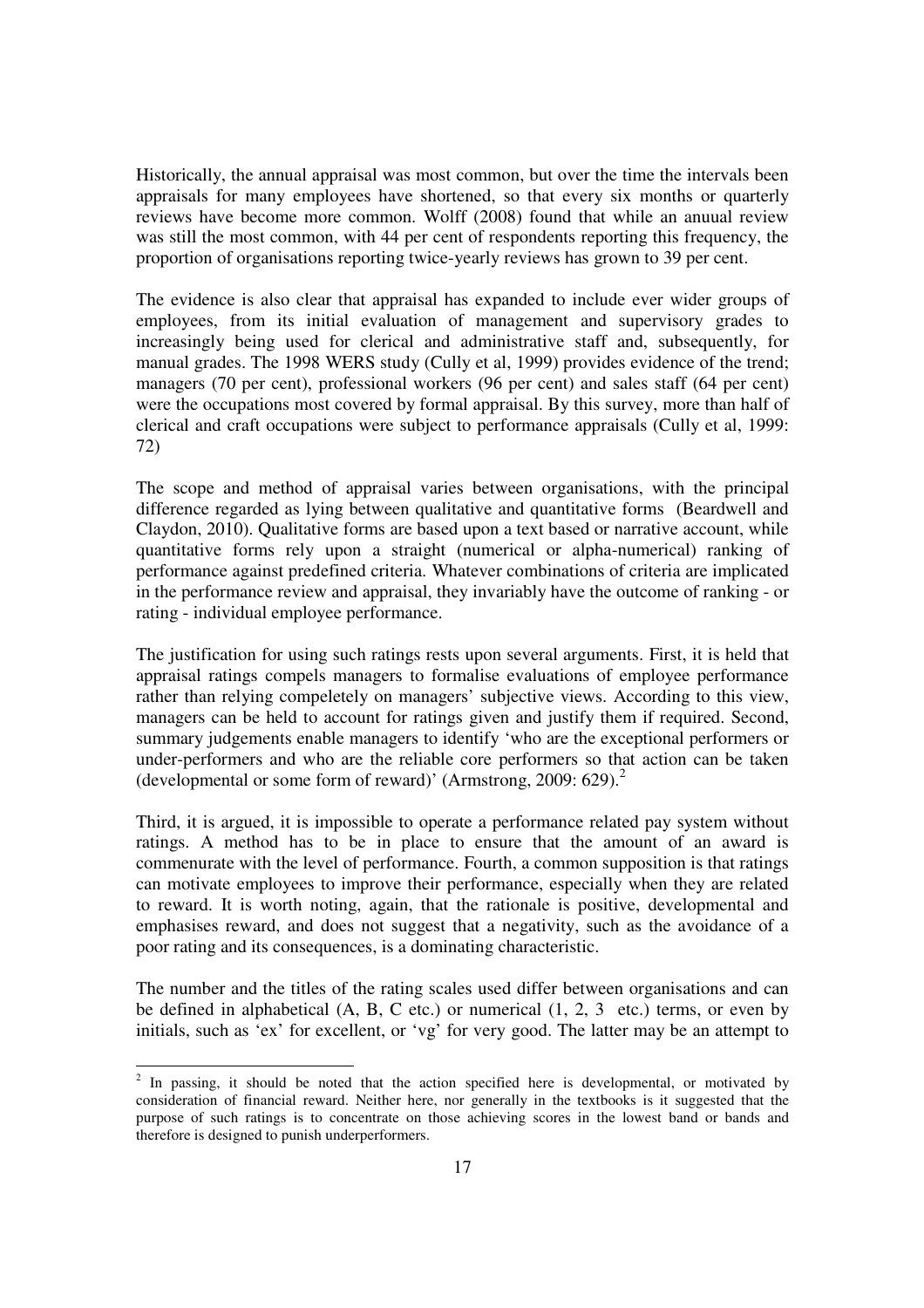Historically, the annual appraisal was most common, but over the time the intervals been appraisals for many employees have shortened, so that every six months or quarterly reviews have become more common. Wolff (2008) found that while an anuual review was still the most common, with 44 per cent of respondents reporting this frequency, the proportion of organisations reporting twice-yearly reviews has grown to 39 per cent.

The evidence is also clear that appraisal has expanded to include ever wider groups of employees, from its initial evaluation of management and supervisory grades to increasingly being used for clerical and administrative staff and, subsequently, for manual grades. The 1998 WERS study (Cully et al, 1999) provides evidence of the trend; managers (70 per cent), professional workers (96 per cent) and sales staff (64 per cent) were the occupations most covered by formal appraisal. By this survey, more than half of clerical and craft occupations were subject to performance appraisals (Cully et al, 1999: 72)

The scope and method of appraisal varies between organisations, with the principal difference regarded as lying between qualitative and quantitative forms (Beardwell and Claydon, 2010). Qualitative forms are based upon a text based or narrative account, while quantitative forms rely upon a straight (numerical or alpha-numerical) ranking of performance against predefined criteria. Whatever combinations of criteria are implicated in the performance review and appraisal, they invariably have the outcome of ranking - or rating - individual employee performance.

The justification for using such ratings rests upon several arguments. First, it is held that appraisal ratings compels managers to formalise evaluations of employee performance rather than relying compeletely on managers' subjective views. According to this view, managers can be held to account for ratings given and justify them if required. Second, summary judgements enable managers to identify 'who are the exceptional performers or under-performers and who are the reliable core performers so that action can be taken (developmental or some form of reward)' (Armstrong, 2009: 629).[2]

Third, it is argued, it is impossible to operate a performance related pay system without ratings. A method has to be in place to ensure that the amount of an award is commenurate with the level of performance. Fourth, a common supposition is that ratings can motivate employees to improve their performance, especially when they are related to reward. It is worth noting, again, that the rationale is positive, developmental and emphasises reward, and does not suggest that a negativity, such as the avoidance of a poor rating and its consequences, is a dominating characteristic.

The number and the titles of the rating scales used differ between organisations and can be defined in alphabetical (A, B, C etc.) or numerical (1, 2, 3 etc.) terms, or even by initials, such as 'ex' for excellent, or 'vg' for very good. The latter may be an attempt to

[2] In passing, it should be noted that the action specified here is developmental, or motivated by consideration of financial reward. Neither here, nor generally in the textbooks is it suggested that the purpose of such ratings is to concentrate on those achieving scores in the lowest band or bands and therefore is designed to punish underperformers.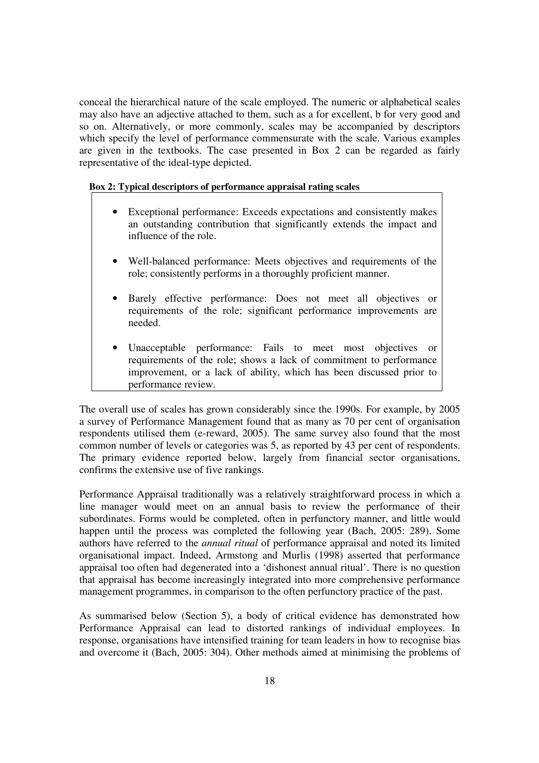conceal the hierarchical nature of the scale employed. The numeric or alphabetical scales may also have an adjective attached to them, such as a for excellent, b for very good and so on. Alternatively, or more commonly, scales may be accompanied by descriptors which specify the level of performance commensurate with the scale. Various examples are given in the textbooks. The case presented in Box 2 can be regarded as fairly representative of the ideal-type depicted.

**Box 2: Typical descriptors of performance appraisal rating scales**

- Exceptional performance: Exceeds expectations and consistently makes an outstanding contribution that significantly extends the impact and influence of the role.
- Well-balanced performance: Meets objectives and requirements of the role; consistently performs in a thoroughly proficient manner.
- Barely effective performance: Does not meet all objectives or requirements of the role; significant performance improvements are needed.
- Unacceptable performance: Fails to meet most objectives or requirements of the role; shows a lack of commitment to performance improvement, or a lack of ability, which has been discussed prior to performance review.

The overall use of scales has grown considerably since the 1990s. For example, by 2005 a survey of Performance Management found that as many as 70 per cent of organisation respondents utilised them (e-reward, 2005). The same survey also found that the most common number of levels or categories was 5, as reported by 43 per cent of respondents. The primary evidence reported below, largely from financial sector organisations, confirms the extensive use of five rankings.

Performance Appraisal traditionally was a relatively straightforward process in which a line manager would meet on an annual basis to review the performance of their subordinates. Forms would be completed, often in perfunctory manner, and little would happen until the process was completed the following year (Bach, 2005: 289). Some authors have referred to the *annual ritual* of performance appraisal and noted its limited organisational impact. Indeed, Armstong and Murlis (1998) asserted that performance appraisal too often had degenerated into a 'dishonest annual ritual'. There is no question that appraisal has become increasingly integrated into more comprehensive performance management programmes, in comparison to the often perfunctory practice of the past.

As summarised below (Section 5), a body of critical evidence has demonstrated how Performance Appraisal can lead to distorted rankings of individual employees. In response, organisations have intensified training for team leaders in how to recognise bias and overcome it (Bach, 2005: 304). Other methods aimed at minimising the problems of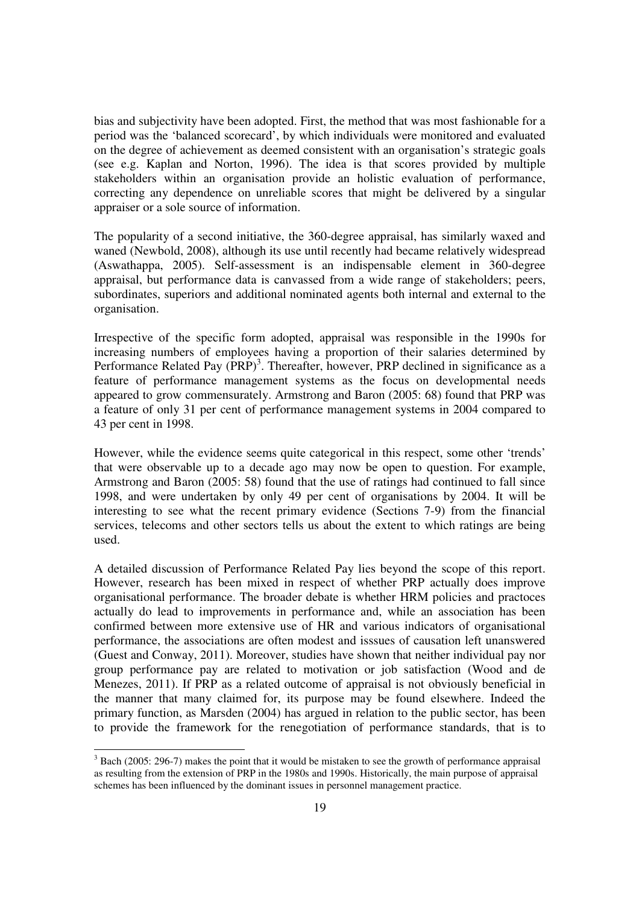bias and subjectivity have been adopted. First, the method that was most fashionable for a period was the 'balanced scorecard', by which individuals were monitored and evaluated on the degree of achievement as deemed consistent with an organisation's strategic goals (see e.g. Kaplan and Norton, 1996). The idea is that scores provided by multiple stakeholders within an organisation provide an holistic evaluation of performance, correcting any dependence on unreliable scores that might be delivered by a singular appraiser or a sole source of information.

The popularity of a second initiative, the 360-degree appraisal, has similarly waxed and waned (Newbold, 2008), although its use until recently had became relatively widespread (Aswathappa, 2005). Self-assessment is an indispensable element in 360-degree appraisal, but performance data is canvassed from a wide range of stakeholders; peers, subordinates, superiors and additional nominated agents both internal and external to the organisation.

Irrespective of the specific form adopted, appraisal was responsible in the 1990s for increasing numbers of employees having a proportion of their salaries determined by Performance Related Pay (PRP)[3]. Thereafter, however, PRP declined in significance as a feature of performance management systems as the focus on developmental needs appeared to grow commensurately. Armstrong and Baron (2005: 68) found that PRP was a feature of only 31 per cent of performance management systems in 2004 compared to 43 per cent in 1998.

However, while the evidence seems quite categorical in this respect, some other 'trends' that were observable up to a decade ago may now be open to question. For example, Armstrong and Baron (2005: 58) found that the use of ratings had continued to fall since 1998, and were undertaken by only 49 per cent of organisations by 2004. It will be interesting to see what the recent primary evidence (Sections 7-9) from the financial services, telecoms and other sectors tells us about the extent to which ratings are being used.

A detailed discussion of Performance Related Pay lies beyond the scope of this report. However, research has been mixed in respect of whether PRP actually does improve organisational performance. The broader debate is whether HRM policies and practoces actually do lead to improvements in performance and, while an association has been confirmed between more extensive use of HR and various indicators of organisational performance, the associations are often modest and isssues of causation left unanswered (Guest and Conway, 2011). Moreover, studies have shown that neither individual pay nor group performance pay are related to motivation or job satisfaction (Wood and de Menezes, 2011). If PRP as a related outcome of appraisal is not obviously beneficial in the manner that many claimed for, its purpose may be found elsewhere. Indeed the primary function, as Marsden (2004) has argued in relation to the public sector, has been to provide the framework for the renegotiation of performance standards, that is to

[3] Bach (2005: 296-7) makes the point that it would be mistaken to see the growth of performance appraisal as resulting from the extension of PRP in the 1980s and 1990s. Historically, the main purpose of appraisal schemes has been influenced by the dominant issues in personnel management practice.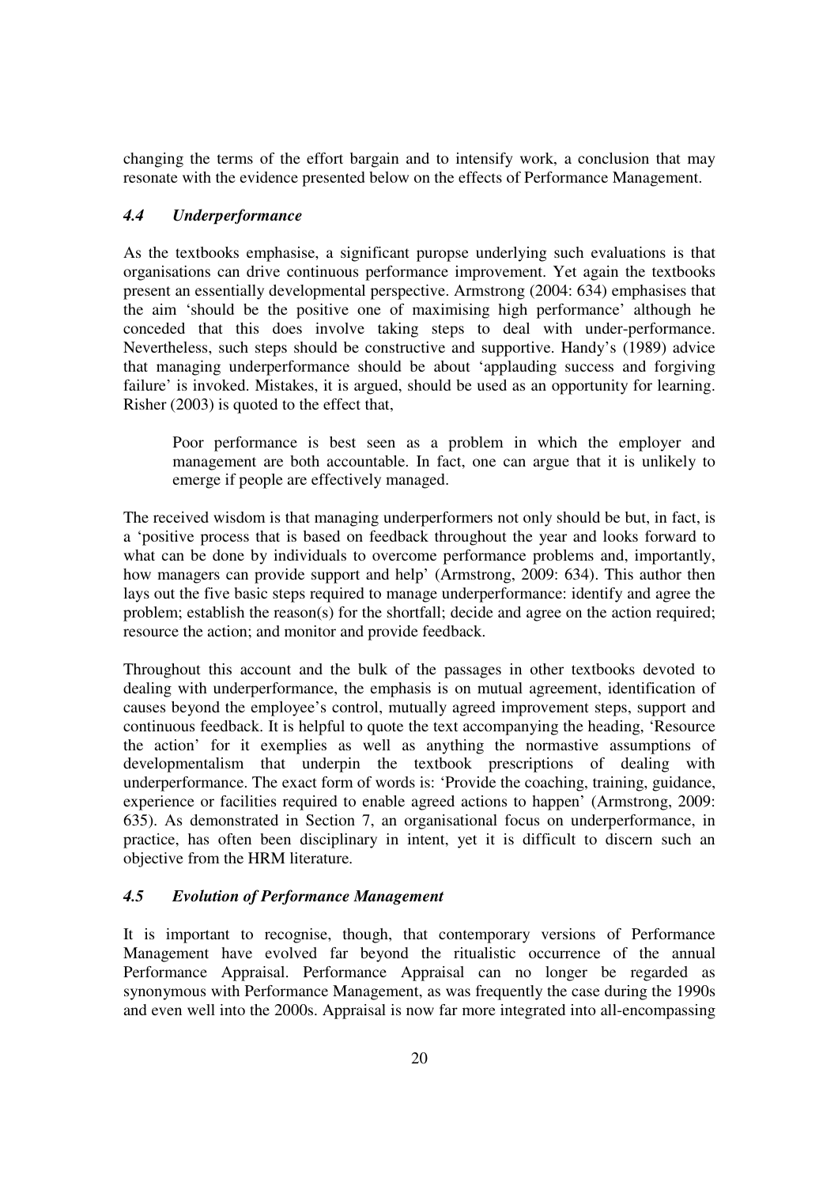changing the terms of the effort bargain and to intensify work, a conclusion that may resonate with the evidence presented below on the effects of Performance Management.

### *4.4 Underperformance*

As the textbooks emphasise, a significant puropse underlying such evaluations is that organisations can drive continuous performance improvement. Yet again the textbooks present an essentially developmental perspective. Armstrong (2004: 634) emphasises that the aim 'should be the positive one of maximising high performance' although he conceded that this does involve taking steps to deal with under-performance. Nevertheless, such steps should be constructive and supportive. Handy's (1989) advice that managing underperformance should be about 'applauding success and forgiving failure' is invoked. Mistakes, it is argued, should be used as an opportunity for learning. Risher (2003) is quoted to the effect that,

> Poor performance is best seen as a problem in which the employer and management are both accountable. In fact, one can argue that it is unlikely to emerge if people are effectively managed.

The received wisdom is that managing underperformers not only should be but, in fact, is a 'positive process that is based on feedback throughout the year and looks forward to what can be done by individuals to overcome performance problems and, importantly, how managers can provide support and help' (Armstrong, 2009: 634). This author then lays out the five basic steps required to manage underperformance: identify and agree the problem; establish the reason(s) for the shortfall; decide and agree on the action required; resource the action; and monitor and provide feedback.

Throughout this account and the bulk of the passages in other textbooks devoted to dealing with underperformance, the emphasis is on mutual agreement, identification of causes beyond the employee's control, mutually agreed improvement steps, support and continuous feedback. It is helpful to quote the text accompanying the heading, 'Resource the action' for it exemplies as well as anything the normastive assumptions of developmentalism that underpin the textbook prescriptions of dealing with underperformance. The exact form of words is: 'Provide the coaching, training, guidance, experience or facilities required to enable agreed actions to happen' (Armstrong, 2009: 635). As demonstrated in Section 7, an organisational focus on underperformance, in practice, has often been disciplinary in intent, yet it is difficult to discern such an objective from the HRM literature.

### *4.5 Evolution of Performance Management*

It is important to recognise, though, that contemporary versions of Performance Management have evolved far beyond the ritualistic occurrence of the annual Performance Appraisal. Performance Appraisal can no longer be regarded as synonymous with Performance Management, as was frequently the case during the 1990s and even well into the 2000s. Appraisal is now far more integrated into all-encompassing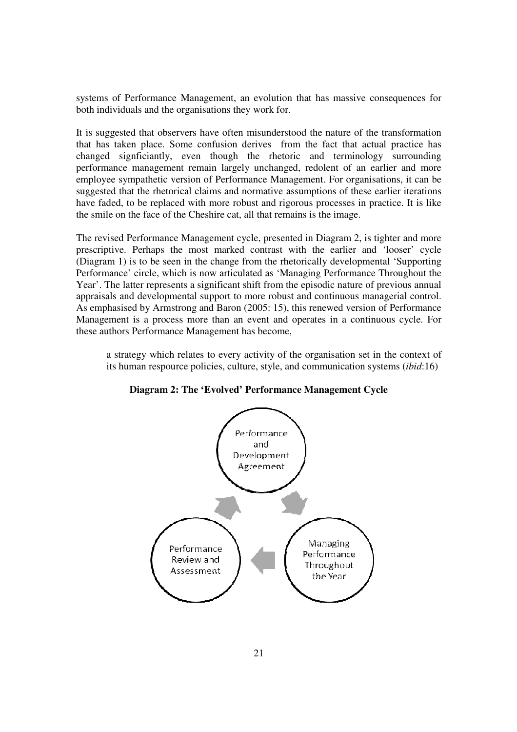systems of Performance Management, an evolution that has massive consequences for both individuals and the organisations they work for.

It is suggested that observers have often misunderstood the nature of the transformation that has taken place. Some confusion derives from the fact that actual practice has changed signficiantly, even though the rhetoric and terminology surrounding performance management remain largely unchanged, redolent of an earlier and more employee sympathetic version of Performance Management. For organisations, it can be suggested that the rhetorical claims and normative assumptions of these earlier iterations have faded, to be replaced with more robust and rigorous processes in practice. It is like the smile on the face of the Cheshire cat, all that remains is the image.

The revised Performance Management cycle, presented in Diagram 2, is tighter and more prescriptive. Perhaps the most marked contrast with the earlier and 'looser' cycle (Diagram 1) is to be seen in the change from the rhetorically developmental 'Supporting Performance' circle, which is now articulated as 'Managing Performance Throughout the Year'. The latter represents a significant shift from the episodic nature of previous annual appraisals and developmental support to more robust and continuous managerial control. As emphasised by Armstrong and Baron (2005: 15), this renewed version of Performance Management is a process more than an event and operates in a continuous cycle. For these authors Performance Management has become,

> a strategy which relates to every activity of the organisation set in the context of its human respource policies, culture, style, and communication systems (*ibid*:16)

**Diagram 2: The 'Evolved' Performance Management Cycle**

Performance and Development Agreement → Managing Performance Throughout the Year → Performance Review and Assessment →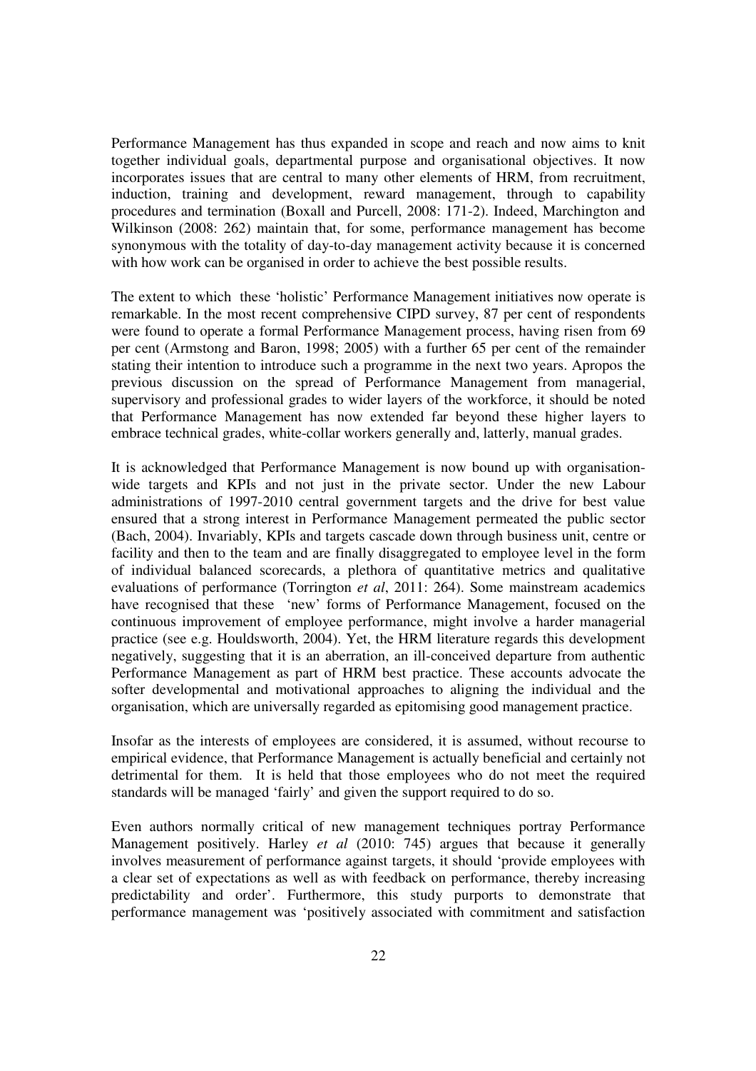Performance Management has thus expanded in scope and reach and now aims to knit together individual goals, departmental purpose and organisational objectives. It now incorporates issues that are central to many other elements of HRM, from recruitment, induction, training and development, reward management, through to capability procedures and termination (Boxall and Purcell, 2008: 171-2). Indeed, Marchington and Wilkinson (2008: 262) maintain that, for some, performance management has become synonymous with the totality of day-to-day management activity because it is concerned with how work can be organised in order to achieve the best possible results.

The extent to which these 'holistic' Performance Management initiatives now operate is remarkable. In the most recent comprehensive CIPD survey, 87 per cent of respondents were found to operate a formal Performance Management process, having risen from 69 per cent (Armstong and Baron, 1998; 2005) with a further 65 per cent of the remainder stating their intention to introduce such a programme in the next two years. Apropos the previous discussion on the spread of Performance Management from managerial, supervisory and professional grades to wider layers of the workforce, it should be noted that Performance Management has now extended far beyond these higher layers to embrace technical grades, white-collar workers generally and, latterly, manual grades.

It is acknowledged that Performance Management is now bound up with organisation-wide targets and KPIs and not just in the private sector. Under the new Labour administrations of 1997-2010 central government targets and the drive for best value ensured that a strong interest in Performance Management permeated the public sector (Bach, 2004). Invariably, KPIs and targets cascade down through business unit, centre or facility and then to the team and are finally disaggregated to employee level in the form of individual balanced scorecards, a plethora of quantitative metrics and qualitative evaluations of performance (Torrington *et al*, 2011: 264). Some mainstream academics have recognised that these 'new' forms of Performance Management, focused on the continuous improvement of employee performance, might involve a harder managerial practice (see e.g. Houldsworth, 2004). Yet, the HRM literature regards this development negatively, suggesting that it is an aberration, an ill-conceived departure from authentic Performance Management as part of HRM best practice. These accounts advocate the softer developmental and motivational approaches to aligning the individual and the organisation, which are universally regarded as epitomising good management practice.

Insofar as the interests of employees are considered, it is assumed, without recourse to empirical evidence, that Performance Management is actually beneficial and certainly not detrimental for them. It is held that those employees who do not meet the required standards will be managed 'fairly' and given the support required to do so.

Even authors normally critical of new management techniques portray Performance Management positively. Harley *et al* (2010: 745) argues that because it generally involves measurement of performance against targets, it should 'provide employees with a clear set of expectations as well as with feedback on performance, thereby increasing predictability and order'. Furthermore, this study purports to demonstrate that performance management was 'positively associated with commitment and satisfaction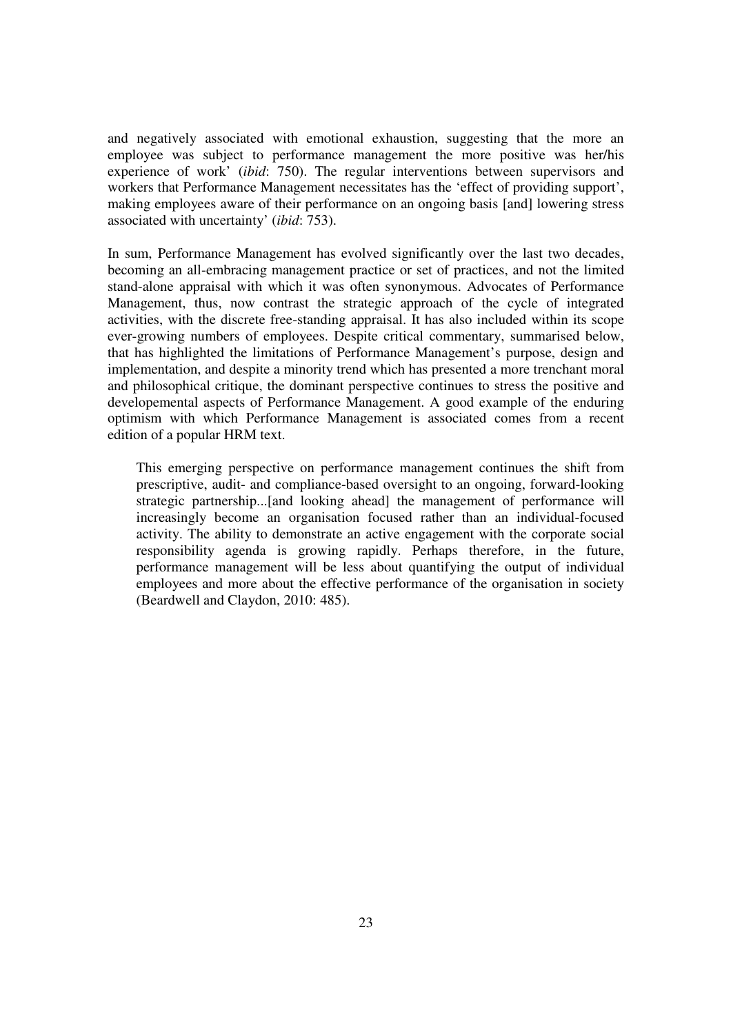and negatively associated with emotional exhaustion, suggesting that the more an employee was subject to performance management the more positive was her/his experience of work' (*ibid*: 750). The regular interventions between supervisors and workers that Performance Management necessitates has the 'effect of providing support', making employees aware of their performance on an ongoing basis [and] lowering stress associated with uncertainty' (*ibid*: 753).

In sum, Performance Management has evolved significantly over the last two decades, becoming an all-embracing management practice or set of practices, and not the limited stand-alone appraisal with which it was often synonymous. Advocates of Performance Management, thus, now contrast the strategic approach of the cycle of integrated activities, with the discrete free-standing appraisal. It has also included within its scope ever-growing numbers of employees. Despite critical commentary, summarised below, that has highlighted the limitations of Performance Management's purpose, design and implementation, and despite a minority trend which has presented a more trenchant moral and philosophical critique, the dominant perspective continues to stress the positive and developemental aspects of Performance Management. A good example of the enduring optimism with which Performance Management is associated comes from a recent edition of a popular HRM text.

> This emerging perspective on performance management continues the shift from prescriptive, audit- and compliance-based oversight to an ongoing, forward-looking strategic partnership...[and looking ahead] the management of performance will increasingly become an organisation focused rather than an individual-focused activity. The ability to demonstrate an active engagement with the corporate social responsibility agenda is growing rapidly. Perhaps therefore, in the future, performance management will be less about quantifying the output of individual employees and more about the effective performance of the organisation in society (Beardwell and Claydon, 2010: 485).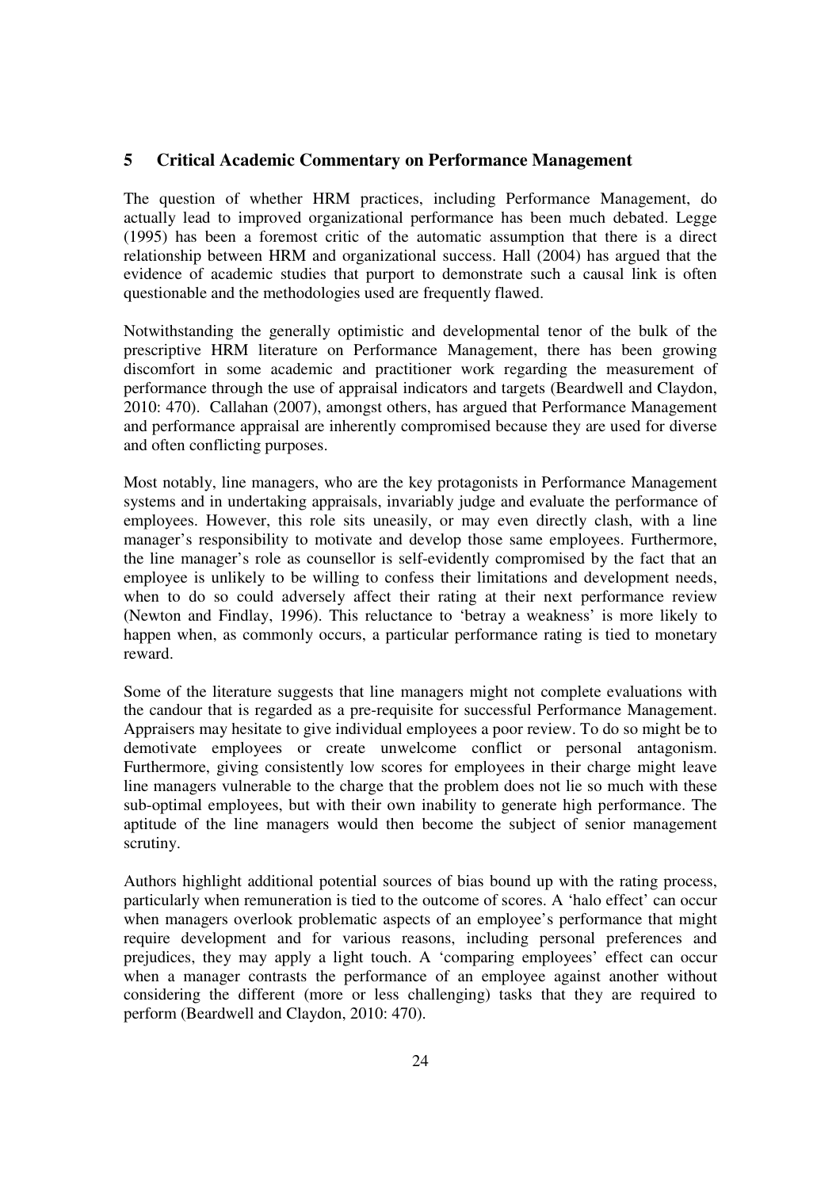## 5 Critical Academic Commentary on Performance Management

The question of whether HRM practices, including Performance Management, do actually lead to improved organizational performance has been much debated. Legge (1995) has been a foremost critic of the automatic assumption that there is a direct relationship between HRM and organizational success. Hall (2004) has argued that the evidence of academic studies that purport to demonstrate such a causal link is often questionable and the methodologies used are frequently flawed.

Notwithstanding the generally optimistic and developmental tenor of the bulk of the prescriptive HRM literature on Performance Management, there has been growing discomfort in some academic and practitioner work regarding the measurement of performance through the use of appraisal indicators and targets (Beardwell and Claydon, 2010: 470). Callahan (2007), amongst others, has argued that Performance Management and performance appraisal are inherently compromised because they are used for diverse and often conflicting purposes.

Most notably, line managers, who are the key protagonists in Performance Management systems and in undertaking appraisals, invariably judge and evaluate the performance of employees. However, this role sits uneasily, or may even directly clash, with a line manager's responsibility to motivate and develop those same employees. Furthermore, the line manager's role as counsellor is self-evidently compromised by the fact that an employee is unlikely to be willing to confess their limitations and development needs, when to do so could adversely affect their rating at their next performance review (Newton and Findlay, 1996). This reluctance to 'betray a weakness' is more likely to happen when, as commonly occurs, a particular performance rating is tied to monetary reward.

Some of the literature suggests that line managers might not complete evaluations with the candour that is regarded as a pre-requisite for successful Performance Management. Appraisers may hesitate to give individual employees a poor review. To do so might be to demotivate employees or create unwelcome conflict or personal antagonism. Furthermore, giving consistently low scores for employees in their charge might leave line managers vulnerable to the charge that the problem does not lie so much with these sub-optimal employees, but with their own inability to generate high performance. The aptitude of the line managers would then become the subject of senior management scrutiny.

Authors highlight additional potential sources of bias bound up with the rating process, particularly when remuneration is tied to the outcome of scores. A 'halo effect' can occur when managers overlook problematic aspects of an employee's performance that might require development and for various reasons, including personal preferences and prejudices, they may apply a light touch. A 'comparing employees' effect can occur when a manager contrasts the performance of an employee against another without considering the different (more or less challenging) tasks that they are required to perform (Beardwell and Claydon, 2010: 470).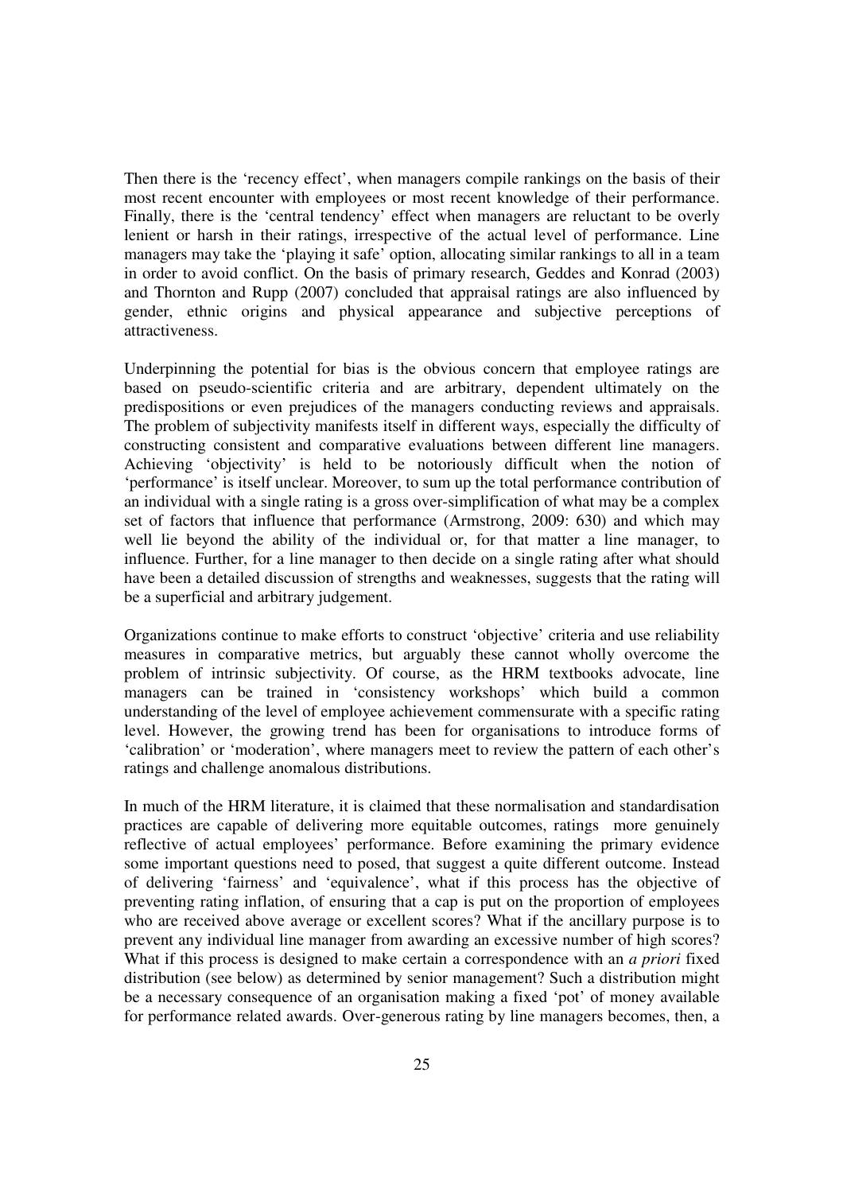Then there is the 'recency effect', when managers compile rankings on the basis of their most recent encounter with employees or most recent knowledge of their performance. Finally, there is the 'central tendency' effect when managers are reluctant to be overly lenient or harsh in their ratings, irrespective of the actual level of performance. Line managers may take the 'playing it safe' option, allocating similar rankings to all in a team in order to avoid conflict. On the basis of primary research, Geddes and Konrad (2003) and Thornton and Rupp (2007) concluded that appraisal ratings are also influenced by gender, ethnic origins and physical appearance and subjective perceptions of attractiveness.

Underpinning the potential for bias is the obvious concern that employee ratings are based on pseudo-scientific criteria and are arbitrary, dependent ultimately on the predispositions or even prejudices of the managers conducting reviews and appraisals. The problem of subjectivity manifests itself in different ways, especially the difficulty of constructing consistent and comparative evaluations between different line managers. Achieving 'objectivity' is held to be notoriously difficult when the notion of 'performance' is itself unclear. Moreover, to sum up the total performance contribution of an individual with a single rating is a gross over-simplification of what may be a complex set of factors that influence that performance (Armstrong, 2009: 630) and which may well lie beyond the ability of the individual or, for that matter a line manager, to influence. Further, for a line manager to then decide on a single rating after what should have been a detailed discussion of strengths and weaknesses, suggests that the rating will be a superficial and arbitrary judgement.

Organizations continue to make efforts to construct 'objective' criteria and use reliability measures in comparative metrics, but arguably these cannot wholly overcome the problem of intrinsic subjectivity. Of course, as the HRM textbooks advocate, line managers can be trained in 'consistency workshops' which build a common understanding of the level of employee achievement commensurate with a specific rating level. However, the growing trend has been for organisations to introduce forms of 'calibration' or 'moderation', where managers meet to review the pattern of each other's ratings and challenge anomalous distributions.

In much of the HRM literature, it is claimed that these normalisation and standardisation practices are capable of delivering more equitable outcomes, ratings more genuinely reflective of actual employees' performance. Before examining the primary evidence some important questions need to posed, that suggest a quite different outcome. Instead of delivering 'fairness' and 'equivalence', what if this process has the objective of preventing rating inflation, of ensuring that a cap is put on the proportion of employees who are received above average or excellent scores? What if the ancillary purpose is to prevent any individual line manager from awarding an excessive number of high scores? What if this process is designed to make certain a correspondence with an *a priori* fixed distribution (see below) as determined by senior management? Such a distribution might be a necessary consequence of an organisation making a fixed 'pot' of money available for performance related awards. Over-generous rating by line managers becomes, then, a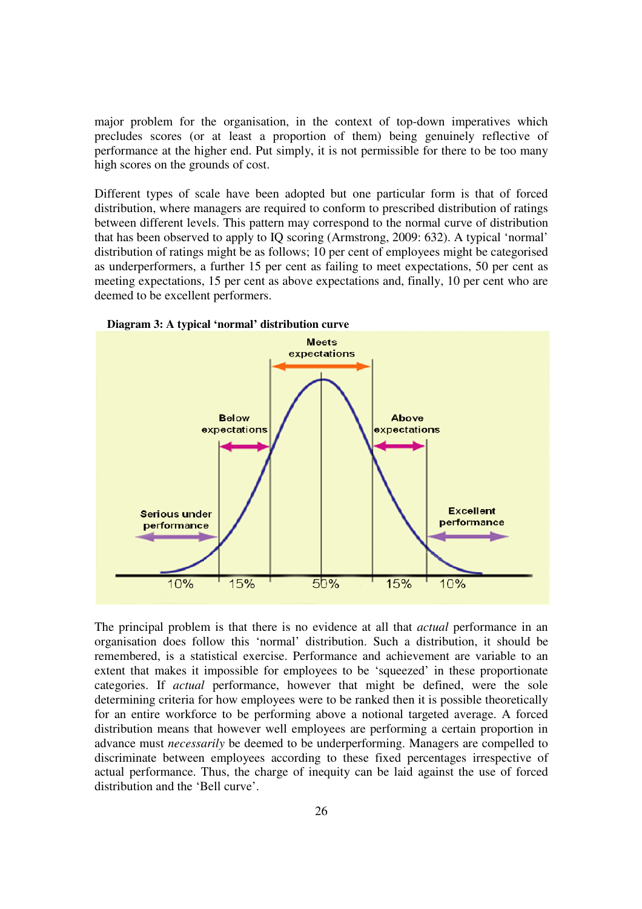major problem for the organisation, in the context of top-down imperatives which precludes scores (or at least a proportion of them) being genuinely reflective of performance at the higher end. Put simply, it is not permissible for there to be too many high scores on the grounds of cost.

Different types of scale have been adopted but one particular form is that of forced distribution, where managers are required to conform to prescribed distribution of ratings between different levels. This pattern may correspond to the normal curve of distribution that has been observed to apply to IQ scoring (Armstrong, 2009: 632). A typical 'normal' distribution of ratings might be as follows; 10 per cent of employees might be categorised as underperformers, a further 15 per cent as failing to meet expectations, 50 per cent as meeting expectations, 15 per cent as above expectations and, finally, 10 per cent who are deemed to be excellent performers.

**Diagram 3: A typical 'normal' distribution curve**

Meets expectations

Below expectations

Above expectations

Serious under performance

Excellent performance

10% 15% 50% 15% 10%

The principal problem is that there is no evidence at all that *actual* performance in an organisation does follow this 'normal' distribution. Such a distribution, it should be remembered, is a statistical exercise. Performance and achievement are variable to an extent that makes it impossible for employees to be 'squeezed' in these proportionate categories. If *actual* performance, however that might be defined, were the sole determining criteria for how employees were to be ranked then it is possible theoretically for an entire workforce to be performing above a notional targeted average. A forced distribution means that however well employees are performing a certain proportion in advance must *necessarily* be deemed to be underperforming. Managers are compelled to discriminate between employees according to these fixed percentages irrespective of actual performance. Thus, the charge of inequity can be laid against the use of forced distribution and the 'Bell curve'.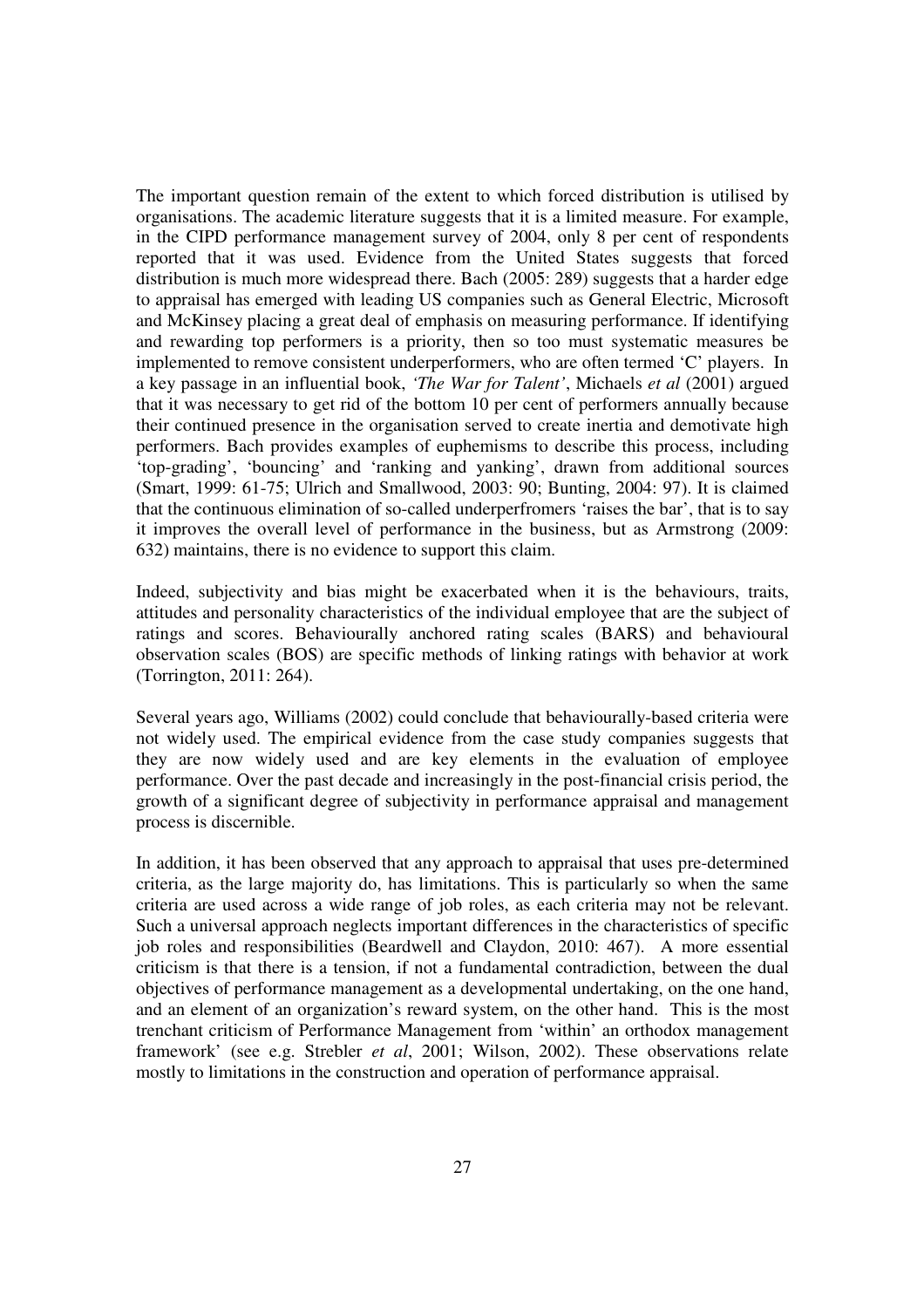The important question remain of the extent to which forced distribution is utilised by organisations. The academic literature suggests that it is a limited measure. For example, in the CIPD performance management survey of 2004, only 8 per cent of respondents reported that it was used. Evidence from the United States suggests that forced distribution is much more widespread there. Bach (2005: 289) suggests that a harder edge to appraisal has emerged with leading US companies such as General Electric, Microsoft and McKinsey placing a great deal of emphasis on measuring performance. If identifying and rewarding top performers is a priority, then so too must systematic measures be implemented to remove consistent underperformers, who are often termed 'C' players. In a key passage in an influential book, *'The War for Talent'*, Michaels *et al* (2001) argued that it was necessary to get rid of the bottom 10 per cent of performers annually because their continued presence in the organisation served to create inertia and demotivate high performers. Bach provides examples of euphemisms to describe this process, including 'top-grading', 'bouncing' and 'ranking and yanking', drawn from additional sources (Smart, 1999: 61-75; Ulrich and Smallwood, 2003: 90; Bunting, 2004: 97). It is claimed that the continuous elimination of so-called underperfromers 'raises the bar', that is to say it improves the overall level of performance in the business, but as Armstrong (2009: 632) maintains, there is no evidence to support this claim.

Indeed, subjectivity and bias might be exacerbated when it is the behaviours, traits, attitudes and personality characteristics of the individual employee that are the subject of ratings and scores. Behaviourally anchored rating scales (BARS) and behavioural observation scales (BOS) are specific methods of linking ratings with behavior at work (Torrington, 2011: 264).

Several years ago, Williams (2002) could conclude that behaviourally-based criteria were not widely used. The empirical evidence from the case study companies suggests that they are now widely used and are key elements in the evaluation of employee performance. Over the past decade and increasingly in the post-financial crisis period, the growth of a significant degree of subjectivity in performance appraisal and management process is discernible.

In addition, it has been observed that any approach to appraisal that uses pre-determined criteria, as the large majority do, has limitations. This is particularly so when the same criteria are used across a wide range of job roles, as each criteria may not be relevant. Such a universal approach neglects important differences in the characteristics of specific job roles and responsibilities (Beardwell and Claydon, 2010: 467). A more essential criticism is that there is a tension, if not a fundamental contradiction, between the dual objectives of performance management as a developmental undertaking, on the one hand, and an element of an organization's reward system, on the other hand. This is the most trenchant criticism of Performance Management from 'within' an orthodox management framework' (see e.g. Strebler *et al*, 2001; Wilson, 2002). These observations relate mostly to limitations in the construction and operation of performance appraisal.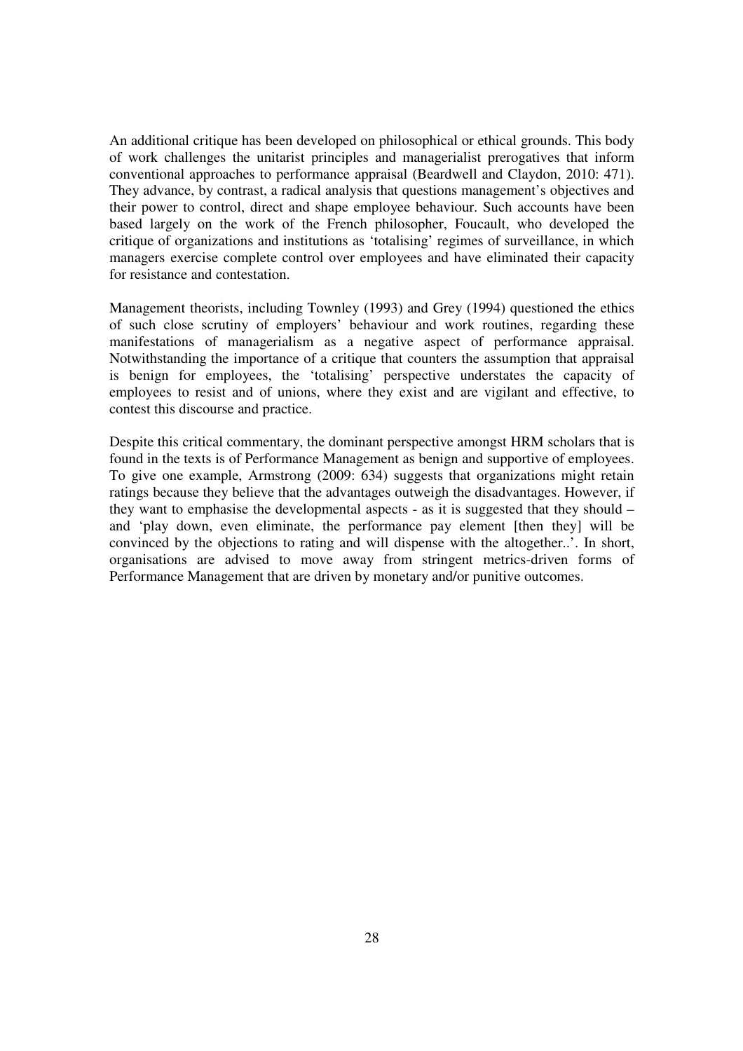An additional critique has been developed on philosophical or ethical grounds. This body of work challenges the unitarist principles and managerialist prerogatives that inform conventional approaches to performance appraisal (Beardwell and Claydon, 2010: 471). They advance, by contrast, a radical analysis that questions management's objectives and their power to control, direct and shape employee behaviour. Such accounts have been based largely on the work of the French philosopher, Foucault, who developed the critique of organizations and institutions as 'totalising' regimes of surveillance, in which managers exercise complete control over employees and have eliminated their capacity for resistance and contestation.

Management theorists, including Townley (1993) and Grey (1994) questioned the ethics of such close scrutiny of employers' behaviour and work routines, regarding these manifestations of managerialism as a negative aspect of performance appraisal. Notwithstanding the importance of a critique that counters the assumption that appraisal is benign for employees, the 'totalising' perspective understates the capacity of employees to resist and of unions, where they exist and are vigilant and effective, to contest this discourse and practice.

Despite this critical commentary, the dominant perspective amongst HRM scholars that is found in the texts is of Performance Management as benign and supportive of employees. To give one example, Armstrong (2009: 634) suggests that organizations might retain ratings because they believe that the advantages outweigh the disadvantages. However, if they want to emphasise the developmental aspects - as it is suggested that they should – and 'play down, even eliminate, the performance pay element [then they] will be convinced by the objections to rating and will dispense with the altogether..'. In short, organisations are advised to move away from stringent metrics-driven forms of Performance Management that are driven by monetary and/or punitive outcomes.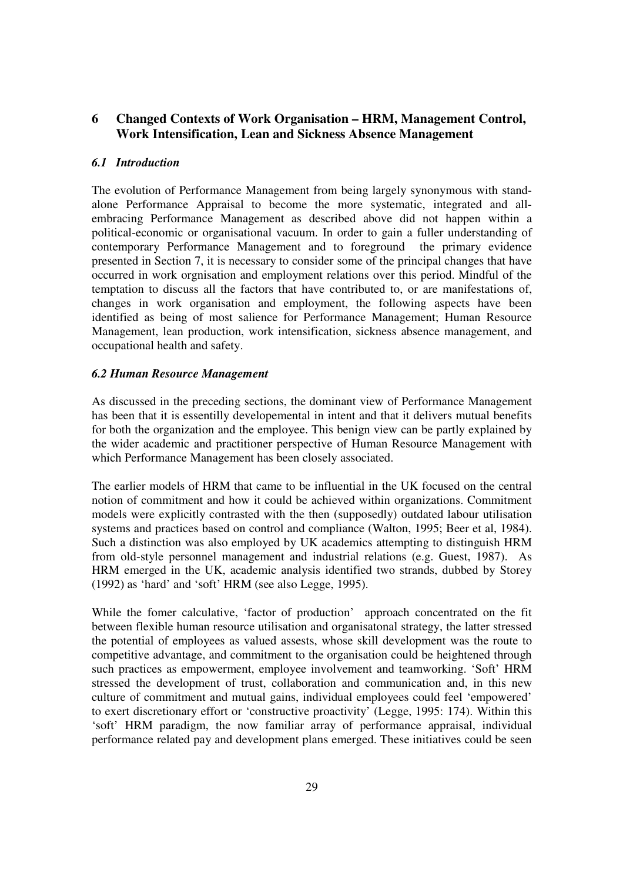## 6 Changed Contexts of Work Organisation – HRM, Management Control, Work Intensification, Lean and Sickness Absence Management

### *6.1 Introduction*

The evolution of Performance Management from being largely synonymous with stand-alone Performance Appraisal to become the more systematic, integrated and all-embracing Performance Management as described above did not happen within a political-economic or organisational vacuum. In order to gain a fuller understanding of contemporary Performance Management and to foreground the primary evidence presented in Section 7, it is necessary to consider some of the principal changes that have occurred in work orgnisation and employment relations over this period. Mindful of the temptation to discuss all the factors that have contributed to, or are manifestations of, changes in work organisation and employment, the following aspects have been identified as being of most salience for Performance Management; Human Resource Management, lean production, work intensification, sickness absence management, and occupational health and safety.

### *6.2 Human Resource Management*

As discussed in the preceding sections, the dominant view of Performance Management has been that it is essentilly developemental in intent and that it delivers mutual benefits for both the organization and the employee. This benign view can be partly explained by the wider academic and practitioner perspective of Human Resource Management with which Performance Management has been closely associated.

The earlier models of HRM that came to be influential in the UK focused on the central notion of commitment and how it could be achieved within organizations. Commitment models were explicitly contrasted with the then (supposedly) outdated labour utilisation systems and practices based on control and compliance (Walton, 1995; Beer et al, 1984). Such a distinction was also employed by UK academics attempting to distinguish HRM from old-style personnel management and industrial relations (e.g. Guest, 1987). As HRM emerged in the UK, academic analysis identified two strands, dubbed by Storey (1992) as 'hard' and 'soft' HRM (see also Legge, 1995).

While the fomer calculative, 'factor of production' approach concentrated on the fit between flexible human resource utilisation and organisatonal strategy, the latter stressed the potential of employees as valued assests, whose skill development was the route to competitive advantage, and commitment to the organisation could be heightened through such practices as empowerment, employee involvement and teamworking. 'Soft' HRM stressed the development of trust, collaboration and communication and, in this new culture of commitment and mutual gains, individual employees could feel 'empowered' to exert discretionary effort or 'constructive proactivity' (Legge, 1995: 174). Within this 'soft' HRM paradigm, the now familiar array of performance appraisal, individual performance related pay and development plans emerged. These initiatives could be seen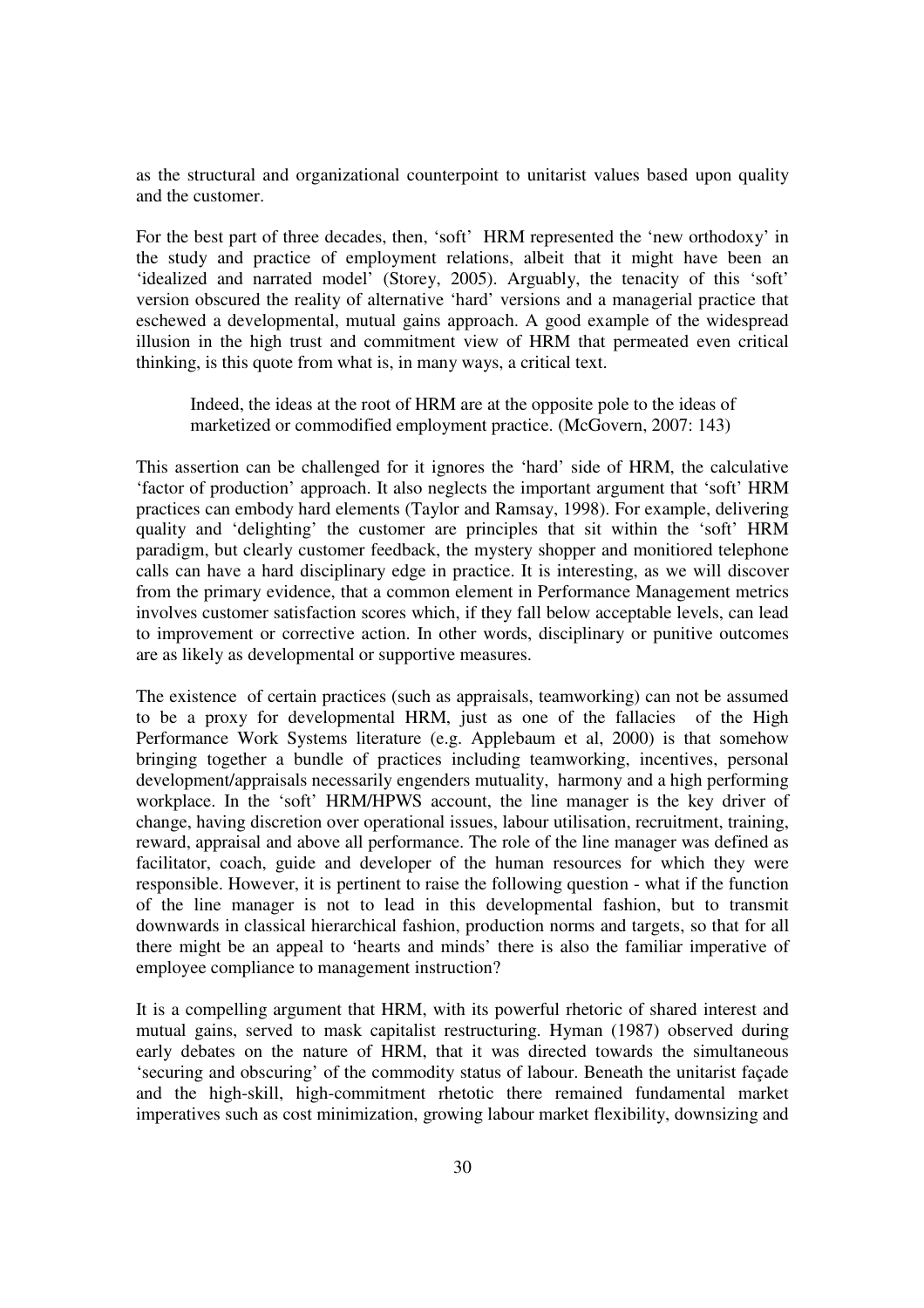as the structural and organizational counterpoint to unitarist values based upon quality and the customer.

For the best part of three decades, then, 'soft' HRM represented the 'new orthodoxy' in the study and practice of employment relations, albeit that it might have been an 'idealized and narrated model' (Storey, 2005). Arguably, the tenacity of this 'soft' version obscured the reality of alternative 'hard' versions and a managerial practice that eschewed a developmental, mutual gains approach. A good example of the widespread illusion in the high trust and commitment view of HRM that permeated even critical thinking, is this quote from what is, in many ways, a critical text.

> Indeed, the ideas at the root of HRM are at the opposite pole to the ideas of marketized or commodified employment practice. (McGovern, 2007: 143)

This assertion can be challenged for it ignores the 'hard' side of HRM, the calculative 'factor of production' approach. It also neglects the important argument that 'soft' HRM practices can embody hard elements (Taylor and Ramsay, 1998). For example, delivering quality and 'delighting' the customer are principles that sit within the 'soft' HRM paradigm, but clearly customer feedback, the mystery shopper and monitiored telephone calls can have a hard disciplinary edge in practice. It is interesting, as we will discover from the primary evidence, that a common element in Performance Management metrics involves customer satisfaction scores which, if they fall below acceptable levels, can lead to improvement or corrective action. In other words, disciplinary or punitive outcomes are as likely as developmental or supportive measures.

The existence of certain practices (such as appraisals, teamworking) can not be assumed to be a proxy for developmental HRM, just as one of the fallacies of the High Performance Work Systems literature (e.g. Applebaum et al, 2000) is that somehow bringing together a bundle of practices including teamworking, incentives, personal development/appraisals necessarily engenders mutuality, harmony and a high performing workplace. In the 'soft' HRM/HPWS account, the line manager is the key driver of change, having discretion over operational issues, labour utilisation, recruitment, training, reward, appraisal and above all performance. The role of the line manager was defined as facilitator, coach, guide and developer of the human resources for which they were responsible. However, it is pertinent to raise the following question - what if the function of the line manager is not to lead in this developmental fashion, but to transmit downwards in classical hierarchical fashion, production norms and targets, so that for all there might be an appeal to 'hearts and minds' there is also the familiar imperative of employee compliance to management instruction?

It is a compelling argument that HRM, with its powerful rhetoric of shared interest and mutual gains, served to mask capitalist restructuring. Hyman (1987) observed during early debates on the nature of HRM, that it was directed towards the simultaneous 'securing and obscuring' of the commodity status of labour. Beneath the unitarist façade and the high-skill, high-commitment rhetotic there remained fundamental market imperatives such as cost minimization, growing labour market flexibility, downsizing and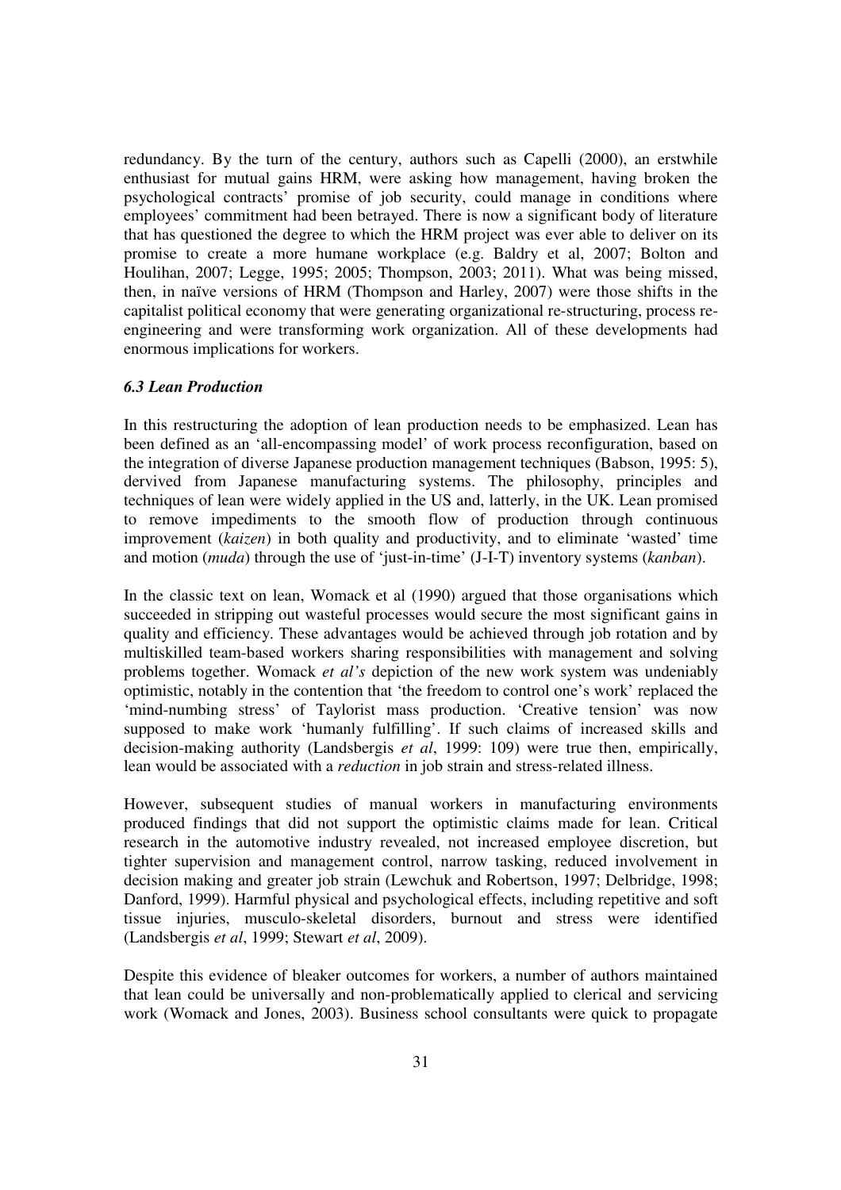redundancy. By the turn of the century, authors such as Capelli (2000), an erstwhile enthusiast for mutual gains HRM, were asking how management, having broken the psychological contracts' promise of job security, could manage in conditions where employees' commitment had been betrayed. There is now a significant body of literature that has questioned the degree to which the HRM project was ever able to deliver on its promise to create a more humane workplace (e.g. Baldry et al, 2007; Bolton and Houlihan, 2007; Legge, 1995; 2005; Thompson, 2003; 2011). What was being missed, then, in naïve versions of HRM (Thompson and Harley, 2007) were those shifts in the capitalist political economy that were generating organizational re-structuring, process re-engineering and were transforming work organization. All of these developments had enormous implications for workers.

### *6.3 Lean Production*

In this restructuring the adoption of lean production needs to be emphasized. Lean has been defined as an 'all-encompassing model' of work process reconfiguration, based on the integration of diverse Japanese production management techniques (Babson, 1995: 5), dervived from Japanese manufacturing systems. The philosophy, principles and techniques of lean were widely applied in the US and, latterly, in the UK. Lean promised to remove impediments to the smooth flow of production through continuous improvement (*kaizen*) in both quality and productivity, and to eliminate 'wasted' time and motion (*muda*) through the use of 'just-in-time' (J-I-T) inventory systems (*kanban*).

In the classic text on lean, Womack et al (1990) argued that those organisations which succeeded in stripping out wasteful processes would secure the most significant gains in quality and efficiency. These advantages would be achieved through job rotation and by multiskilled team-based workers sharing responsibilities with management and solving problems together. Womack *et al's* depiction of the new work system was undeniably optimistic, notably in the contention that 'the freedom to control one's work' replaced the 'mind-numbing stress' of Taylorist mass production. 'Creative tension' was now supposed to make work 'humanly fulfilling'. If such claims of increased skills and decision-making authority (Landsbergis *et al*, 1999: 109) were true then, empirically, lean would be associated with a *reduction* in job strain and stress-related illness.

However, subsequent studies of manual workers in manufacturing environments produced findings that did not support the optimistic claims made for lean. Critical research in the automotive industry revealed, not increased employee discretion, but tighter supervision and management control, narrow tasking, reduced involvement in decision making and greater job strain (Lewchuk and Robertson, 1997; Delbridge, 1998; Danford, 1999). Harmful physical and psychological effects, including repetitive and soft tissue injuries, musculo-skeletal disorders, burnout and stress were identified (Landsbergis *et al*, 1999; Stewart *et al*, 2009).

Despite this evidence of bleaker outcomes for workers, a number of authors maintained that lean could be universally and non-problematically applied to clerical and servicing work (Womack and Jones, 2003). Business school consultants were quick to propagate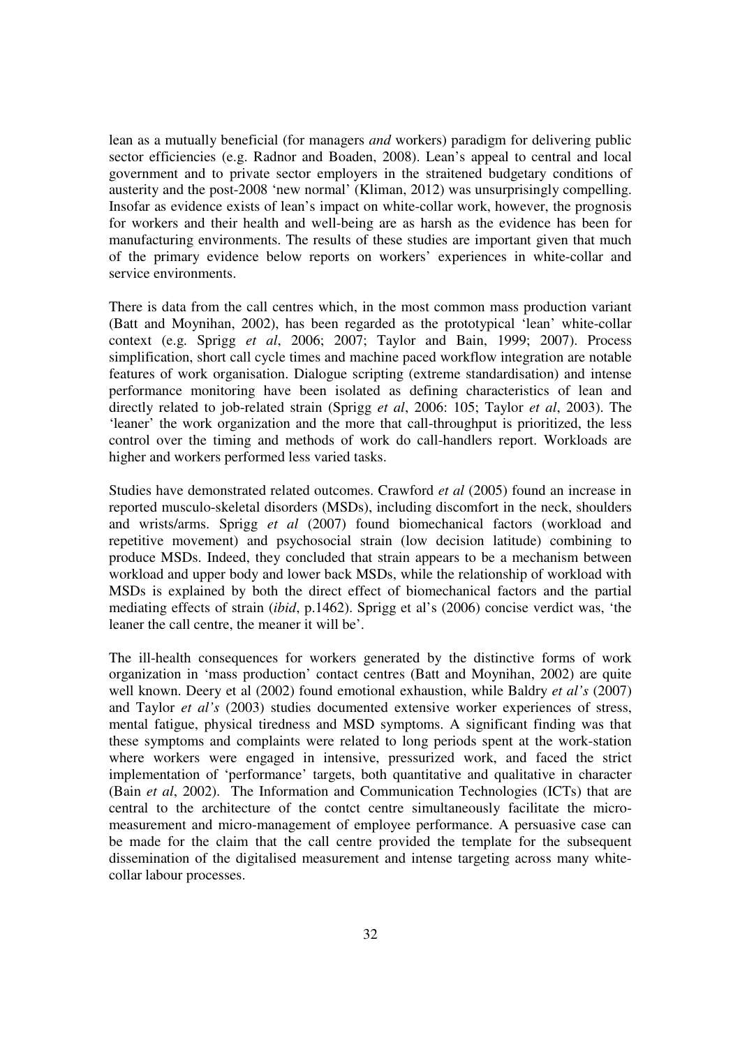lean as a mutually beneficial (for managers *and* workers) paradigm for delivering public sector efficiencies (e.g. Radnor and Boaden, 2008). Lean's appeal to central and local government and to private sector employers in the straitened budgetary conditions of austerity and the post-2008 'new normal' (Kliman, 2012) was unsurprisingly compelling. Insofar as evidence exists of lean's impact on white-collar work, however, the prognosis for workers and their health and well-being are as harsh as the evidence has been for manufacturing environments. The results of these studies are important given that much of the primary evidence below reports on workers' experiences in white-collar and service environments.

There is data from the call centres which, in the most common mass production variant (Batt and Moynihan, 2002), has been regarded as the prototypical 'lean' white-collar context (e.g. Sprigg *et al*, 2006; 2007; Taylor and Bain, 1999; 2007). Process simplification, short call cycle times and machine paced workflow integration are notable features of work organisation. Dialogue scripting (extreme standardisation) and intense performance monitoring have been isolated as defining characteristics of lean and directly related to job-related strain (Sprigg *et al*, 2006: 105; Taylor *et al*, 2003). The 'leaner' the work organization and the more that call-throughput is prioritized, the less control over the timing and methods of work do call-handlers report. Workloads are higher and workers performed less varied tasks.

Studies have demonstrated related outcomes. Crawford *et al* (2005) found an increase in reported musculo-skeletal disorders (MSDs), including discomfort in the neck, shoulders and wrists/arms. Sprigg *et al* (2007) found biomechanical factors (workload and repetitive movement) and psychosocial strain (low decision latitude) combining to produce MSDs. Indeed, they concluded that strain appears to be a mechanism between workload and upper body and lower back MSDs, while the relationship of workload with MSDs is explained by both the direct effect of biomechanical factors and the partial mediating effects of strain (*ibid*, p.1462). Sprigg et al's (2006) concise verdict was, 'the leaner the call centre, the meaner it will be'.

The ill-health consequences for workers generated by the distinctive forms of work organization in 'mass production' contact centres (Batt and Moynihan, 2002) are quite well known. Deery et al (2002) found emotional exhaustion, while Baldry *et al's* (2007) and Taylor *et al's* (2003) studies documented extensive worker experiences of stress, mental fatigue, physical tiredness and MSD symptoms. A significant finding was that these symptoms and complaints were related to long periods spent at the work-station where workers were engaged in intensive, pressurized work, and faced the strict implementation of 'performance' targets, both quantitative and qualitative in character (Bain *et al*, 2002). The Information and Communication Technologies (ICTs) that are central to the architecture of the contct centre simultaneously facilitate the micro-measurement and micro-management of employee performance. A persuasive case can be made for the claim that the call centre provided the template for the subsequent dissemination of the digitalised measurement and intense targeting across many white-collar labour processes.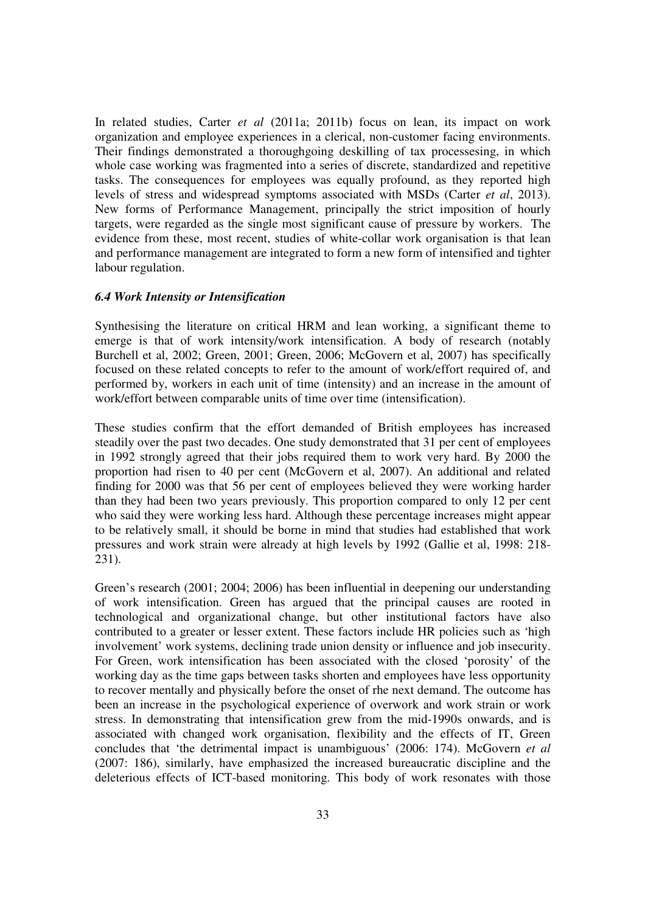In related studies, Carter *et al* (2011a; 2011b) focus on lean, its impact on work organization and employee experiences in a clerical, non-customer facing environments. Their findings demonstrated a thoroughgoing deskilling of tax processesing, in which whole case working was fragmented into a series of discrete, standardized and repetitive tasks. The consequences for employees was equally profound, as they reported high levels of stress and widespread symptoms associated with MSDs (Carter *et al*, 2013). New forms of Performance Management, principally the strict imposition of hourly targets, were regarded as the single most significant cause of pressure by workers. The evidence from these, most recent, studies of white-collar work organisation is that lean and performance management are integrated to form a new form of intensified and tighter labour regulation.

### *6.4 Work Intensity or Intensification*

Synthesising the literature on critical HRM and lean working, a significant theme to emerge is that of work intensity/work intensification. A body of research (notably Burchell et al, 2002; Green, 2001; Green, 2006; McGovern et al, 2007) has specifically focused on these related concepts to refer to the amount of work/effort required of, and performed by, workers in each unit of time (intensity) and an increase in the amount of work/effort between comparable units of time over time (intensification).

These studies confirm that the effort demanded of British employees has increased steadily over the past two decades. One study demonstrated that 31 per cent of employees in 1992 strongly agreed that their jobs required them to work very hard. By 2000 the proportion had risen to 40 per cent (McGovern et al, 2007). An additional and related finding for 2000 was that 56 per cent of employees believed they were working harder than they had been two years previously. This proportion compared to only 12 per cent who said they were working less hard. Although these percentage increases might appear to be relatively small, it should be borne in mind that studies had established that work pressures and work strain were already at high levels by 1992 (Gallie et al, 1998: 218-231).

Green's research (2001; 2004; 2006) has been influential in deepening our understanding of work intensification. Green has argued that the principal causes are rooted in technological and organizational change, but other institutional factors have also contributed to a greater or lesser extent. These factors include HR policies such as 'high involvement' work systems, declining trade union density or influence and job insecurity. For Green, work intensification has been associated with the closed 'porosity' of the working day as the time gaps between tasks shorten and employees have less opportunity to recover mentally and physically before the onset of rhe next demand. The outcome has been an increase in the psychological experience of overwork and work strain or work stress. In demonstrating that intensification grew from the mid-1990s onwards, and is associated with changed work organisation, flexibility and the effects of IT, Green concludes that 'the detrimental impact is unambiguous' (2006: 174). McGovern *et al* (2007: 186), similarly, have emphasized the increased bureaucratic discipline and the deleterious effects of ICT-based monitoring. This body of work resonates with those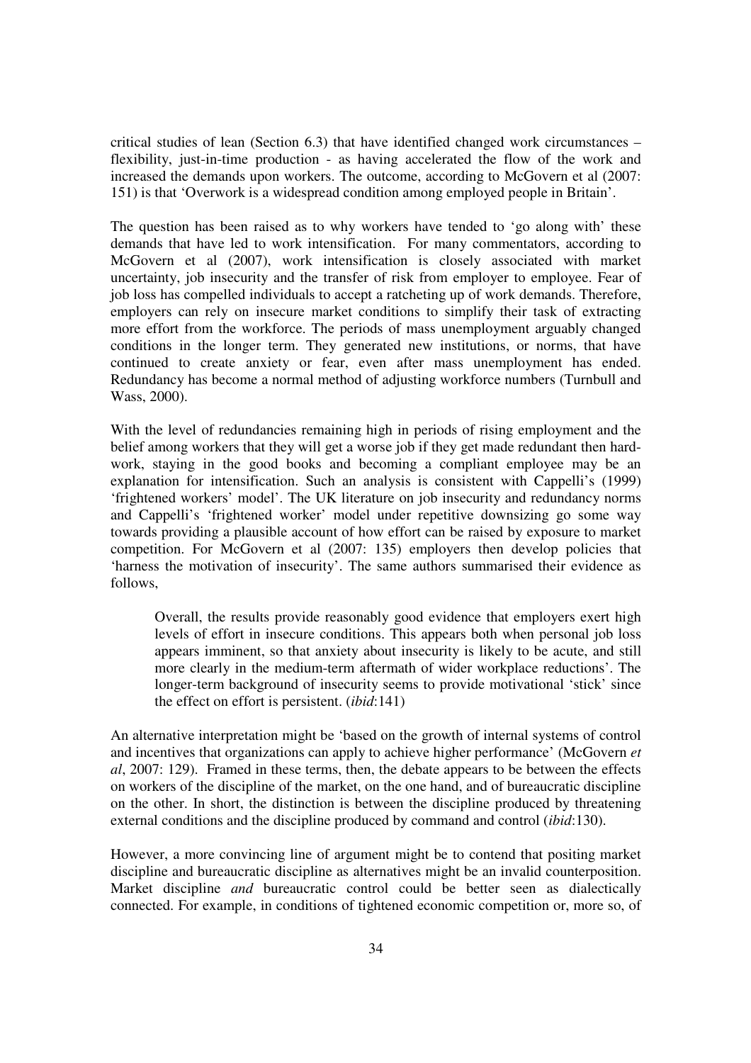critical studies of lean (Section 6.3) that have identified changed work circumstances – flexibility, just-in-time production - as having accelerated the flow of the work and increased the demands upon workers. The outcome, according to McGovern et al (2007: 151) is that 'Overwork is a widespread condition among employed people in Britain'.

The question has been raised as to why workers have tended to 'go along with' these demands that have led to work intensification. For many commentators, according to McGovern et al (2007), work intensification is closely associated with market uncertainty, job insecurity and the transfer of risk from employer to employee. Fear of job loss has compelled individuals to accept a ratcheting up of work demands. Therefore, employers can rely on insecure market conditions to simplify their task of extracting more effort from the workforce. The periods of mass unemployment arguably changed conditions in the longer term. They generated new institutions, or norms, that have continued to create anxiety or fear, even after mass unemployment has ended. Redundancy has become a normal method of adjusting workforce numbers (Turnbull and Wass, 2000).

With the level of redundancies remaining high in periods of rising employment and the belief among workers that they will get a worse job if they get made redundant then hard-work, staying in the good books and becoming a compliant employee may be an explanation for intensification. Such an analysis is consistent with Cappelli's (1999) 'frightened workers' model'. The UK literature on job insecurity and redundancy norms and Cappelli's 'frightened worker' model under repetitive downsizing go some way towards providing a plausible account of how effort can be raised by exposure to market competition. For McGovern et al (2007: 135) employers then develop policies that 'harness the motivation of insecurity'. The same authors summarised their evidence as follows,

> Overall, the results provide reasonably good evidence that employers exert high levels of effort in insecure conditions. This appears both when personal job loss appears imminent, so that anxiety about insecurity is likely to be acute, and still more clearly in the medium-term aftermath of wider workplace reductions'. The longer-term background of insecurity seems to provide motivational 'stick' since the effect on effort is persistent. (*ibid*:141)

An alternative interpretation might be 'based on the growth of internal systems of control and incentives that organizations can apply to achieve higher performance' (McGovern *et al*, 2007: 129). Framed in these terms, then, the debate appears to be between the effects on workers of the discipline of the market, on the one hand, and of bureaucratic discipline on the other. In short, the distinction is between the discipline produced by threatening external conditions and the discipline produced by command and control (*ibid*:130).

However, a more convincing line of argument might be to contend that positing market discipline and bureaucratic discipline as alternatives might be an invalid counterposition. Market discipline *and* bureaucratic control could be better seen as dialectically connected. For example, in conditions of tightened economic competition or, more so, of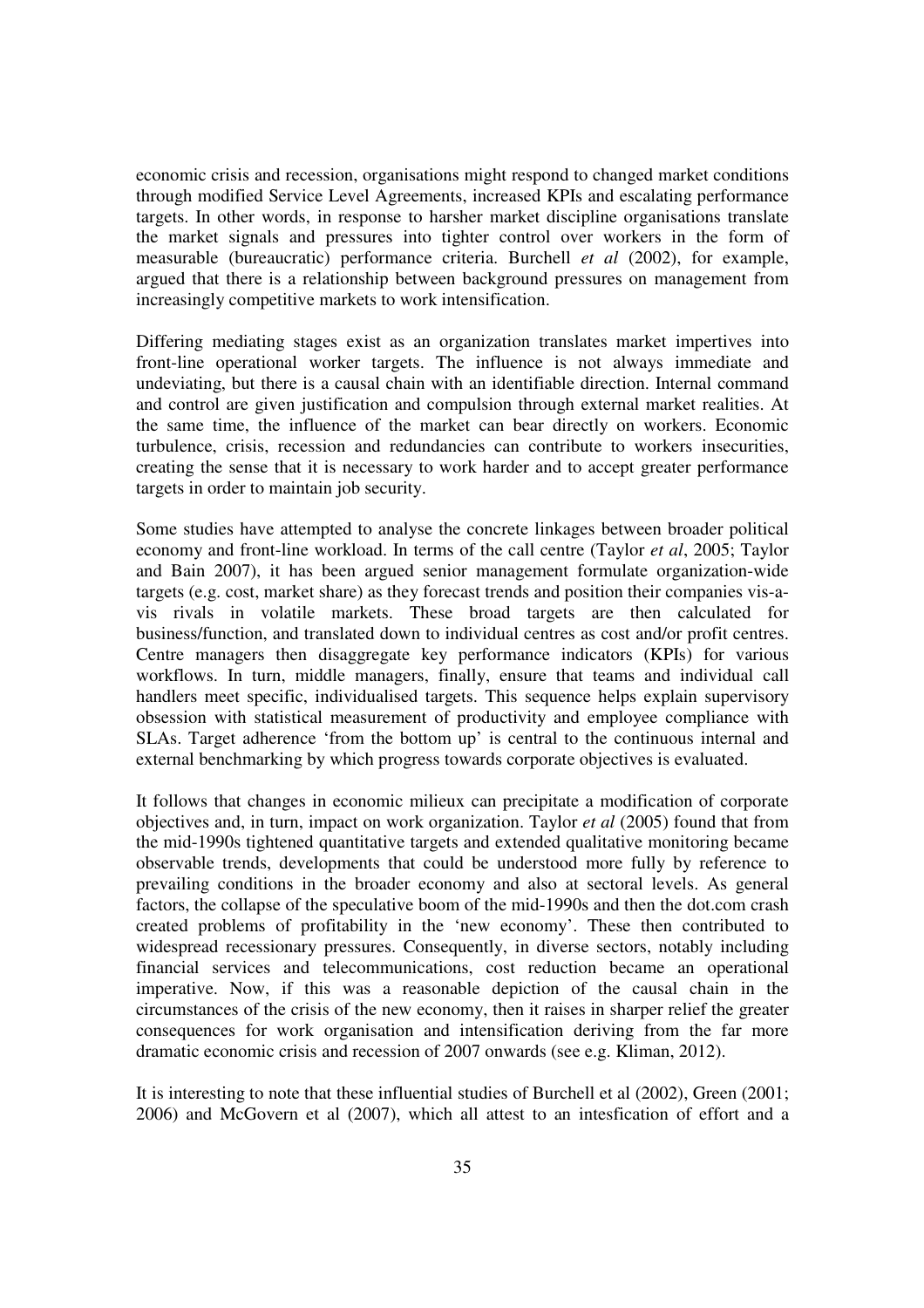economic crisis and recession, organisations might respond to changed market conditions through modified Service Level Agreements, increased KPIs and escalating performance targets. In other words, in response to harsher market discipline organisations translate the market signals and pressures into tighter control over workers in the form of measurable (bureaucratic) performance criteria. Burchell *et al* (2002), for example, argued that there is a relationship between background pressures on management from increasingly competitive markets to work intensification.

Differing mediating stages exist as an organization translates market impertives into front-line operational worker targets. The influence is not always immediate and undeviating, but there is a causal chain with an identifiable direction. Internal command and control are given justification and compulsion through external market realities. At the same time, the influence of the market can bear directly on workers. Economic turbulence, crisis, recession and redundancies can contribute to workers insecurities, creating the sense that it is necessary to work harder and to accept greater performance targets in order to maintain job security.

Some studies have attempted to analyse the concrete linkages between broader political economy and front-line workload. In terms of the call centre (Taylor *et al*, 2005; Taylor and Bain 2007), it has been argued senior management formulate organization-wide targets (e.g. cost, market share) as they forecast trends and position their companies vis-a-vis rivals in volatile markets. These broad targets are then calculated for business/function, and translated down to individual centres as cost and/or profit centres. Centre managers then disaggregate key performance indicators (KPIs) for various workflows. In turn, middle managers, finally, ensure that teams and individual call handlers meet specific, individualised targets. This sequence helps explain supervisory obsession with statistical measurement of productivity and employee compliance with SLAs. Target adherence 'from the bottom up' is central to the continuous internal and external benchmarking by which progress towards corporate objectives is evaluated.

It follows that changes in economic milieux can precipitate a modification of corporate objectives and, in turn, impact on work organization. Taylor *et al* (2005) found that from the mid-1990s tightened quantitative targets and extended qualitative monitoring became observable trends, developments that could be understood more fully by reference to prevailing conditions in the broader economy and also at sectoral levels. As general factors, the collapse of the speculative boom of the mid-1990s and then the dot.com crash created problems of profitability in the 'new economy'. These then contributed to widespread recessionary pressures. Consequently, in diverse sectors, notably including financial services and telecommunications, cost reduction became an operational imperative. Now, if this was a reasonable depiction of the causal chain in the circumstances of the crisis of the new economy, then it raises in sharper relief the greater consequences for work organisation and intensification deriving from the far more dramatic economic crisis and recession of 2007 onwards (see e.g. Kliman, 2012).

It is interesting to note that these influential studies of Burchell et al (2002), Green (2001; 2006) and McGovern et al (2007), which all attest to an intesfication of effort and a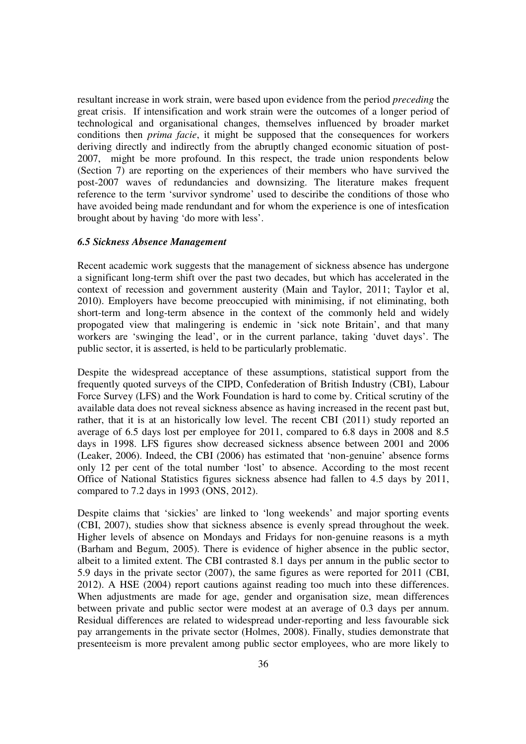resultant increase in work strain, were based upon evidence from the period *preceding* the great crisis. If intensification and work strain were the outcomes of a longer period of technological and organisational changes, themselves influenced by broader market conditions then *prima facie*, it might be supposed that the consequences for workers deriving directly and indirectly from the abruptly changed economic situation of post-2007, might be more profound. In this respect, the trade union respondents below (Section 7) are reporting on the experiences of their members who have survived the post-2007 waves of redundancies and downsizing. The literature makes frequent reference to the term 'survivor syndrome' used to desciribe the conditions of those who have avoided being made rendundant and for whom the experience is one of intesfication brought about by having 'do more with less'.

### *6.5 Sickness Absence Management*

Recent academic work suggests that the management of sickness absence has undergone a significant long-term shift over the past two decades, but which has accelerated in the context of recession and government austerity (Main and Taylor, 2011; Taylor et al, 2010). Employers have become preoccupied with minimising, if not eliminating, both short-term and long-term absence in the context of the commonly held and widely propogated view that malingering is endemic in 'sick note Britain', and that many workers are 'swinging the lead', or in the current parlance, taking 'duvet days'. The public sector, it is asserted, is held to be particularly problematic.

Despite the widespread acceptance of these assumptions, statistical support from the frequently quoted surveys of the CIPD, Confederation of British Industry (CBI), Labour Force Survey (LFS) and the Work Foundation is hard to come by. Critical scrutiny of the available data does not reveal sickness absence as having increased in the recent past but, rather, that it is at an historically low level. The recent CBI (2011) study reported an average of 6.5 days lost per employee for 2011, compared to 6.8 days in 2008 and 8.5 days in 1998. LFS figures show decreased sickness absence between 2001 and 2006 (Leaker, 2006). Indeed, the CBI (2006) has estimated that 'non-genuine' absence forms only 12 per cent of the total number 'lost' to absence. According to the most recent Office of National Statistics figures sickness absence had fallen to 4.5 days by 2011, compared to 7.2 days in 1993 (ONS, 2012).

Despite claims that 'sickies' are linked to 'long weekends' and major sporting events (CBI, 2007), studies show that sickness absence is evenly spread throughout the week. Higher levels of absence on Mondays and Fridays for non-genuine reasons is a myth (Barham and Begum, 2005). There is evidence of higher absence in the public sector, albeit to a limited extent. The CBI contrasted 8.1 days per annum in the public sector to 5.9 days in the private sector (2007), the same figures as were reported for 2011 (CBI, 2012). A HSE (2004) report cautions against reading too much into these differences. When adjustments are made for age, gender and organisation size, mean differences between private and public sector were modest at an average of 0.3 days per annum. Residual differences are related to widespread under-reporting and less favourable sick pay arrangements in the private sector (Holmes, 2008). Finally, studies demonstrate that presenteeism is more prevalent among public sector employees, who are more likely to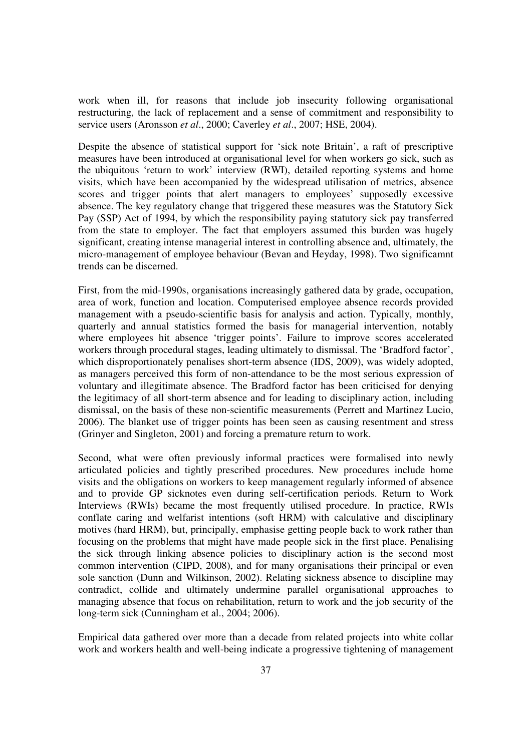work when ill, for reasons that include job insecurity following organisational restructuring, the lack of replacement and a sense of commitment and responsibility to service users (Aronsson *et al*., 2000; Caverley *et al*., 2007; HSE, 2004).

Despite the absence of statistical support for 'sick note Britain', a raft of prescriptive measures have been introduced at organisational level for when workers go sick, such as the ubiquitous 'return to work' interview (RWI), detailed reporting systems and home visits, which have been accompanied by the widespread utilisation of metrics, absence scores and trigger points that alert managers to employees' supposedly excessive absence. The key regulatory change that triggered these measures was the Statutory Sick Pay (SSP) Act of 1994, by which the responsibility paying statutory sick pay transferred from the state to employer. The fact that employers assumed this burden was hugely significant, creating intense managerial interest in controlling absence and, ultimately, the micro-management of employee behaviour (Bevan and Heyday, 1998). Two significamnt trends can be discerned.

First, from the mid-1990s, organisations increasingly gathered data by grade, occupation, area of work, function and location. Computerised employee absence records provided management with a pseudo-scientific basis for analysis and action. Typically, monthly, quarterly and annual statistics formed the basis for managerial intervention, notably where employees hit absence 'trigger points'. Failure to improve scores accelerated workers through procedural stages, leading ultimately to dismissal. The 'Bradford factor', which disproportionately penalises short-term absence (IDS, 2009), was widely adopted, as managers perceived this form of non-attendance to be the most serious expression of voluntary and illegitimate absence. The Bradford factor has been criticised for denying the legitimacy of all short-term absence and for leading to disciplinary action, including dismissal, on the basis of these non-scientific measurements (Perrett and Martinez Lucio, 2006). The blanket use of trigger points has been seen as causing resentment and stress (Grinyer and Singleton, 2001) and forcing a premature return to work.

Second, what were often previously informal practices were formalised into newly articulated policies and tightly prescribed procedures. New procedures include home visits and the obligations on workers to keep management regularly informed of absence and to provide GP sicknotes even during self-certification periods. Return to Work Interviews (RWIs) became the most frequently utilised procedure. In practice, RWIs conflate caring and welfarist intentions (soft HRM) with calculative and disciplinary motives (hard HRM), but, principally, emphasise getting people back to work rather than focusing on the problems that might have made people sick in the first place. Penalising the sick through linking absence policies to disciplinary action is the second most common intervention (CIPD, 2008), and for many organisations their principal or even sole sanction (Dunn and Wilkinson, 2002). Relating sickness absence to discipline may contradict, collide and ultimately undermine parallel organisational approaches to managing absence that focus on rehabilitation, return to work and the job security of the long-term sick (Cunningham et al., 2004; 2006).

Empirical data gathered over more than a decade from related projects into white collar work and workers health and well-being indicate a progressive tightening of management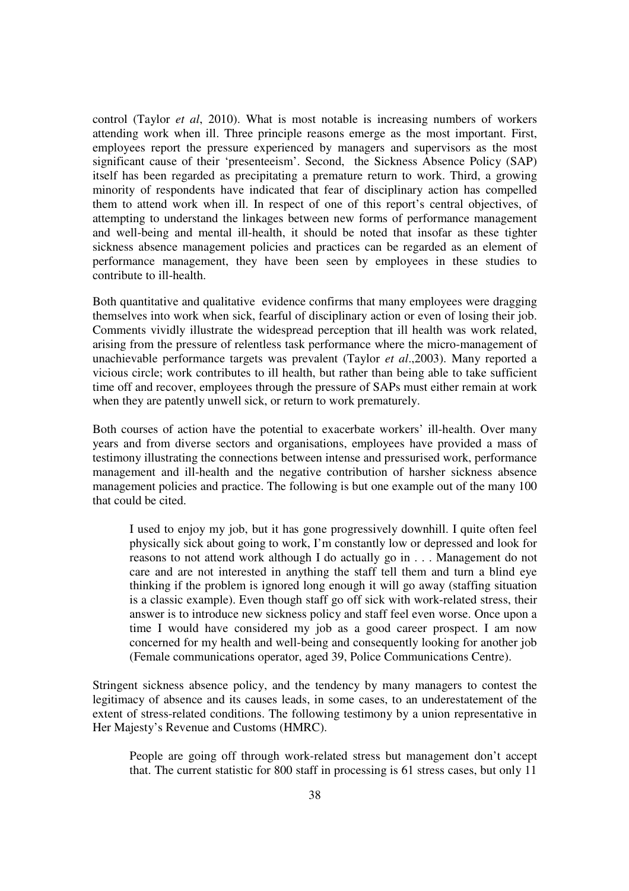control (Taylor *et al*, 2010). What is most notable is increasing numbers of workers attending work when ill. Three principle reasons emerge as the most important. First, employees report the pressure experienced by managers and supervisors as the most significant cause of their 'presenteeism'. Second, the Sickness Absence Policy (SAP) itself has been regarded as precipitating a premature return to work. Third, a growing minority of respondents have indicated that fear of disciplinary action has compelled them to attend work when ill. In respect of one of this report's central objectives, of attempting to understand the linkages between new forms of performance management and well-being and mental ill-health, it should be noted that insofar as these tighter sickness absence management policies and practices can be regarded as an element of performance management, they have been seen by employees in these studies to contribute to ill-health.

Both quantitative and qualitative evidence confirms that many employees were dragging themselves into work when sick, fearful of disciplinary action or even of losing their job. Comments vividly illustrate the widespread perception that ill health was work related, arising from the pressure of relentless task performance where the micro-management of unachievable performance targets was prevalent (Taylor *et al*.,2003). Many reported a vicious circle; work contributes to ill health, but rather than being able to take sufficient time off and recover, employees through the pressure of SAPs must either remain at work when they are patently unwell sick, or return to work prematurely.

Both courses of action have the potential to exacerbate workers' ill-health. Over many years and from diverse sectors and organisations, employees have provided a mass of testimony illustrating the connections between intense and pressurised work, performance management and ill-health and the negative contribution of harsher sickness absence management policies and practice. The following is but one example out of the many 100 that could be cited.

> I used to enjoy my job, but it has gone progressively downhill. I quite often feel physically sick about going to work, I'm constantly low or depressed and look for reasons to not attend work although I do actually go in . . . Management do not care and are not interested in anything the staff tell them and turn a blind eye thinking if the problem is ignored long enough it will go away (staffing situation is a classic example). Even though staff go off sick with work-related stress, their answer is to introduce new sickness policy and staff feel even worse. Once upon a time I would have considered my job as a good career prospect. I am now concerned for my health and well-being and consequently looking for another job (Female communications operator, aged 39, Police Communications Centre).

Stringent sickness absence policy, and the tendency by many managers to contest the legitimacy of absence and its causes leads, in some cases, to an underestatement of the extent of stress-related conditions. The following testimony by a union representative in Her Majesty's Revenue and Customs (HMRC).

> People are going off through work-related stress but management don't accept that. The current statistic for 800 staff in processing is 61 stress cases, but only 11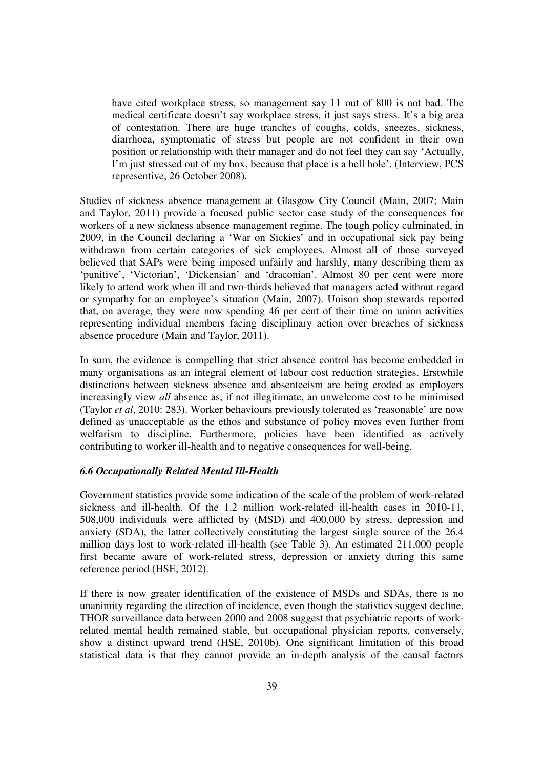> have cited workplace stress, so management say 11 out of 800 is not bad. The medical certificate doesn't say workplace stress, it just says stress. It's a big area of contestation. There are huge tranches of coughs, colds, sneezes, sickness, diarrhoea, symptomatic of stress but people are not confident in their own position or relationship with their manager and do not feel they can say 'Actually, I'm just stressed out of my box, because that place is a hell hole'. (Interview, PCS representive, 26 October 2008).

Studies of sickness absence management at Glasgow City Council (Main, 2007; Main and Taylor, 2011) provide a focused public sector case study of the consequences for workers of a new sickness absence management regime. The tough policy culminated, in 2009, in the Council declaring a 'War on Sickies' and in occupational sick pay being withdrawn from certain categories of sick employees. Almost all of those surveyed believed that SAPs were being imposed unfairly and harshly, many describing them as 'punitive', 'Victorian', 'Dickensian' and 'draconian'. Almost 80 per cent were more likely to attend work when ill and two-thirds believed that managers acted without regard or sympathy for an employee's situation (Main, 2007). Unison shop stewards reported that, on average, they were now spending 46 per cent of their time on union activities representing individual members facing disciplinary action over breaches of sickness absence procedure (Main and Taylor, 2011).

In sum, the evidence is compelling that strict absence control has become embedded in many organisations as an integral element of labour cost reduction strategies. Erstwhile distinctions between sickness absence and absenteeism are being eroded as employers increasingly view *all* absence as, if not illegitimate, an unwelcome cost to be minimised (Taylor *et al*, 2010: 283). Worker behaviours previously tolerated as 'reasonable' are now defined as unacceptable as the ethos and substance of policy moves even further from welfarism to discipline. Furthermore, policies have been identified as actively contributing to worker ill-health and to negative consequences for well-being.

### *6.6 Occupationally Related Mental Ill-Health*

Government statistics provide some indication of the scale of the problem of work-related sickness and ill-health. Of the 1.2 million work-related ill-health cases in 2010-11, 508,000 individuals were afflicted by (MSD) and 400,000 by stress, depression and anxiety (SDA), the latter collectively constituting the largest single source of the 26.4 million days lost to work-related ill-health (see Table 3). An estimated 211,000 people first became aware of work-related stress, depression or anxiety during this same reference period (HSE, 2012).

If there is now greater identification of the existence of MSDs and SDAs, there is no unanimity regarding the direction of incidence, even though the statistics suggest decline. THOR surveillance data between 2000 and 2008 suggest that psychiatric reports of work-related mental health remained stable, but occupational physician reports, conversely, show a distinct upward trend (HSE, 2010b). One significant limitation of this broad statistical data is that they cannot provide an in-depth analysis of the causal factors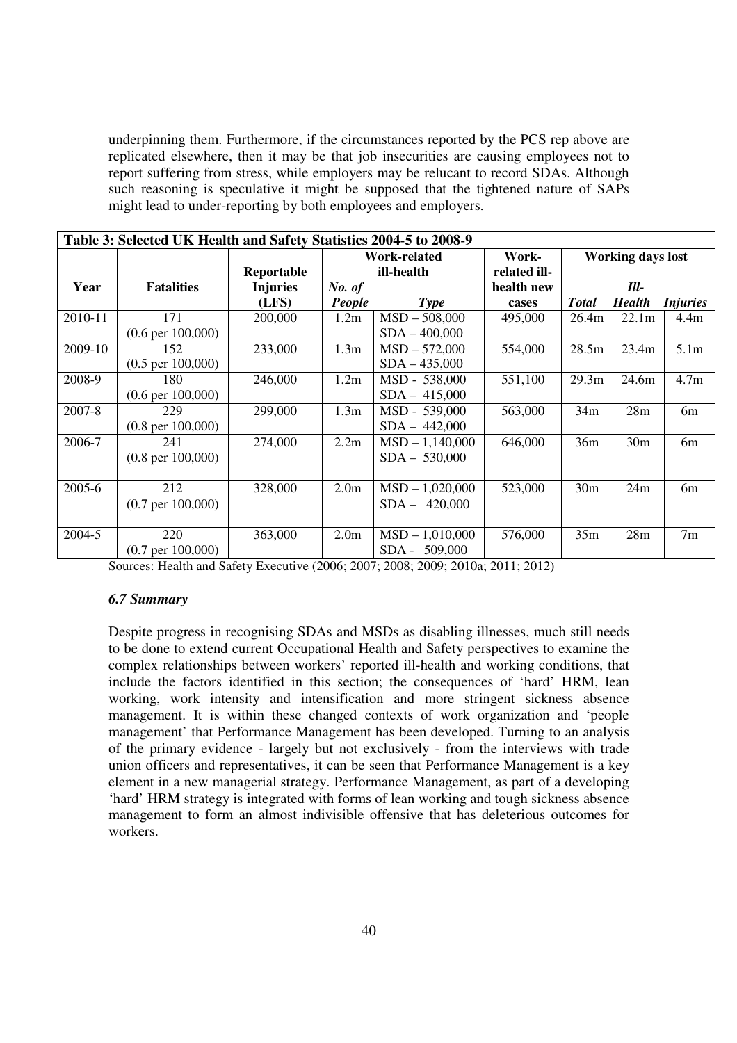underpinning them. Furthermore, if the circumstances reported by the PCS rep above are replicated elsewhere, then it may be that job insecurities are causing employees not to report suffering from stress, while employers may be relucant to record SDAs. Although such reasoning is speculative it might be supposed that the tightened nature of SAPs might lead to under-reporting by both employees and employers.

**Table 3: Selected UK Health and Safety Statistics 2004-5 to 2008-9**

| Year | Fatalities | Reportable Injuries (LFS) | Work-related ill-health | | Work-related ill-health new cases | Working days lost | | |
|---|---|---|---|---|---|---|---|---|
| | | | *No. of People* | *Type* | | *Total* | *Ill-Health* | *Injuries* |
| 2010-11 | 171 (0.6 per 100,000) | 200,000 | 1.2m | MSD – 508,000 SDA – 400,000 | 495,000 | 26.4m | 22.1m | 4.4m |
| 2009-10 | 152 (0.5 per 100,000) | 233,000 | 1.3m | MSD – 572,000 SDA – 435,000 | 554,000 | 28.5m | 23.4m | 5.1m |
| 2008-9 | 180 (0.6 per 100,000) | 246,000 | 1.2m | MSD - 538,000 SDA – 415,000 | 551,100 | 29.3m | 24.6m | 4.7m |
| 2007-8 | 229 (0.8 per 100,000) | 299,000 | 1.3m | MSD - 539,000 SDA – 442,000 | 563,000 | 34m | 28m | 6m |
| 2006-7 | 241 (0.8 per 100,000) | 274,000 | 2.2m | MSD – 1,140,000 SDA – 530,000 | 646,000 | 36m | 30m | 6m |
| 2005-6 | 212 (0.7 per 100,000) | 328,000 | 2.0m | MSD – 1,020,000 SDA – 420,000 | 523,000 | 30m | 24m | 6m |
| 2004-5 | 220 (0.7 per 100,000) | 363,000 | 2.0m | MSD – 1,010,000 SDA - 509,000 | 576,000 | 35m | 28m | 7m |

Sources: Health and Safety Executive (2006; 2007; 2008; 2009; 2010a; 2011; 2012)

### *6.7 Summary*

Despite progress in recognising SDAs and MSDs as disabling illnesses, much still needs to be done to extend current Occupational Health and Safety perspectives to examine the complex relationships between workers' reported ill-health and working conditions, that include the factors identified in this section; the consequences of 'hard' HRM, lean working, work intensity and intensification and more stringent sickness absence management. It is within these changed contexts of work organization and 'people management' that Performance Management has been developed. Turning to an analysis of the primary evidence - largely but not exclusively - from the interviews with trade union officers and representatives, it can be seen that Performance Management is a key element in a new managerial strategy. Performance Management, as part of a developing 'hard' HRM strategy is integrated with forms of lean working and tough sickness absence management to form an almost indivisible offensive that has deleterious outcomes for workers.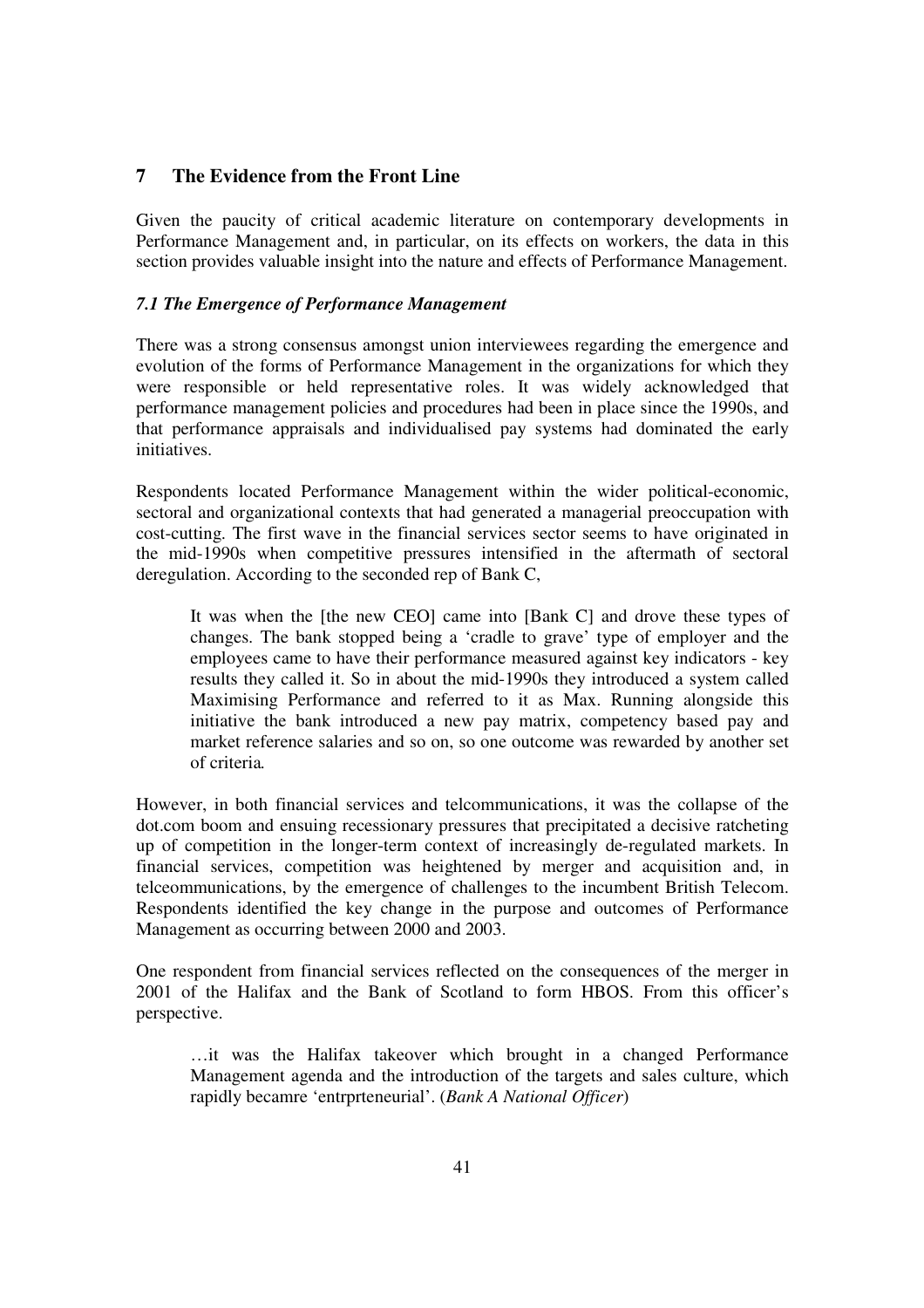## 7 The Evidence from the Front Line

Given the paucity of critical academic literature on contemporary developments in Performance Management and, in particular, on its effects on workers, the data in this section provides valuable insight into the nature and effects of Performance Management.

### *7.1 The Emergence of Performance Management*

There was a strong consensus amongst union interviewees regarding the emergence and evolution of the forms of Performance Management in the organizations for which they were responsible or held representative roles. It was widely acknowledged that performance management policies and procedures had been in place since the 1990s, and that performance appraisals and individualised pay systems had dominated the early initiatives.

Respondents located Performance Management within the wider political-economic, sectoral and organizational contexts that had generated a managerial preoccupation with cost-cutting. The first wave in the financial services sector seems to have originated in the mid-1990s when competitive pressures intensified in the aftermath of sectoral deregulation. According to the seconded rep of Bank C,

> It was when the [the new CEO] came into [Bank C] and drove these types of changes. The bank stopped being a 'cradle to grave' type of employer and the employees came to have their performance measured against key indicators - key results they called it. So in about the mid-1990s they introduced a system called Maximising Performance and referred to it as Max. Running alongside this initiative the bank introduced a new pay matrix, competency based pay and market reference salaries and so on, so one outcome was rewarded by another set of criteria*.*

However, in both financial services and telcommunications, it was the collapse of the dot.com boom and ensuing recessionary pressures that precipitated a decisive ratcheting up of competition in the longer-term context of increasingly de-regulated markets. In financial services, competition was heightened by merger and acquisition and, in telceommunications, by the emergence of challenges to the incumbent British Telecom. Respondents identified the key change in the purpose and outcomes of Performance Management as occurring between 2000 and 2003.

One respondent from financial services reflected on the consequences of the merger in 2001 of the Halifax and the Bank of Scotland to form HBOS. From this officer's perspective.

> …it was the Halifax takeover which brought in a changed Performance Management agenda and the introduction of the targets and sales culture, which rapidly becamre 'entrprteneurial'. (*Bank A National Officer*)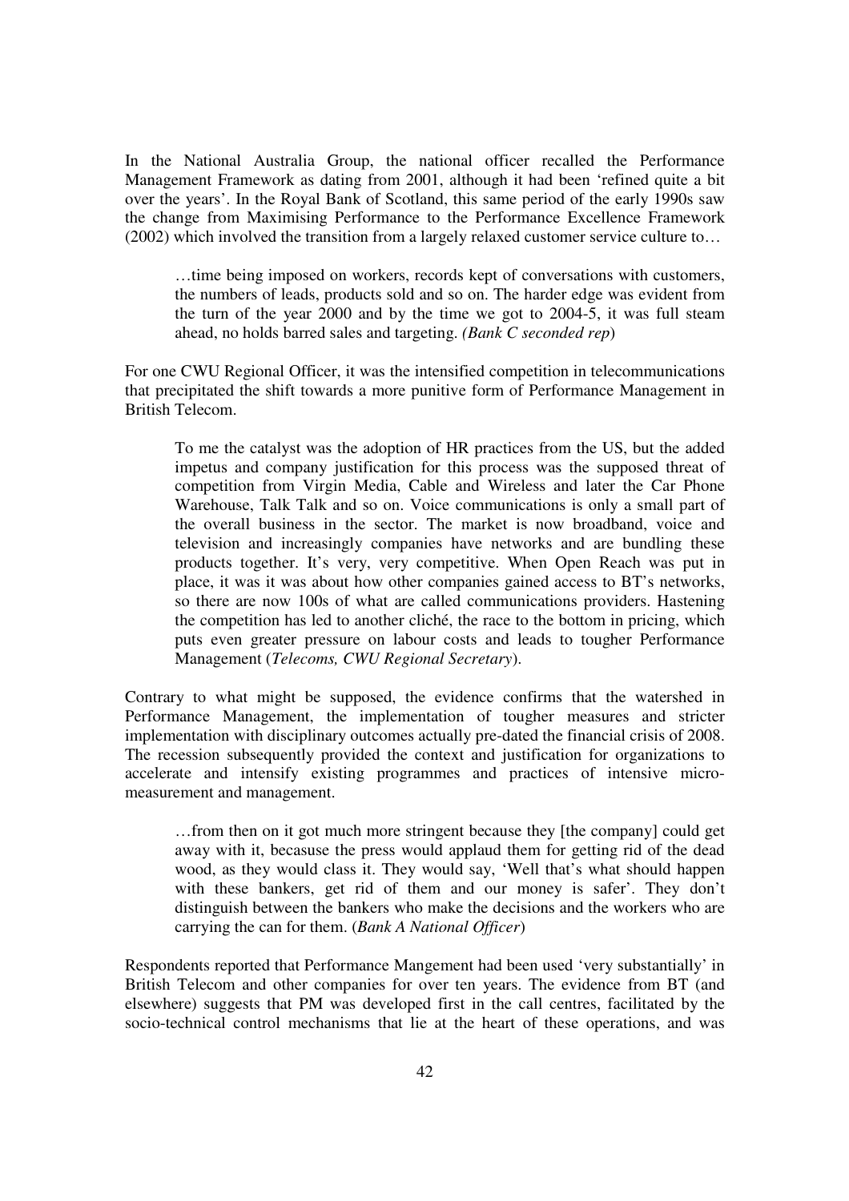In the National Australia Group, the national officer recalled the Performance Management Framework as dating from 2001, although it had been 'refined quite a bit over the years'. In the Royal Bank of Scotland, this same period of the early 1990s saw the change from Maximising Performance to the Performance Excellence Framework (2002) which involved the transition from a largely relaxed customer service culture to…

> …time being imposed on workers, records kept of conversations with customers, the numbers of leads, products sold and so on. The harder edge was evident from the turn of the year 2000 and by the time we got to 2004-5, it was full steam ahead, no holds barred sales and targeting. *(Bank C seconded rep)*

For one CWU Regional Officer, it was the intensified competition in telecommunications that precipitated the shift towards a more punitive form of Performance Management in British Telecom.

> To me the catalyst was the adoption of HR practices from the US, but the added impetus and company justification for this process was the supposed threat of competition from Virgin Media, Cable and Wireless and later the Car Phone Warehouse, Talk Talk and so on. Voice communications is only a small part of the overall business in the sector. The market is now broadband, voice and television and increasingly companies have networks and are bundling these products together. It's very, very competitive. When Open Reach was put in place, it was it was about how other companies gained access to BT's networks, so there are now 100s of what are called communications providers. Hastening the competition has led to another cliché, the race to the bottom in pricing, which puts even greater pressure on labour costs and leads to tougher Performance Management (*Telecoms, CWU Regional Secretary*).

Contrary to what might be supposed, the evidence confirms that the watershed in Performance Management, the implementation of tougher measures and stricter implementation with disciplinary outcomes actually pre-dated the financial crisis of 2008. The recession subsequently provided the context and justification for organizations to accelerate and intensify existing programmes and practices of intensive micro-measurement and management.

> …from then on it got much more stringent because they [the company] could get away with it, becasuse the press would applaud them for getting rid of the dead wood, as they would class it. They would say, 'Well that's what should happen with these bankers, get rid of them and our money is safer'. They don't distinguish between the bankers who make the decisions and the workers who are carrying the can for them. (*Bank A National Officer*)

Respondents reported that Performance Mangement had been used 'very substantially' in British Telecom and other companies for over ten years. The evidence from BT (and elsewhere) suggests that PM was developed first in the call centres, facilitated by the socio-technical control mechanisms that lie at the heart of these operations, and was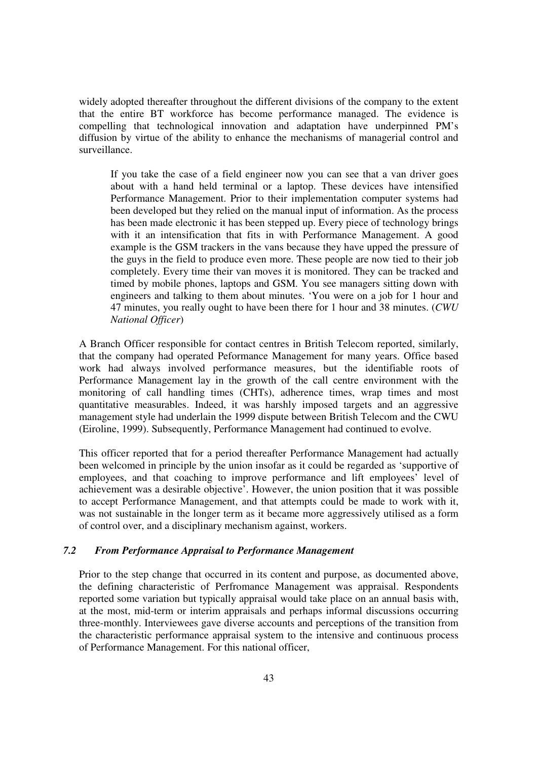widely adopted thereafter throughout the different divisions of the company to the extent that the entire BT workforce has become performance managed. The evidence is compelling that technological innovation and adaptation have underpinned PM's diffusion by virtue of the ability to enhance the mechanisms of managerial control and surveillance.

> If you take the case of a field engineer now you can see that a van driver goes about with a hand held terminal or a laptop. These devices have intensified Performance Management. Prior to their implementation computer systems had been developed but they relied on the manual input of information. As the process has been made electronic it has been stepped up. Every piece of technology brings with it an intensification that fits in with Performance Management. A good example is the GSM trackers in the vans because they have upped the pressure of the guys in the field to produce even more. These people are now tied to their job completely. Every time their van moves it is monitored. They can be tracked and timed by mobile phones, laptops and GSM. You see managers sitting down with engineers and talking to them about minutes. 'You were on a job for 1 hour and 47 minutes, you really ought to have been there for 1 hour and 38 minutes. (*CWU National Officer*)

A Branch Officer responsible for contact centres in British Telecom reported, similarly, that the company had operated Peformance Management for many years. Office based work had always involved performance measures, but the identifiable roots of Performance Management lay in the growth of the call centre environment with the monitoring of call handling times (CHTs), adherence times, wrap times and most quantitative measurables. Indeed, it was harshly imposed targets and an aggressive management style had underlain the 1999 dispute between British Telecom and the CWU (Eiroline, 1999). Subsequently, Performance Management had continued to evolve.

This officer reported that for a period thereafter Performance Management had actually been welcomed in principle by the union insofar as it could be regarded as 'supportive of employees, and that coaching to improve performance and lift employees' level of achievement was a desirable objective'. However, the union position that it was possible to accept Performance Management, and that attempts could be made to work with it, was not sustainable in the longer term as it became more aggressively utilised as a form of control over, and a disciplinary mechanism against, workers.

### *7.2 From Performance Appraisal to Performance Management*

Prior to the step change that occurred in its content and purpose, as documented above, the defining characteristic of Perfromance Management was appraisal. Respondents reported some variation but typically appraisal would take place on an annual basis with, at the most, mid-term or interim appraisals and perhaps informal discussions occurring three-monthly. Interviewees gave diverse accounts and perceptions of the transition from the characteristic performance appraisal system to the intensive and continuous process of Performance Management. For this national officer,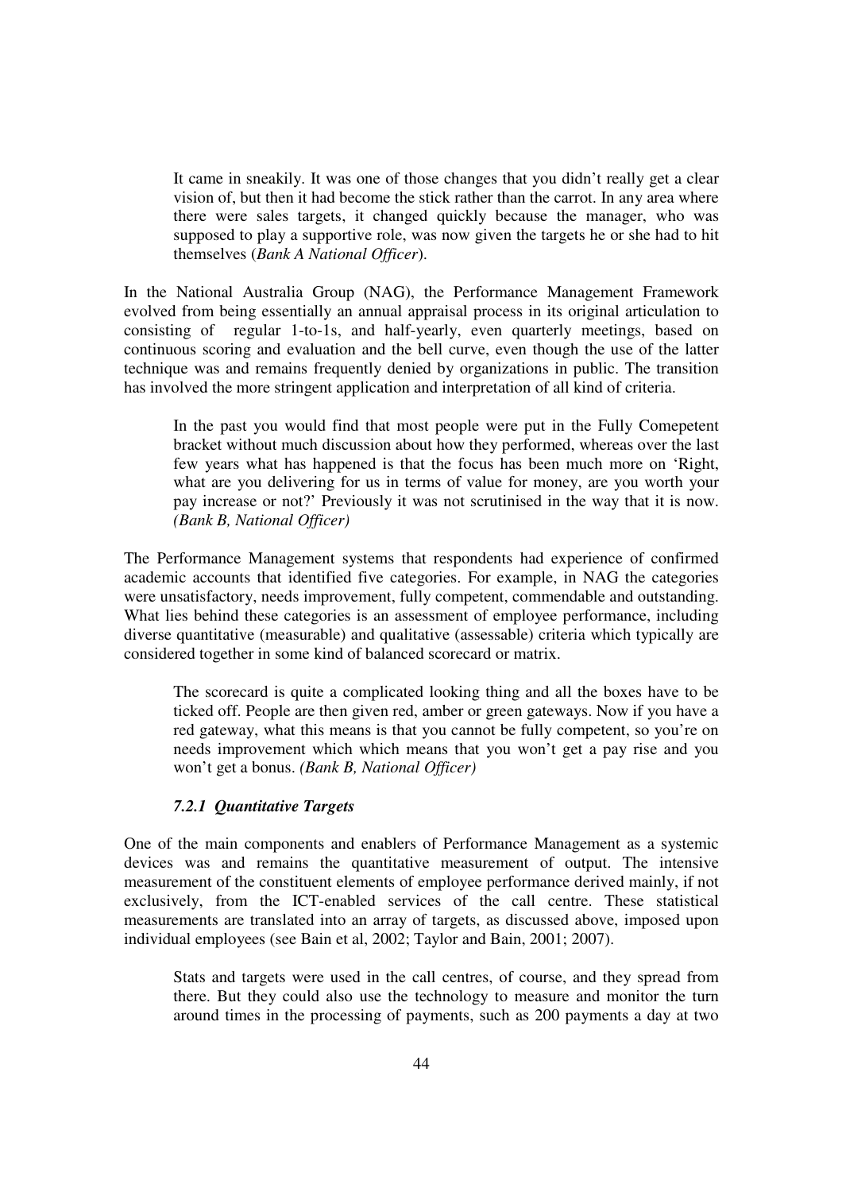> It came in sneakily. It was one of those changes that you didn't really get a clear vision of, but then it had become the stick rather than the carrot. In any area where there were sales targets, it changed quickly because the manager, who was supposed to play a supportive role, was now given the targets he or she had to hit themselves (*Bank A National Officer*).

In the National Australia Group (NAG), the Performance Management Framework evolved from being essentially an annual appraisal process in its original articulation to consisting of regular 1-to-1s, and half-yearly, even quarterly meetings, based on continuous scoring and evaluation and the bell curve, even though the use of the latter technique was and remains frequently denied by organizations in public. The transition has involved the more stringent application and interpretation of all kind of criteria.

> In the past you would find that most people were put in the Fully Comepetent bracket without much discussion about how they performed, whereas over the last few years what has happened is that the focus has been much more on 'Right, what are you delivering for us in terms of value for money, are you worth your pay increase or not?' Previously it was not scrutinised in the way that it is now. *(Bank B, National Officer)*

The Performance Management systems that respondents had experience of confirmed academic accounts that identified five categories. For example, in NAG the categories were unsatisfactory, needs improvement, fully competent, commendable and outstanding. What lies behind these categories is an assessment of employee performance, including diverse quantitative (measurable) and qualitative (assessable) criteria which typically are considered together in some kind of balanced scorecard or matrix.

> The scorecard is quite a complicated looking thing and all the boxes have to be ticked off. People are then given red, amber or green gateways. Now if you have a red gateway, what this means is that you cannot be fully competent, so you're on needs improvement which which means that you won't get a pay rise and you won't get a bonus. *(Bank B, National Officer)*

#### *7.2.1 Quantitative Targets*

One of the main components and enablers of Performance Management as a systemic devices was and remains the quantitative measurement of output. The intensive measurement of the constituent elements of employee performance derived mainly, if not exclusively, from the ICT-enabled services of the call centre. These statistical measurements are translated into an array of targets, as discussed above, imposed upon individual employees (see Bain et al, 2002; Taylor and Bain, 2001; 2007).

> Stats and targets were used in the call centres, of course, and they spread from there. But they could also use the technology to measure and monitor the turn around times in the processing of payments, such as 200 payments a day at two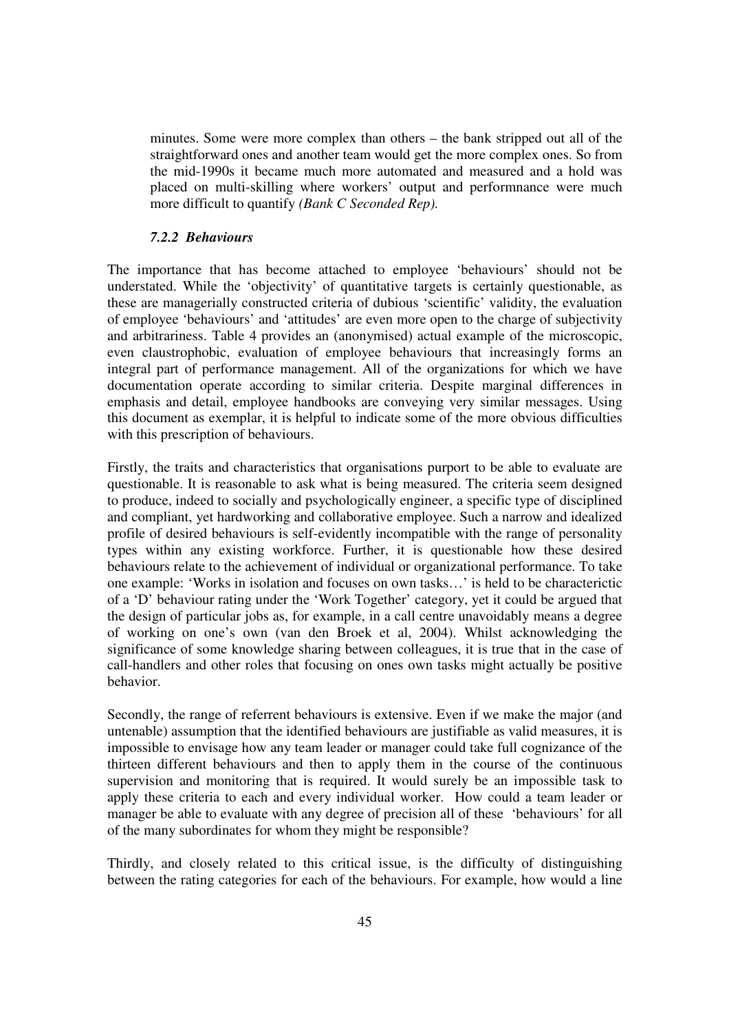> minutes. Some were more complex than others – the bank stripped out all of the straightforward ones and another team would get the more complex ones. So from the mid-1990s it became much more automated and measured and a hold was placed on multi-skilling where workers' output and performnance were much more difficult to quantify *(Bank C Seconded Rep).*

#### *7.2.2 Behaviours*

The importance that has become attached to employee 'behaviours' should not be understated. While the 'objectivity' of quantitative targets is certainly questionable, as these are managerially constructed criteria of dubious 'scientific' validity, the evaluation of employee 'behaviours' and 'attitudes' are even more open to the charge of subjectivity and arbitrariness. Table 4 provides an (anonymised) actual example of the microscopic, even claustrophobic, evaluation of employee behaviours that increasingly forms an integral part of performance management. All of the organizations for which we have documentation operate according to similar criteria. Despite marginal differences in emphasis and detail, employee handbooks are conveying very similar messages. Using this document as exemplar, it is helpful to indicate some of the more obvious difficulties with this prescription of behaviours.

Firstly, the traits and characteristics that organisations purport to be able to evaluate are questionable. It is reasonable to ask what is being measured. The criteria seem designed to produce, indeed to socially and psychologically engineer, a specific type of disciplined and compliant, yet hardworking and collaborative employee. Such a narrow and idealized profile of desired behaviours is self-evidently incompatible with the range of personality types within any existing workforce. Further, it is questionable how these desired behaviours relate to the achievement of individual or organizational performance. To take one example: 'Works in isolation and focuses on own tasks…' is held to be characterictic of a 'D' behaviour rating under the 'Work Together' category, yet it could be argued that the design of particular jobs as, for example, in a call centre unavoidably means a degree of working on one's own (van den Broek et al, 2004). Whilst acknowledging the significance of some knowledge sharing between colleagues, it is true that in the case of call-handlers and other roles that focusing on ones own tasks might actually be positive behavior.

Secondly, the range of referrent behaviours is extensive. Even if we make the major (and untenable) assumption that the identified behaviours are justifiable as valid measures, it is impossible to envisage how any team leader or manager could take full cognizance of the thirteen different behaviours and then to apply them in the course of the continuous supervision and monitoring that is required. It would surely be an impossible task to apply these criteria to each and every individual worker. How could a team leader or manager be able to evaluate with any degree of precision all of these 'behaviours' for all of the many subordinates for whom they might be responsible?

Thirdly, and closely related to this critical issue, is the difficulty of distinguishing between the rating categories for each of the behaviours. For example, how would a line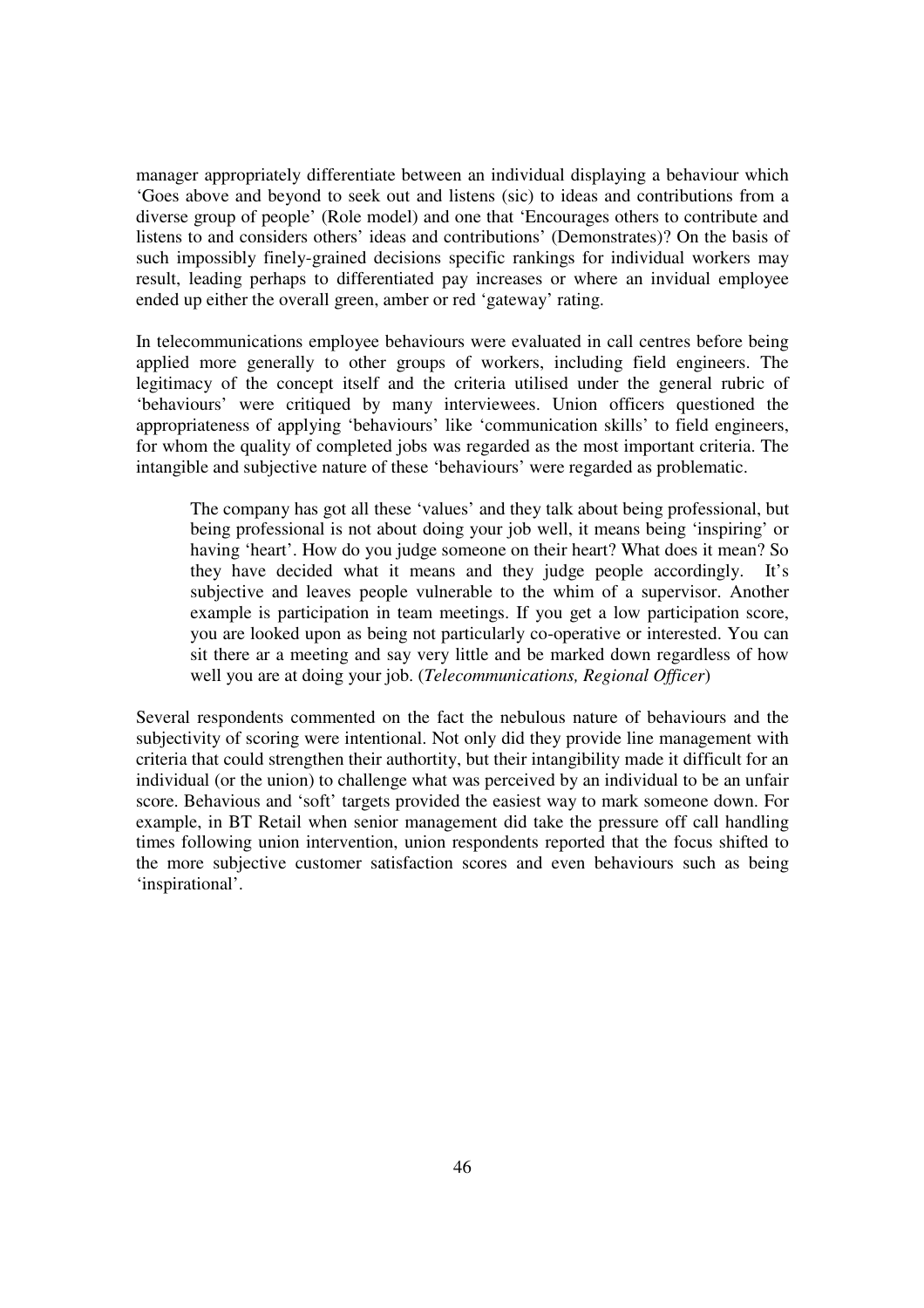manager appropriately differentiate between an individual displaying a behaviour which 'Goes above and beyond to seek out and listens (sic) to ideas and contributions from a diverse group of people' (Role model) and one that 'Encourages others to contribute and listens to and considers others' ideas and contributions' (Demonstrates)? On the basis of such impossibly finely-grained decisions specific rankings for individual workers may result, leading perhaps to differentiated pay increases or where an invidual employee ended up either the overall green, amber or red 'gateway' rating.

In telecommunications employee behaviours were evaluated in call centres before being applied more generally to other groups of workers, including field engineers. The legitimacy of the concept itself and the criteria utilised under the general rubric of 'behaviours' were critiqued by many interviewees. Union officers questioned the appropriateness of applying 'behaviours' like 'communication skills' to field engineers, for whom the quality of completed jobs was regarded as the most important criteria. The intangible and subjective nature of these 'behaviours' were regarded as problematic.

> The company has got all these 'values' and they talk about being professional, but being professional is not about doing your job well, it means being 'inspiring' or having 'heart'. How do you judge someone on their heart? What does it mean? So they have decided what it means and they judge people accordingly. It's subjective and leaves people vulnerable to the whim of a supervisor. Another example is participation in team meetings. If you get a low participation score, you are looked upon as being not particularly co-operative or interested. You can sit there ar a meeting and say very little and be marked down regardless of how well you are at doing your job. (*Telecommunications, Regional Officer*)

Several respondents commented on the fact the nebulous nature of behaviours and the subjectivity of scoring were intentional. Not only did they provide line management with criteria that could strengthen their authortity, but their intangibility made it difficult for an individual (or the union) to challenge what was perceived by an individual to be an unfair score. Behavious and 'soft' targets provided the easiest way to mark someone down. For example, in BT Retail when senior management did take the pressure off call handling times following union intervention, union respondents reported that the focus shifted to the more subjective customer satisfaction scores and even behaviours such as being 'inspirational'.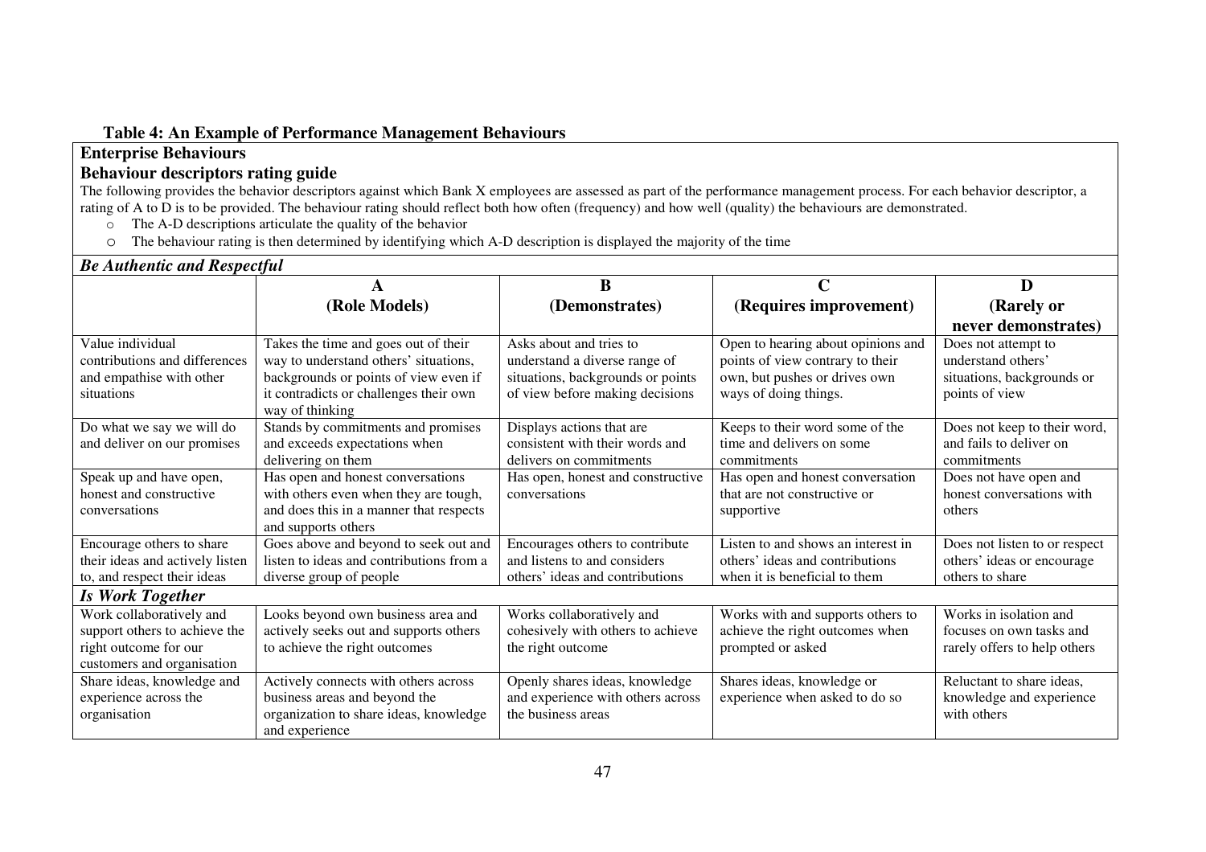**Table 4: An Example of Performance Management Behaviours**

**Enterprise Behaviours**

**Behaviour descriptors rating guide**

The following provides the behavior descriptors against which Bank X employees are assessed as part of the performance management process. For each behavior descriptor, a rating of A to D is to be provided. The behaviour rating should reflect both how often (frequency) and how well (quality) the behaviours are demonstrated.

- The A-D descriptions articulate the quality of the behavior
- The behaviour rating is then determined by identifying which A-D description is displayed the majority of the time

| | A (Role Models) | B (Demonstrates) | C (Requires improvement) | D (Rarely or never demonstrates) |
|---|---|---|---|---|
| ***Be Authentic and Respectful*** | | | | |
| Value individual contributions and differences and empathise with other situations | Takes the time and goes out of their way to understand others' situations, backgrounds or points of view even if it contradicts or challenges their own way of thinking | Asks about and tries to understand a diverse range of situations, backgrounds or points of view before making decisions | Open to hearing about opinions and points of view contrary to their own, but pushes or drives own ways of doing things. | Does not attempt to understand others' situations, backgrounds or points of view |
| Do what we say we will do and deliver on our promises | Stands by commitments and promises and exceeds expectations when delivering on them | Displays actions that are consistent with their words and delivers on commitments | Keeps to their word some of the time and delivers on some commitments | Does not keep to their word, and fails to deliver on commitments |
| Speak up and have open, honest and constructive conversations | Has open and honest conversations with others even when they are tough, and does this in a manner that respects and supports others | Has open, honest and constructive conversations | Has open and honest conversation that are not constructive or supportive | Does not have open and honest conversations with others |
| Encourage others to share their ideas and actively listen to, and respect their ideas | Goes above and beyond to seek out and listen to ideas and contributions from a diverse group of people | Encourages others to contribute and listens to and considers others' ideas and contributions | Listen to and shows an interest in others' ideas and contributions when it is beneficial to them | Does not listen to or respect others' ideas or encourage others to share |
| ***Is Work Together*** | | | | |
| Work collaboratively and support others to achieve the right outcome for our customers and organisation | Looks beyond own business area and actively seeks out and supports others to achieve the right outcomes | Works collaboratively and cohesively with others to achieve the right outcome | Works with and supports others to achieve the right outcomes when prompted or asked | Works in isolation and focuses on own tasks and rarely offers to help others |
| Share ideas, knowledge and experience across the organisation | Actively connects with others across business areas and beyond the organization to share ideas, knowledge and experience | Openly shares ideas, knowledge and experience with others across the business areas | Shares ideas, knowledge or experience when asked to do so | Reluctant to share ideas, knowledge and experience with others |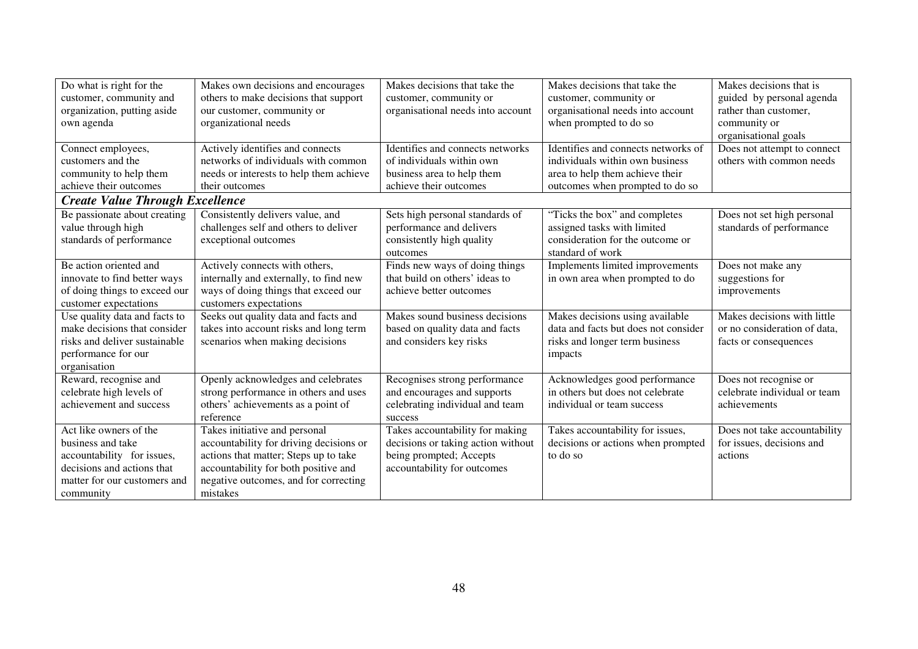| | | | | |
|---|---|---|---|---|
| Do what is right for the customer, community and organization, putting aside own agenda | Makes own decisions and encourages others to make decisions that support our customer, community or organizational needs | Makes decisions that take the customer, community or organisational needs into account | Makes decisions that take the customer, community or organisational needs into account when prompted to do so | Makes decisions that is guided by personal agenda rather than customer, community or organisational goals |
| Connect employees, customers and the community to help them achieve their outcomes | Actively identifies and connects networks of individuals with common needs or interests to help them achieve their outcomes | Identifies and connects networks of individuals within own business area to help them achieve their outcomes | Identifies and connects networks of individuals within own business area to help them achieve their outcomes when prompted to do so | Does not attempt to connect others with common needs |
| ***Create Value Through Excellence*** | | | | |
| Be passionate about creating value through high standards of performance | Consistently delivers value, and challenges self and others to deliver exceptional outcomes | Sets high personal standards of performance and delivers consistently high quality outcomes | "Ticks the box" and completes assigned tasks with limited consideration for the outcome or standard of work | Does not set high personal standards of performance |
| Be action oriented and innovate to find better ways of doing things to exceed our customer expectations | Actively connects with others, internally and externally, to find new ways of doing things that exceed our customers expectations | Finds new ways of doing things that build on others' ideas to achieve better outcomes | Implements limited improvements in own area when prompted to do | Does not make any suggestions for improvements |
| Use quality data and facts to make decisions that consider risks and deliver sustainable performance for our organisation | Seeks out quality data and facts and takes into account risks and long term scenarios when making decisions | Makes sound business decisions based on quality data and facts and considers key risks | Makes decisions using available data and facts but does not consider risks and longer term business impacts | Makes decisions with little or no consideration of data, facts or consequences |
| Reward, recognise and celebrate high levels of achievement and success | Openly acknowledges and celebrates strong performance in others and uses others' achievements as a point of reference | Recognises strong performance and encourages and supports celebrating individual and team success | Acknowledges good performance in others but does not celebrate individual or team success | Does not recognise or celebrate individual or team achievements |
| Act like owners of the business and take accountability for issues, decisions and actions that matter for our customers and community | Takes initiative and personal accountability for driving decisions or actions that matter; Steps up to take accountability for both positive and negative outcomes, and for correcting mistakes | Takes accountability for making decisions or taking action without being prompted; Accepts accountability for outcomes | Takes accountability for issues, decisions or actions when prompted to do so | Does not take accountability for issues, decisions and actions |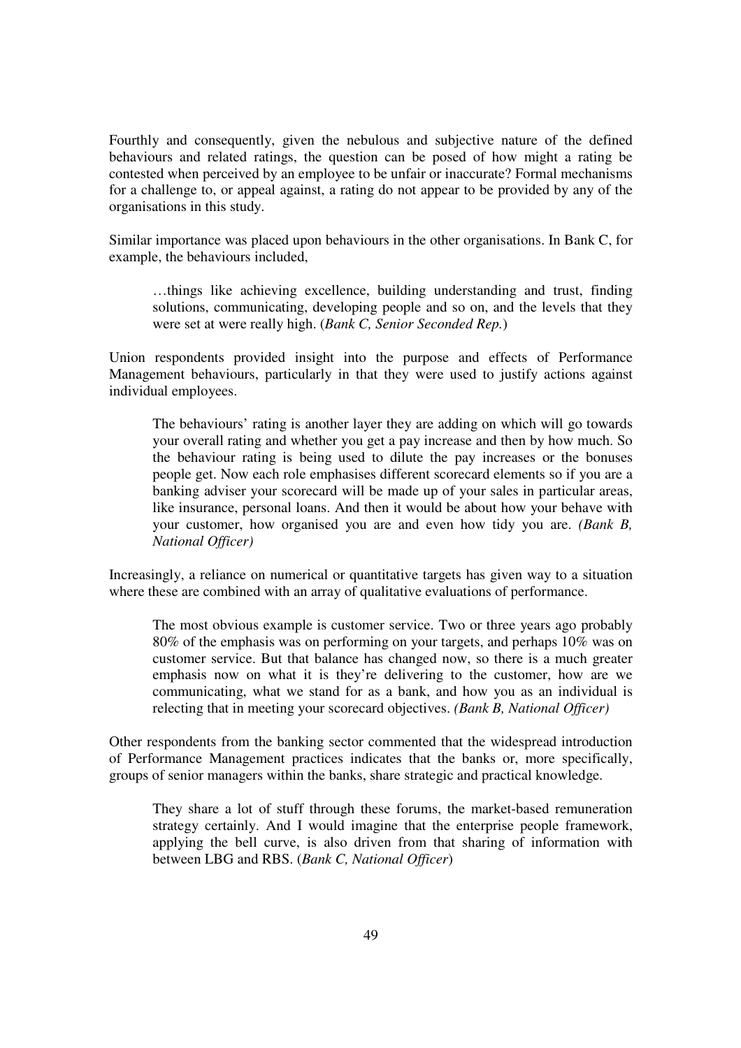Fourthly and consequently, given the nebulous and subjective nature of the defined behaviours and related ratings, the question can be posed of how might a rating be contested when perceived by an employee to be unfair or inaccurate? Formal mechanisms for a challenge to, or appeal against, a rating do not appear to be provided by any of the organisations in this study.

Similar importance was placed upon behaviours in the other organisations. In Bank C, for example, the behaviours included,

> …things like achieving excellence, building understanding and trust, finding solutions, communicating, developing people and so on, and the levels that they were set at were really high. (*Bank C, Senior Seconded Rep.*)

Union respondents provided insight into the purpose and effects of Performance Management behaviours, particularly in that they were used to justify actions against individual employees.

> The behaviours' rating is another layer they are adding on which will go towards your overall rating and whether you get a pay increase and then by how much. So the behaviour rating is being used to dilute the pay increases or the bonuses people get. Now each role emphasises different scorecard elements so if you are a banking adviser your scorecard will be made up of your sales in particular areas, like insurance, personal loans. And then it would be about how your behave with your customer, how organised you are and even how tidy you are. *(Bank B, National Officer)*

Increasingly, a reliance on numerical or quantitative targets has given way to a situation where these are combined with an array of qualitative evaluations of performance.

> The most obvious example is customer service. Two or three years ago probably 80% of the emphasis was on performing on your targets, and perhaps 10% was on customer service. But that balance has changed now, so there is a much greater emphasis now on what it is they're delivering to the customer, how are we communicating, what we stand for as a bank, and how you as an individual is relecting that in meeting your scorecard objectives. *(Bank B, National Officer)*

Other respondents from the banking sector commented that the widespread introduction of Performance Management practices indicates that the banks or, more specifically, groups of senior managers within the banks, share strategic and practical knowledge.

> They share a lot of stuff through these forums, the market-based remuneration strategy certainly. And I would imagine that the enterprise people framework, applying the bell curve, is also driven from that sharing of information with between LBG and RBS. (*Bank C, National Officer*)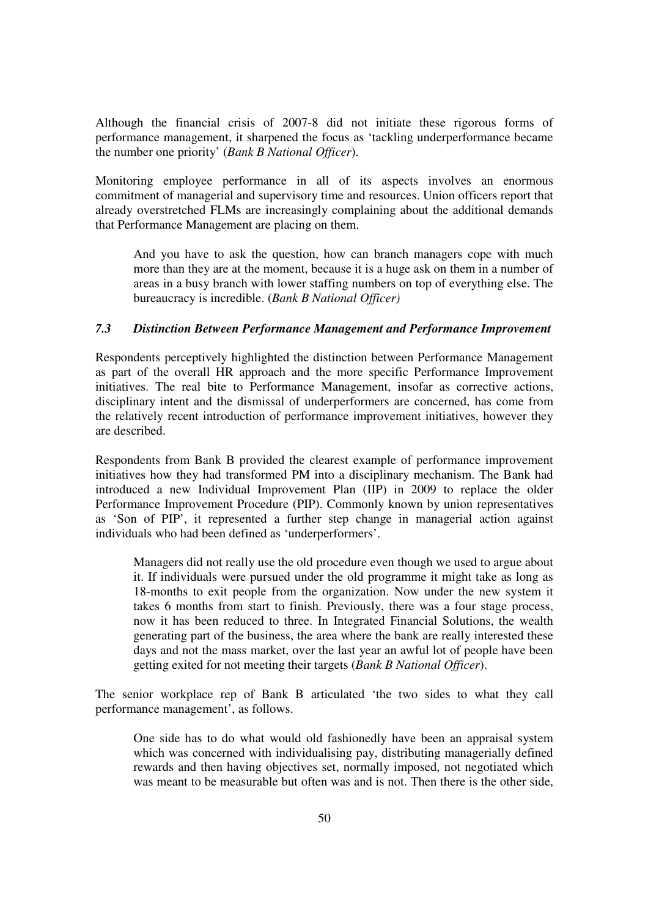Although the financial crisis of 2007-8 did not initiate these rigorous forms of performance management, it sharpened the focus as 'tackling underperformance became the number one priority' (*Bank B National Officer*).

Monitoring employee performance in all of its aspects involves an enormous commitment of managerial and supervisory time and resources. Union officers report that already overstretched FLMs are increasingly complaining about the additional demands that Performance Management are placing on them.

> And you have to ask the question, how can branch managers cope with much more than they are at the moment, because it is a huge ask on them in a number of areas in a busy branch with lower staffing numbers on top of everything else. The bureaucracy is incredible. (*Bank B National Officer)*

### *7.3 Distinction Between Performance Management and Performance Improvement*

Respondents perceptively highlighted the distinction between Performance Management as part of the overall HR approach and the more specific Performance Improvement initiatives. The real bite to Performance Management, insofar as corrective actions, disciplinary intent and the dismissal of underperformers are concerned, has come from the relatively recent introduction of performance improvement initiatives, however they are described.

Respondents from Bank B provided the clearest example of performance improvement initiatives how they had transformed PM into a disciplinary mechanism. The Bank had introduced a new Individual Improvement Plan (IIP) in 2009 to replace the older Performance Improvement Procedure (PIP). Commonly known by union representatives as 'Son of PIP', it represented a further step change in managerial action against individuals who had been defined as 'underperformers'.

> Managers did not really use the old procedure even though we used to argue about it. If individuals were pursued under the old programme it might take as long as 18-months to exit people from the organization. Now under the new system it takes 6 months from start to finish. Previously, there was a four stage process, now it has been reduced to three. In Integrated Financial Solutions, the wealth generating part of the business, the area where the bank are really interested these days and not the mass market, over the last year an awful lot of people have been getting exited for not meeting their targets (*Bank B National Officer*).

The senior workplace rep of Bank B articulated 'the two sides to what they call performance management', as follows.

> One side has to do what would old fashionedly have been an appraisal system which was concerned with individualising pay, distributing managerially defined rewards and then having objectives set, normally imposed, not negotiated which was meant to be measurable but often was and is not. Then there is the other side,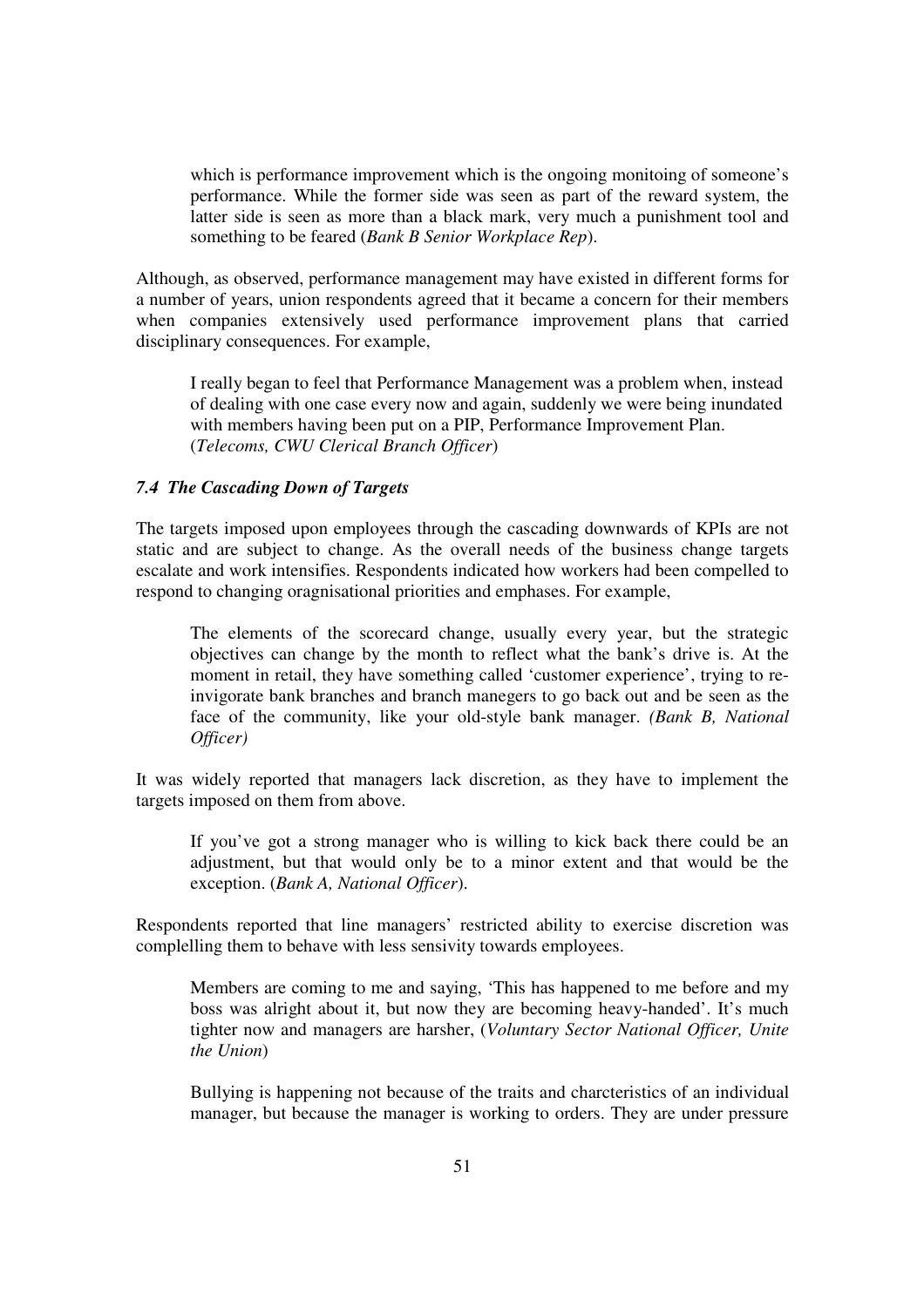> which is performance improvement which is the ongoing monitoing of someone's performance. While the former side was seen as part of the reward system, the latter side is seen as more than a black mark, very much a punishment tool and something to be feared (*Bank B Senior Workplace Rep*).

Although, as observed, performance management may have existed in different forms for a number of years, union respondents agreed that it became a concern for their members when companies extensively used performance improvement plans that carried disciplinary consequences. For example,

> I really began to feel that Performance Management was a problem when, instead of dealing with one case every now and again, suddenly we were being inundated with members having been put on a PIP, Performance Improvement Plan. (*Telecoms, CWU Clerical Branch Officer*)

### *7.4 The Cascading Down of Targets*

The targets imposed upon employees through the cascading downwards of KPIs are not static and are subject to change. As the overall needs of the business change targets escalate and work intensifies. Respondents indicated how workers had been compelled to respond to changing oragnisational priorities and emphases. For example,

> The elements of the scorecard change, usually every year, but the strategic objectives can change by the month to reflect what the bank's drive is. At the moment in retail, they have something called 'customer experience', trying to re-invigorate bank branches and branch manegers to go back out and be seen as the face of the community, like your old-style bank manager. *(Bank B, National Officer)*

It was widely reported that managers lack discretion, as they have to implement the targets imposed on them from above.

> If you've got a strong manager who is willing to kick back there could be an adjustment, but that would only be to a minor extent and that would be the exception. (*Bank A, National Officer*).

Respondents reported that line managers' restricted ability to exercise discretion was complelling them to behave with less sensivity towards employees.

> Members are coming to me and saying, 'This has happened to me before and my boss was alright about it, but now they are becoming heavy-handed'. It's much tighter now and managers are harsher, (*Voluntary Sector National Officer, Unite the Union*)

> Bullying is happening not because of the traits and charcteristics of an individual manager, but because the manager is working to orders. They are under pressure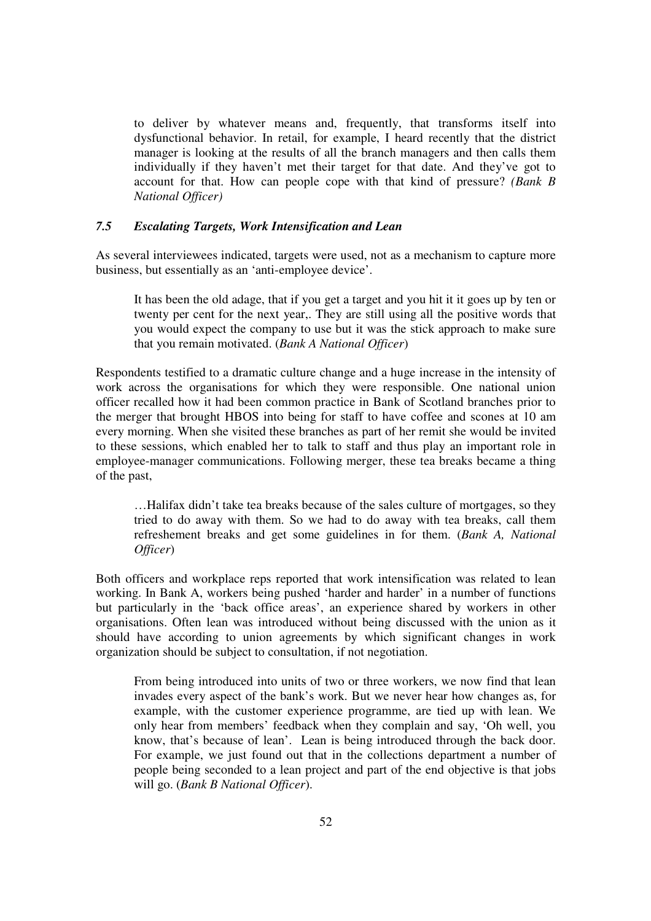> to deliver by whatever means and, frequently, that transforms itself into dysfunctional behavior. In retail, for example, I heard recently that the district manager is looking at the results of all the branch managers and then calls them individually if they haven't met their target for that date. And they've got to account for that. How can people cope with that kind of pressure? *(Bank B National Officer)*

### *7.5 Escalating Targets, Work Intensification and Lean*

As several interviewees indicated, targets were used, not as a mechanism to capture more business, but essentially as an 'anti-employee device'.

> It has been the old adage, that if you get a target and you hit it it goes up by ten or twenty per cent for the next year,. They are still using all the positive words that you would expect the company to use but it was the stick approach to make sure that you remain motivated. (*Bank A National Officer*)

Respondents testified to a dramatic culture change and a huge increase in the intensity of work across the organisations for which they were responsible. One national union officer recalled how it had been common practice in Bank of Scotland branches prior to the merger that brought HBOS into being for staff to have coffee and scones at 10 am every morning. When she visited these branches as part of her remit she would be invited to these sessions, which enabled her to talk to staff and thus play an important role in employee-manager communications. Following merger, these tea breaks became a thing of the past,

> …Halifax didn't take tea breaks because of the sales culture of mortgages, so they tried to do away with them. So we had to do away with tea breaks, call them refreshement breaks and get some guidelines in for them. (*Bank A, National Officer*)

Both officers and workplace reps reported that work intensification was related to lean working. In Bank A, workers being pushed 'harder and harder' in a number of functions but particularly in the 'back office areas', an experience shared by workers in other organisations. Often lean was introduced without being discussed with the union as it should have according to union agreements by which significant changes in work organization should be subject to consultation, if not negotiation.

> From being introduced into units of two or three workers, we now find that lean invades every aspect of the bank's work. But we never hear how changes as, for example, with the customer experience programme, are tied up with lean. We only hear from members' feedback when they complain and say, 'Oh well, you know, that's because of lean'. Lean is being introduced through the back door. For example, we just found out that in the collections department a number of people being seconded to a lean project and part of the end objective is that jobs will go. (*Bank B National Officer*).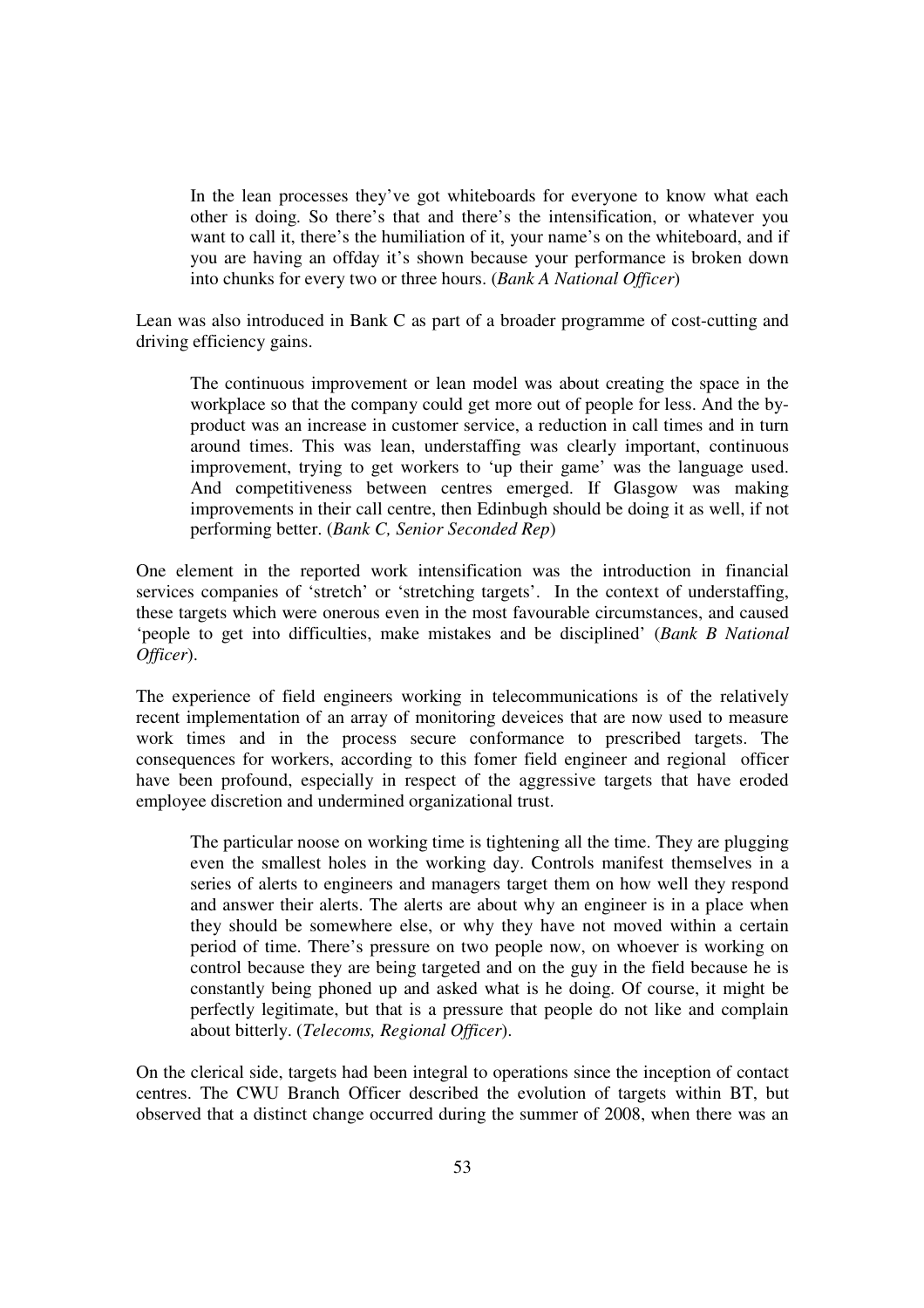> In the lean processes they've got whiteboards for everyone to know what each other is doing. So there's that and there's the intensification, or whatever you want to call it, there's the humiliation of it, your name's on the whiteboard, and if you are having an offday it's shown because your performance is broken down into chunks for every two or three hours. (*Bank A National Officer*)

Lean was also introduced in Bank C as part of a broader programme of cost-cutting and driving efficiency gains.

> The continuous improvement or lean model was about creating the space in the workplace so that the company could get more out of people for less. And the by-product was an increase in customer service, a reduction in call times and in turn around times. This was lean, understaffing was clearly important, continuous improvement, trying to get workers to 'up their game' was the language used. And competitiveness between centres emerged. If Glasgow was making improvements in their call centre, then Edinbugh should be doing it as well, if not performing better. (*Bank C, Senior Seconded Rep*)

One element in the reported work intensification was the introduction in financial services companies of 'stretch' or 'stretching targets'. In the context of understaffing, these targets which were onerous even in the most favourable circumstances, and caused 'people to get into difficulties, make mistakes and be disciplined' (*Bank B National Officer*).

The experience of field engineers working in telecommunications is of the relatively recent implementation of an array of monitoring deveices that are now used to measure work times and in the process secure conformance to prescribed targets. The consequences for workers, according to this fomer field engineer and regional officer have been profound, especially in respect of the aggressive targets that have eroded employee discretion and undermined organizational trust.

> The particular noose on working time is tightening all the time. They are plugging even the smallest holes in the working day. Controls manifest themselves in a series of alerts to engineers and managers target them on how well they respond and answer their alerts. The alerts are about why an engineer is in a place when they should be somewhere else, or why they have not moved within a certain period of time. There's pressure on two people now, on whoever is working on control because they are being targeted and on the guy in the field because he is constantly being phoned up and asked what is he doing. Of course, it might be perfectly legitimate, but that is a pressure that people do not like and complain about bitterly. (*Telecoms, Regional Officer*).

On the clerical side, targets had been integral to operations since the inception of contact centres. The CWU Branch Officer described the evolution of targets within BT, but observed that a distinct change occurred during the summer of 2008, when there was an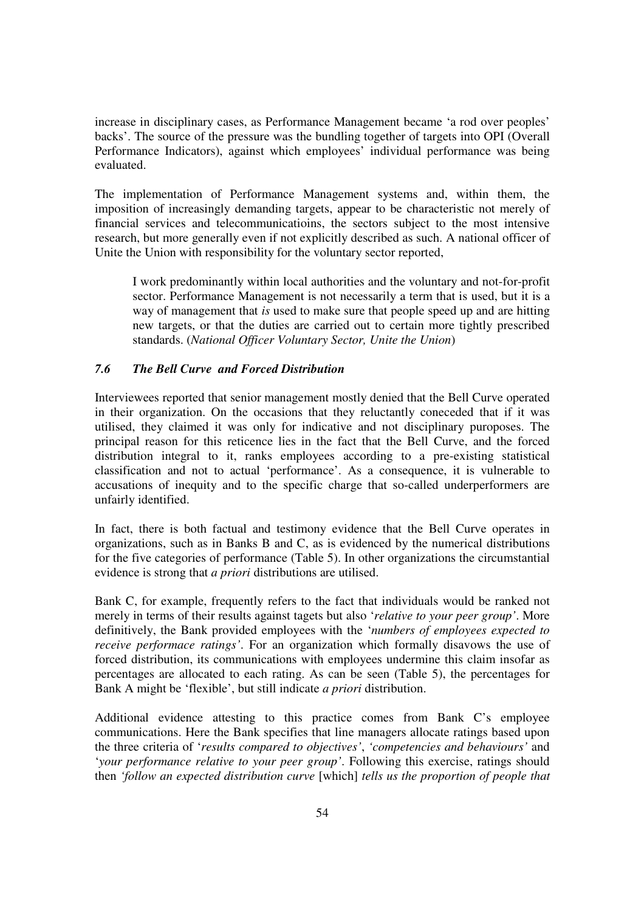increase in disciplinary cases, as Performance Management became 'a rod over peoples' backs'. The source of the pressure was the bundling together of targets into OPI (Overall Performance Indicators), against which employees' individual performance was being evaluated.

The implementation of Performance Management systems and, within them, the imposition of increasingly demanding targets, appear to be characteristic not merely of financial services and telecommunicatioins, the sectors subject to the most intensive research, but more generally even if not explicitly described as such. A national officer of Unite the Union with responsibility for the voluntary sector reported,

> I work predominantly within local authorities and the voluntary and not-for-profit sector. Performance Management is not necessarily a term that is used, but it is a way of management that *is* used to make sure that people speed up and are hitting new targets, or that the duties are carried out to certain more tightly prescribed standards. (*National Officer Voluntary Sector, Unite the Union*)

### *7.6 The Bell Curve and Forced Distribution*

Interviewees reported that senior management mostly denied that the Bell Curve operated in their organization. On the occasions that they reluctantly coneceded that if it was utilised, they claimed it was only for indicative and not disciplinary puroposes. The principal reason for this reticence lies in the fact that the Bell Curve, and the forced distribution integral to it, ranks employees according to a pre-existing statistical classification and not to actual 'performance'. As a consequence, it is vulnerable to accusations of inequity and to the specific charge that so-called underperformers are unfairly identified.

In fact, there is both factual and testimony evidence that the Bell Curve operates in organizations, such as in Banks B and C, as is evidenced by the numerical distributions for the five categories of performance (Table 5). In other organizations the circumstantial evidence is strong that *a priori* distributions are utilised.

Bank C, for example, frequently refers to the fact that individuals would be ranked not merely in terms of their results against tagets but also '*relative to your peer group'*. More definitively, the Bank provided employees with the '*numbers of employees expected to receive performace ratings'*. For an organization which formally disavows the use of forced distribution, its communications with employees undermine this claim insofar as percentages are allocated to each rating. As can be seen (Table 5), the percentages for Bank A might be 'flexible', but still indicate *a priori* distribution.

Additional evidence attesting to this practice comes from Bank C's employee communications. Here the Bank specifies that line managers allocate ratings based upon the three criteria of '*results compared to objectives'*, *'competencies and behaviours'* and *'your performance relative to your peer group'*. Following this exercise, ratings should then *'follow an expected distribution curve* [which] *tells us the proportion of people that*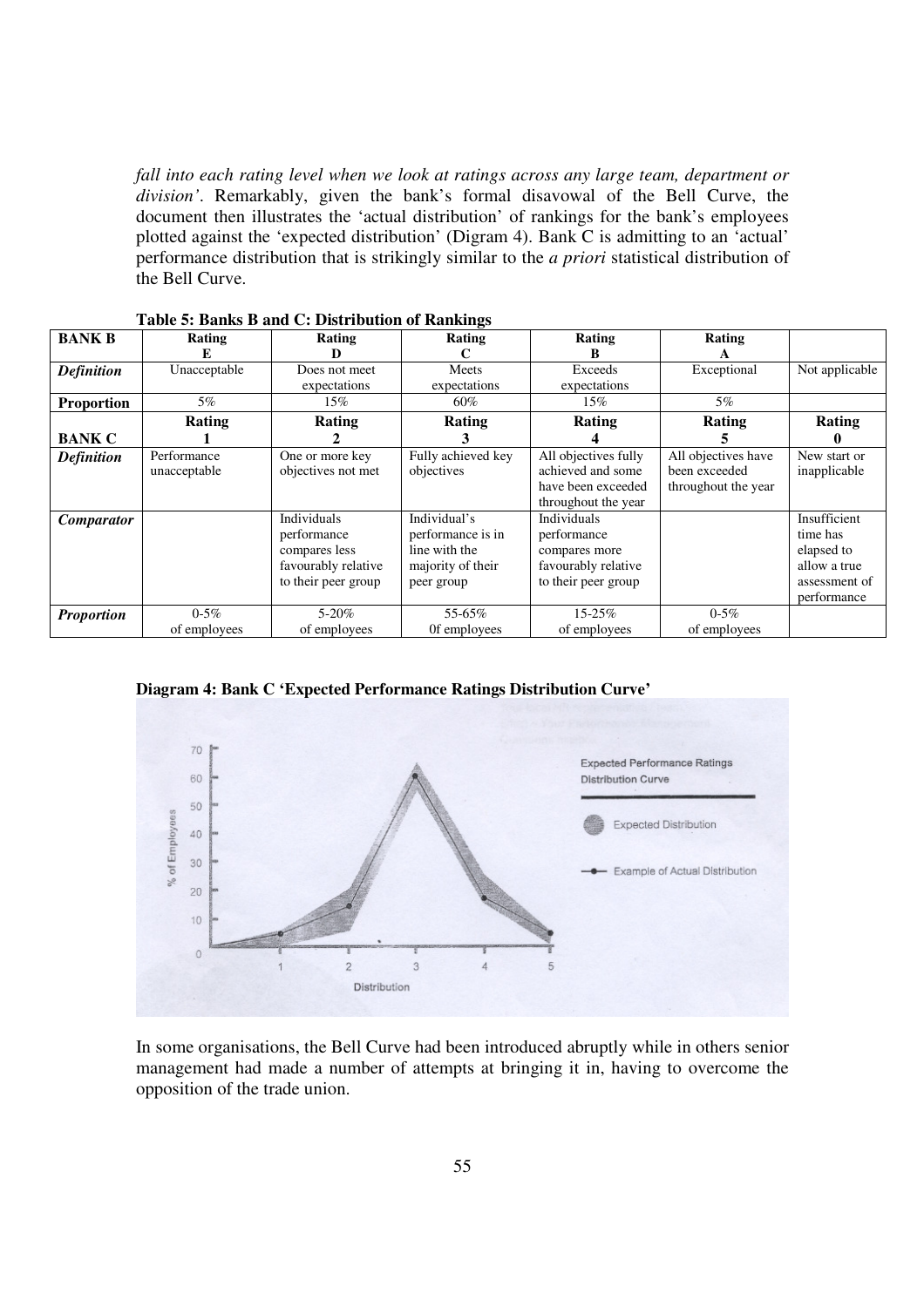*fall into each rating level when we look at ratings across any large team, department or division'*. Remarkably, given the bank's formal disavowal of the Bell Curve, the document then illustrates the 'actual distribution' of rankings for the bank's employees plotted against the 'expected distribution' (Digram 4). Bank C is admitting to an 'actual' performance distribution that is strikingly similar to the *a priori* statistical distribution of the Bell Curve.

**Table 5: Banks B and C: Distribution of Rankings**

| **BANK B** | **Rating E** | **Rating D** | **Rating C** | **Rating B** | **Rating A** | |
|---|---|---|---|---|---|---|
| ***Definition*** | Unacceptable | Does not meet expectations | Meets expectations | Exceeds expectations | Exceptional | Not applicable |
| **Proportion** | 5% | 15% | 60% | 15% | 5% | |
| **BANK C** | **Rating 1** | **Rating 2** | **Rating 3** | **Rating 4** | **Rating 5** | **Rating 0** |
| ***Definition*** | Performance unacceptable | One or more key objectives not met | Fully achieved key objectives | All objectives fully achieved and some have been exceeded throughout the year | All objectives have been exceeded throughout the year | New start or inapplicable |
| ***Comparator*** | | Individuals performance compares less favourably relative to their peer group | Individual's performance is in line with the majority of their peer group | Individuals performance compares more favourably relative to their peer group | | Insufficient time has elapsed to allow a true assessment of performance |
| ***Proportion*** | 0-5% of employees | 5-20% of employees | 55-65% 0f employees | 15-25% of employees | 0-5% of employees | |

**Diagram 4: Bank C 'Expected Performance Ratings Distribution Curve'**

In some organisations, the Bell Curve had been introduced abruptly while in others senior management had made a number of attempts at bringing it in, having to overcome the opposition of the trade union.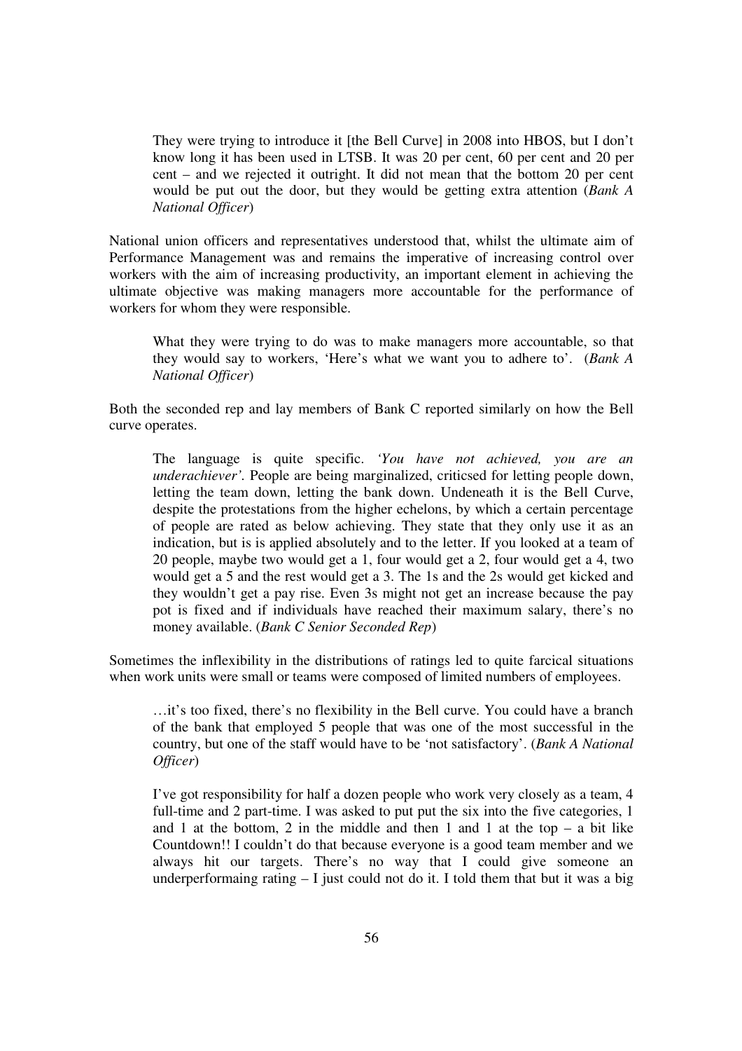> They were trying to introduce it [the Bell Curve] in 2008 into HBOS, but I don't know long it has been used in LTSB. It was 20 per cent, 60 per cent and 20 per cent – and we rejected it outright. It did not mean that the bottom 20 per cent would be put out the door, but they would be getting extra attention (*Bank A National Officer*)

National union officers and representatives understood that, whilst the ultimate aim of Performance Management was and remains the imperative of increasing control over workers with the aim of increasing productivity, an important element in achieving the ultimate objective was making managers more accountable for the performance of workers for whom they were responsible.

> What they were trying to do was to make managers more accountable, so that they would say to workers, 'Here's what we want you to adhere to'. (*Bank A National Officer*)

Both the seconded rep and lay members of Bank C reported similarly on how the Bell curve operates.

> The language is quite specific. *'You have not achieved, you are an underachiever'.* People are being marginalized, criticsed for letting people down, letting the team down, letting the bank down. Undeneath it is the Bell Curve, despite the protestations from the higher echelons, by which a certain percentage of people are rated as below achieving. They state that they only use it as an indication, but is is applied absolutely and to the letter. If you looked at a team of 20 people, maybe two would get a 1, four would get a 2, four would get a 4, two would get a 5 and the rest would get a 3. The 1s and the 2s would get kicked and they wouldn't get a pay rise. Even 3s might not get an increase because the pay pot is fixed and if individuals have reached their maximum salary, there's no money available. (*Bank C Senior Seconded Rep*)

Sometimes the inflexibility in the distributions of ratings led to quite farcical situations when work units were small or teams were composed of limited numbers of employees.

> …it's too fixed, there's no flexibility in the Bell curve. You could have a branch of the bank that employed 5 people that was one of the most successful in the country, but one of the staff would have to be 'not satisfactory'. (*Bank A National Officer*)

> I've got responsibility for half a dozen people who work very closely as a team, 4 full-time and 2 part-time. I was asked to put put the six into the five categories, 1 and 1 at the bottom, 2 in the middle and then 1 and 1 at the top – a bit like Countdown!! I couldn't do that because everyone is a good team member and we always hit our targets. There's no way that I could give someone an underperformaing rating – I just could not do it. I told them that but it was a big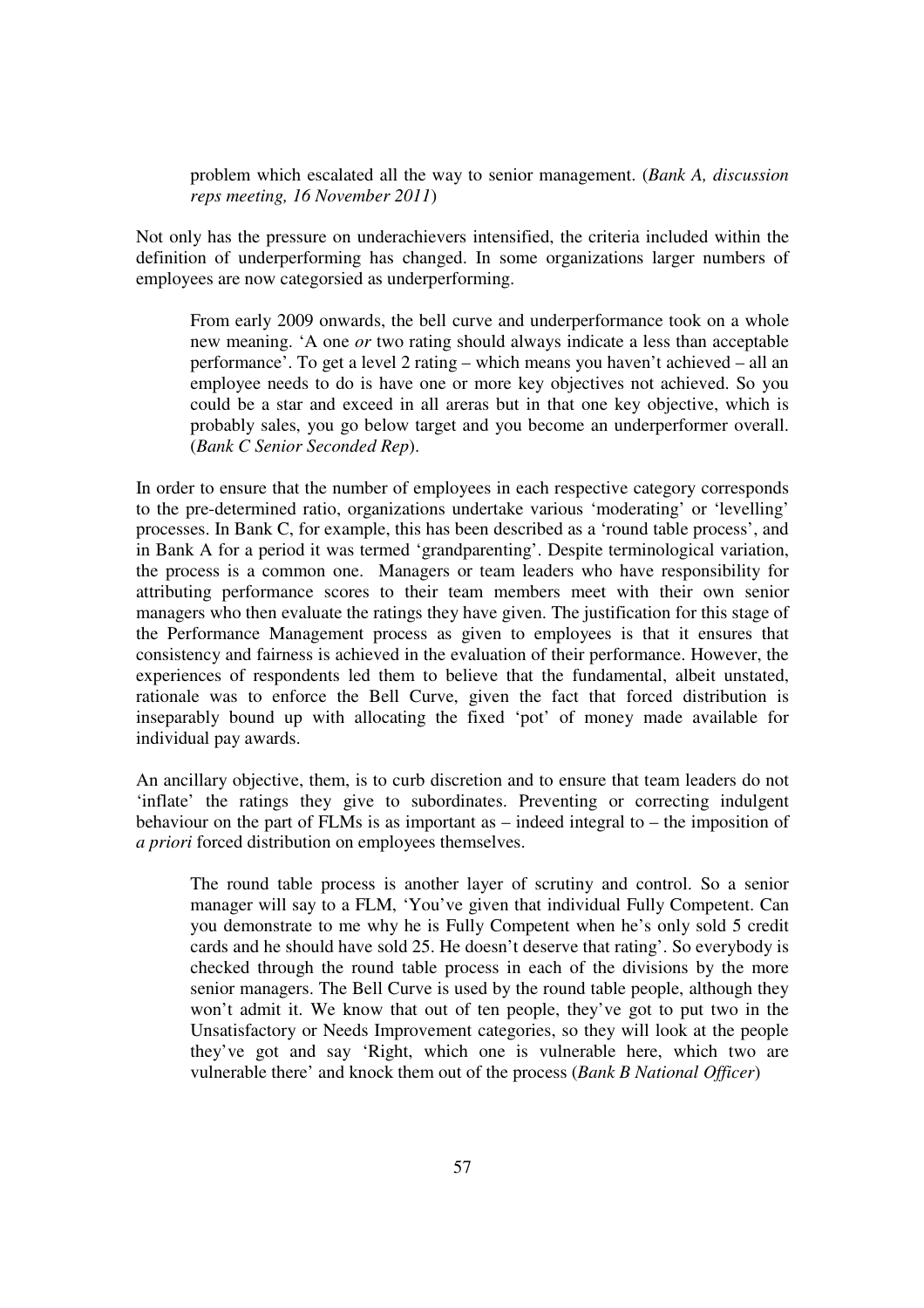> problem which escalated all the way to senior management. (*Bank A, discussion reps meeting, 16 November 2011*)

Not only has the pressure on underachievers intensified, the criteria included within the definition of underperforming has changed. In some organizations larger numbers of employees are now categorsied as underperforming.

> From early 2009 onwards, the bell curve and underperformance took on a whole new meaning. 'A one *or* two rating should always indicate a less than acceptable performance'. To get a level 2 rating – which means you haven't achieved – all an employee needs to do is have one or more key objectives not achieved. So you could be a star and exceed in all areras but in that one key objective, which is probably sales, you go below target and you become an underperformer overall. (*Bank C Senior Seconded Rep*).

In order to ensure that the number of employees in each respective category corresponds to the pre-determined ratio, organizations undertake various 'moderating' or 'levelling' processes. In Bank C, for example, this has been described as a 'round table process', and in Bank A for a period it was termed 'grandparenting'. Despite terminological variation, the process is a common one. Managers or team leaders who have responsibility for attributing performance scores to their team members meet with their own senior managers who then evaluate the ratings they have given. The justification for this stage of the Performance Management process as given to employees is that it ensures that consistency and fairness is achieved in the evaluation of their performance. However, the experiences of respondents led them to believe that the fundamental, albeit unstated, rationale was to enforce the Bell Curve, given the fact that forced distribution is inseparably bound up with allocating the fixed 'pot' of money made available for individual pay awards.

An ancillary objective, them, is to curb discretion and to ensure that team leaders do not 'inflate' the ratings they give to subordinates. Preventing or correcting indulgent behaviour on the part of FLMs is as important as – indeed integral to – the imposition of *a priori* forced distribution on employees themselves.

> The round table process is another layer of scrutiny and control. So a senior manager will say to a FLM, 'You've given that individual Fully Competent. Can you demonstrate to me why he is Fully Competent when he's only sold 5 credit cards and he should have sold 25. He doesn't deserve that rating'. So everybody is checked through the round table process in each of the divisions by the more senior managers. The Bell Curve is used by the round table people, although they won't admit it. We know that out of ten people, they've got to put two in the Unsatisfactory or Needs Improvement categories, so they will look at the people they've got and say 'Right, which one is vulnerable here, which two are vulnerable there' and knock them out of the process (*Bank B National Officer*)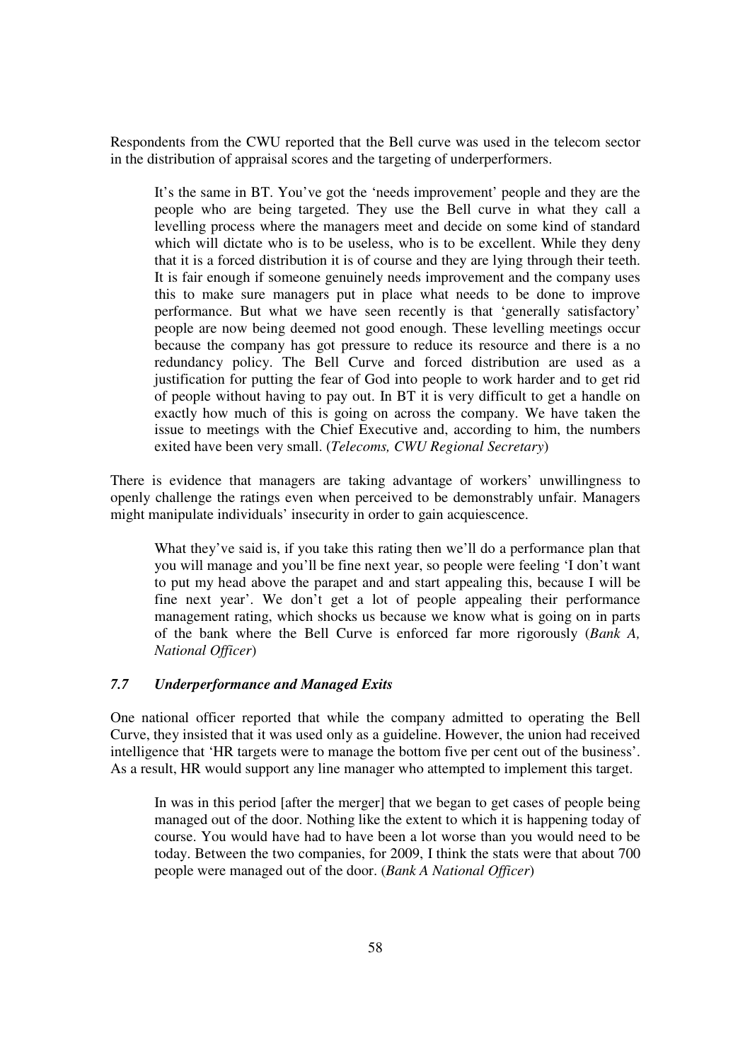Respondents from the CWU reported that the Bell curve was used in the telecom sector in the distribution of appraisal scores and the targeting of underperformers.

> It's the same in BT. You've got the 'needs improvement' people and they are the people who are being targeted. They use the Bell curve in what they call a levelling process where the managers meet and decide on some kind of standard which will dictate who is to be useless, who is to be excellent. While they deny that it is a forced distribution it is of course and they are lying through their teeth. It is fair enough if someone genuinely needs improvement and the company uses this to make sure managers put in place what needs to be done to improve performance. But what we have seen recently is that 'generally satisfactory' people are now being deemed not good enough. These levelling meetings occur because the company has got pressure to reduce its resource and there is a no redundancy policy. The Bell Curve and forced distribution are used as a justification for putting the fear of God into people to work harder and to get rid of people without having to pay out. In BT it is very difficult to get a handle on exactly how much of this is going on across the company. We have taken the issue to meetings with the Chief Executive and, according to him, the numbers exited have been very small. (*Telecoms, CWU Regional Secretary*)

There is evidence that managers are taking advantage of workers' unwillingness to openly challenge the ratings even when perceived to be demonstrably unfair. Managers might manipulate individuals' insecurity in order to gain acquiescence.

> What they've said is, if you take this rating then we'll do a performance plan that you will manage and you'll be fine next year, so people were feeling 'I don't want to put my head above the parapet and and start appealing this, because I will be fine next year'. We don't get a lot of people appealing their performance management rating, which shocks us because we know what is going on in parts of the bank where the Bell Curve is enforced far more rigorously (*Bank A, National Officer*)

### *7.7 Underperformance and Managed Exits*

One national officer reported that while the company admitted to operating the Bell Curve, they insisted that it was used only as a guideline. However, the union had received intelligence that 'HR targets were to manage the bottom five per cent out of the business'. As a result, HR would support any line manager who attempted to implement this target.

> In was in this period [after the merger] that we began to get cases of people being managed out of the door. Nothing like the extent to which it is happening today of course. You would have had to have been a lot worse than you would need to be today. Between the two companies, for 2009, I think the stats were that about 700 people were managed out of the door. (*Bank A National Officer*)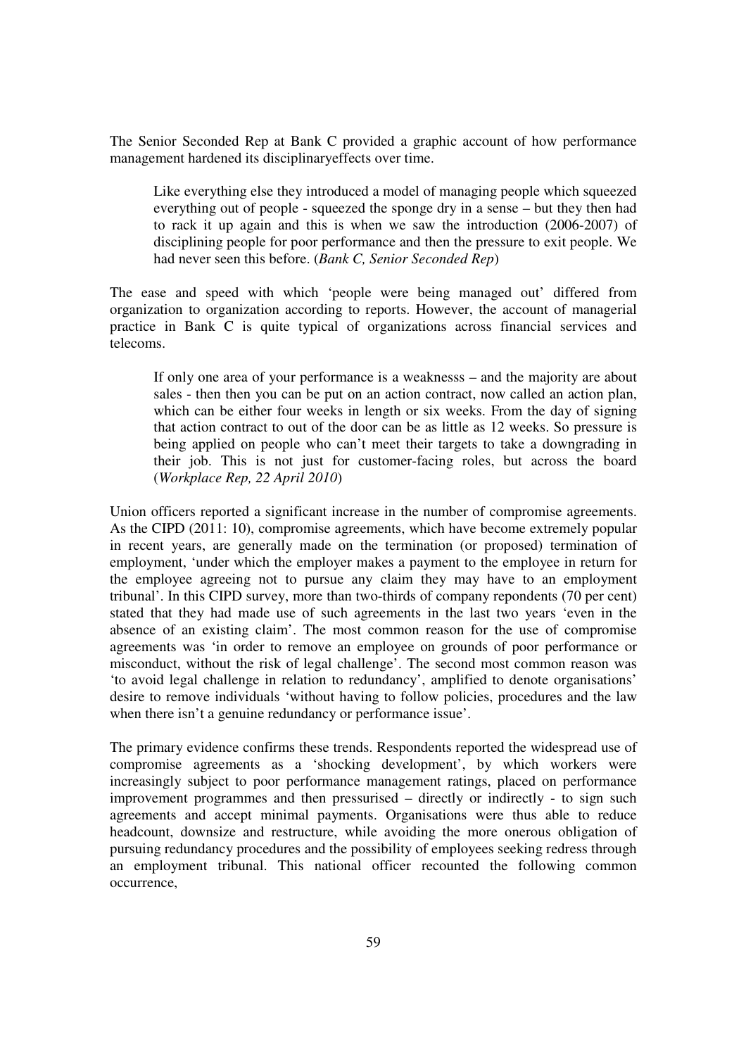The Senior Seconded Rep at Bank C provided a graphic account of how performance management hardened its disciplinaryeffects over time.

> Like everything else they introduced a model of managing people which squeezed everything out of people - squeezed the sponge dry in a sense – but they then had to rack it up again and this is when we saw the introduction (2006-2007) of disciplining people for poor performance and then the pressure to exit people. We had never seen this before. (*Bank C, Senior Seconded Rep*)

The ease and speed with which 'people were being managed out' differed from organization to organization according to reports. However, the account of managerial practice in Bank C is quite typical of organizations across financial services and telecoms.

> If only one area of your performance is a weaknesss – and the majority are about sales - then then you can be put on an action contract, now called an action plan, which can be either four weeks in length or six weeks. From the day of signing that action contract to out of the door can be as little as 12 weeks. So pressure is being applied on people who can't meet their targets to take a downgrading in their job. This is not just for customer-facing roles, but across the board (*Workplace Rep, 22 April 2010*)

Union officers reported a significant increase in the number of compromise agreements. As the CIPD (2011: 10), compromise agreements, which have become extremely popular in recent years, are generally made on the termination (or proposed) termination of employment, 'under which the employer makes a payment to the employee in return for the employee agreeing not to pursue any claim they may have to an employment tribunal'. In this CIPD survey, more than two-thirds of company repondents (70 per cent) stated that they had made use of such agreements in the last two years 'even in the absence of an existing claim'. The most common reason for the use of compromise agreements was 'in order to remove an employee on grounds of poor performance or misconduct, without the risk of legal challenge'. The second most common reason was 'to avoid legal challenge in relation to redundancy', amplified to denote organisations' desire to remove individuals 'without having to follow policies, procedures and the law when there isn't a genuine redundancy or performance issue'.

The primary evidence confirms these trends. Respondents reported the widespread use of compromise agreements as a 'shocking development', by which workers were increasingly subject to poor performance management ratings, placed on performance improvement programmes and then pressurised – directly or indirectly - to sign such agreements and accept minimal payments. Organisations were thus able to reduce headcount, downsize and restructure, while avoiding the more onerous obligation of pursuing redundancy procedures and the possibility of employees seeking redress through an employment tribunal. This national officer recounted the following common occurrence,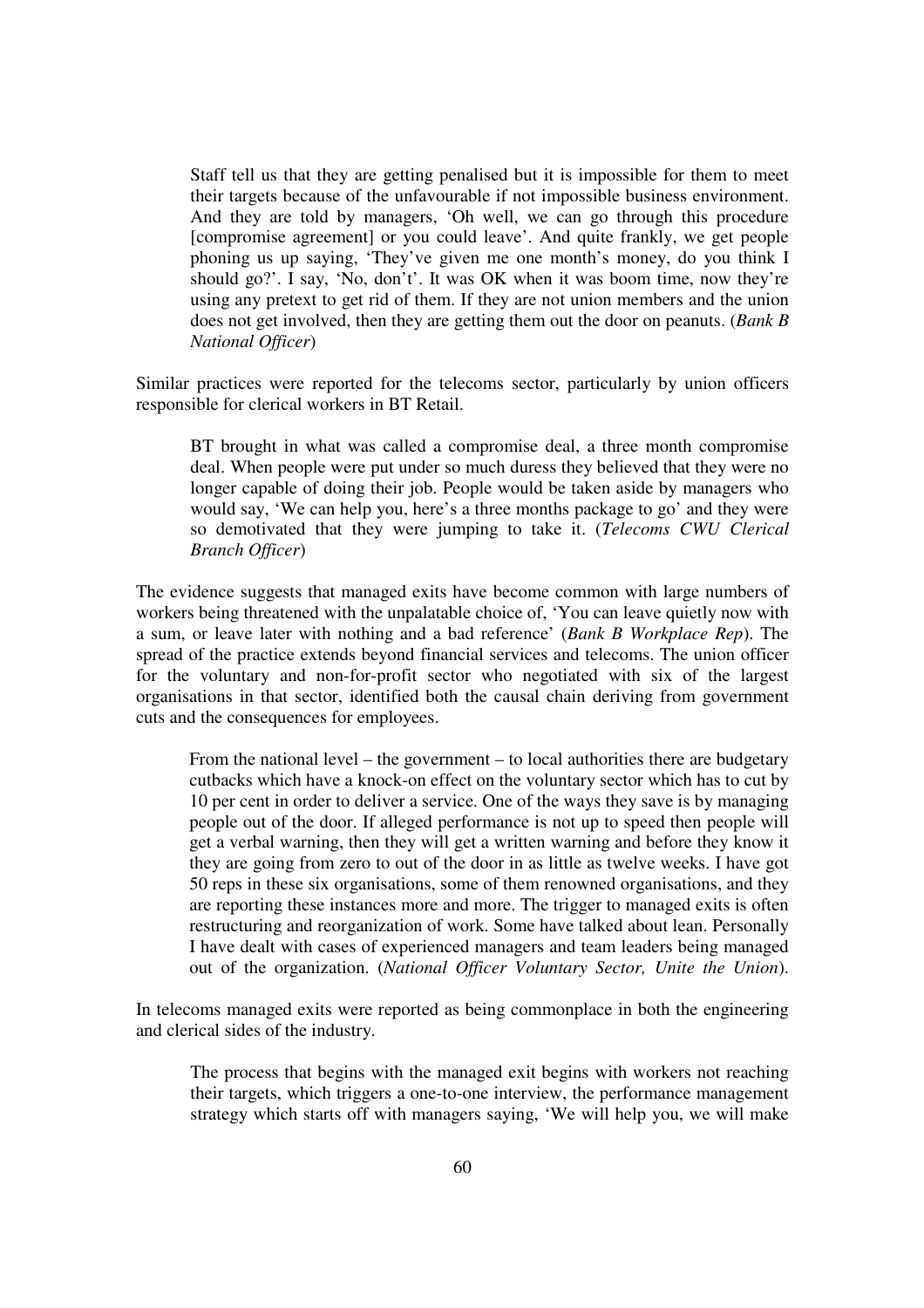> Staff tell us that they are getting penalised but it is impossible for them to meet their targets because of the unfavourable if not impossible business environment. And they are told by managers, 'Oh well, we can go through this procedure [compromise agreement] or you could leave'. And quite frankly, we get people phoning us up saying, 'They've given me one month's money, do you think I should go?'. I say, 'No, don't'. It was OK when it was boom time, now they're using any pretext to get rid of them. If they are not union members and the union does not get involved, then they are getting them out the door on peanuts. (*Bank B National Officer*)

Similar practices were reported for the telecoms sector, particularly by union officers responsible for clerical workers in BT Retail.

> BT brought in what was called a compromise deal, a three month compromise deal. When people were put under so much duress they believed that they were no longer capable of doing their job. People would be taken aside by managers who would say, 'We can help you, here's a three months package to go' and they were so demotivated that they were jumping to take it. (*Telecoms CWU Clerical Branch Officer*)

The evidence suggests that managed exits have become common with large numbers of workers being threatened with the unpalatable choice of, 'You can leave quietly now with a sum, or leave later with nothing and a bad reference' (*Bank B Workplace Rep*). The spread of the practice extends beyond financial services and telecoms. The union officer for the voluntary and non-for-profit sector who negotiated with six of the largest organisations in that sector, identified both the causal chain deriving from government cuts and the consequences for employees.

> From the national level – the government – to local authorities there are budgetary cutbacks which have a knock-on effect on the voluntary sector which has to cut by 10 per cent in order to deliver a service. One of the ways they save is by managing people out of the door. If alleged performance is not up to speed then people will get a verbal warning, then they will get a written warning and before they know it they are going from zero to out of the door in as little as twelve weeks. I have got 50 reps in these six organisations, some of them renowned organisations, and they are reporting these instances more and more. The trigger to managed exits is often restructuring and reorganization of work. Some have talked about lean. Personally I have dealt with cases of experienced managers and team leaders being managed out of the organization. (*National Officer Voluntary Sector, Unite the Union*).

In telecoms managed exits were reported as being commonplace in both the engineering and clerical sides of the industry.

> The process that begins with the managed exit begins with workers not reaching their targets, which triggers a one-to-one interview, the performance management strategy which starts off with managers saying, 'We will help you, we will make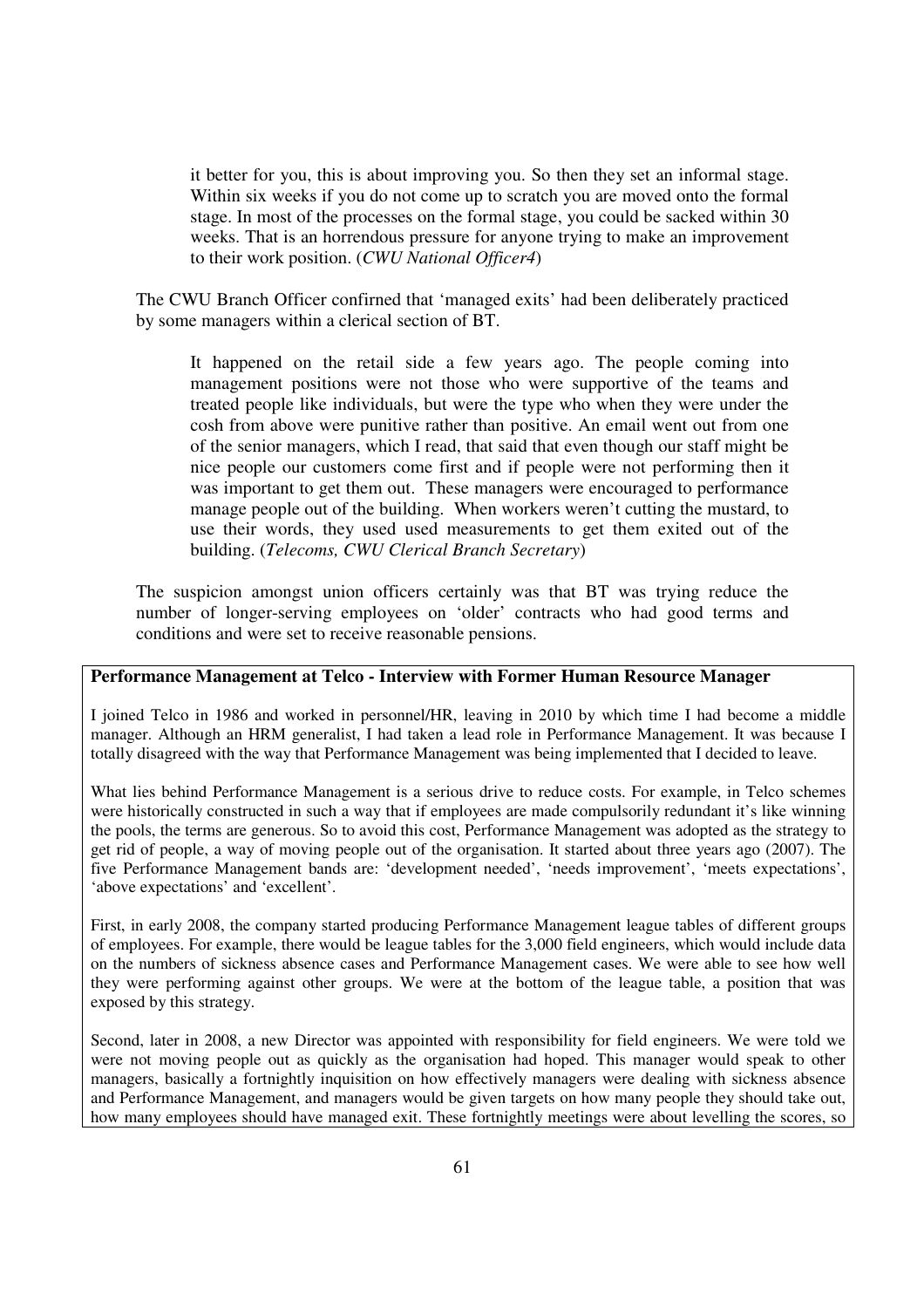> it better for you, this is about improving you. So then they set an informal stage. Within six weeks if you do not come up to scratch you are moved onto the formal stage. In most of the processes on the formal stage, you could be sacked within 30 weeks. That is an horrendous pressure for anyone trying to make an improvement to their work position. (*CWU National Officer4*)

The CWU Branch Officer confirmed that 'managed exits' had been deliberately practiced by some managers within a clerical section of BT.

> It happened on the retail side a few years ago. The people coming into management positions were not those who were supportive of the teams and treated people like individuals, but were the type who when they were under the cosh from above were punitive rather than positive. An email went out from one of the senior managers, which I read, that said that even though our staff might be nice people our customers come first and if people were not performing then it was important to get them out. These managers were encouraged to performance manage people out of the building. When workers weren't cutting the mustard, to use their words, they used used measurements to get them exited out of the building. (*Telecoms, CWU Clerical Branch Secretary*)

The suspicion amongst union officers certainly was that BT was trying reduce the number of longer-serving employees on 'older' contracts who had good terms and conditions and were set to receive reasonable pensions.

**Performance Management at Telco - Interview with Former Human Resource Manager**

I joined Telco in 1986 and worked in personnel/HR, leaving in 2010 by which time I had become a middle manager. Although an HRM generalist, I had taken a lead role in Performance Management. It was because I totally disagreed with the way that Performance Management was being implemented that I decided to leave.

What lies behind Performance Management is a serious drive to reduce costs. For example, in Telco schemes were historically constructed in such a way that if employees are made compulsorily redundant it's like winning the pools, the terms are generous. So to avoid this cost, Performance Management was adopted as the strategy to get rid of people, a way of moving people out of the organisation. It started about three years ago (2007). The five Performance Management bands are: 'development needed', 'needs improvement', 'meets expectations', 'above expectations' and 'excellent'.

First, in early 2008, the company started producing Performance Management league tables of different groups of employees. For example, there would be league tables for the 3,000 field engineers, which would include data on the numbers of sickness absence cases and Performance Management cases. We were able to see how well they were performing against other groups. We were at the bottom of the league table, a position that was exposed by this strategy.

Second, later in 2008, a new Director was appointed with responsibility for field engineers. We were told we were not moving people out as quickly as the organisation had hoped. This manager would speak to other managers, basically a fortnightly inquisition on how effectively managers were dealing with sickness absence and Performance Management, and managers would be given targets on how many people they should take out, how many employees should have managed exit. These fortnightly meetings were about levelling the scores, so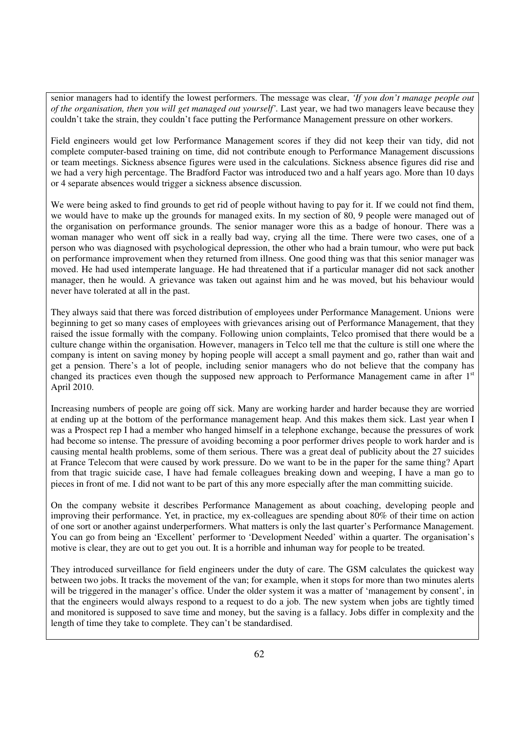senior managers had to identify the lowest performers. The message was clear, *'If you don't manage people out of the organisation, then you will get managed out yourself'*. Last year, we had two managers leave because they couldn't take the strain, they couldn't face putting the Performance Management pressure on other workers.

Field engineers would get low Performance Management scores if they did not keep their van tidy, did not complete computer-based training on time, did not contribute enough to Performance Management discussions or team meetings. Sickness absence figures were used in the calculations. Sickness absence figures did rise and we had a very high percentage. The Bradford Factor was introduced two and a half years ago. More than 10 days or 4 separate absences would trigger a sickness absence discussion.

We were being asked to find grounds to get rid of people without having to pay for it. If we could not find them, we would have to make up the grounds for managed exits. In my section of 80, 9 people were managed out of the organisation on performance grounds. The senior manager wore this as a badge of honour. There was a woman manager who went off sick in a really bad way, crying all the time. There were two cases, one of a person who was diagnosed with psychological depression, the other who had a brain tumour, who were put back on performance improvement when they returned from illness. One good thing was that this senior manager was moved. He had used intemperate language. He had threatened that if a particular manager did not sack another manager, then he would. A grievance was taken out against him and he was moved, but his behaviour would never have tolerated at all in the past.

They always said that there was forced distribution of employees under Performance Management. Unions were beginning to get so many cases of employees with grievances arising out of Performance Management, that they raised the issue formally with the company. Following union complaints, Telco promised that there would be a culture change within the organisation. However, managers in Telco tell me that the culture is still one where the company is intent on saving money by hoping people will accept a small payment and go, rather than wait and get a pension. There's a lot of people, including senior managers who do not believe that the company has changed its practices even though the supposed new approach to Performance Management came in after 1st April 2010.

Increasing numbers of people are going off sick. Many are working harder and harder because they are worried at ending up at the bottom of the performance management heap. And this makes them sick. Last year when I was a Prospect rep I had a member who hanged himself in a telephone exchange, because the pressures of work had become so intense. The pressure of avoiding becoming a poor performer drives people to work harder and is causing mental health problems, some of them serious. There was a great deal of publicity about the 27 suicides at France Telecom that were caused by work pressure. Do we want to be in the paper for the same thing? Apart from that tragic suicide case, I have had female colleagues breaking down and weeping, I have a man go to pieces in front of me. I did not want to be part of this any more especially after the man committing suicide.

On the company website it describes Performance Management as about coaching, developing people and improving their performance. Yet, in practice, my ex-colleagues are spending about 80% of their time on action of one sort or another against underperformers. What matters is only the last quarter's Performance Management. You can go from being an 'Excellent' performer to 'Development Needed' within a quarter. The organisation's motive is clear, they are out to get you out. It is a horrible and inhuman way for people to be treated.

They introduced surveillance for field engineers under the duty of care. The GSM calculates the quickest way between two jobs. It tracks the movement of the van; for example, when it stops for more than two minutes alerts will be triggered in the manager's office. Under the older system it was a matter of 'management by consent', in that the engineers would always respond to a request to do a job. The new system when jobs are tightly timed and monitored is supposed to save time and money, but the saving is a fallacy. Jobs differ in complexity and the length of time they take to complete. They can't be standardised.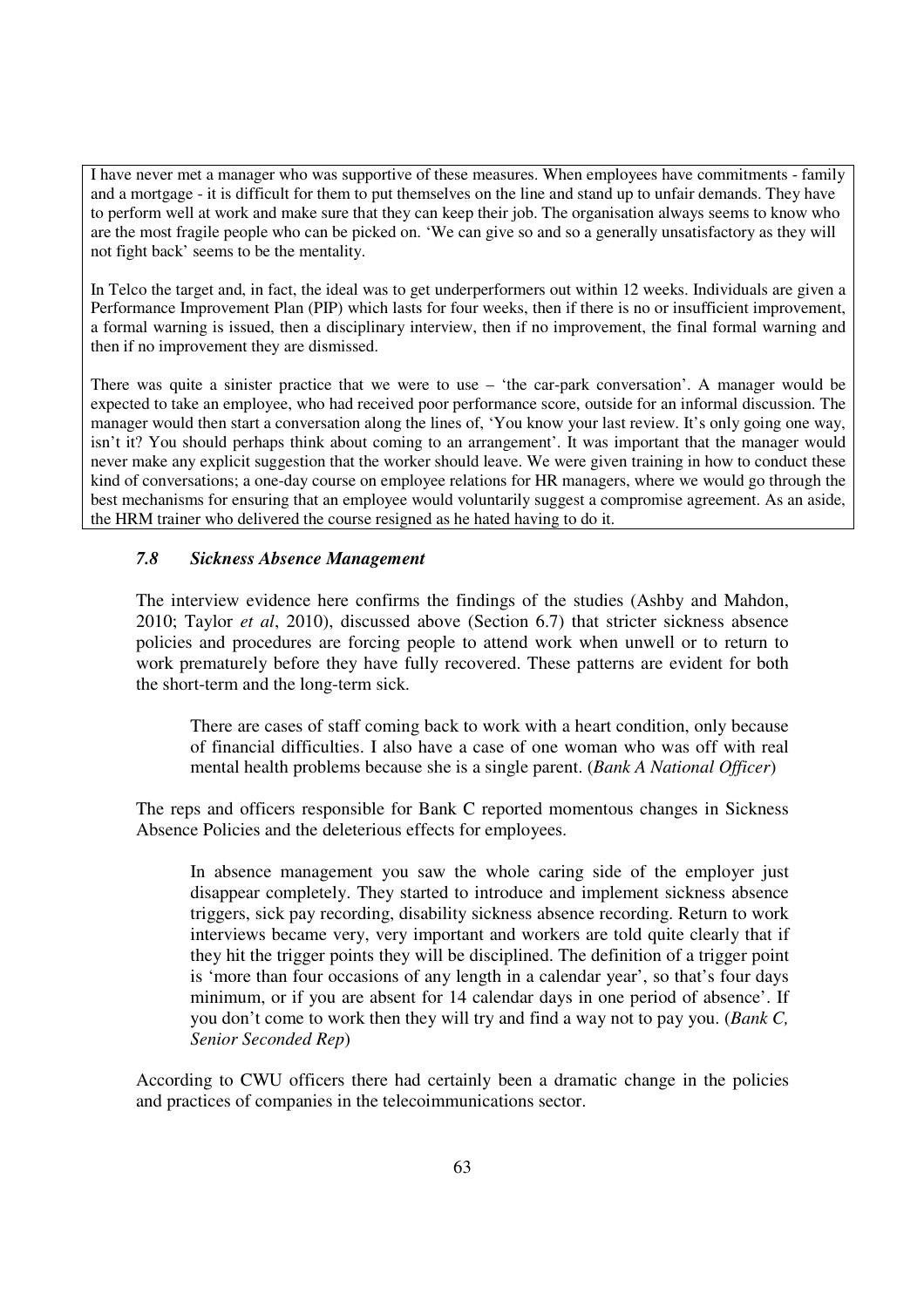I have never met a manager who was supportive of these measures. When employees have commitments - family and a mortgage - it is difficult for them to put themselves on the line and stand up to unfair demands. They have to perform well at work and make sure that they can keep their job. The organisation always seems to know who are the most fragile people who can be picked on. 'We can give so and so a generally unsatisfactory as they will not fight back' seems to be the mentality.

In Telco the target and, in fact, the ideal was to get underperformers out within 12 weeks. Individuals are given a Performance Improvement Plan (PIP) which lasts for four weeks, then if there is no or insufficient improvement, a formal warning is issued, then a disciplinary interview, then if no improvement, the final formal warning and then if no improvement they are dismissed.

There was quite a sinister practice that we were to use – 'the car-park conversation'. A manager would be expected to take an employee, who had received poor performance score, outside for an informal discussion. The manager would then start a conversation along the lines of, 'You know your last review. It's only going one way, isn't it? You should perhaps think about coming to an arrangement'. It was important that the manager would never make any explicit suggestion that the worker should leave. We were given training in how to conduct these kind of conversations; a one-day course on employee relations for HR managers, where we would go through the best mechanisms for ensuring that an employee would voluntarily suggest a compromise agreement. As an aside, the HRM trainer who delivered the course resigned as he hated having to do it.

### *7.8 Sickness Absence Management*

The interview evidence here confirms the findings of the studies (Ashby and Mahdon, 2010; Taylor *et al*, 2010), discussed above (Section 6.7) that stricter sickness absence policies and procedures are forcing people to attend work when unwell or to return to work prematurely before they have fully recovered. These patterns are evident for both the short-term and the long-term sick.

> There are cases of staff coming back to work with a heart condition, only because of financial difficulties. I also have a case of one woman who was off with real mental health problems because she is a single parent. (*Bank A National Officer*)

The reps and officers responsible for Bank C reported momentous changes in Sickness Absence Policies and the deleterious effects for employees.

> In absence management you saw the whole caring side of the employer just disappear completely. They started to introduce and implement sickness absence triggers, sick pay recording, disability sickness absence recording. Return to work interviews became very, very important and workers are told quite clearly that if they hit the trigger points they will be disciplined. The definition of a trigger point is 'more than four occasions of any length in a calendar year', so that's four days minimum, or if you are absent for 14 calendar days in one period of absence'. If you don't come to work then they will try and find a way not to pay you. (*Bank C, Senior Seconded Rep*)

According to CWU officers there had certainly been a dramatic change in the policies and practices of companies in the telecoimmunications sector.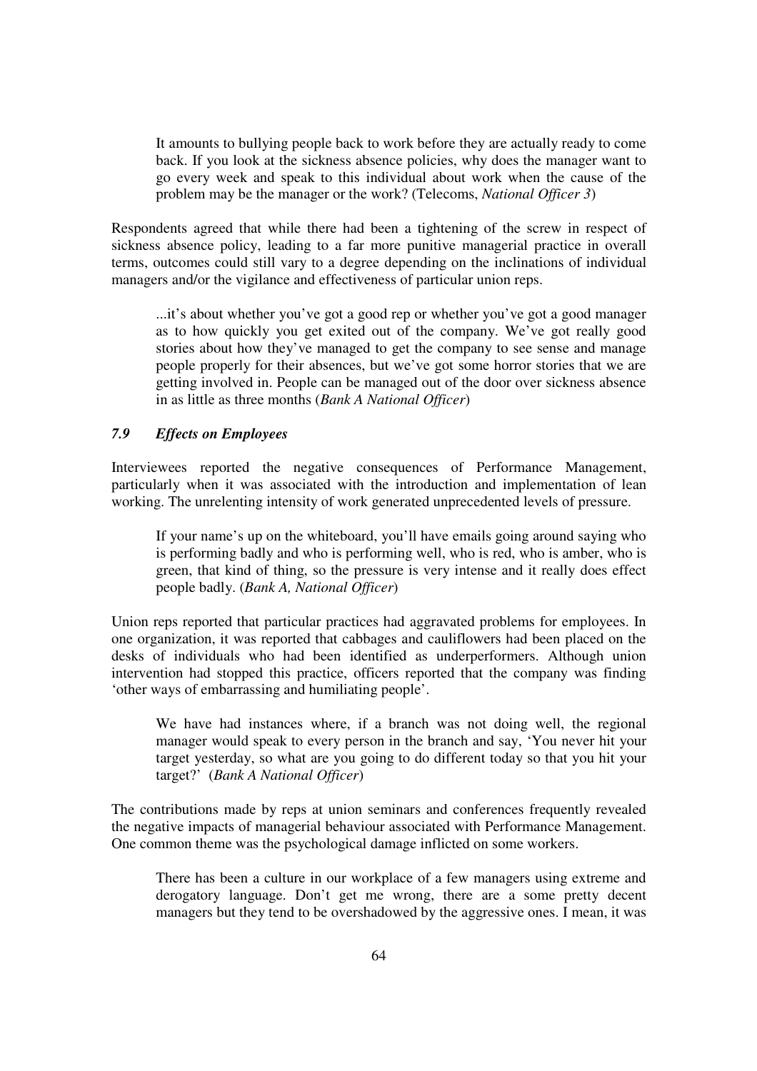> It amounts to bullying people back to work before they are actually ready to come back. If you look at the sickness absence policies, why does the manager want to go every week and speak to this individual about work when the cause of the problem may be the manager or the work? (Telecoms, *National Officer 3*)

Respondents agreed that while there had been a tightening of the screw in respect of sickness absence policy, leading to a far more punitive managerial practice in overall terms, outcomes could still vary to a degree depending on the inclinations of individual managers and/or the vigilance and effectiveness of particular union reps.

> ...it's about whether you've got a good rep or whether you've got a good manager as to how quickly you get exited out of the company. We've got really good stories about how they've managed to get the company to see sense and manage people properly for their absences, but we've got some horror stories that we are getting involved in. People can be managed out of the door over sickness absence in as little as three months (*Bank A National Officer*)

### *7.9 Effects on Employees*

Interviewees reported the negative consequences of Performance Management, particularly when it was associated with the introduction and implementation of lean working. The unrelenting intensity of work generated unprecedented levels of pressure.

> If your name's up on the whiteboard, you'll have emails going around saying who is performing badly and who is performing well, who is red, who is amber, who is green, that kind of thing, so the pressure is very intense and it really does effect people badly. (*Bank A, National Officer*)

Union reps reported that particular practices had aggravated problems for employees. In one organization, it was reported that cabbages and cauliflowers had been placed on the desks of individuals who had been identified as underperformers. Although union intervention had stopped this practice, officers reported that the company was finding 'other ways of embarrassing and humiliating people'.

> We have had instances where, if a branch was not doing well, the regional manager would speak to every person in the branch and say, 'You never hit your target yesterday, so what are you going to do different today so that you hit your target?' (*Bank A National Officer*)

The contributions made by reps at union seminars and conferences frequently revealed the negative impacts of managerial behaviour associated with Performance Management. One common theme was the psychological damage inflicted on some workers.

> There has been a culture in our workplace of a few managers using extreme and derogatory language. Don't get me wrong, there are a some pretty decent managers but they tend to be overshadowed by the aggressive ones. I mean, it was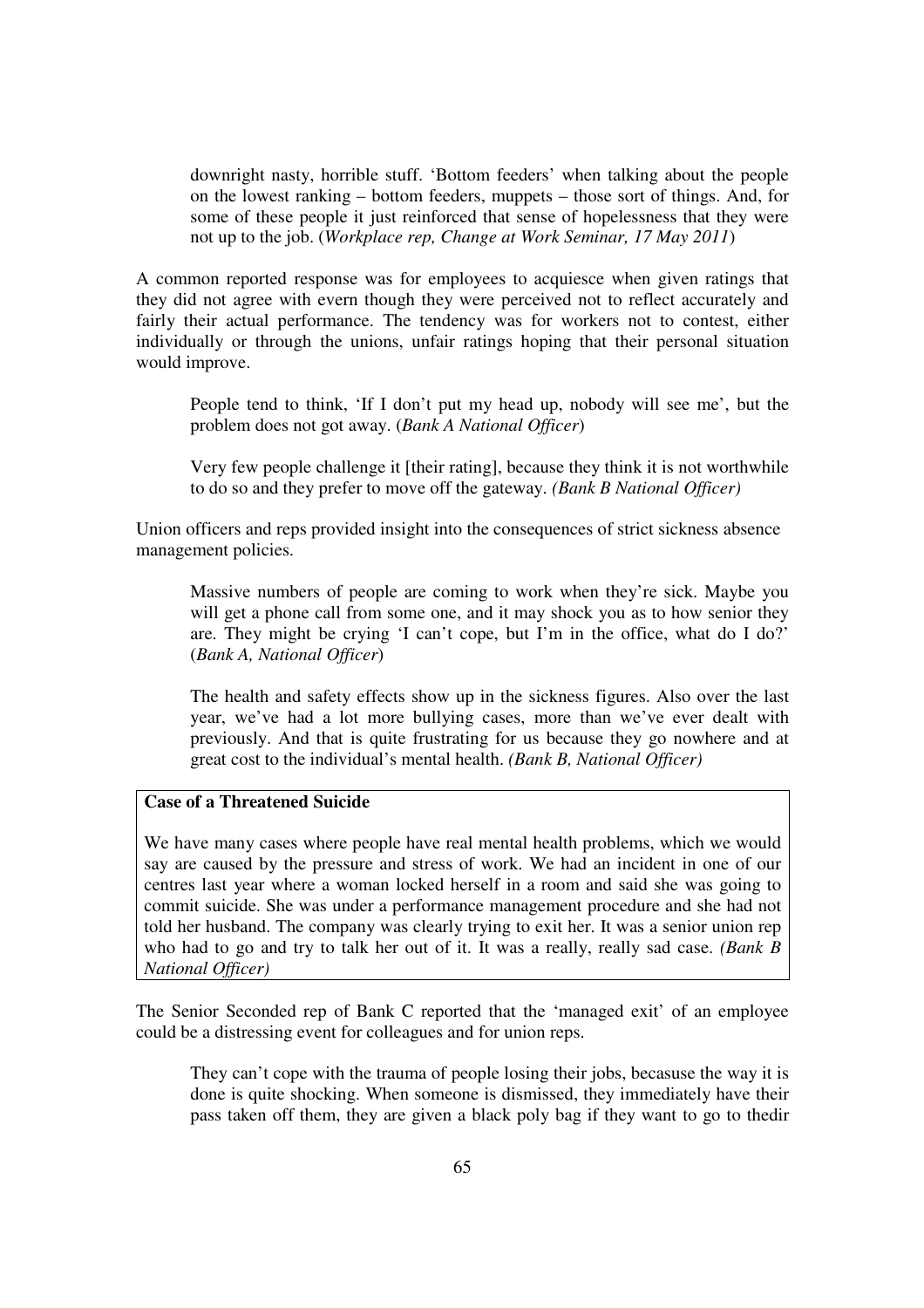downright nasty, horrible stuff. 'Bottom feeders' when talking about the people on the lowest ranking – bottom feeders, muppets – those sort of things. And, for some of these people it just reinforced that sense of hopelessness that they were not up to the job. (*Workplace rep, Change at Work Seminar, 17 May 2011*)

A common reported response was for employees to acquiesce when given ratings that they did not agree with evern though they were perceived not to reflect accurately and fairly their actual performance. The tendency was for workers not to contest, either individually or through the unions, unfair ratings hoping that their personal situation would improve.

> People tend to think, 'If I don't put my head up, nobody will see me', but the problem does not got away. (*Bank A National Officer*)

> Very few people challenge it [their rating], because they think it is not worthwhile to do so and they prefer to move off the gateway. *(Bank B National Officer)*

Union officers and reps provided insight into the consequences of strict sickness absence management policies.

> Massive numbers of people are coming to work when they're sick. Maybe you will get a phone call from some one, and it may shock you as to how senior they are. They might be crying 'I can't cope, but I'm in the office, what do I do?' (*Bank A, National Officer*)

> The health and safety effects show up in the sickness figures. Also over the last year, we've had a lot more bullying cases, more than we've ever dealt with previously. And that is quite frustrating for us because they go nowhere and at great cost to the individual's mental health. *(Bank B, National Officer)*

**Case of a Threatened Suicide**

We have many cases where people have real mental health problems, which we would say are caused by the pressure and stress of work. We had an incident in one of our centres last year where a woman locked herself in a room and said she was going to commit suicide. She was under a performance management procedure and she had not told her husband. The company was clearly trying to exit her. It was a senior union rep who had to go and try to talk her out of it. It was a really, really sad case. *(Bank B National Officer)*

The Senior Seconded rep of Bank C reported that the 'managed exit' of an employee could be a distressing event for colleagues and for union reps.

> They can't cope with the trauma of people losing their jobs, becasuse the way it is done is quite shocking. When someone is dismissed, they immediately have their pass taken off them, they are given a black poly bag if they want to go to thedir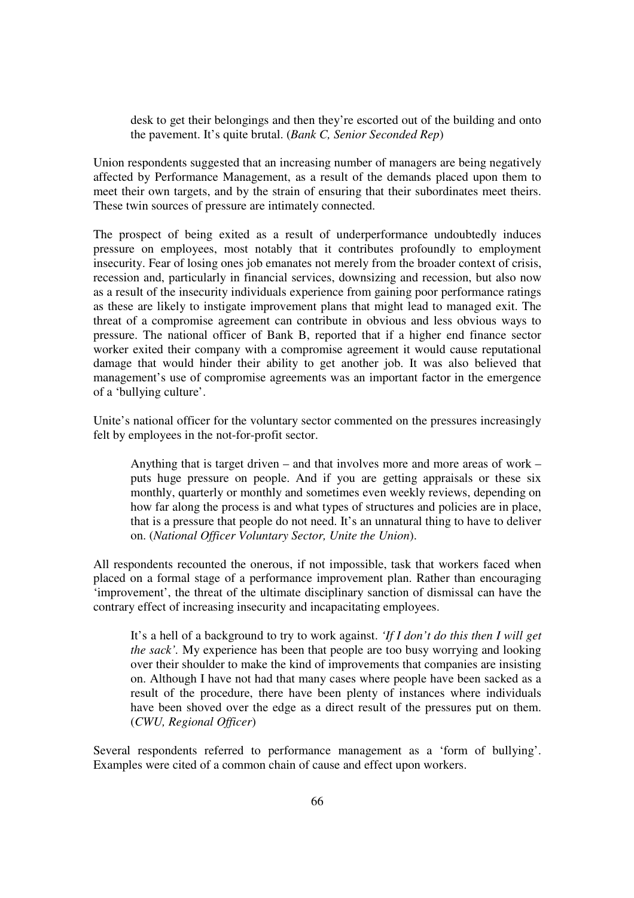> desk to get their belongings and then they're escorted out of the building and onto the pavement. It's quite brutal. (*Bank C, Senior Seconded Rep*)

Union respondents suggested that an increasing number of managers are being negatively affected by Performance Management, as a result of the demands placed upon them to meet their own targets, and by the strain of ensuring that their subordinates meet theirs. These twin sources of pressure are intimately connected.

The prospect of being exited as a result of underperformance undoubtedly induces pressure on employees, most notably that it contributes profoundly to employment insecurity. Fear of losing ones job emanates not merely from the broader context of crisis, recession and, particularly in financial services, downsizing and recession, but also now as a result of the insecurity individuals experience from gaining poor performance ratings as these are likely to instigate improvement plans that might lead to managed exit. The threat of a compromise agreement can contribute in obvious and less obvious ways to pressure. The national officer of Bank B, reported that if a higher end finance sector worker exited their company with a compromise agreement it would cause reputational damage that would hinder their ability to get another job. It was also believed that management's use of compromise agreements was an important factor in the emergence of a 'bullying culture'.

Unite's national officer for the voluntary sector commented on the pressures increasingly felt by employees in the not-for-profit sector.

> Anything that is target driven – and that involves more and more areas of work – puts huge pressure on people. And if you are getting appraisals or these six monthly, quarterly or monthly and sometimes even weekly reviews, depending on how far along the process is and what types of structures and policies are in place, that is a pressure that people do not need. It's an unnatural thing to have to deliver on. (*National Officer Voluntary Sector, Unite the Union*).

All respondents recounted the onerous, if not impossible, task that workers faced when placed on a formal stage of a performance improvement plan. Rather than encouraging 'improvement', the threat of the ultimate disciplinary sanction of dismissal can have the contrary effect of increasing insecurity and incapacitating employees.

> It's a hell of a background to try to work against. *'If I don't do this then I will get the sack'.* My experience has been that people are too busy worrying and looking over their shoulder to make the kind of improvements that companies are insisting on. Although I have not had that many cases where people have been sacked as a result of the procedure, there have been plenty of instances where individuals have been shoved over the edge as a direct result of the pressures put on them. (*CWU, Regional Officer*)

Several respondents referred to performance management as a 'form of bullying'. Examples were cited of a common chain of cause and effect upon workers.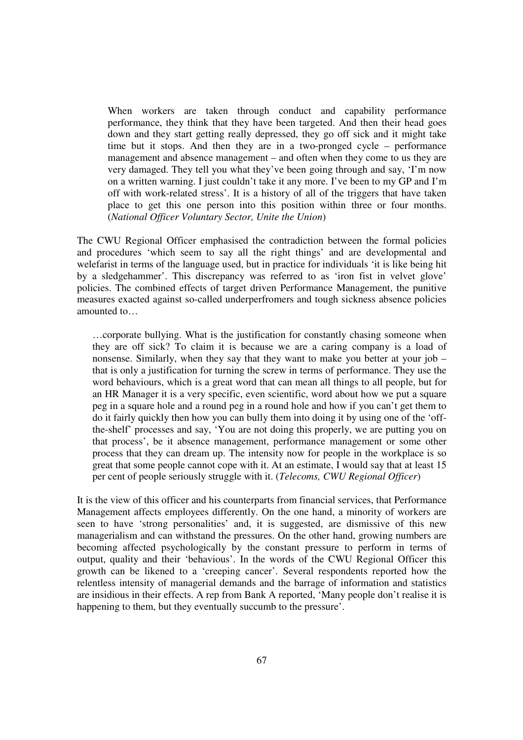> When workers are taken through conduct and capability performance performance, they think that they have been targeted. And then their head goes down and they start getting really depressed, they go off sick and it might take time but it stops. And then they are in a two-pronged cycle – performance management and absence management – and often when they come to us they are very damaged. They tell you what they've been going through and say, 'I'm now on a written warning. I just couldn't take it any more. I've been to my GP and I'm off with work-related stress'. It is a history of all of the triggers that have taken place to get this one person into this position within three or four months. (*National Officer Voluntary Sector, Unite the Union*)

The CWU Regional Officer emphasised the contradiction between the formal policies and procedures 'which seem to say all the right things' and are developmental and welefarist in terms of the language used, but in practice for individuals 'it is like being hit by a sledgehammer'. This discrepancy was referred to as 'iron fist in velvet glove' policies. The combined effects of target driven Performance Management, the punitive measures exacted against so-called underperfromers and tough sickness absence policies amounted to…

> …corporate bullying. What is the justification for constantly chasing someone when they are off sick? To claim it is because we are a caring company is a load of nonsense. Similarly, when they say that they want to make you better at your job – that is only a justification for turning the screw in terms of performance. They use the word behaviours, which is a great word that can mean all things to all people, but for an HR Manager it is a very specific, even scientific, word about how we put a square peg in a square hole and a round peg in a round hole and how if you can't get them to do it fairly quickly then how you can bully them into doing it by using one of the 'off-the-shelf' processes and say, 'You are not doing this properly, we are putting you on that process', be it absence management, performance management or some other process that they can dream up. The intensity now for people in the workplace is so great that some people cannot cope with it. At an estimate, I would say that at least 15 per cent of people seriously struggle with it. (*Telecoms, CWU Regional Officer*)

It is the view of this officer and his counterparts from financial services, that Performance Management affects employees differently. On the one hand, a minority of workers are seen to have 'strong personalities' and, it is suggested, are dismissive of this new managerialism and can withstand the pressures. On the other hand, growing numbers are becoming affected psychologically by the constant pressure to perform in terms of output, quality and their 'behaviours'. In the words of the CWU Regional Officer this growth can be likened to a 'creeping cancer'. Several respondents reported how the relentless intensity of managerial demands and the barrage of information and statistics are insidious in their effects. A rep from Bank A reported, 'Many people don't realise it is happening to them, but they eventually succumb to the pressure'.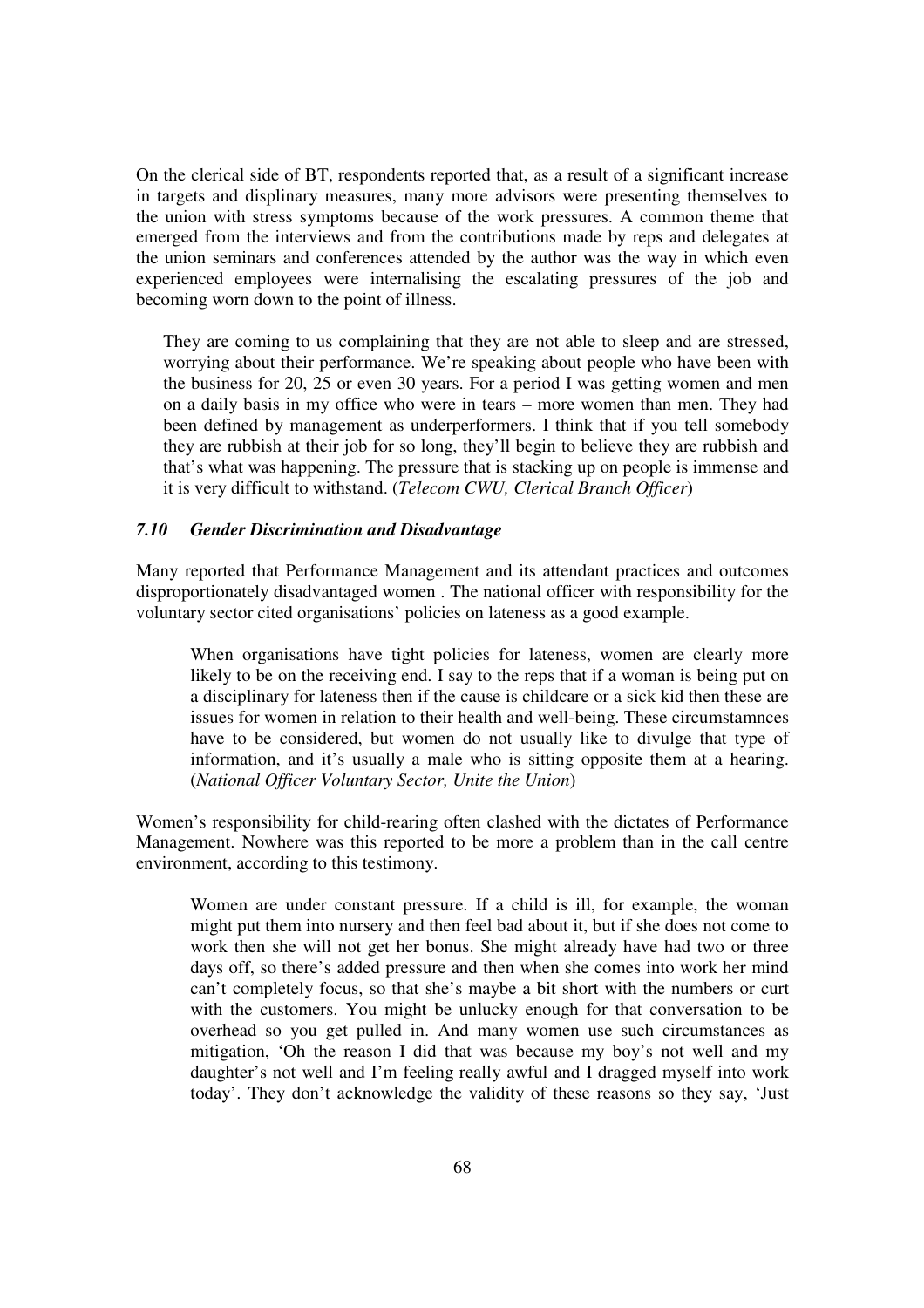On the clerical side of BT, respondents reported that, as a result of a significant increase in targets and displinary measures, many more advisors were presenting themselves to the union with stress symptoms because of the work pressures. A common theme that emerged from the interviews and from the contributions made by reps and delegates at the union seminars and conferences attended by the author was the way in which even experienced employees were internalising the escalating pressures of the job and becoming worn down to the point of illness.

> They are coming to us complaining that they are not able to sleep and are stressed, worrying about their performance. We're speaking about people who have been with the business for 20, 25 or even 30 years. For a period I was getting women and men on a daily basis in my office who were in tears – more women than men. They had been defined by management as underperformers. I think that if you tell somebody they are rubbish at their job for so long, they'll begin to believe they are rubbish and that's what was happening. The pressure that is stacking up on people is immense and it is very difficult to withstand. (*Telecom CWU, Clerical Branch Officer*)

### *7.10 Gender Discrimination and Disadvantage*

Many reported that Performance Management and its attendant practices and outcomes disproportionately disadvantaged women . The national officer with responsibility for the voluntary sector cited organisations' policies on lateness as a good example.

> When organisations have tight policies for lateness, women are clearly more likely to be on the receiving end. I say to the reps that if a woman is being put on a disciplinary for lateness then if the cause is childcare or a sick kid then these are issues for women in relation to their health and well-being. These circumstamnces have to be considered, but women do not usually like to divulge that type of information, and it's usually a male who is sitting opposite them at a hearing. (*National Officer Voluntary Sector, Unite the Union*)

Women's responsibility for child-rearing often clashed with the dictates of Performance Management. Nowhere was this reported to be more a problem than in the call centre environment, according to this testimony.

> Women are under constant pressure. If a child is ill, for example, the woman might put them into nursery and then feel bad about it, but if she does not come to work then she will not get her bonus. She might already have had two or three days off, so there's added pressure and then when she comes into work her mind can't completely focus, so that she's maybe a bit short with the numbers or curt with the customers. You might be unlucky enough for that conversation to be overhead so you get pulled in. And many women use such circumstances as mitigation, 'Oh the reason I did that was because my boy's not well and my daughter's not well and I'm feeling really awful and I dragged myself into work today'. They don't acknowledge the validity of these reasons so they say, 'Just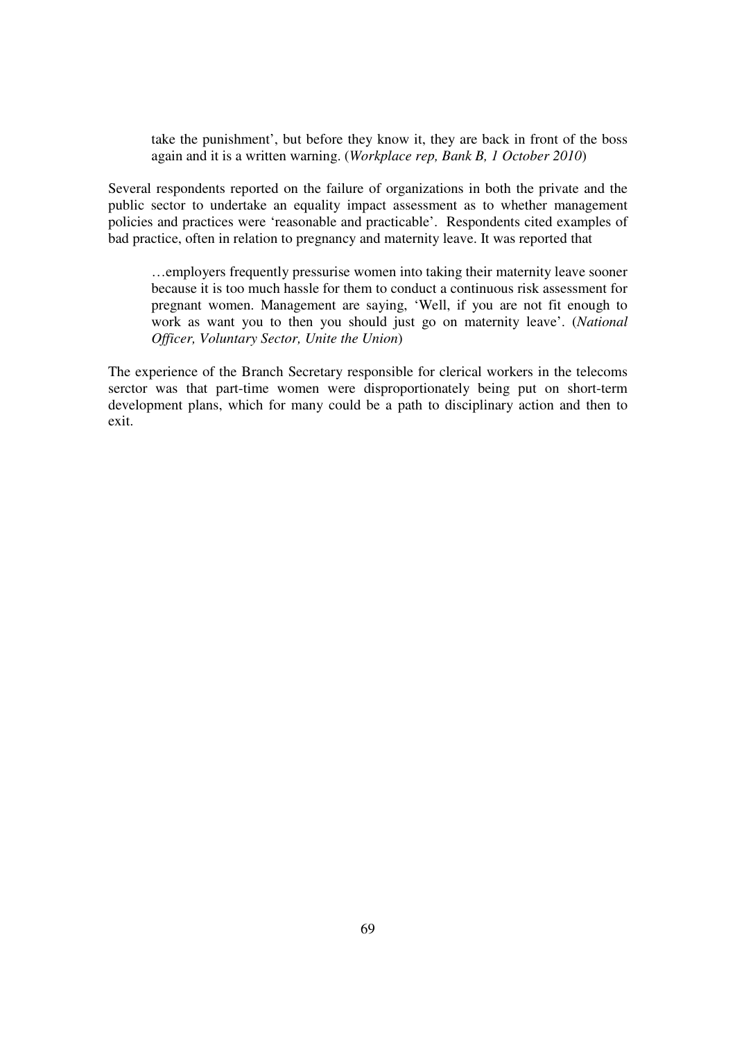> take the punishment', but before they know it, they are back in front of the boss again and it is a written warning. (*Workplace rep, Bank B, 1 October 2010*)

Several respondents reported on the failure of organizations in both the private and the public sector to undertake an equality impact assessment as to whether management policies and practices were 'reasonable and practicable'. Respondents cited examples of bad practice, often in relation to pregnancy and maternity leave. It was reported that

> …employers frequently pressurise women into taking their maternity leave sooner because it is too much hassle for them to conduct a continuous risk assessment for pregnant women. Management are saying, 'Well, if you are not fit enough to work as want you to then you should just go on maternity leave'. (*National Officer, Voluntary Sector, Unite the Union*)

The experience of the Branch Secretary responsible for clerical workers in the telecoms serctor was that part-time women were disproportionately being put on short-term development plans, which for many could be a path to disciplinary action and then to exit.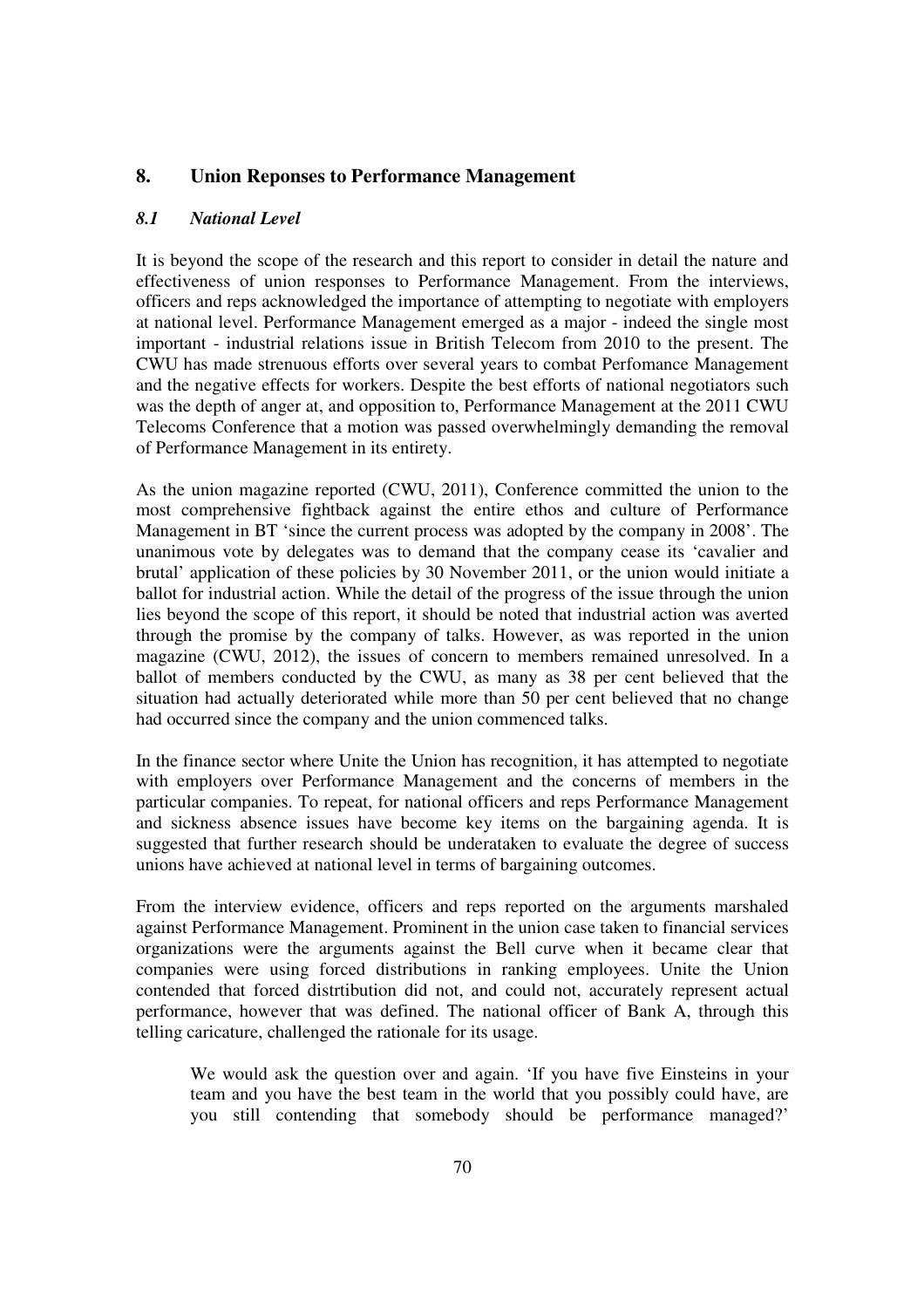## 8. Union Reponses to Performance Management

### *8.1 National Level*

It is beyond the scope of the research and this report to consider in detail the nature and effectiveness of union responses to Performance Management. From the interviews, officers and reps acknowledged the importance of attempting to negotiate with employers at national level. Performance Management emerged as a major - indeed the single most important - industrial relations issue in British Telecom from 2010 to the present. The CWU has made strenuous efforts over several years to combat Perfomance Management and the negative effects for workers. Despite the best efforts of national negotiators such was the depth of anger at, and opposition to, Performance Management at the 2011 CWU Telecoms Conference that a motion was passed overwhelmingly demanding the removal of Performance Management in its entirety.

As the union magazine reported (CWU, 2011), Conference committed the union to the most comprehensive fightback against the entire ethos and culture of Performance Management in BT 'since the current process was adopted by the company in 2008'. The unanimous vote by delegates was to demand that the company cease its 'cavalier and brutal' application of these policies by 30 November 2011, or the union would initiate a ballot for industrial action. While the detail of the progress of the issue through the union lies beyond the scope of this report, it should be noted that industrial action was averted through the promise by the company of talks. However, as was reported in the union magazine (CWU, 2012), the issues of concern to members remained unresolved. In a ballot of members conducted by the CWU, as many as 38 per cent believed that the situation had actually deteriorated while more than 50 per cent believed that no change had occurred since the company and the union commenced talks.

In the finance sector where Unite the Union has recognition, it has attempted to negotiate with employers over Performance Management and the concerns of members in the particular companies. To repeat, for national officers and reps Performance Management and sickness absence issues have become key items on the bargaining agenda. It is suggested that further research should be underataken to evaluate the degree of success unions have achieved at national level in terms of bargaining outcomes.

From the interview evidence, officers and reps reported on the arguments marshaled against Performance Management. Prominent in the union case taken to financial services organizations were the arguments against the Bell curve when it became clear that companies were using forced distributions in ranking employees. Unite the Union contended that forced distrtibution did not, and could not, accurately represent actual performance, however that was defined. The national officer of Bank A, through this telling caricature, challenged the rationale for its usage.

> We would ask the question over and again. 'If you have five Einsteins in your team and you have the best team in the world that you possibly could have, are you still contending that somebody should be performance managed?'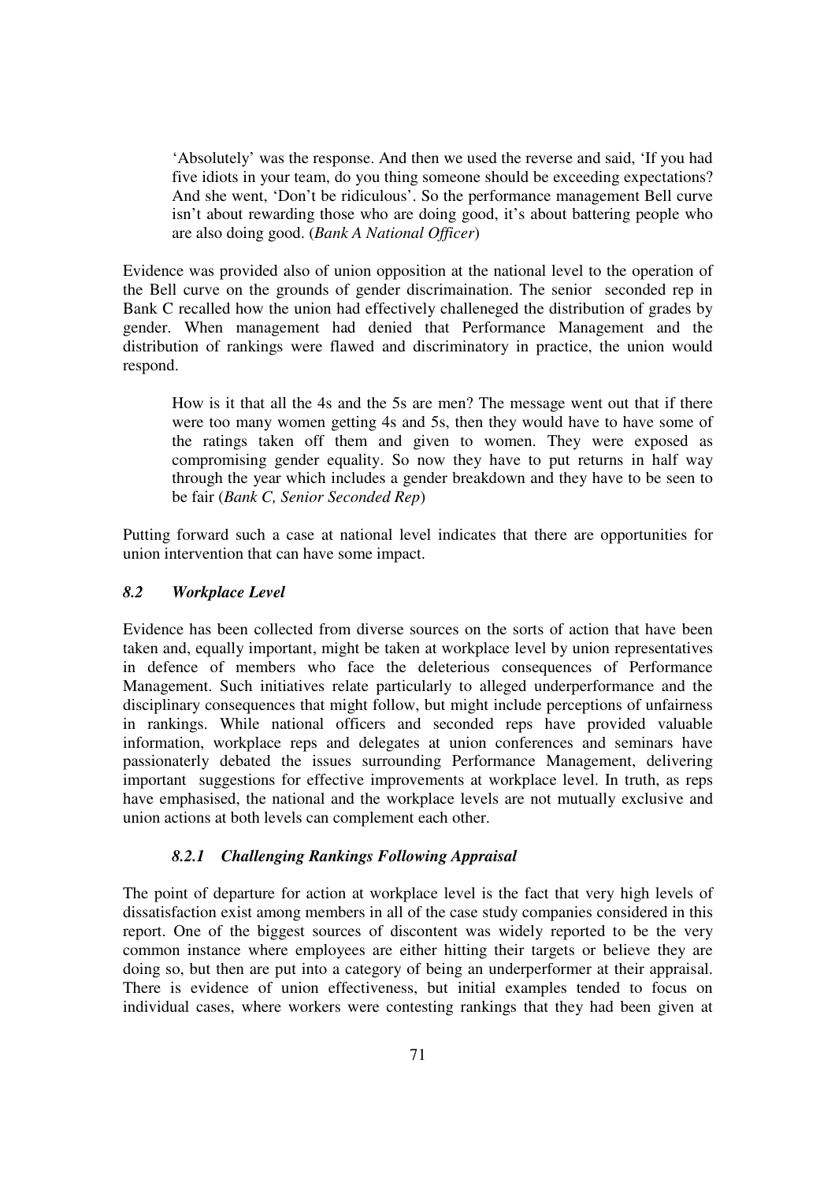> 'Absolutely' was the response. And then we used the reverse and said, 'If you had five idiots in your team, do you thing someone should be exceeding expectations? And she went, 'Don't be ridiculous'. So the performance management Bell curve isn't about rewarding those who are doing good, it's about battering people who are also doing good. (*Bank A National Officer*)

Evidence was provided also of union opposition at the national level to the operation of the Bell curve on the grounds of gender discrimaination. The senior seconded rep in Bank C recalled how the union had effectively challeneged the distribution of grades by gender. When management had denied that Performance Management and the distribution of rankings were flawed and discriminatory in practice, the union would respond.

> How is it that all the 4s and the 5s are men? The message went out that if there were too many women getting 4s and 5s, then they would have to have some of the ratings taken off them and given to women. They were exposed as compromising gender equality. So now they have to put returns in half way through the year which includes a gender breakdown and they have to be seen to be fair (*Bank C, Senior Seconded Rep*)

Putting forward such a case at national level indicates that there are opportunities for union intervention that can have some impact.

## *8.2 Workplace Level*

Evidence has been collected from diverse sources on the sorts of action that have been taken and, equally important, might be taken at workplace level by union representatives in defence of members who face the deleterious consequences of Performance Management. Such initiatives relate particularly to alleged underperformance and the disciplinary consequences that might follow, but might include perceptions of unfairness in rankings. While national officers and seconded reps have provided valuable information, workplace reps and delegates at union conferences and seminars have passionaterly debated the issues surrounding Performance Management, delivering important suggestions for effective improvements at workplace level. In truth, as reps have emphasised, the national and the workplace levels are not mutually exclusive and union actions at both levels can complement each other.

### *8.2.1 Challenging Rankings Following Appraisal*

The point of departure for action at workplace level is the fact that very high levels of dissatisfaction exist among members in all of the case study companies considered in this report. One of the biggest sources of discontent was widely reported to be the very common instance where employees are either hitting their targets or believe they are doing so, but then are put into a category of being an underperformer at their appraisal. There is evidence of union effectiveness, but initial examples tended to focus on individual cases, where workers were contesting rankings that they had been given at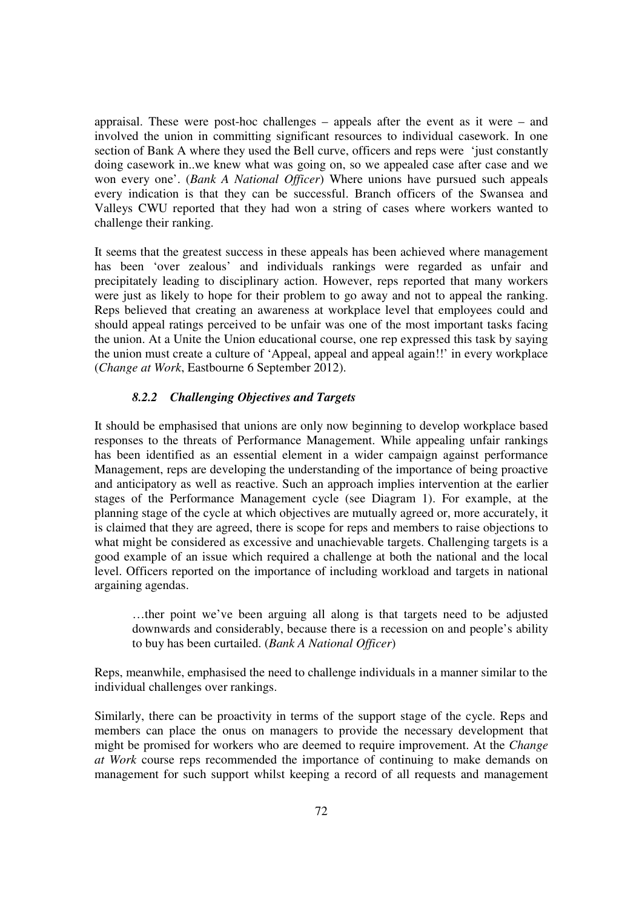appraisal. These were post-hoc challenges – appeals after the event as it were – and involved the union in committing significant resources to individual casework. In one section of Bank A where they used the Bell curve, officers and reps were 'just constantly doing casework in..we knew what was going on, so we appealed case after case and we won every one'. (*Bank A National Officer*) Where unions have pursued such appeals every indication is that they can be successful. Branch officers of the Swansea and Valleys CWU reported that they had won a string of cases where workers wanted to challenge their ranking.

It seems that the greatest success in these appeals has been achieved where management has been 'over zealous' and individuals rankings were regarded as unfair and precipitately leading to disciplinary action. However, reps reported that many workers were just as likely to hope for their problem to go away and not to appeal the ranking. Reps believed that creating an awareness at workplace level that employees could and should appeal ratings perceived to be unfair was one of the most important tasks facing the union. At a Unite the Union educational course, one rep expressed this task by saying the union must create a culture of 'Appeal, appeal and appeal again!!' in every workplace (*Change at Work*, Eastbourne 6 September 2012).

### *8.2.2 Challenging Objectives and Targets*

It should be emphasised that unions are only now beginning to develop workplace based responses to the threats of Performance Management. While appealing unfair rankings has been identified as an essential element in a wider campaign against performance Management, reps are developing the understanding of the importance of being proactive and anticipatory as well as reactive. Such an approach implies intervention at the earlier stages of the Performance Management cycle (see Diagram 1). For example, at the planning stage of the cycle at which objectives are mutually agreed or, more accurately, it is claimed that they are agreed, there is scope for reps and members to raise objections to what might be considered as excessive and unachievable targets. Challenging targets is a good example of an issue which required a challenge at both the national and the local level. Officers reported on the importance of including workload and targets in national argaining agendas.

> …ther point we've been arguing all along is that targets need to be adjusted downwards and considerably, because there is a recession on and people's ability to buy has been curtailed. (*Bank A National Officer*)

Reps, meanwhile, emphasised the need to challenge individuals in a manner similar to the individual challenges over rankings.

Similarly, there can be proactivity in terms of the support stage of the cycle. Reps and members can place the onus on managers to provide the necessary development that might be promised for workers who are deemed to require improvement. At the *Change at Work* course reps recommended the importance of continuing to make demands on management for such support whilst keeping a record of all requests and management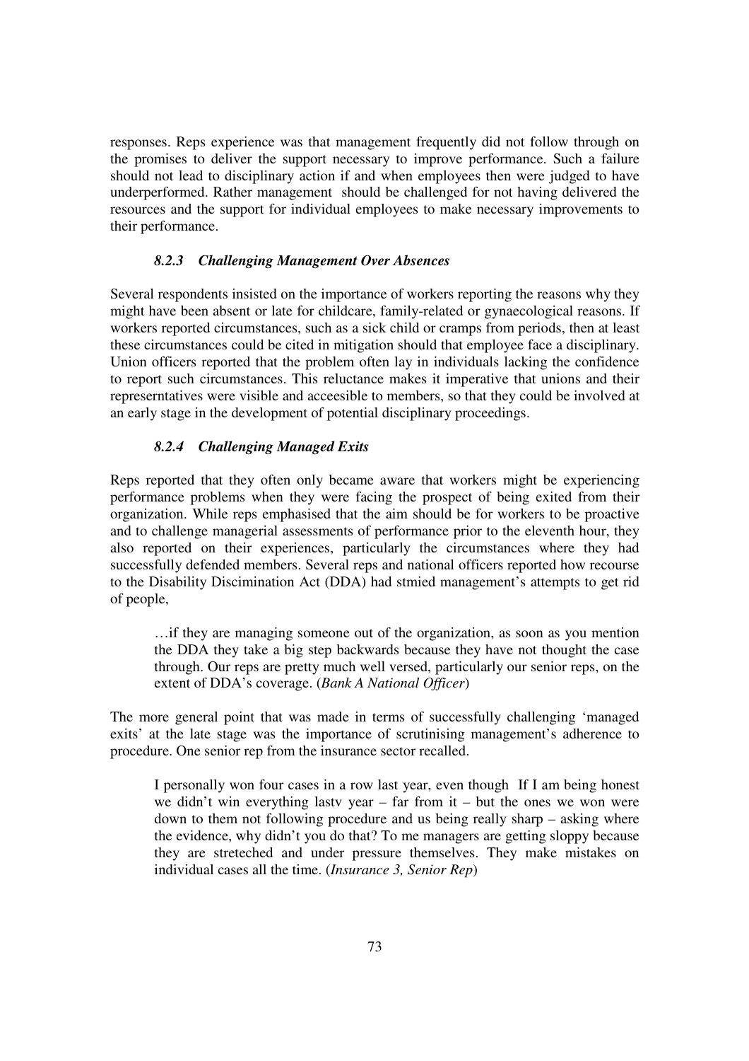responses. Reps experience was that management frequently did not follow through on the promises to deliver the support necessary to improve performance. Such a failure should not lead to disciplinary action if and when employees then were judged to have underperformed. Rather management should be challenged for not having delivered the resources and the support for individual employees to make necessary improvements to their performance.

#### *8.2.3 Challenging Management Over Absences*

Several respondents insisted on the importance of workers reporting the reasons why they might have been absent or late for childcare, family-related or gynaecological reasons. If workers reported circumstances, such as a sick child or cramps from periods, then at least these circumstances could be cited in mitigation should that employee face a disciplinary. Union officers reported that the problem often lay in individuals lacking the confidence to report such circumstances. This reluctance makes it imperative that unions and their represerntatives were visible and acceesible to members, so that they could be involved at an early stage in the development of potential disciplinary proceedings.

#### *8.2.4 Challenging Managed Exits*

Reps reported that they often only became aware that workers might be experiencing performance problems when they were facing the prospect of being exited from their organization. While reps emphasised that the aim should be for workers to be proactive and to challenge managerial assessments of performance prior to the eleventh hour, they also reported on their experiences, particularly the circumstances where they had successfully defended members. Several reps and national officers reported how recourse to the Disability Discimination Act (DDA) had stmied management's attempts to get rid of people,

> …if they are managing someone out of the organization, as soon as you mention the DDA they take a big step backwards because they have not thought the case through. Our reps are pretty much well versed, particularly our senior reps, on the extent of DDA's coverage. (*Bank A National Officer*)

The more general point that was made in terms of successfully challenging 'managed exits' at the late stage was the importance of scrutinising management's adherence to procedure. One senior rep from the insurance sector recalled.

> I personally won four cases in a row last year, even though If I am being honest we didn't win everything lastv year – far from it – but the ones we won were down to them not following procedure and us being really sharp – asking where the evidence, why didn't you do that? To me managers are getting sloppy because they are streteched and under pressure themselves. They make mistakes on individual cases all the time. (*Insurance 3, Senior Rep*)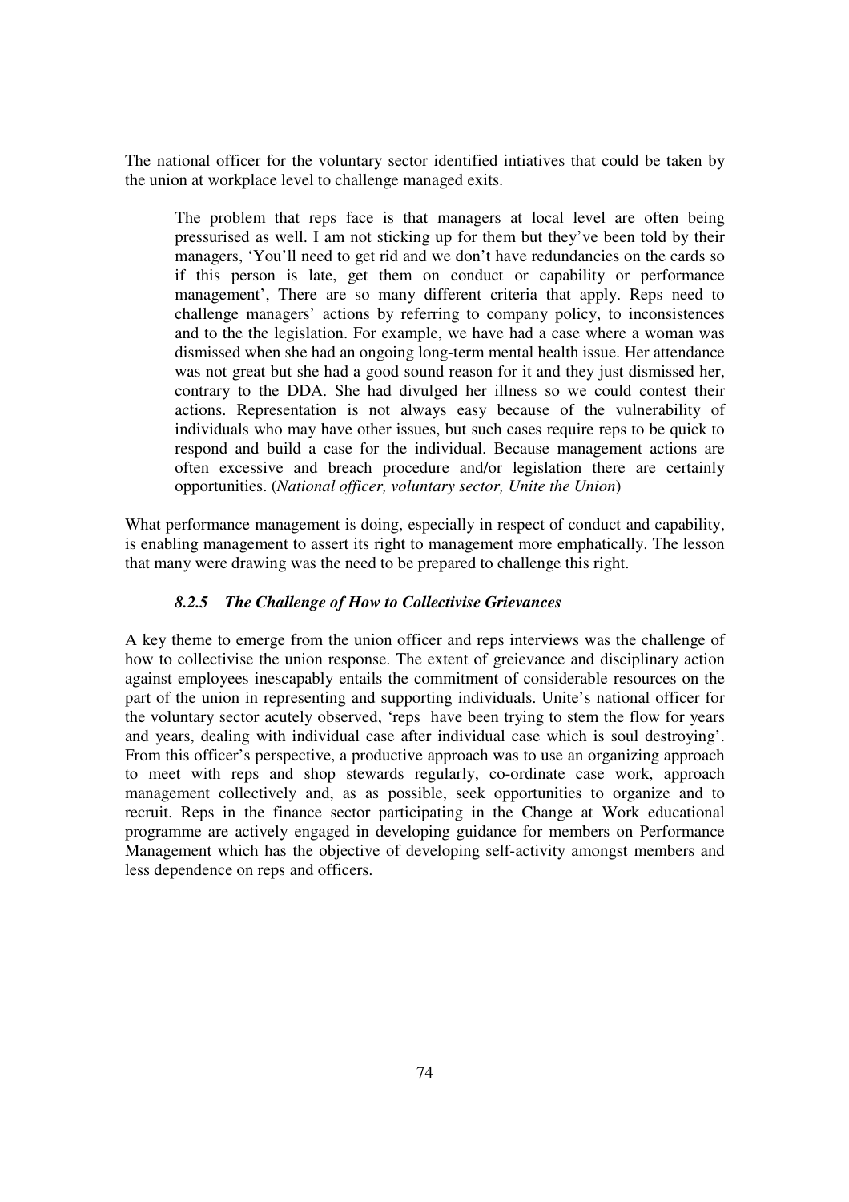The national officer for the voluntary sector identified intiatives that could be taken by the union at workplace level to challenge managed exits.

> The problem that reps face is that managers at local level are often being pressurised as well. I am not sticking up for them but they've been told by their managers, 'You'll need to get rid and we don't have redundancies on the cards so if this person is late, get them on conduct or capability or performance management', There are so many different criteria that apply. Reps need to challenge managers' actions by referring to company policy, to inconsistences and to the the legislation. For example, we have had a case where a woman was dismissed when she had an ongoing long-term mental health issue. Her attendance was not great but she had a good sound reason for it and they just dismissed her, contrary to the DDA. She had divulged her illness so we could contest their actions. Representation is not always easy because of the vulnerability of individuals who may have other issues, but such cases require reps to be quick to respond and build a case for the individual. Because management actions are often excessive and breach procedure and/or legislation there are certainly opportunities. (*National officer, voluntary sector, Unite the Union*)

What performance management is doing, especially in respect of conduct and capability, is enabling management to assert its right to management more emphatically. The lesson that many were drawing was the need to be prepared to challenge this right.

### *8.2.5 The Challenge of How to Collectivise Grievances*

A key theme to emerge from the union officer and reps interviews was the challenge of how to collectivise the union response. The extent of greievance and disciplinary action against employees inescapably entails the commitment of considerable resources on the part of the union in representing and supporting individuals. Unite's national officer for the voluntary sector acutely observed, 'reps have been trying to stem the flow for years and years, dealing with individual case after individual case which is soul destroying'. From this officer's perspective, a productive approach was to use an organizing approach to meet with reps and shop stewards regularly, co-ordinate case work, approach management collectively and, as as possible, seek opportunities to organize and to recruit. Reps in the finance sector participating in the Change at Work educational programme are actively engaged in developing guidance for members on Performance Management which has the objective of developing self-activity amongst members and less dependence on reps and officers.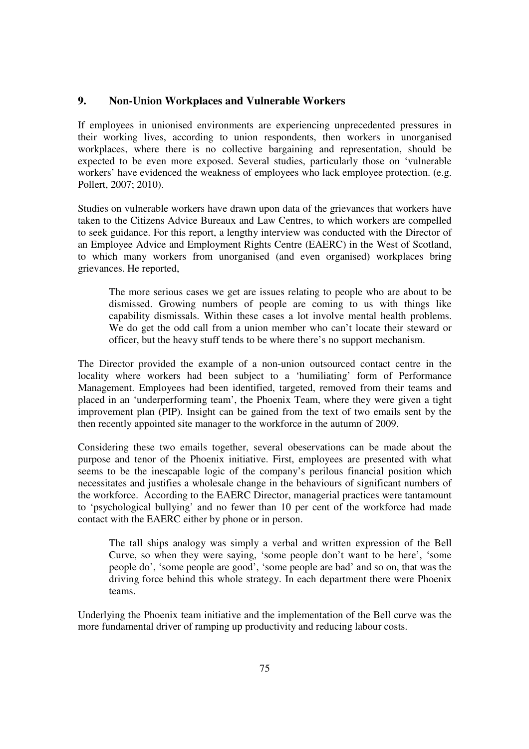## 9. Non-Union Workplaces and Vulnerable Workers

If employees in unionised environments are experiencing unprecedented pressures in their working lives, according to union respondents, then workers in unorganised workplaces, where there is no collective bargaining and representation, should be expected to be even more exposed. Several studies, particularly those on 'vulnerable workers' have evidenced the weakness of employees who lack employee protection. (e.g. Pollert, 2007; 2010).

Studies on vulnerable workers have drawn upon data of the grievances that workers have taken to the Citizens Advice Bureaux and Law Centres, to which workers are compelled to seek guidance. For this report, a lengthy interview was conducted with the Director of an Employee Advice and Employment Rights Centre (EAERC) in the West of Scotland, to which many workers from unorganised (and even organised) workplaces bring grievances. He reported,

> The more serious cases we get are issues relating to people who are about to be dismissed. Growing numbers of people are coming to us with things like capability dismissals. Within these cases a lot involve mental health problems. We do get the odd call from a union member who can't locate their steward or officer, but the heavy stuff tends to be where there's no support mechanism.

The Director provided the example of a non-union outsourced contact centre in the locality where workers had been subject to a 'humiliating' form of Performance Management. Employees had been identified, targeted, removed from their teams and placed in an 'underperforming team', the Phoenix Team, where they were given a tight improvement plan (PIP). Insight can be gained from the text of two emails sent by the then recently appointed site manager to the workforce in the autumn of 2009.

Considering these two emails together, several obeservations can be made about the purpose and tenor of the Phoenix initiative. First, employees are presented with what seems to be the inescapable logic of the company's perilous financial position which necessitates and justifies a wholesale change in the behaviours of significant numbers of the workforce. According to the EAERC Director, managerial practices were tantamount to 'psychological bullying' and no fewer than 10 per cent of the workforce had made contact with the EAERC either by phone or in person.

> The tall ships analogy was simply a verbal and written expression of the Bell Curve, so when they were saying, 'some people don't want to be here', 'some people do', 'some people are good', 'some people are bad' and so on, that was the driving force behind this whole strategy. In each department there were Phoenix teams.

Underlying the Phoenix team initiative and the implementation of the Bell curve was the more fundamental driver of ramping up productivity and reducing labour costs.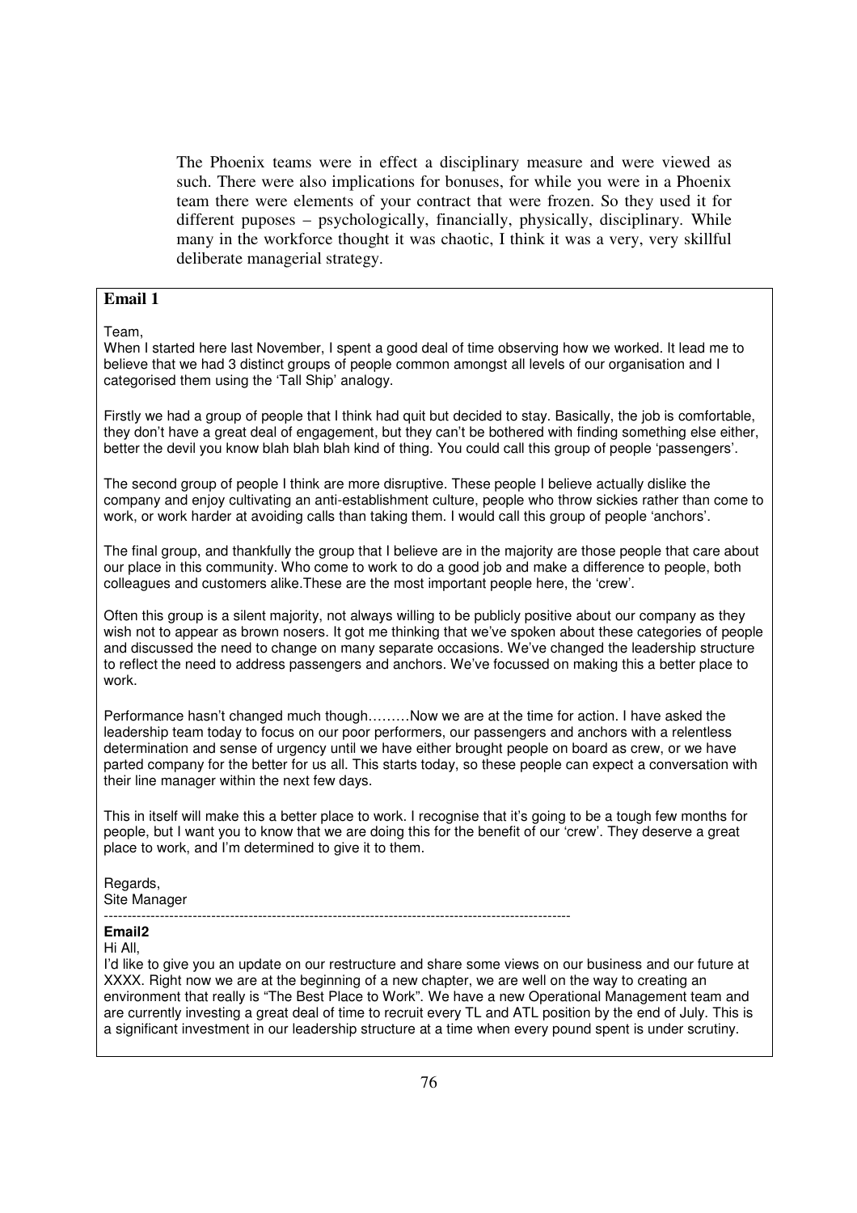> The Phoenix teams were in effect a disciplinary measure and were viewed as such. There were also implications for bonuses, for while you were in a Phoenix team there were elements of your contract that were frozen. So they used it for different puposes – psychologically, financially, physically, disciplinary. While many in the workforce thought it was chaotic, I think it was a very, very skillful deliberate managerial strategy.

**Email 1**

Team,
When I started here last November, I spent a good deal of time observing how we worked. It lead me to believe that we had 3 distinct groups of people common amongst all levels of our organisation and I categorised them using the 'Tall Ship' analogy.

Firstly we had a group of people that I think had quit but decided to stay. Basically, the job is comfortable, they don't have a great deal of engagement, but they can't be bothered with finding something else either, better the devil you know blah blah blah kind of thing. You could call this group of people 'passengers'.

The second group of people I think are more disruptive. These people I believe actually dislike the company and enjoy cultivating an anti-establishment culture, people who throw sickies rather than come to work, or work harder at avoiding calls than taking them. I would call this group of people 'anchors'.

The final group, and thankfully the group that I believe are in the majority are those people that care about our place in this community. Who come to work to do a good job and make a difference to people, both colleagues and customers alike.These are the most important people here, the 'crew'.

Often this group is a silent majority, not always willing to be publicly positive about our company as they wish not to appear as brown nosers. It got me thinking that we've spoken about these categories of people and discussed the need to change on many separate occasions. We've changed the leadership structure to reflect the need to address passengers and anchors. We've focussed on making this a better place to work.

Performance hasn't changed much though………Now we are at the time for action. I have asked the leadership team today to focus on our poor performers, our passengers and anchors with a relentless determination and sense of urgency until we have either brought people on board as crew, or we have parted company for the better for us all. This starts today, so these people can expect a conversation with their line manager within the next few days.

This in itself will make this a better place to work. I recognise that it's going to be a tough few months for people, but I want you to know that we are doing this for the benefit of our 'crew'. They deserve a great place to work, and I'm determined to give it to them.

Regards,
Site Manager

---

**Email2**

Hi All,
I'd like to give you an update on our restructure and share some views on our business and our future at XXXX. Right now we are at the beginning of a new chapter, we are well on the way to creating an environment that really is "The Best Place to Work". We have a new Operational Management team and are currently investing a great deal of time to recruit every TL and ATL position by the end of July. This is a significant investment in our leadership structure at a time when every pound spent is under scrutiny.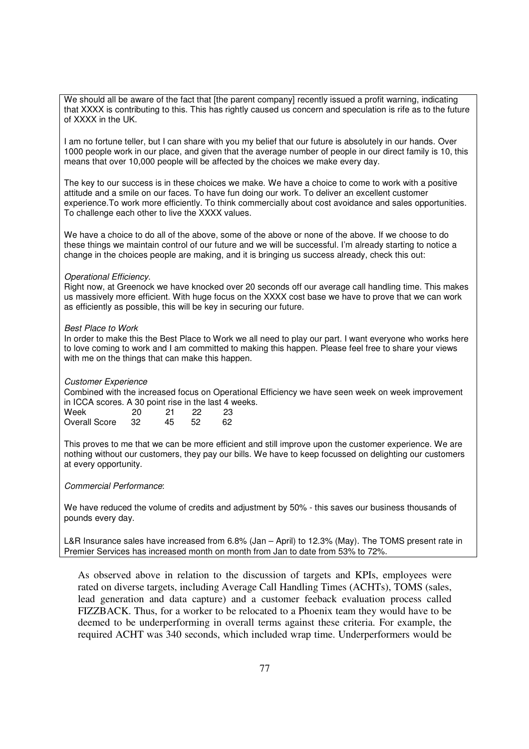We should all be aware of the fact that [the parent company] recently issued a profit warning, indicating that XXXX is contributing to this. This has rightly caused us concern and speculation is rife as to the future of XXXX in the UK.

I am no fortune teller, but I can share with you my belief that our future is absolutely in our hands. Over 1000 people work in our place, and given that the average number of people in our direct family is 10, this means that over 10,000 people will be affected by the choices we make every day.

The key to our success is in these choices we make. We have a choice to come to work with a positive attitude and a smile on our faces. To have fun doing our work. To deliver an excellent customer experience.To work more efficiently. To think commercially about cost avoidance and sales opportunities. To challenge each other to live the XXXX values.

We have a choice to do all of the above, some of the above or none of the above. If we choose to do these things we maintain control of our future and we will be successful. I'm already starting to notice a change in the choices people are making, and it is bringing us success already, check this out:

*Operational Efficiency.*
Right now, at Greenock we have knocked over 20 seconds off our average call handling time. This makes us massively more efficient. With huge focus on the XXXX cost base we have to prove that we can work as efficiently as possible, this will be key in securing our future.

*Best Place to Work*
In order to make this the Best Place to Work we all need to play our part. I want everyone who works here to love coming to work and I am committed to making this happen. Please feel free to share your views with me on the things that can make this happen.

*Customer Experience*
Combined with the increased focus on Operational Efficiency we have seen week on week improvement in ICCA scores. A 30 point rise in the last 4 weeks.

| Week | 20 | 21 | 22 | 23 |
|---|---|---|---|---|
| Overall Score | 32 | 45 | 52 | 62 |

This proves to me that we can be more efficient and still improve upon the customer experience. We are nothing without our customers, they pay our bills. We have to keep focussed on delighting our customers at every opportunity.

*Commercial Performance*:

We have reduced the volume of credits and adjustment by 50% - this saves our business thousands of pounds every day.

L&R Insurance sales have increased from 6.8% (Jan – April) to 12.3% (May). The TOMS present rate in Premier Services has increased month on month from Jan to date from 53% to 72%.

As observed above in relation to the discussion of targets and KPIs, employees were rated on diverse targets, including Average Call Handling Times (ACHTs), TOMS (sales, lead generation and data capture) and a customer feeback evaluation process called FIZZBACK. Thus, for a worker to be relocated to a Phoenix team they would have to be deemed to be underperforming in overall terms against these criteria. For example, the required ACHT was 340 seconds, which included wrap time. Underperformers would be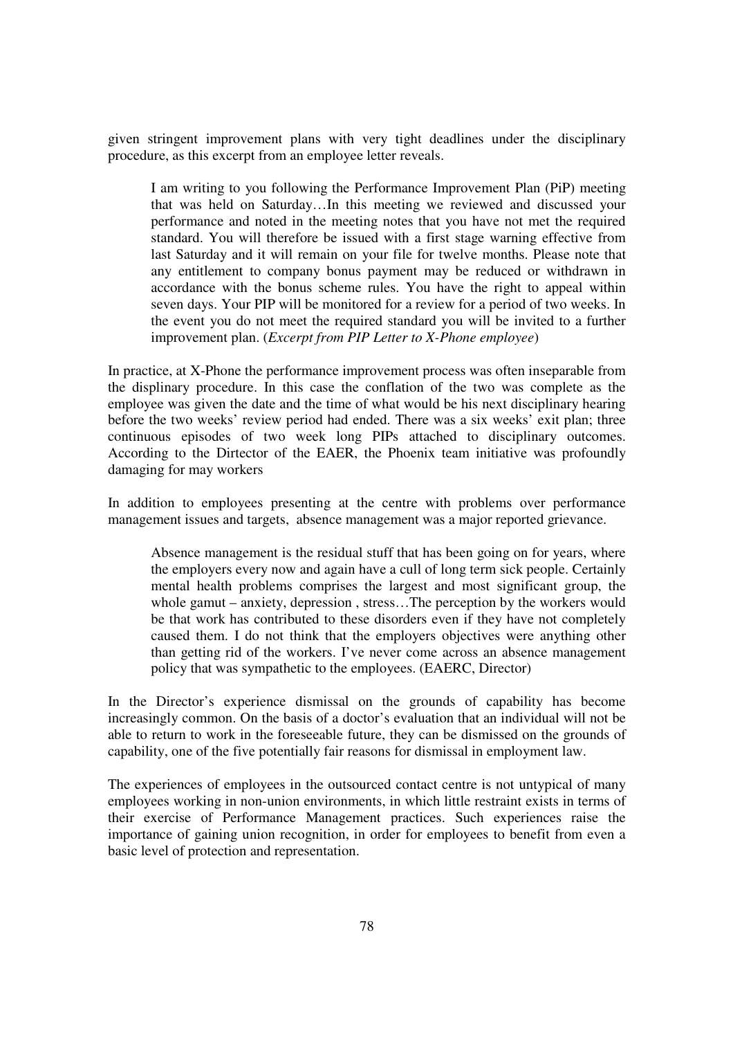given stringent improvement plans with very tight deadlines under the disciplinary procedure, as this excerpt from an employee letter reveals.

> I am writing to you following the Performance Improvement Plan (PiP) meeting that was held on Saturday…In this meeting we reviewed and discussed your performance and noted in the meeting notes that you have not met the required standard. You will therefore be issued with a first stage warning effective from last Saturday and it will remain on your file for twelve months. Please note that any entitlement to company bonus payment may be reduced or withdrawn in accordance with the bonus scheme rules. You have the right to appeal within seven days. Your PIP will be monitored for a review for a period of two weeks. In the event you do not meet the required standard you will be invited to a further improvement plan. (*Excerpt from PIP Letter to X-Phone employee*)

In practice, at X-Phone the performance improvement process was often inseparable from the displinary procedure. In this case the conflation of the two was complete as the employee was given the date and the time of what would be his next disciplinary hearing before the two weeks' review period had ended. There was a six weeks' exit plan; three continuous episodes of two week long PIPs attached to disciplinary outcomes. According to the Dirtector of the EAER, the Phoenix team initiative was profoundly damaging for may workers

In addition to employees presenting at the centre with problems over performance management issues and targets, absence management was a major reported grievance.

> Absence management is the residual stuff that has been going on for years, where the employers every now and again have a cull of long term sick people. Certainly mental health problems comprises the largest and most significant group, the whole gamut – anxiety, depression , stress…The perception by the workers would be that work has contributed to these disorders even if they have not completely caused them. I do not think that the employers objectives were anything other than getting rid of the workers. I've never come across an absence management policy that was sympathetic to the employees. (EAERC, Director)

In the Director's experience dismissal on the grounds of capability has become increasingly common. On the basis of a doctor's evaluation that an individual will not be able to return to work in the foreseeable future, they can be dismissed on the grounds of capability, one of the five potentially fair reasons for dismissal in employment law.

The experiences of employees in the outsourced contact centre is not untypical of many employees working in non-union environments, in which little restraint exists in terms of their exercise of Performance Management practices. Such experiences raise the importance of gaining union recognition, in order for employees to benefit from even a basic level of protection and representation.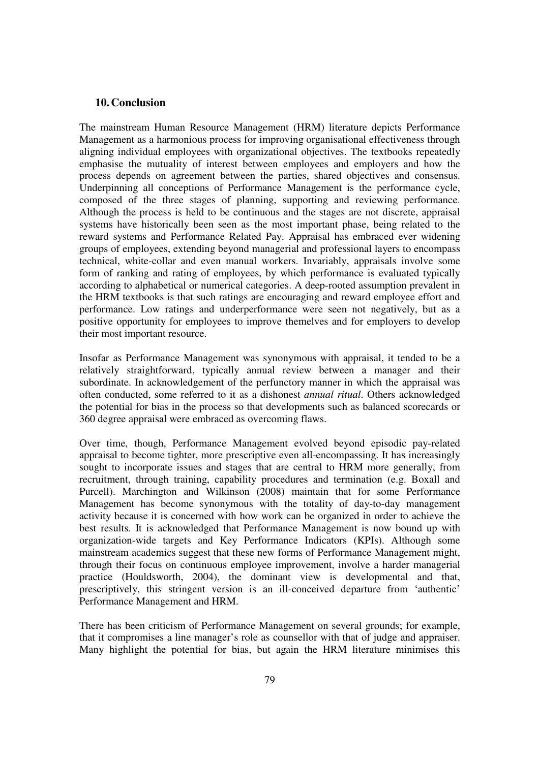## 10. Conclusion

The mainstream Human Resource Management (HRM) literature depicts Performance Management as a harmonious process for improving organisational effectiveness through aligning individual employees with organizational objectives. The textbooks repeatedly emphasise the mutuality of interest between employees and employers and how the process depends on agreement between the parties, shared objectives and consensus. Underpinning all conceptions of Performance Management is the performance cycle, composed of the three stages of planning, supporting and reviewing performance. Although the process is held to be continuous and the stages are not discrete, appraisal systems have historically been seen as the most important phase, being related to the reward systems and Performance Related Pay. Appraisal has embraced ever widening groups of employees, extending beyond managerial and professional layers to encompass technical, white-collar and even manual workers. Invariably, appraisals involve some form of ranking and rating of employees, by which performance is evaluated typically according to alphabetical or numerical categories. A deep-rooted assumption prevalent in the HRM textbooks is that such ratings are encouraging and reward employee effort and performance. Low ratings and underperformance were seen not negatively, but as a positive opportunity for employees to improve themelves and for employers to develop their most important resource.

Insofar as Performance Management was synonymous with appraisal, it tended to be a relatively straightforward, typically annual review between a manager and their subordinate. In acknowledgement of the perfunctory manner in which the appraisal was often conducted, some referred to it as a dishonest *annual ritual*. Others acknowledged the potential for bias in the process so that developments such as balanced scorecards or 360 degree appraisal were embraced as overcoming flaws.

Over time, though, Performance Management evolved beyond episodic pay-related appraisal to become tighter, more prescriptive even all-encompassing. It has increasingly sought to incorporate issues and stages that are central to HRM more generally, from recruitment, through training, capability procedures and termination (e.g. Boxall and Purcell). Marchington and Wilkinson (2008) maintain that for some Performance Management has become synonymous with the totality of day-to-day management activity because it is concerned with how work can be organized in order to achieve the best results. It is acknowledged that Performance Management is now bound up with organization-wide targets and Key Performance Indicators (KPIs). Although some mainstream academics suggest that these new forms of Performance Management might, through their focus on continuous employee improvement, involve a harder managerial practice (Houldsworth, 2004), the dominant view is developmental and that, prescriptively, this stringent version is an ill-conceived departure from 'authentic' Performance Management and HRM.

There has been criticism of Performance Management on several grounds; for example, that it compromises a line manager's role as counsellor with that of judge and appraiser. Many highlight the potential for bias, but again the HRM literature minimises this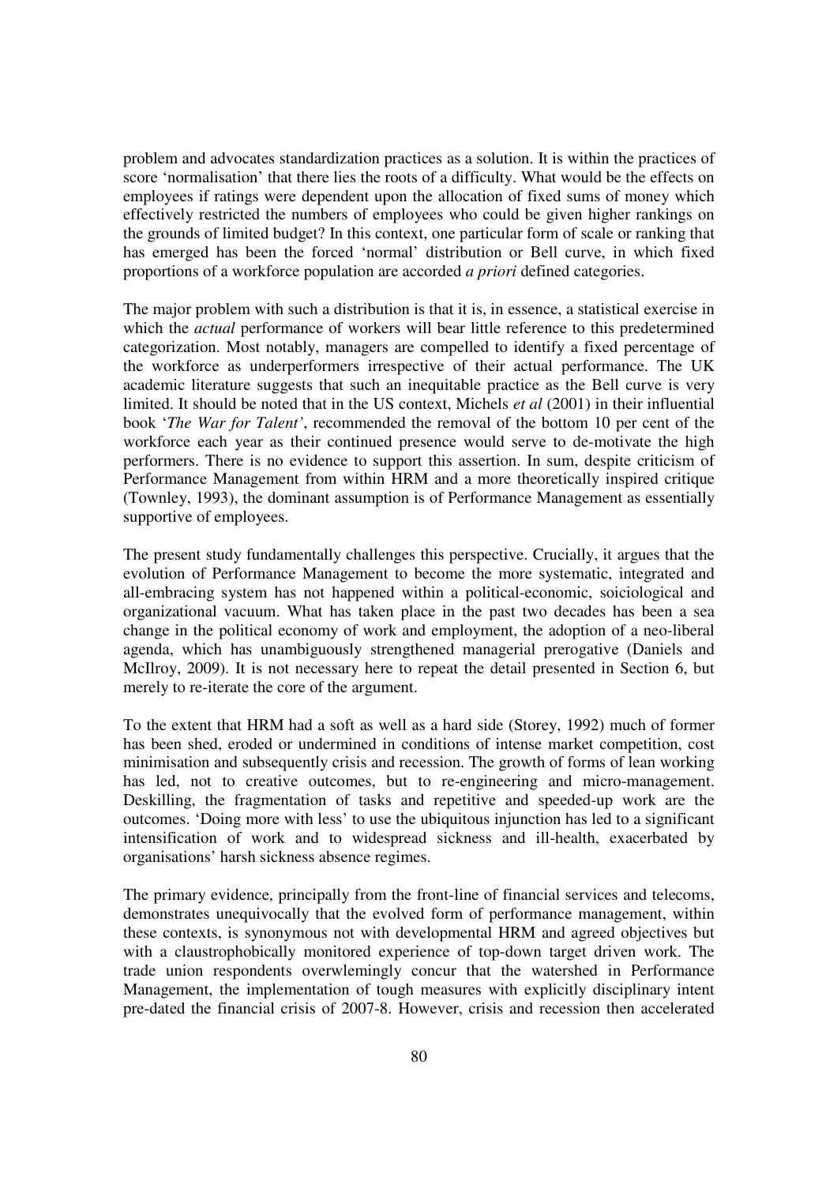problem and advocates standardization practices as a solution. It is within the practices of score 'normalisation' that there lies the roots of a difficulty. What would be the effects on employees if ratings were dependent upon the allocation of fixed sums of money which effectively restricted the numbers of employees who could be given higher rankings on the grounds of limited budget? In this context, one particular form of scale or ranking that has emerged has been the forced 'normal' distribution or Bell curve, in which fixed proportions of a workforce population are accorded *a priori* defined categories.

The major problem with such a distribution is that it is, in essence, a statistical exercise in which the *actual* performance of workers will bear little reference to this predetermined categorization. Most notably, managers are compelled to identify a fixed percentage of the workforce as underperformers irrespective of their actual performance. The UK academic literature suggests that such an inequitable practice as the Bell curve is very limited. It should be noted that in the US context, Michels *et al* (2001) in their influential book '*The War for Talent'*, recommended the removal of the bottom 10 per cent of the workforce each year as their continued presence would serve to de-motivate the high performers. There is no evidence to support this assertion. In sum, despite criticism of Performance Management from within HRM and a more theoretically inspired critique (Townley, 1993), the dominant assumption is of Performance Management as essentially supportive of employees.

The present study fundamentally challenges this perspective. Crucially, it argues that the evolution of Performance Management to become the more systematic, integrated and all-embracing system has not happened within a political-economic, soiciological and organizational vacuum. What has taken place in the past two decades has been a sea change in the political economy of work and employment, the adoption of a neo-liberal agenda, which has unambiguously strengthened managerial prerogative (Daniels and McIlroy, 2009). It is not necessary here to repeat the detail presented in Section 6, but merely to re-iterate the core of the argument.

To the extent that HRM had a soft as well as a hard side (Storey, 1992) much of former has been shed, eroded or undermined in conditions of intense market competition, cost minimisation and subsequently crisis and recession. The growth of forms of lean working has led, not to creative outcomes, but to re-engineering and micro-management. Deskilling, the fragmentation of tasks and repetitive and speeded-up work are the outcomes. 'Doing more with less' to use the ubiquitous injunction has led to a significant intensification of work and to widespread sickness and ill-health, exacerbated by organisations' harsh sickness absence regimes.

The primary evidence, principally from the front-line of financial services and telecoms, demonstrates unequivocally that the evolved form of performance management, within these contexts, is synonymous not with developmental HRM and agreed objectives but with a claustrophobically monitored experience of top-down target driven work. The trade union respondents overwlemingly concur that the watershed in Performance Management, the implementation of tough measures with explicitly disciplinary intent pre-dated the financial crisis of 2007-8. However, crisis and recession then accelerated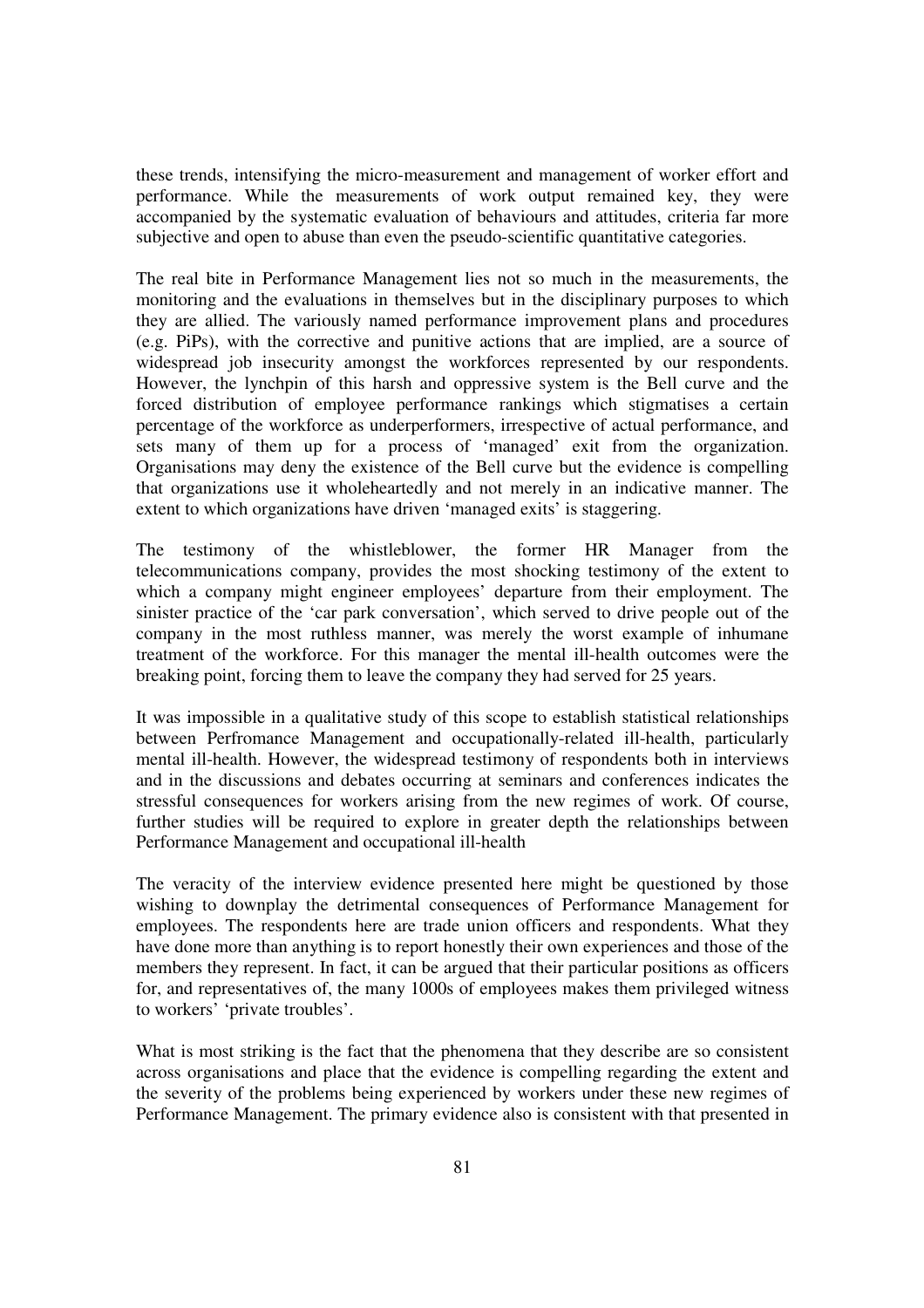these trends, intensifying the micro-measurement and management of worker effort and performance. While the measurements of work output remained key, they were accompanied by the systematic evaluation of behaviours and attitudes, criteria far more subjective and open to abuse than even the pseudo-scientific quantitative categories.

The real bite in Performance Management lies not so much in the measurements, the monitoring and the evaluations in themselves but in the disciplinary purposes to which they are allied. The variously named performance improvement plans and procedures (e.g. PiPs), with the corrective and punitive actions that are implied, are a source of widespread job insecurity amongst the workforces represented by our respondents. However, the lynchpin of this harsh and oppressive system is the Bell curve and the forced distribution of employee performance rankings which stigmatises a certain percentage of the workforce as underperformers, irrespective of actual performance, and sets many of them up for a process of 'managed' exit from the organization. Organisations may deny the existence of the Bell curve but the evidence is compelling that organizations use it wholeheartedly and not merely in an indicative manner. The extent to which organizations have driven 'managed exits' is staggering.

The testimony of the whistleblower, the former HR Manager from the telecommunications company, provides the most shocking testimony of the extent to which a company might engineer employees' departure from their employment. The sinister practice of the 'car park conversation', which served to drive people out of the company in the most ruthless manner, was merely the worst example of inhumane treatment of the workforce. For this manager the mental ill-health outcomes were the breaking point, forcing them to leave the company they had served for 25 years.

It was impossible in a qualitative study of this scope to establish statistical relationships between Perfromance Management and occupationally-related ill-health, particularly mental ill-health. However, the widespread testimony of respondents both in interviews and in the discussions and debates occurring at seminars and conferences indicates the stressful consequences for workers arising from the new regimes of work. Of course, further studies will be required to explore in greater depth the relationships between Performance Management and occupational ill-health

The veracity of the interview evidence presented here might be questioned by those wishing to downplay the detrimental consequences of Performance Management for employees. The respondents here are trade union officers and respondents. What they have done more than anything is to report honestly their own experiences and those of the members they represent. In fact, it can be argued that their particular positions as officers for, and representatives of, the many 1000s of employees makes them privileged witness to workers' 'private troubles'.

What is most striking is the fact that the phenomena that they describe are so consistent across organisations and place that the evidence is compelling regarding the extent and the severity of the problems being experienced by workers under these new regimes of Performance Management. The primary evidence also is consistent with that presented in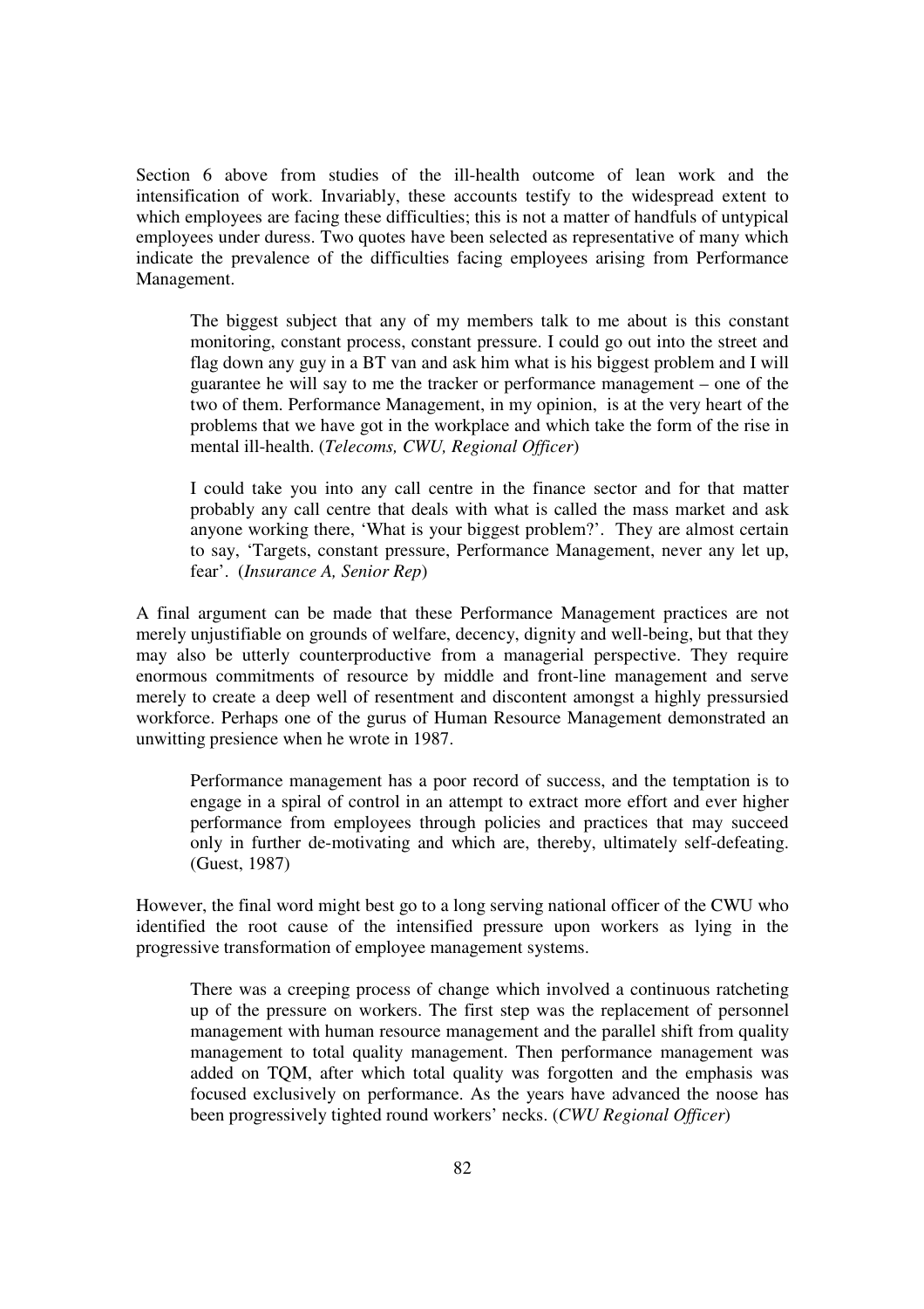Section 6 above from studies of the ill-health outcome of lean work and the intensification of work. Invariably, these accounts testify to the widespread extent to which employees are facing these difficulties; this is not a matter of handfuls of untypical employees under duress. Two quotes have been selected as representative of many which indicate the prevalence of the difficulties facing employees arising from Performance Management.

> The biggest subject that any of my members talk to me about is this constant monitoring, constant process, constant pressure. I could go out into the street and flag down any guy in a BT van and ask him what is his biggest problem and I will guarantee he will say to me the tracker or performance management – one of the two of them. Performance Management, in my opinion, is at the very heart of the problems that we have got in the workplace and which take the form of the rise in mental ill-health. (*Telecoms, CWU, Regional Officer*)

> I could take you into any call centre in the finance sector and for that matter probably any call centre that deals with what is called the mass market and ask anyone working there, 'What is your biggest problem?'. They are almost certain to say, 'Targets, constant pressure, Performance Management, never any let up, fear'. (*Insurance A, Senior Rep*)

A final argument can be made that these Performance Management practices are not merely unjustifiable on grounds of welfare, decency, dignity and well-being, but that they may also be utterly counterproductive from a managerial perspective. They require enormous commitments of resource by middle and front-line management and serve merely to create a deep well of resentment and discontent amongst a highly pressursied workforce. Perhaps one of the gurus of Human Resource Management demonstrated an unwitting presience when he wrote in 1987.

> Performance management has a poor record of success, and the temptation is to engage in a spiral of control in an attempt to extract more effort and ever higher performance from employees through policies and practices that may succeed only in further de-motivating and which are, thereby, ultimately self-defeating. (Guest, 1987)

However, the final word might best go to a long serving national officer of the CWU who identified the root cause of the intensified pressure upon workers as lying in the progressive transformation of employee management systems.

> There was a creeping process of change which involved a continuous ratcheting up of the pressure on workers. The first step was the replacement of personnel management with human resource management and the parallel shift from quality management to total quality management. Then performance management was added on TQM, after which total quality was forgotten and the emphasis was focused exclusively on performance. As the years have advanced the noose has been progressively tighted round workers' necks. (*CWU Regional Officer*)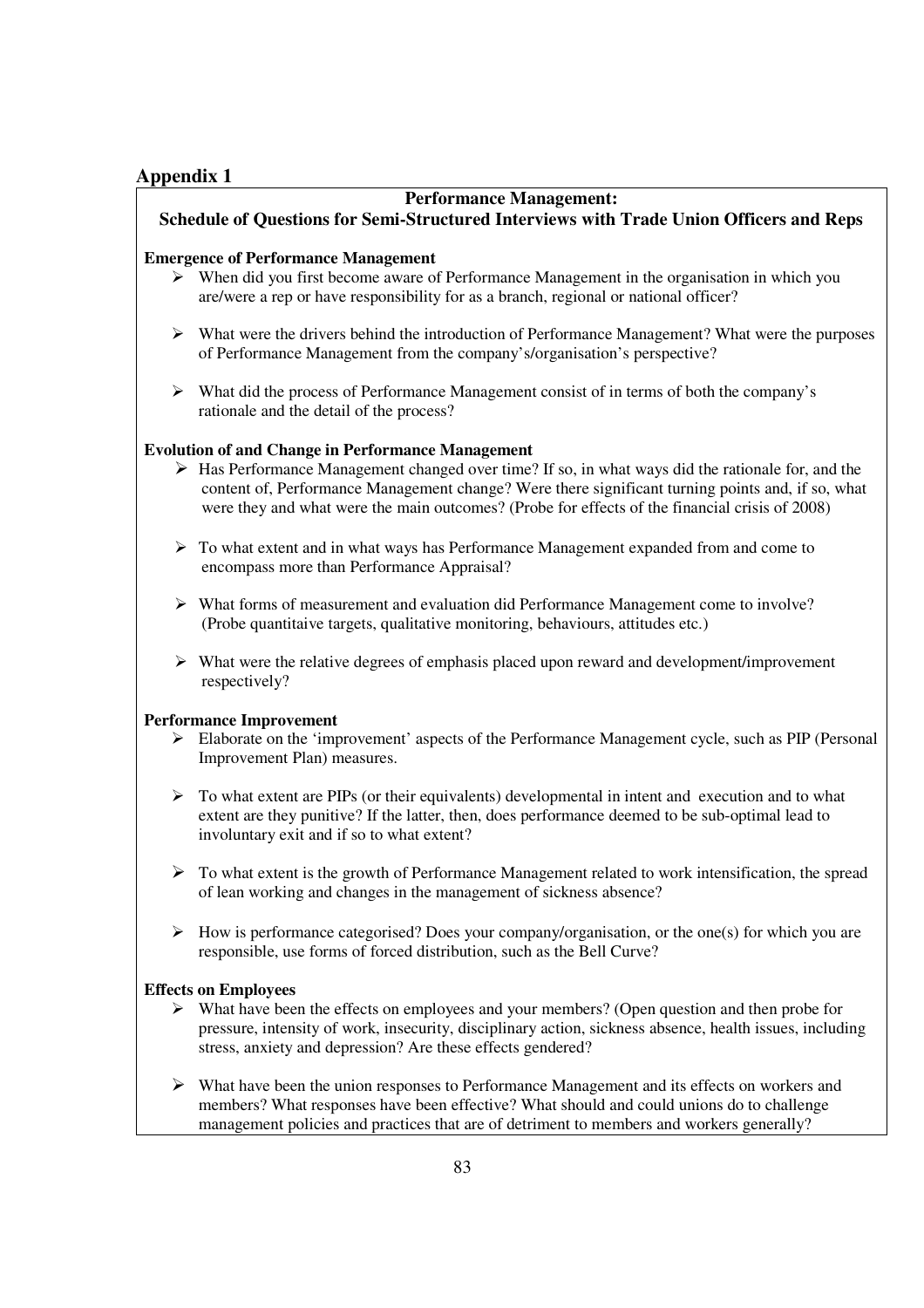# Appendix 1

## Performance Management: Schedule of Questions for Semi-Structured Interviews with Trade Union Officers and Reps

**Emergence of Performance Management**

- When did you first become aware of Performance Management in the organisation in which you are/were a rep or have responsibility for as a branch, regional or national officer?
- What were the drivers behind the introduction of Performance Management? What were the purposes of Performance Management from the company's/organisation's perspective?
- What did the process of Performance Management consist of in terms of both the company's rationale and the detail of the process?

**Evolution of and Change in Performance Management**

- Has Performance Management changed over time? If so, in what ways did the rationale for, and the content of, Performance Management change? Were there significant turning points and, if so, what were they and what were the main outcomes? (Probe for effects of the financial crisis of 2008)
- To what extent and in what ways has Performance Management expanded from and come to encompass more than Performance Appraisal?
- What forms of measurement and evaluation did Performance Management come to involve? (Probe quantitaive targets, qualitative monitoring, behaviours, attitudes etc.)
- What were the relative degrees of emphasis placed upon reward and development/improvement respectively?

**Performance Improvement**

- Elaborate on the 'improvement' aspects of the Performance Management cycle, such as PIP (Personal Improvement Plan) measures.
- To what extent are PIPs (or their equivalents) developmental in intent and execution and to what extent are they punitive? If the latter, then, does performance deemed to be sub-optimal lead to involuntary exit and if so to what extent?
- To what extent is the growth of Performance Management related to work intensification, the spread of lean working and changes in the management of sickness absence?
- How is performance categorised? Does your company/organisation, or the one(s) for which you are responsible, use forms of forced distribution, such as the Bell Curve?

**Effects on Employees**

- What have been the effects on employees and your members? (Open question and then probe for pressure, intensity of work, insecurity, disciplinary action, sickness absence, health issues, including stress, anxiety and depression? Are these effects gendered?
- What have been the union responses to Performance Management and its effects on workers and members? What responses have been effective? What should and could unions do to challenge management policies and practices that are of detriment to members and workers generally?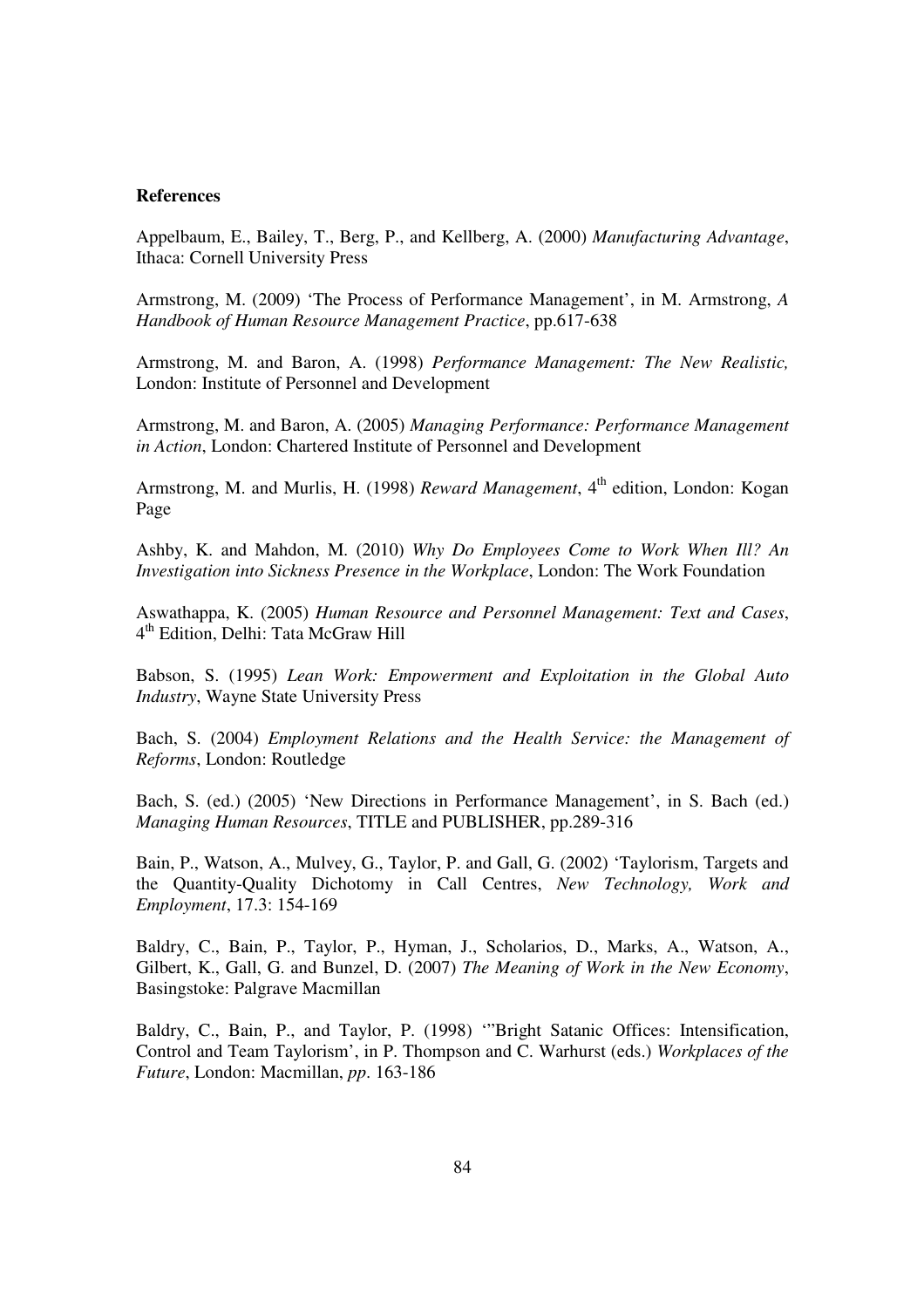**References**

Appelbaum, E., Bailey, T., Berg, P., and Kellberg, A. (2000) *Manufacturing Advantage*, Ithaca: Cornell University Press

Armstrong, M. (2009) 'The Process of Performance Management', in M. Armstrong, *A Handbook of Human Resource Management Practice*, pp.617-638

Armstrong, M. and Baron, A. (1998) *Performance Management: The New Realistic,* London: Institute of Personnel and Development

Armstrong, M. and Baron, A. (2005) *Managing Performance: Performance Management in Action*, London: Chartered Institute of Personnel and Development

Armstrong, M. and Murlis, H. (1998) *Reward Management*, 4th edition, London: Kogan Page

Ashby, K. and Mahdon, M. (2010) *Why Do Employees Come to Work When Ill? An Investigation into Sickness Presence in the Workplace*, London: The Work Foundation

Aswathappa, K. (2005) *Human Resource and Personnel Management: Text and Cases*, 4th Edition, Delhi: Tata McGraw Hill

Babson, S. (1995) *Lean Work: Empowerment and Exploitation in the Global Auto Industry*, Wayne State University Press

Bach, S. (2004) *Employment Relations and the Health Service: the Management of Reforms*, London: Routledge

Bach, S. (ed.) (2005) 'New Directions in Performance Management', in S. Bach (ed.) *Managing Human Resources*, TITLE and PUBLISHER, pp.289-316

Bain, P., Watson, A., Mulvey, G., Taylor, P. and Gall, G. (2002) 'Taylorism, Targets and the Quantity-Quality Dichotomy in Call Centres, *New Technology, Work and Employment*, 17.3: 154-169

Baldry, C., Bain, P., Taylor, P., Hyman, J., Scholarios, D., Marks, A., Watson, A., Gilbert, K., Gall, G. and Bunzel, D. (2007) *The Meaning of Work in the New Economy*, Basingstoke: Palgrave Macmillan

Baldry, C., Bain, P., and Taylor, P. (1998) '"Bright Satanic Offices: Intensification, Control and Team Taylorism', in P. Thompson and C. Warhurst (eds.) *Workplaces of the Future*, London: Macmillan, *pp*. 163-186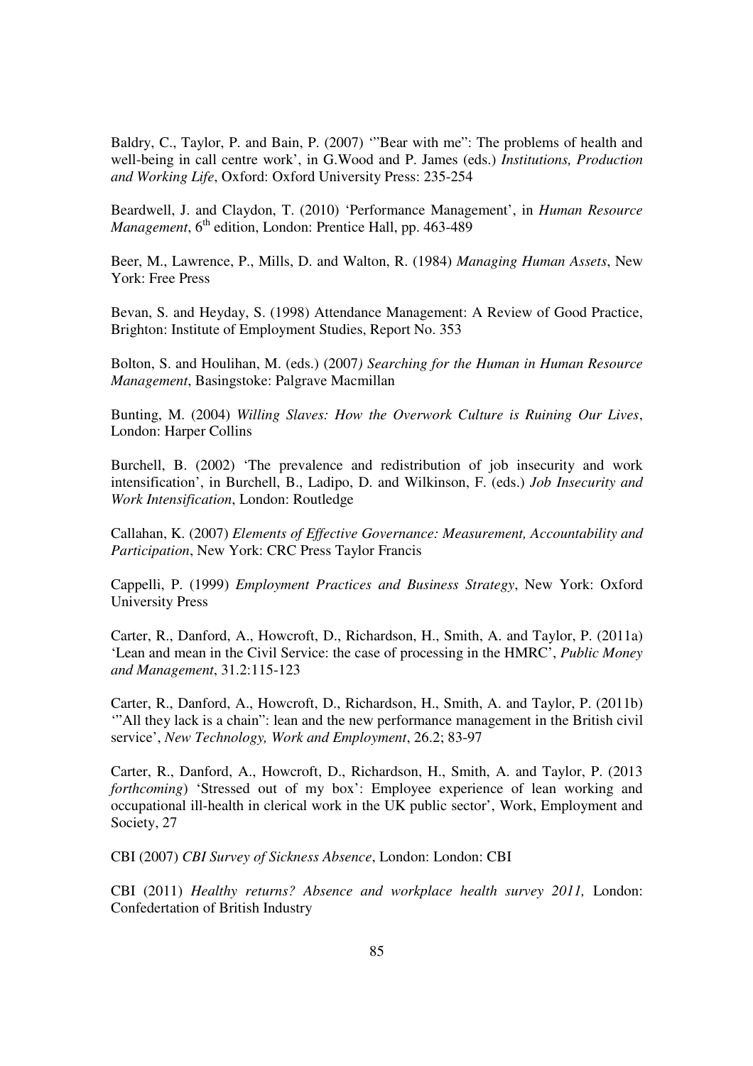Baldry, C., Taylor, P. and Bain, P. (2007) '"Bear with me": The problems of health and well-being in call centre work', in G.Wood and P. James (eds.) *Institutions, Production and Working Life*, Oxford: Oxford University Press: 235-254

Beardwell, J. and Claydon, T. (2010) 'Performance Management', in *Human Resource Management*, 6th edition, London: Prentice Hall, pp. 463-489

Beer, M., Lawrence, P., Mills, D. and Walton, R. (1984) *Managing Human Assets*, New York: Free Press

Bevan, S. and Heyday, S. (1998) Attendance Management: A Review of Good Practice, Brighton: Institute of Employment Studies, Report No. 353

Bolton, S. and Houlihan, M. (eds.) (2007*) Searching for the Human in Human Resource Management*, Basingstoke: Palgrave Macmillan

Bunting, M. (2004) *Willing Slaves: How the Overwork Culture is Ruining Our Lives*, London: Harper Collins

Burchell, B. (2002) 'The prevalence and redistribution of job insecurity and work intensification', in Burchell, B., Ladipo, D. and Wilkinson, F. (eds.) *Job Insecurity and Work Intensification*, London: Routledge

Callahan, K. (2007) *Elements of Effective Governance: Measurement, Accountability and Participation*, New York: CRC Press Taylor Francis

Cappelli, P. (1999) *Employment Practices and Business Strategy*, New York: Oxford University Press

Carter, R., Danford, A., Howcroft, D., Richardson, H., Smith, A. and Taylor, P. (2011a) 'Lean and mean in the Civil Service: the case of processing in the HMRC', *Public Money and Management*, 31.2:115-123

Carter, R., Danford, A., Howcroft, D., Richardson, H., Smith, A. and Taylor, P. (2011b) '"All they lack is a chain": lean and the new performance management in the British civil service', *New Technology, Work and Employment*, 26.2; 83-97

Carter, R., Danford, A., Howcroft, D., Richardson, H., Smith, A. and Taylor, P. (2013 *forthcoming*) 'Stressed out of my box': Employee experience of lean working and occupational ill-health in clerical work in the UK public sector', Work, Employment and Society, 27

CBI (2007) *CBI Survey of Sickness Absence*, London: London: CBI

CBI (2011) *Healthy returns? Absence and workplace health survey 2011,* London: Confedertation of British Industry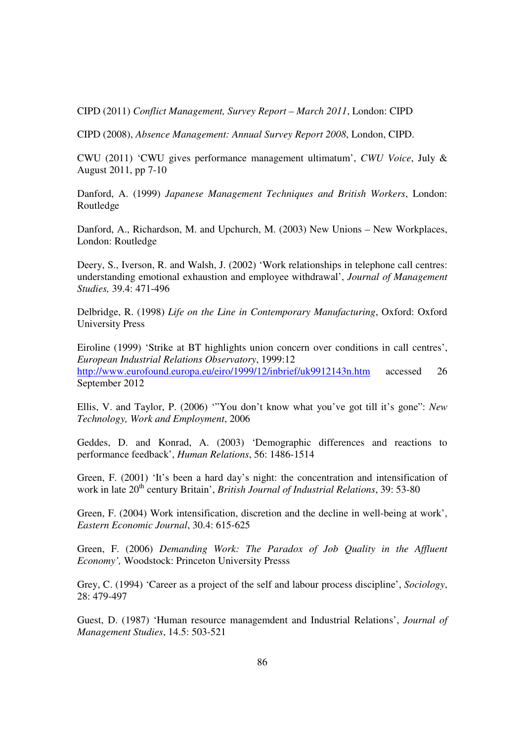CIPD (2011) *Conflict Management, Survey Report – March 2011*, London: CIPD

CIPD (2008), *Absence Management: Annual Survey Report 2008*, London, CIPD.

CWU (2011) 'CWU gives performance management ultimatum', *CWU Voice*, July & August 2011, pp 7-10

Danford, A. (1999) *Japanese Management Techniques and British Workers*, London: Routledge

Danford, A., Richardson, M. and Upchurch, M. (2003) New Unions – New Workplaces, London: Routledge

Deery, S., Iverson, R. and Walsh, J. (2002) 'Work relationships in telephone call centres: understanding emotional exhaustion and employee withdrawal', *Journal of Management Studies,* 39.4: 471-496

Delbridge, R. (1998) *Life on the Line in Contemporary Manufacturing*, Oxford: Oxford University Press

Eiroline (1999) 'Strike at BT highlights union concern over conditions in call centres', *European Industrial Relations Observatory*, 1999:12
http://www.eurofound.europa.eu/eiro/1999/12/inbrief/uk9912143n.htm accessed 26 September 2012

Ellis, V. and Taylor, P. (2006) '"You don't know what you've got till it's gone": *New Technology, Work and Employment*, 2006

Geddes, D. and Konrad, A. (2003) 'Demographic differences and reactions to performance feedback', *Human Relations*, 56: 1486-1514

Green, F. (2001) 'It's been a hard day's night: the concentration and intensification of work in late 20th century Britain', *British Journal of Industrial Relations*, 39: 53-80

Green, F. (2004) Work intensification, discretion and the decline in well-being at work', *Eastern Economic Journal*, 30.4: 615-625

Green, F. (2006) *Demanding Work: The Paradox of Job Quality in the Affluent Economy',* Woodstock: Princeton University Presss

Grey, C. (1994) 'Career as a project of the self and labour process discipline', *Sociology*, 28: 479-497

Guest, D. (1987) 'Human resource managemdent and Industrial Relations', *Journal of Management Studies*, 14.5: 503-521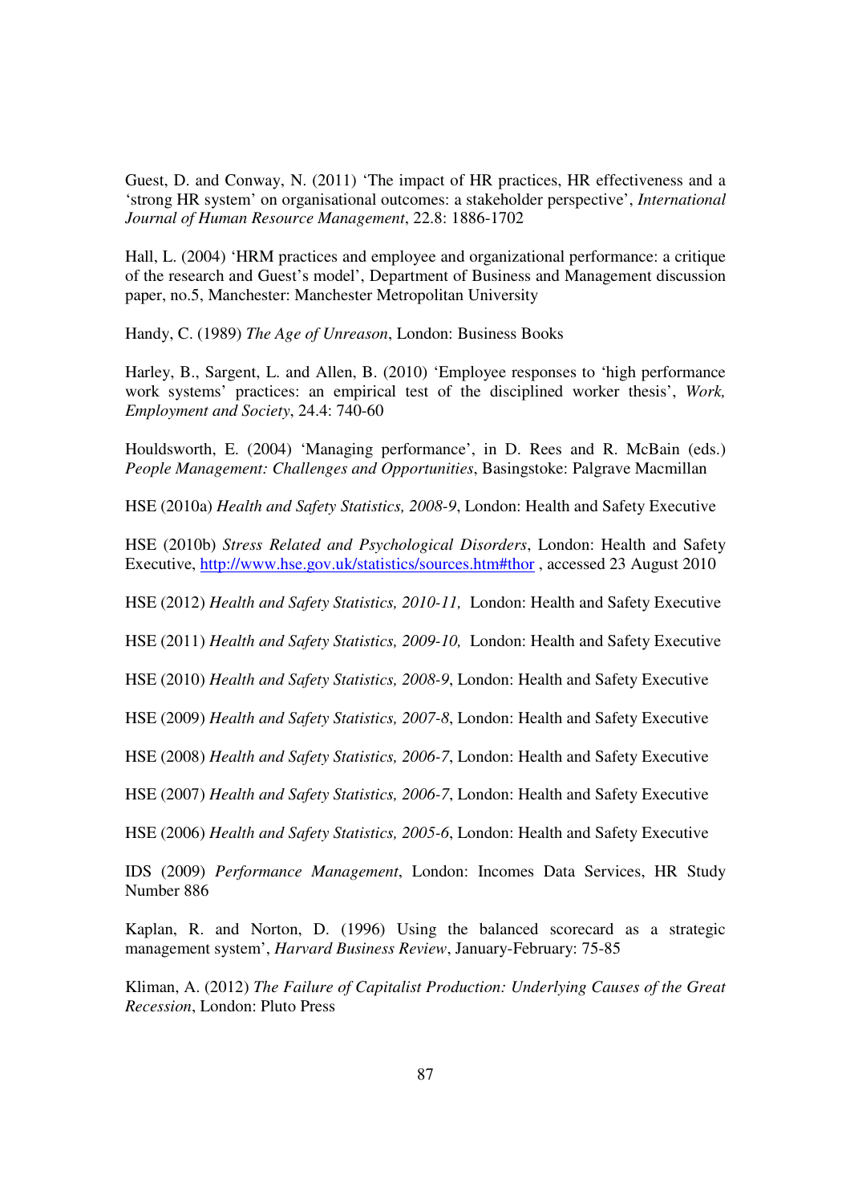Guest, D. and Conway, N. (2011) 'The impact of HR practices, HR effectiveness and a 'strong HR system' on organisational outcomes: a stakeholder perspective', *International Journal of Human Resource Management*, 22.8: 1886-1702

Hall, L. (2004) 'HRM practices and employee and organizational performance: a critique of the research and Guest's model', Department of Business and Management discussion paper, no.5, Manchester: Manchester Metropolitan University

Handy, C. (1989) *The Age of Unreason*, London: Business Books

Harley, B., Sargent, L. and Allen, B. (2010) 'Employee responses to 'high performance work systems' practices: an empirical test of the disciplined worker thesis', *Work, Employment and Society*, 24.4: 740-60

Houldsworth, E. (2004) 'Managing performance', in D. Rees and R. McBain (eds.) *People Management: Challenges and Opportunities*, Basingstoke: Palgrave Macmillan

HSE (2010a) *Health and Safety Statistics, 2008-9*, London: Health and Safety Executive

HSE (2010b) *Stress Related and Psychological Disorders*, London: Health and Safety Executive, http://www.hse.gov.uk/statistics/sources.htm#thor , accessed 23 August 2010

HSE (2012) *Health and Safety Statistics, 2010-11,* London: Health and Safety Executive

HSE (2011) *Health and Safety Statistics, 2009-10,* London: Health and Safety Executive

HSE (2010) *Health and Safety Statistics, 2008-9*, London: Health and Safety Executive

HSE (2009) *Health and Safety Statistics, 2007-8*, London: Health and Safety Executive

HSE (2008) *Health and Safety Statistics, 2006-7*, London: Health and Safety Executive

HSE (2007) *Health and Safety Statistics, 2006-7*, London: Health and Safety Executive

HSE (2006) *Health and Safety Statistics, 2005-6*, London: Health and Safety Executive

IDS (2009) *Performance Management*, London: Incomes Data Services, HR Study Number 886

Kaplan, R. and Norton, D. (1996) Using the balanced scorecard as a strategic management system', *Harvard Business Review*, January-February: 75-85

Kliman, A. (2012) *The Failure of Capitalist Production: Underlying Causes of the Great Recession*, London: Pluto Press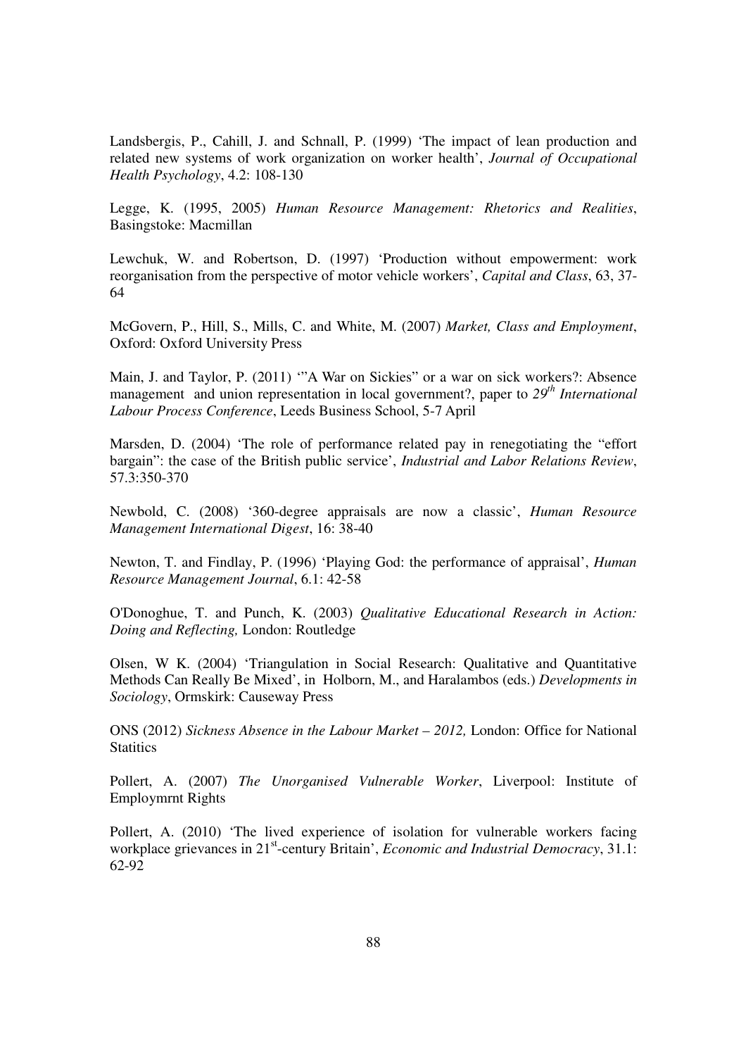Landsbergis, P., Cahill, J. and Schnall, P. (1999) 'The impact of lean production and related new systems of work organization on worker health', *Journal of Occupational Health Psychology*, 4.2: 108-130

Legge, K. (1995, 2005) *Human Resource Management: Rhetorics and Realities*, Basingstoke: Macmillan

Lewchuk, W. and Robertson, D. (1997) 'Production without empowerment: work reorganisation from the perspective of motor vehicle workers', *Capital and Class*, 63, 37-64

McGovern, P., Hill, S., Mills, C. and White, M. (2007) *Market, Class and Employment*, Oxford: Oxford University Press

Main, J. and Taylor, P. (2011) '"A War on Sickies" or a war on sick workers?: Absence management and union representation in local government?, paper to *29th International Labour Process Conference*, Leeds Business School, 5-7 April

Marsden, D. (2004) 'The role of performance related pay in renegotiating the "effort bargain": the case of the British public service', *Industrial and Labor Relations Review*, 57.3:350-370

Newbold, C. (2008) '360-degree appraisals are now a classic', *Human Resource Management International Digest*, 16: 38-40

Newton, T. and Findlay, P. (1996) 'Playing God: the performance of appraisal', *Human Resource Management Journal*, 6.1: 42-58

O'Donoghue, T. and Punch, K. (2003) *Qualitative Educational Research in Action: Doing and Reflecting,* London: Routledge

Olsen, W K. (2004) 'Triangulation in Social Research: Qualitative and Quantitative Methods Can Really Be Mixed', in Holborn, M., and Haralambos (eds.) *Developments in Sociology*, Ormskirk: Causeway Press

ONS (2012) *Sickness Absence in the Labour Market – 2012,* London: Office for National Statitics

Pollert, A. (2007) *The Unorganised Vulnerable Worker*, Liverpool: Institute of Employmrnt Rights

Pollert, A. (2010) 'The lived experience of isolation for vulnerable workers facing workplace grievances in 21st-century Britain', *Economic and Industrial Democracy*, 31.1: 62-92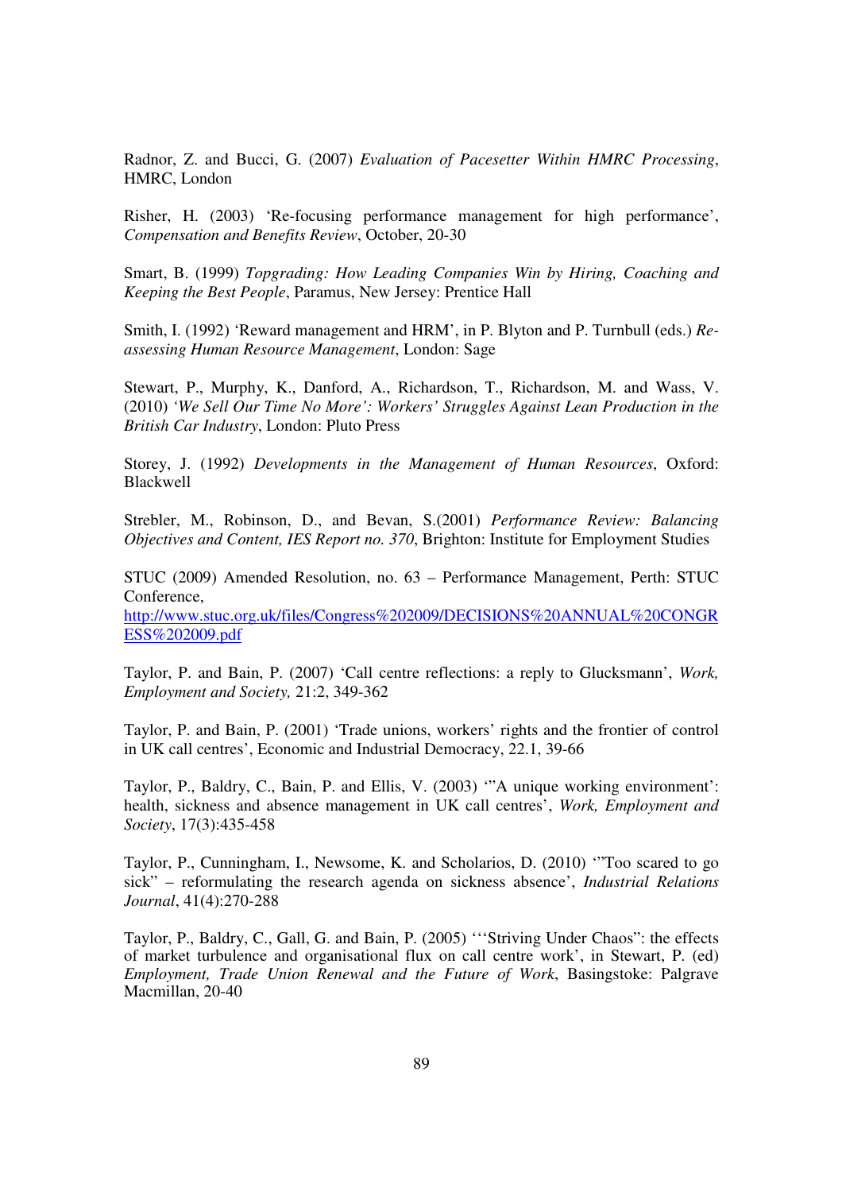Radnor, Z. and Bucci, G. (2007) *Evaluation of Pacesetter Within HMRC Processing*, HMRC, London

Risher, H. (2003) 'Re-focusing performance management for high performance', *Compensation and Benefits Review*, October, 20-30

Smart, B. (1999) *Topgrading: How Leading Companies Win by Hiring, Coaching and Keeping the Best People*, Paramus, New Jersey: Prentice Hall

Smith, I. (1992) 'Reward management and HRM', in P. Blyton and P. Turnbull (eds.) *Re-assessing Human Resource Management*, London: Sage

Stewart, P., Murphy, K., Danford, A., Richardson, T., Richardson, M. and Wass, V. (2010) *'We Sell Our Time No More': Workers' Struggles Against Lean Production in the British Car Industry*, London: Pluto Press

Storey, J. (1992) *Developments in the Management of Human Resources*, Oxford: Blackwell

Strebler, M., Robinson, D., and Bevan, S.(2001) *Performance Review: Balancing Objectives and Content, IES Report no. 370*, Brighton: Institute for Employment Studies

STUC (2009) Amended Resolution, no. 63 – Performance Management, Perth: STUC Conference,
http://www.stuc.org.uk/files/Congress%202009/DECISIONS%20ANNUAL%20CONGRESS%202009.pdf

Taylor, P. and Bain, P. (2007) 'Call centre reflections: a reply to Glucksmann', *Work, Employment and Society,* 21:2, 349-362

Taylor, P. and Bain, P. (2001) 'Trade unions, workers' rights and the frontier of control in UK call centres', Economic and Industrial Democracy, 22.1, 39-66

Taylor, P., Baldry, C., Bain, P. and Ellis, V. (2003) '"A unique working environment': health, sickness and absence management in UK call centres', *Work, Employment and Society*, 17(3):435-458

Taylor, P., Cunningham, I., Newsome, K. and Scholarios, D. (2010) '"Too scared to go sick" – reformulating the research agenda on sickness absence', *Industrial Relations Journal*, 41(4):270-288

Taylor, P., Baldry, C., Gall, G. and Bain, P. (2005) '''Striving Under Chaos": the effects of market turbulence and organisational flux on call centre work', in Stewart, P. (ed) *Employment, Trade Union Renewal and the Future of Work*, Basingstoke: Palgrave Macmillan, 20-40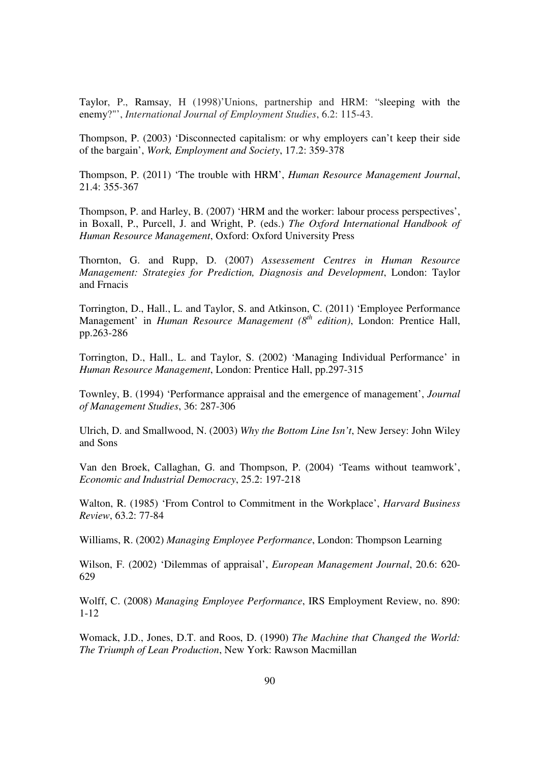Taylor, P., Ramsay, H (1998)'Unions, partnership and HRM: "sleeping with the enemy?"', *International Journal of Employment Studies*, 6.2: 115-43.

Thompson, P. (2003) 'Disconnected capitalism: or why employers can't keep their side of the bargain', *Work, Employment and Society*, 17.2: 359-378

Thompson, P. (2011) 'The trouble with HRM', *Human Resource Management Journal*, 21.4: 355-367

Thompson, P. and Harley, B. (2007) 'HRM and the worker: labour process perspectives', in Boxall, P., Purcell, J. and Wright, P. (eds.) *The Oxford International Handbook of Human Resource Management*, Oxford: Oxford University Press

Thornton, G. and Rupp, D. (2007) *Assessement Centres in Human Resource Management: Strategies for Prediction, Diagnosis and Development*, London: Taylor and Frnacis

Torrington, D., Hall., L. and Taylor, S. and Atkinson, C. (2011) 'Employee Performance Management' in *Human Resource Management (8th edition)*, London: Prentice Hall, pp.263-286

Torrington, D., Hall., L. and Taylor, S. (2002) 'Managing Individual Performance' in *Human Resource Management*, London: Prentice Hall, pp.297-315

Townley, B. (1994) 'Performance appraisal and the emergence of management', *Journal of Management Studies*, 36: 287-306

Ulrich, D. and Smallwood, N. (2003) *Why the Bottom Line Isn't*, New Jersey: John Wiley and Sons

Van den Broek, Callaghan, G. and Thompson, P. (2004) 'Teams without teamwork', *Economic and Industrial Democracy*, 25.2: 197-218

Walton, R. (1985) 'From Control to Commitment in the Workplace', *Harvard Business Review*, 63.2: 77-84

Williams, R. (2002) *Managing Employee Performance*, London: Thompson Learning

Wilson, F. (2002) 'Dilemmas of appraisal', *European Management Journal*, 20.6: 620-629

Wolff, C. (2008) *Managing Employee Performance*, IRS Employment Review, no. 890: 1-12

Womack, J.D., Jones, D.T. and Roos, D. (1990) *The Machine that Changed the World: The Triumph of Lean Production*, New York: Rawson Macmillan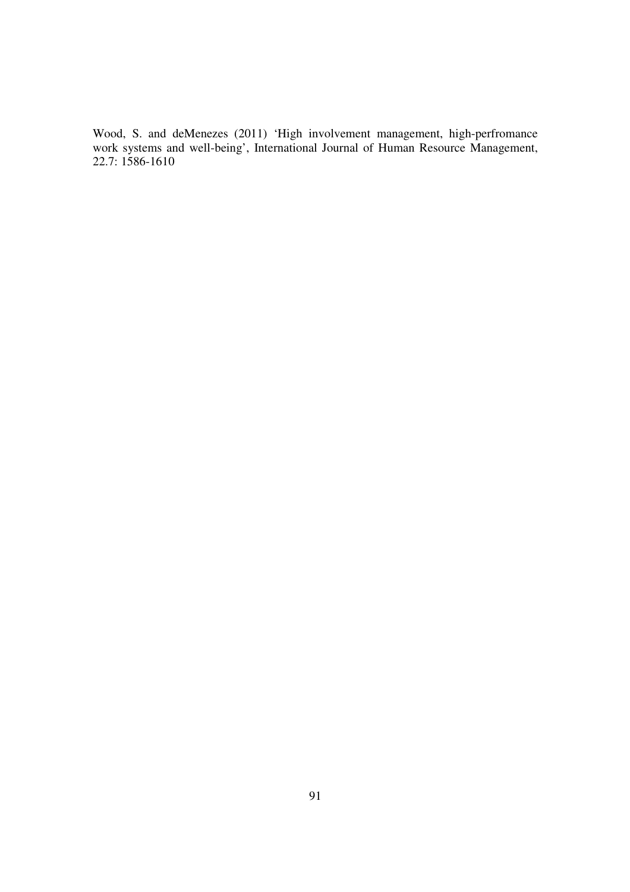Wood, S. and deMenezes (2011) 'High involvement management, high-perfromance work systems and well-being', International Journal of Human Resource Management, 22.7: 1586-1610